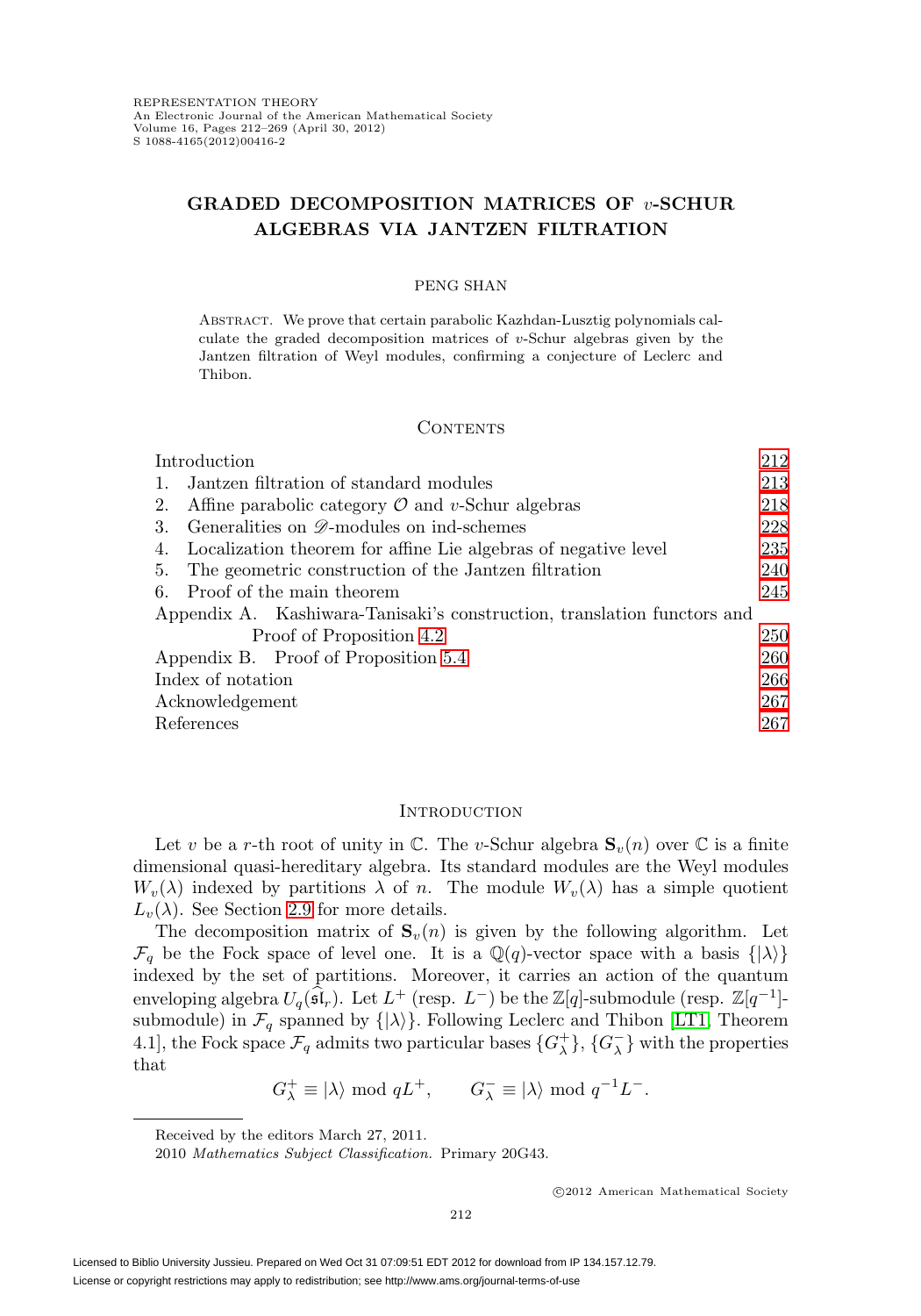# GRADED DECOMPOSITION MATRICES OF $v$-SCHUR ALGEBRAS VIA JANTZEN FILTRATION

PENG SHAN

ABSTRACT. We prove that certain parabolic Kazhdan-Lusztig polynomials calculate the graded decomposition matrices of $v$-Schur algebras given by the Jantzen filtration of Weyl modules, confirming a conjecture of Leclerc and Thibon.

## CONTENTS

| | |
|---|---|
| Introduction | 212 |
| 1. Jantzen filtration of standard modules | 213 |
| 2. Affine parabolic category $\mathcal{O}$ and $v$-Schur algebras | 218 |
| 3. Generalities on $\mathscr{D}$-modules on ind-schemes | 228 |
| 4. Localization theorem for affine Lie algebras of negative level | 235 |
| 5. The geometric construction of the Jantzen filtration | 240 |
| 6. Proof of the main theorem | 245 |
| Appendix A. Kashiwara-Tanisaki's construction, translation functors and Proof of Proposition 4.2 | 250 |
| Appendix B. Proof of Proposition 5.4 | 260 |
| Index of notation | 266 |
| Acknowledgement | 267 |
| References | 267 |

## INTRODUCTION

Let $v$ be a $r$-th root of unity in $\mathbb{C}$. The $v$-Schur algebra $\mathbf{S}_v(n)$ over $\mathbb{C}$ is a finite dimensional quasi-hereditary algebra. Its standard modules are the Weyl modules $W_v(\lambda)$ indexed by partitions $\lambda$ of $n$. The module $W_v(\lambda)$ has a simple quotient $L_v(\lambda)$. See Section 2.9 for more details.

The decomposition matrix of $\mathbf{S}_v(n)$ is given by the following algorithm. Let $\mathcal{F}_q$ be the Fock space of level one. It is a $\mathbb{Q}(q)$-vector space with a basis $\{|\lambda\rangle\}$ indexed by the set of partitions. Moreover, it carries an action of the quantum enveloping algebra $U_q(\widehat{\mathfrak{sl}}_r)$. Let $L^+$ (resp. $L^-$) be the $\mathbb{Z}[q]$-submodule (resp. $\mathbb{Z}[q^{-1}]$-submodule) in $\mathcal{F}_q$ spanned by $\{|\lambda\rangle\}$. Following Leclerc and Thibon [LT1, Theorem 4.1], the Fock space $\mathcal{F}_q$ admits two particular bases $\{G^+_\lambda\}$, $\{G^-_\lambda\}$ with the properties that

$$G^+_\lambda \equiv |\lambda\rangle \bmod qL^+, \qquad G^-_\lambda \equiv |\lambda\rangle \bmod q^{-1}L^-.$$

Received by the editors March 27, 2011.

2010 *Mathematics Subject Classification.* Primary 20G43.

©2012 American Mathematical Society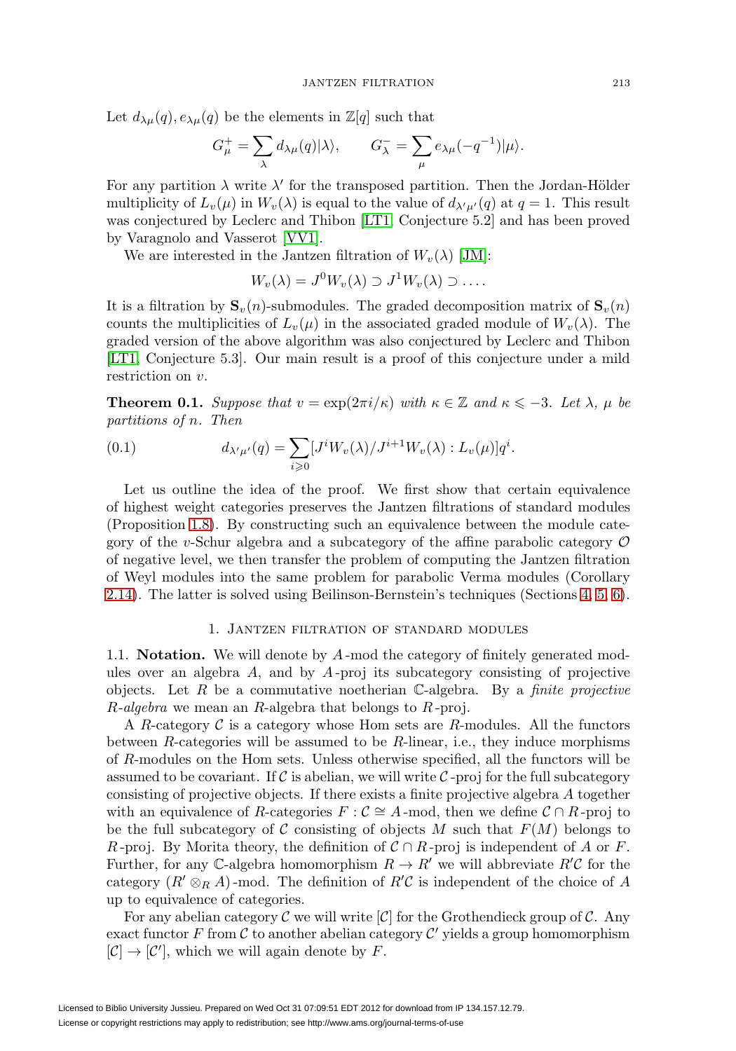Let $d_{\lambda\mu}(q), e_{\lambda\mu}(q)$ be the elements in $\mathbb{Z}[q]$ such that

$$G^+_\mu = \sum_\lambda d_{\lambda\mu}(q)|\lambda\rangle, \qquad G^-_\lambda = \sum_\mu e_{\lambda\mu}(-q^{-1})|\mu\rangle.$$

For any partition $\lambda$ write $\lambda'$ for the transposed partition. Then the Jordan-Hölder multiplicity of $L_v(\mu)$ in $W_v(\lambda)$ is equal to the value of $d_{\lambda'\mu'}(q)$ at $q=1$. This result was conjectured by Leclerc and Thibon [LT1, Conjecture 5.2] and has been proved by Varagnolo and Vasserot [VV1].

We are interested in the Jantzen filtration of $W_v(\lambda)$ [JM]:

$$W_v(\lambda) = J^0 W_v(\lambda) \supset J^1 W_v(\lambda) \supset \ldots.$$

It is a filtration by $\mathbf{S}_v(n)$-submodules. The graded decomposition matrix of $\mathbf{S}_v(n)$ counts the multiplicities of $L_v(\mu)$ in the associated graded module of $W_v(\lambda)$. The graded version of the above algorithm was also conjectured by Leclerc and Thibon [LT1, Conjecture 5.3]. Our main result is a proof of this conjecture under a mild restriction on $v$.

**Theorem 0.1.** *Suppose that $v = \exp(2\pi i/\kappa)$ with $\kappa \in \mathbb{Z}$ and $\kappa \leqslant -3$. Let $\lambda$, $\mu$ be partitions of $n$. Then*

$$d_{\lambda'\mu'}(q) = \sum_{i \geqslant 0} [J^i W_v(\lambda)/J^{i+1} W_v(\lambda) : L_v(\mu)] q^i. \tag{0.1}$$

Let us outline the idea of the proof. We first show that certain equivalence of highest weight categories preserves the Jantzen filtrations of standard modules (Proposition 1.8). By constructing such an equivalence between the module category of the $v$-Schur algebra and a subcategory of the affine parabolic category $\mathcal{O}$ of negative level, we then transfer the problem of computing the Jantzen filtration of Weyl modules into the same problem for parabolic Verma modules (Corollary 2.14). The latter is solved using Beilinson-Bernstein's techniques (Sections 4, 5, 6).

## 1. Jantzen filtration of standard modules

**1.1. Notation.** We will denote by $A$-mod the category of finitely generated modules over an algebra $A$, and by $A$-proj its subcategory consisting of projective objects. Let $R$ be a commutative noetherian $\mathbb{C}$-algebra. By a *finite projective $R$-algebra* we mean an $R$-algebra that belongs to $R$-proj.

A $R$-category $\mathcal{C}$ is a category whose Hom sets are $R$-modules. All the functors between $R$-categories will be assumed to be $R$-linear, i.e., they induce morphisms of $R$-modules on the Hom sets. Unless otherwise specified, all the functors will be assumed to be covariant. If $\mathcal{C}$ is abelian, we will write $\mathcal{C}$-proj for the full subcategory consisting of projective objects. If there exists a finite projective algebra $A$ together with an equivalence of $R$-categories $F : \mathcal{C} \cong A$-mod, then we define $\mathcal{C} \cap R$-proj to be the full subcategory of $\mathcal{C}$ consisting of objects $M$ such that $F(M)$ belongs to $R$-proj. By Morita theory, the definition of $\mathcal{C} \cap R$-proj is independent of $A$ or $F$. Further, for any $\mathbb{C}$-algebra homomorphism $R \to R'$ we will abbreviate $R'\mathcal{C}$ for the category $(R' \otimes_R A)$-mod. The definition of $R'\mathcal{C}$ is independent of the choice of $A$ up to equivalence of categories.

For any abelian category $\mathcal{C}$ we will write $[\mathcal{C}]$ for the Grothendieck group of $\mathcal{C}$. Any exact functor $F$ from $\mathcal{C}$ to another abelian category $\mathcal{C}'$ yields a group homomorphism $[\mathcal{C}] \to [\mathcal{C}']$, which we will again denote by $F$.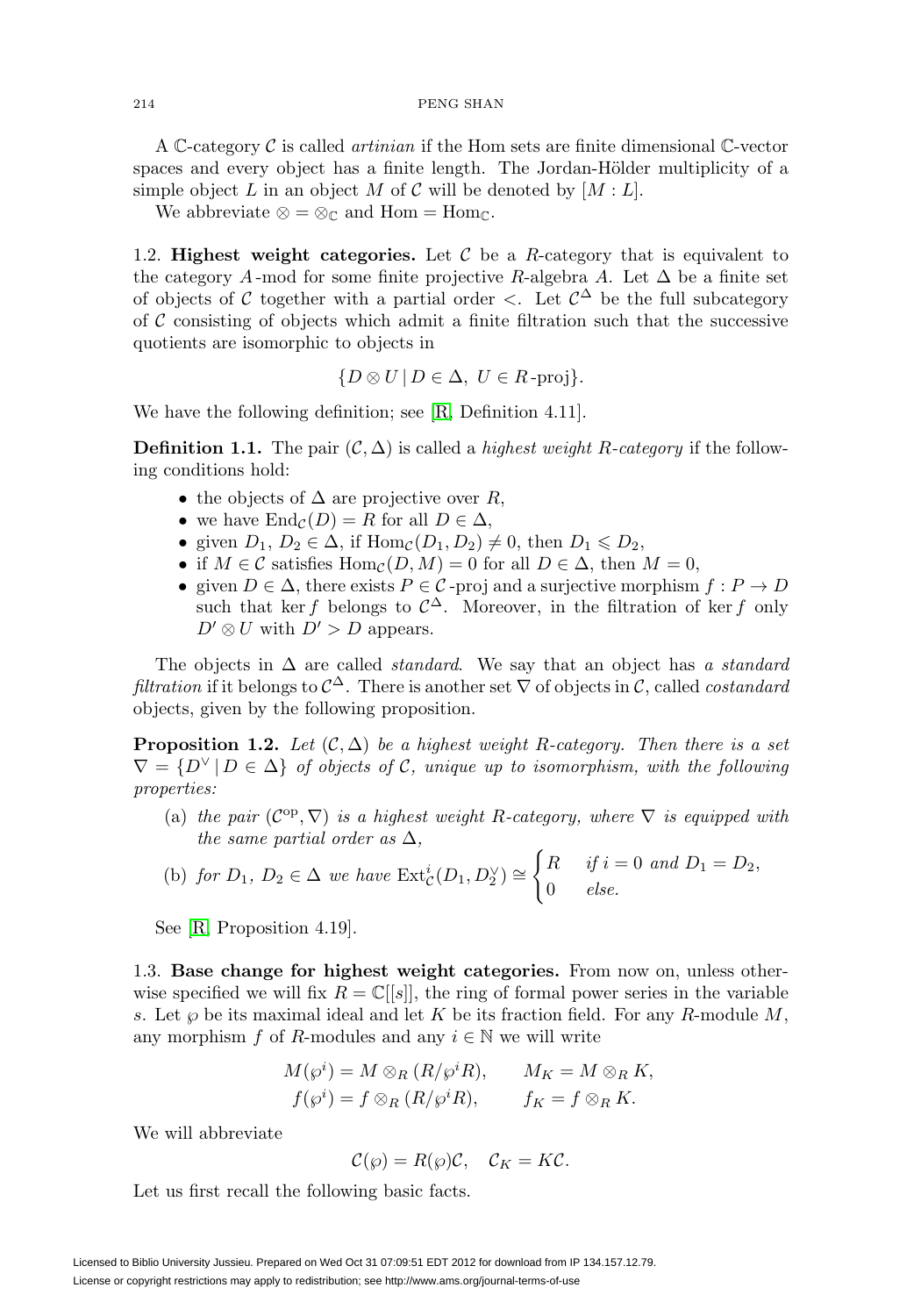A $\mathbb{C}$-category $\mathcal{C}$ is called *artinian* if the Hom sets are finite dimensional $\mathbb{C}$-vector spaces and every object has a finite length. The Jordan-Hölder multiplicity of a simple object $L$ in an object $M$ of $\mathcal{C}$ will be denoted by $[M : L]$.

We abbreviate $\otimes = \otimes_{\mathbb{C}}$ and $\mathrm{Hom} = \mathrm{Hom}_{\mathbb{C}}$.

1.2. **Highest weight categories.** Let $\mathcal{C}$ be a $R$-category that is equivalent to the category $A$-mod for some finite projective $R$-algebra $A$. Let $\Delta$ be a finite set of objects of $\mathcal{C}$ together with a partial order $<$. Let $\mathcal{C}^\Delta$ be the full subcategory of $\mathcal{C}$ consisting of objects which admit a finite filtration such that the successive quotients are isomorphic to objects in

$$\{D \otimes U \mid D \in \Delta,\ U \in R\text{-proj}\}.$$

We have the following definition; see [R, Definition 4.11].

**Definition 1.1.** The pair $(\mathcal{C}, \Delta)$ is called a *highest weight $R$-category* if the following conditions hold:

- the objects of $\Delta$ are projective over $R$,
- we have $\mathrm{End}_{\mathcal{C}}(D) = R$ for all $D \in \Delta$,
- given $D_1,\ D_2 \in \Delta$, if $\mathrm{Hom}_{\mathcal{C}}(D_1, D_2) \neq 0$, then $D_1 \leqslant D_2$,
- if $M \in \mathcal{C}$ satisfies $\mathrm{Hom}_{\mathcal{C}}(D, M) = 0$ for all $D \in \Delta$, then $M = 0$,
- given $D \in \Delta$, there exists $P \in \mathcal{C}$-proj and a surjective morphism $f : P \to D$ such that $\ker f$ belongs to $\mathcal{C}^\Delta$. Moreover, in the filtration of $\ker f$ only $D' \otimes U$ with $D' > D$ appears.

The objects in $\Delta$ are called *standard*. We say that an object has *a standard filtration* if it belongs to $\mathcal{C}^\Delta$. There is another set $\nabla$ of objects in $\mathcal{C}$, called *costandard* objects, given by the following proposition.

**Proposition 1.2.** *Let $(\mathcal{C}, \Delta)$ be a highest weight $R$-category. Then there is a set $\nabla = \{D^\vee \mid D \in \Delta\}$ of objects of $\mathcal{C}$, unique up to isomorphism, with the following properties:*

(a) *the pair $(\mathcal{C}^{\mathrm{op}}, \nabla)$ is a highest weight $R$-category, where $\nabla$ is equipped with the same partial order as $\Delta$,*

(b) *for $D_1,\ D_2 \in \Delta$ we have* $\mathrm{Ext}^i_{\mathcal{C}}(D_1, D_2^\vee) \cong \begin{cases} R & \text{if } i = 0 \text{ and } D_1 = D_2, \\ 0 & \text{else.} \end{cases}$

See [R, Proposition 4.19].

1.3. **Base change for highest weight categories.** From now on, unless otherwise specified we will fix $R = \mathbb{C}[[s]]$, the ring of formal power series in the variable $s$. Let $\wp$ be its maximal ideal and let $K$ be its fraction field. For any $R$-module $M$, any morphism $f$ of $R$-modules and any $i \in \mathbb{N}$ we will write

$$M(\wp^i) = M \otimes_R (R/\wp^i R), \qquad M_K = M \otimes_R K,$$
$$f(\wp^i) = f \otimes_R (R/\wp^i R), \qquad f_K = f \otimes_R K.$$

We will abbreviate

$$\mathcal{C}(\wp) = R(\wp)\mathcal{C}, \quad \mathcal{C}_K = K\mathcal{C}.$$

Let us first recall the following basic facts.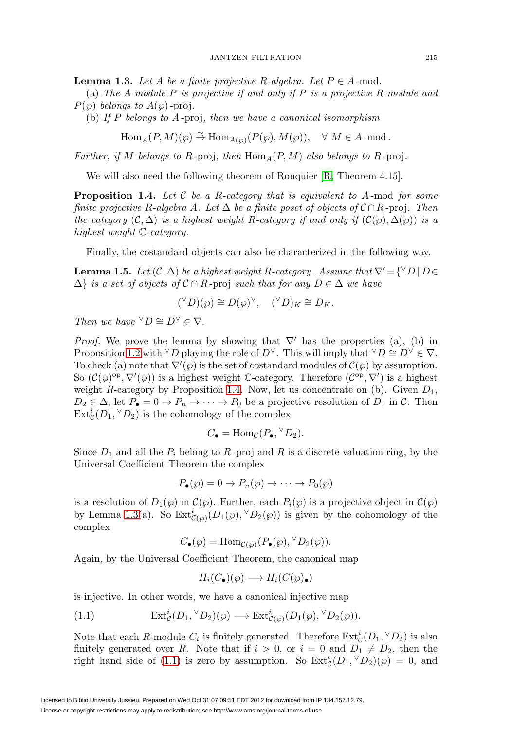**Lemma 1.3.** *Let $A$ be a finite projective $R$-algebra. Let $P \in A$-mod.*

(a) *The $A$-module $P$ is projective if and only if $P$ is a projective $R$-module and $P(\wp)$ belongs to $A(\wp)$-proj.*

(b) *If $P$ belongs to $A$-proj, then we have a canonical isomorphism*

$$\mathrm{Hom}_A(P, M)(\wp) \xrightarrow{\sim} \mathrm{Hom}_{A(\wp)}(P(\wp), M(\wp)), \quad \forall\, M \in A\text{-mod}\,.$$

*Further, if $M$ belongs to $R$-proj, then $\mathrm{Hom}_A(P, M)$ also belongs to $R$-proj.*

We will also need the following theorem of Rouquier [R, Theorem 4.15].

**Proposition 1.4.** *Let $\mathcal{C}$ be a $R$-category that is equivalent to $A$-mod for some finite projective $R$-algebra $A$. Let $\Delta$ be a finite poset of objects of $\mathcal{C} \cap R$-proj. Then the category $(\mathcal{C}, \Delta)$ is a highest weight $R$-category if and only if $(\mathcal{C}(\wp), \Delta(\wp))$ is a highest weight $\mathbb{C}$-category.*

Finally, the costandard objects can also be characterized in the following way.

**Lemma 1.5.** *Let $(\mathcal{C}, \Delta)$ be a highest weight $R$-category. Assume that $\nabla' = \{{}^\vee D \,|\, D \in \Delta\}$ is a set of objects of $\mathcal{C} \cap R$-proj such that for any $D \in \Delta$ we have*

$$({}^\vee D)(\wp) \cong D(\wp)^\vee, \quad ({}^\vee D)_K \cong D_K.$$

*Then we have ${}^\vee D \cong D^\vee \in \nabla$.*

*Proof.* We prove the lemma by showing that $\nabla'$ has the properties (a), (b) in Proposition 1.2 with ${}^\vee D$ playing the role of $D^\vee$. This will imply that ${}^\vee D \cong D^\vee \in \nabla$. To check (a) note that $\nabla'(\wp)$ is the set of costandard modules of $\mathcal{C}(\wp)$ by assumption. So $(\mathcal{C}(\wp)^{\mathrm{op}}, \nabla'(\wp))$ is a highest weight $\mathbb{C}$-category. Therefore $(\mathcal{C}^{\mathrm{op}}, \nabla')$ is a highest weight $R$-category by Proposition 1.4. Now, let us concentrate on (b). Given $D_1$, $D_2 \in \Delta$, let $P_\bullet = 0 \to P_n \to \cdots \to P_0$ be a projective resolution of $D_1$ in $\mathcal{C}$. Then $\mathrm{Ext}^i_{\mathcal{C}}(D_1, {}^\vee D_2)$ is the cohomology of the complex

$$C_\bullet = \mathrm{Hom}_{\mathcal{C}}(P_\bullet, {}^\vee D_2).$$

Since $D_1$ and all the $P_i$ belong to $R$-proj and $R$ is a discrete valuation ring, by the Universal Coefficient Theorem the complex

$$P_\bullet(\wp) = 0 \to P_n(\wp) \to \cdots \to P_0(\wp)$$

is a resolution of $D_1(\wp)$ in $\mathcal{C}(\wp)$. Further, each $P_i(\wp)$ is a projective object in $\mathcal{C}(\wp)$ by Lemma 1.3(a). So $\mathrm{Ext}^i_{\mathcal{C}(\wp)}(D_1(\wp), {}^\vee D_2(\wp))$ is given by the cohomology of the complex

$$C_\bullet(\wp) = \mathrm{Hom}_{\mathcal{C}(\wp)}(P_\bullet(\wp), {}^\vee D_2(\wp)).$$

Again, by the Universal Coefficient Theorem, the canonical map

$$H_i(C_\bullet)(\wp) \longrightarrow H_i(C(\wp)_\bullet)$$

is injective. In other words, we have a canonical injective map

$$\mathrm{Ext}^i_{\mathcal{C}}(D_1, {}^\vee D_2)(\wp) \longrightarrow \mathrm{Ext}^i_{\mathcal{C}(\wp)}(D_1(\wp), {}^\vee D_2(\wp)). \tag{1.1}$$

Note that each $R$-module $C_i$ is finitely generated. Therefore $\mathrm{Ext}^i_{\mathcal{C}}(D_1, {}^\vee D_2)$ is also finitely generated over $R$. Note that if $i > 0$, or $i = 0$ and $D_1 \neq D_2$, then the right hand side of (1.1) is zero by assumption. So $\mathrm{Ext}^i_{\mathcal{C}}(D_1, {}^\vee D_2)(\wp) = 0$, and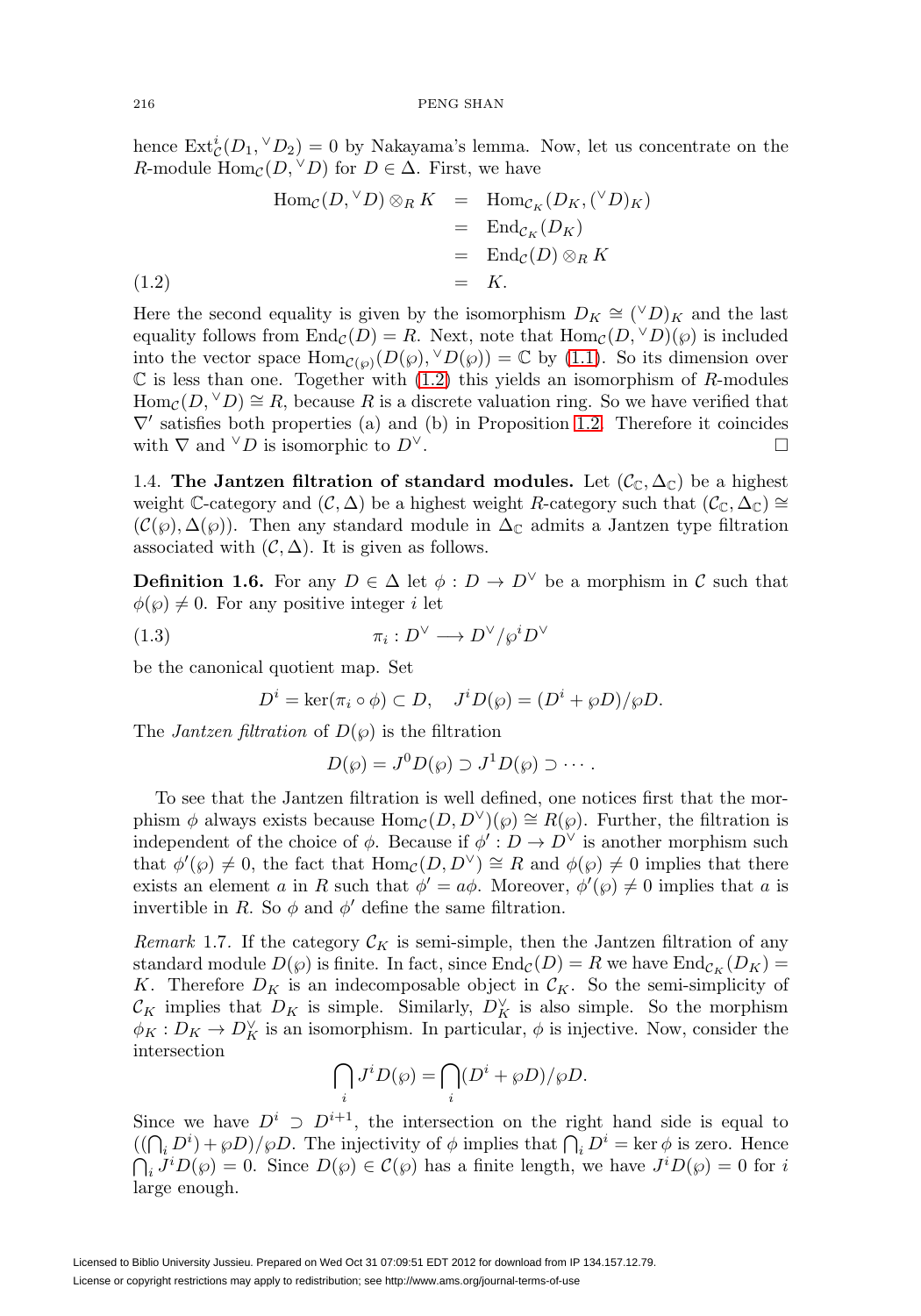hence $\mathrm{Ext}^i_{\mathcal{C}}(D_1, {}^\vee D_2) = 0$ by Nakayama's lemma. Now, let us concentrate on the $R$-module $\mathrm{Hom}_{\mathcal{C}}(D, {}^\vee D)$ for $D \in \Delta$. First, we have

$$\begin{aligned}
\mathrm{Hom}_{\mathcal{C}}(D, {}^\vee D) \otimes_R K &= \mathrm{Hom}_{\mathcal{C}_K}(D_K, ({}^\vee D)_K) \\
&= \mathrm{End}_{\mathcal{C}_K}(D_K) \\
&= \mathrm{End}_{\mathcal{C}}(D) \otimes_R K \\
&= K. \qquad (1.2)
\end{aligned}$$

Here the second equality is given by the isomorphism $D_K \cong ({}^\vee D)_K$ and the last equality follows from $\mathrm{End}_{\mathcal{C}}(D) = R$. Next, note that $\mathrm{Hom}_{\mathcal{C}}(D, {}^\vee D)(\wp)$ is included into the vector space $\mathrm{Hom}_{\mathcal{C}(\wp)}(D(\wp), {}^\vee D(\wp)) = \mathbb{C}$ by (1.1). So its dimension over $\mathbb{C}$ is less than one. Together with (1.2) this yields an isomorphism of $R$-modules $\mathrm{Hom}_{\mathcal{C}}(D, {}^\vee D) \cong R$, because $R$ is a discrete valuation ring. So we have verified that $\nabla'$ satisfies both properties (a) and (b) in Proposition 1.2. Therefore it coincides with $\nabla$ and ${}^\vee D$ is isomorphic to $D^\vee$. $\square$

1.4. **The Jantzen filtration of standard modules.** Let $(\mathcal{C}_{\mathbb{C}}, \Delta_{\mathbb{C}})$ be a highest weight $\mathbb{C}$-category and $(\mathcal{C}, \Delta)$ be a highest weight $R$-category such that $(\mathcal{C}_{\mathbb{C}}, \Delta_{\mathbb{C}}) \cong (\mathcal{C}(\wp), \Delta(\wp))$. Then any standard module in $\Delta_{\mathbb{C}}$ admits a Jantzen type filtration associated with $(\mathcal{C}, \Delta)$. It is given as follows.

**Definition 1.6.** For any $D \in \Delta$ let $\phi : D \to D^\vee$ be a morphism in $\mathcal{C}$ such that $\phi(\wp) \neq 0$. For any positive integer $i$ let

$$\pi_i : D^\vee \longrightarrow D^\vee / \wp^i D^\vee \qquad (1.3)$$

be the canonical quotient map. Set

$$D^i = \ker(\pi_i \circ \phi) \subset D, \quad J^i D(\wp) = (D^i + \wp D)/\wp D.$$

The *Jantzen filtration* of $D(\wp)$ is the filtration

$$D(\wp) = J^0 D(\wp) \supset J^1 D(\wp) \supset \cdots .$$

To see that the Jantzen filtration is well defined, one notices first that the morphism $\phi$ always exists because $\mathrm{Hom}_{\mathcal{C}}(D, D^\vee)(\wp) \cong R(\wp)$. Further, the filtration is independent of the choice of $\phi$. Because if $\phi' : D \to D^\vee$ is another morphism such that $\phi'(\wp) \neq 0$, the fact that $\mathrm{Hom}_{\mathcal{C}}(D, D^\vee) \cong R$ and $\phi(\wp) \neq 0$ implies that there exists an element $a$ in $R$ such that $\phi' = a\phi$. Moreover, $\phi'(\wp) \neq 0$ implies that $a$ is invertible in $R$. So $\phi$ and $\phi'$ define the same filtration.

*Remark* 1.7. If the category $\mathcal{C}_K$ is semi-simple, then the Jantzen filtration of any standard module $D(\wp)$ is finite. In fact, since $\mathrm{End}_{\mathcal{C}}(D) = R$ we have $\mathrm{End}_{\mathcal{C}_K}(D_K) = K$. Therefore $D_K$ is an indecomposable object in $\mathcal{C}_K$. So the semi-simplicity of $\mathcal{C}_K$ implies that $D_K$ is simple. Similarly, $D_K^\vee$ is also simple. So the morphism $\phi_K : D_K \to D_K^\vee$ is an isomorphism. In particular, $\phi$ is injective. Now, consider the intersection

$$\bigcap_i J^i D(\wp) = \bigcap_i (D^i + \wp D)/\wp D.$$

Since we have $D^i \supset D^{i+1}$, the intersection on the right hand side is equal to $((\bigcap_i D^i) + \wp D)/\wp D$. The injectivity of $\phi$ implies that $\bigcap_i D^i = \ker \phi$ is zero. Hence $\bigcap_i J^i D(\wp) = 0$. Since $D(\wp) \in \mathcal{C}(\wp)$ has a finite length, we have $J^i D(\wp) = 0$ for $i$ large enough.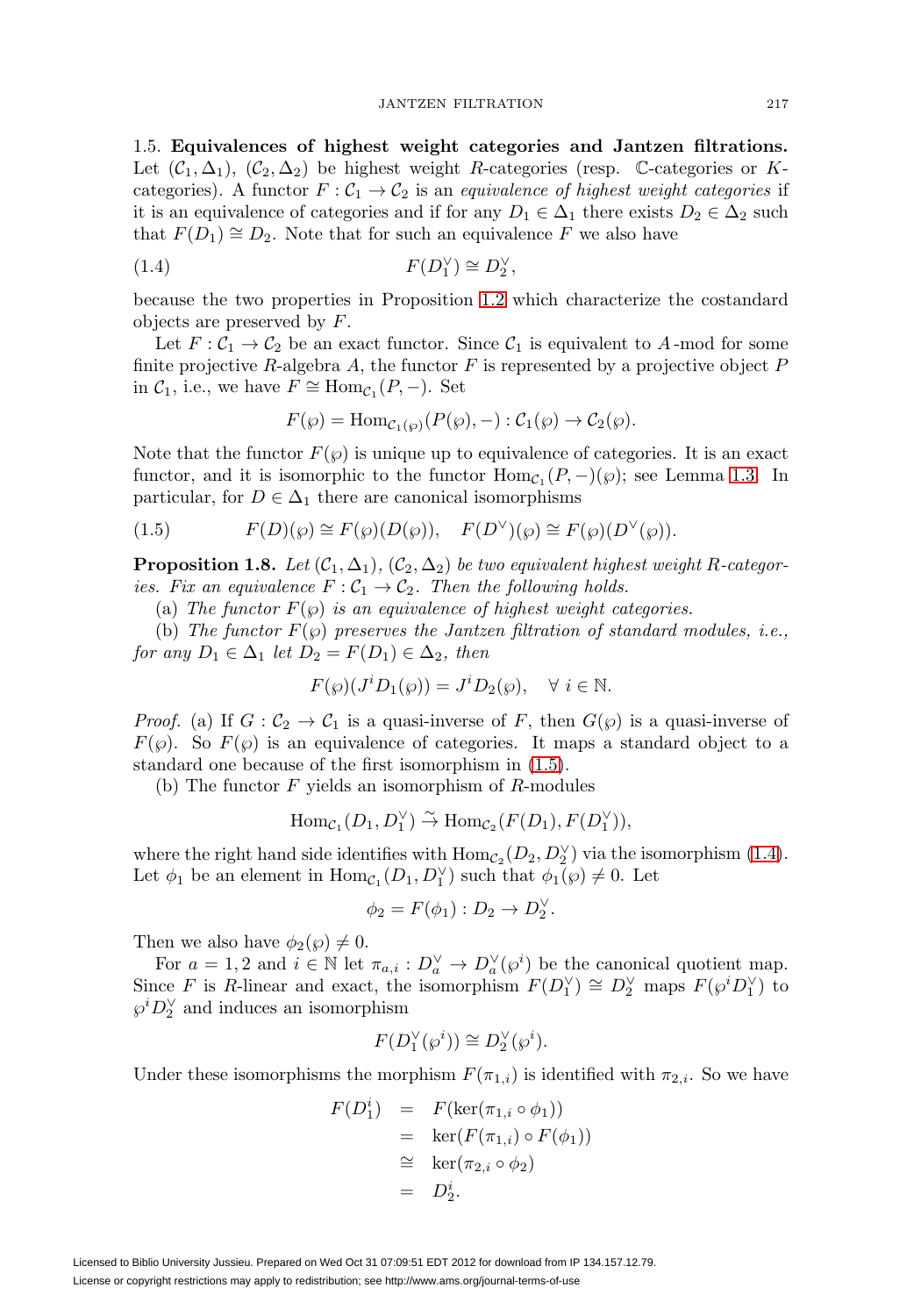1.5. **Equivalences of highest weight categories and Jantzen filtrations.** Let $(\mathcal{C}_1, \Delta_1)$, $(\mathcal{C}_2, \Delta_2)$ be highest weight $R$-categories (resp. $\mathbb{C}$-categories or $K$-categories). A functor $F : \mathcal{C}_1 \to \mathcal{C}_2$ is an *equivalence of highest weight categories* if it is an equivalence of categories and if for any $D_1 \in \Delta_1$ there exists $D_2 \in \Delta_2$ such that $F(D_1) \cong D_2$. Note that for such an equivalence $F$ we also have

$$F(D_1^\vee) \cong D_2^\vee, \tag{1.4}$$

because the two properties in Proposition 1.2 which characterize the costandard objects are preserved by $F$.

Let $F : \mathcal{C}_1 \to \mathcal{C}_2$ be an exact functor. Since $\mathcal{C}_1$ is equivalent to $A$-mod for some finite projective $R$-algebra $A$, the functor $F$ is represented by a projective object $P$ in $\mathcal{C}_1$, i.e., we have $F \cong \mathrm{Hom}_{\mathcal{C}_1}(P, -)$. Set

$$F(\wp) = \mathrm{Hom}_{\mathcal{C}_1(\wp)}(P(\wp), -) : \mathcal{C}_1(\wp) \to \mathcal{C}_2(\wp).$$

Note that the functor $F(\wp)$ is unique up to equivalence of categories. It is an exact functor, and it is isomorphic to the functor $\mathrm{Hom}_{\mathcal{C}_1}(P, -)(\wp)$; see Lemma 1.3. In particular, for $D \in \Delta_1$ there are canonical isomorphisms

$$F(D)(\wp) \cong F(\wp)(D(\wp)), \quad F(D^\vee)(\wp) \cong F(\wp)(D^\vee(\wp)). \tag{1.5}$$

**Proposition 1.8.** *Let $(\mathcal{C}_1, \Delta_1)$, $(\mathcal{C}_2, \Delta_2)$ be two equivalent highest weight $R$-categories. Fix an equivalence $F : \mathcal{C}_1 \to \mathcal{C}_2$. Then the following holds.*

(a) *The functor $F(\wp)$ is an equivalence of highest weight categories.*

(b) *The functor $F(\wp)$ preserves the Jantzen filtration of standard modules, i.e., for any $D_1 \in \Delta_1$ let $D_2 = F(D_1) \in \Delta_2$, then*

$$F(\wp)(J^i D_1(\wp)) = J^i D_2(\wp), \quad \forall\ i \in \mathbb{N}.$$

*Proof.* (a) If $G : \mathcal{C}_2 \to \mathcal{C}_1$ is a quasi-inverse of $F$, then $G(\wp)$ is a quasi-inverse of $F(\wp)$. So $F(\wp)$ is an equivalence of categories. It maps a standard object to a standard one because of the first isomorphism in (1.5).

(b) The functor $F$ yields an isomorphism of $R$-modules

$$\mathrm{Hom}_{\mathcal{C}_1}(D_1, D_1^\vee) \xrightarrow{\sim} \mathrm{Hom}_{\mathcal{C}_2}(F(D_1), F(D_1^\vee)),$$

where the right hand side identifies with $\mathrm{Hom}_{\mathcal{C}_2}(D_2, D_2^\vee)$ via the isomorphism (1.4). Let $\phi_1$ be an element in $\mathrm{Hom}_{\mathcal{C}_1}(D_1, D_1^\vee)$ such that $\phi_1(\wp) \neq 0$. Let

$$\phi_2 = F(\phi_1) : D_2 \to D_2^\vee.$$

Then we also have $\phi_2(\wp) \neq 0$.

For $a = 1, 2$ and $i \in \mathbb{N}$ let $\pi_{a,i} : D_a^\vee \to D_a^\vee(\wp^i)$ be the canonical quotient map. Since $F$ is $R$-linear and exact, the isomorphism $F(D_1^\vee) \cong D_2^\vee$ maps $F(\wp^i D_1^\vee)$ to $\wp^i D_2^\vee$ and induces an isomorphism

$$F(D_1^\vee(\wp^i)) \cong D_2^\vee(\wp^i).$$

Under these isomorphisms the morphism $F(\pi_{1,i})$ is identified with $\pi_{2,i}$. So we have

$$\begin{aligned}
F(D_1^i) &= F(\ker(\pi_{1,i} \circ \phi_1)) \\
&= \ker(F(\pi_{1,i}) \circ F(\phi_1)) \\
&\cong \ker(\pi_{2,i} \circ \phi_2) \\
&= D_2^i.
\end{aligned}$$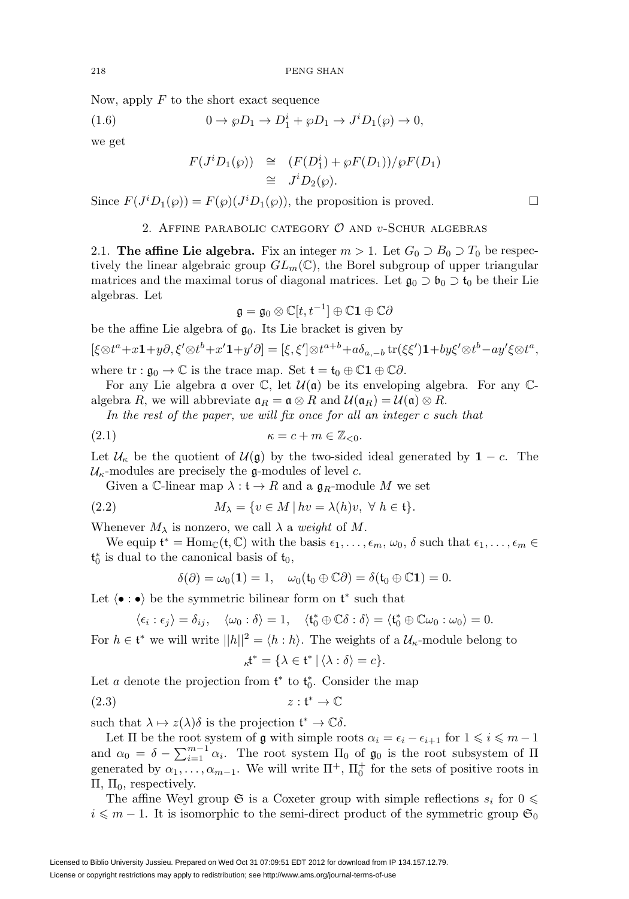Now, apply $F$ to the short exact sequence

$$0 \to \wp D_1 \to D_1^i + \wp D_1 \to J^i D_1(\wp) \to 0, \tag{1.6}$$

we get

$$\begin{aligned} F(J^i D_1(\wp)) &\cong (F(D_1^i) + \wp F(D_1))/\wp F(D_1) \\ &\cong J^i D_2(\wp). \end{aligned}$$

Since $F(J^i D_1(\wp)) = F(\wp)(J^i D_1(\wp))$, the proposition is proved. $\square$

## 2. Affine parabolic category $\mathcal{O}$ and $v$-Schur algebras

**2.1. The affine Lie algebra.** Fix an integer $m > 1$. Let $G_0 \supset B_0 \supset T_0$ be respectively the linear algebraic group $GL_m(\mathbb{C})$, the Borel subgroup of upper triangular matrices and the maximal torus of diagonal matrices. Let $\mathfrak{g}_0 \supset \mathfrak{b}_0 \supset \mathfrak{t}_0$ be their Lie algebras. Let

$$\mathfrak{g} = \mathfrak{g}_0 \otimes \mathbb{C}[t, t^{-1}] \oplus \mathbb{C}\mathbf{1} \oplus \mathbb{C}\partial$$

be the affine Lie algebra of $\mathfrak{g}_0$. Its Lie bracket is given by

$$[\xi \otimes t^a + x\mathbf{1} + y\partial, \xi' \otimes t^b + x'\mathbf{1} + y'\partial] = [\xi, \xi'] \otimes t^{a+b} + a\delta_{a,-b} \operatorname{tr}(\xi\xi')\mathbf{1} + by\xi' \otimes t^b - ay'\xi \otimes t^a,$$

where $\operatorname{tr} : \mathfrak{g}_0 \to \mathbb{C}$ is the trace map. Set $\mathfrak{t} = \mathfrak{t}_0 \oplus \mathbb{C}\mathbf{1} \oplus \mathbb{C}\partial$.

For any Lie algebra $\mathfrak{a}$ over $\mathbb{C}$, let $\mathcal{U}(\mathfrak{a})$ be its enveloping algebra. For any $\mathbb{C}$-algebra $R$, we will abbreviate $\mathfrak{a}_R = \mathfrak{a} \otimes R$ and $\mathcal{U}(\mathfrak{a}_R) = \mathcal{U}(\mathfrak{a}) \otimes R$.

*In the rest of the paper, we will fix once for all an integer $c$ such that*

$$\kappa = c + m \in \mathbb{Z}_{<0}. \tag{2.1}$$

Let $\mathcal{U}_\kappa$ be the quotient of $\mathcal{U}(\mathfrak{g})$ by the two-sided ideal generated by $\mathbf{1} - c$. The $\mathcal{U}_\kappa$-modules are precisely the $\mathfrak{g}$-modules of level $c$.

Given a $\mathbb{C}$-linear map $\lambda : \mathfrak{t} \to R$ and a $\mathfrak{g}_R$-module $M$ we set

$$M_\lambda = \{v \in M \mid hv = \lambda(h)v, \ \forall\, h \in \mathfrak{t}\}. \tag{2.2}$$

Whenever $M_\lambda$ is nonzero, we call $\lambda$ a *weight* of $M$.

We equip $\mathfrak{t}^* = \operatorname{Hom}_{\mathbb{C}}(\mathfrak{t}, \mathbb{C})$ with the basis $\epsilon_1, \ldots, \epsilon_m, \omega_0, \delta$ such that $\epsilon_1, \ldots, \epsilon_m \in \mathfrak{t}_0^*$ is dual to the canonical basis of $\mathfrak{t}_0$,

$$\delta(\partial) = \omega_0(\mathbf{1}) = 1, \quad \omega_0(\mathfrak{t}_0 \oplus \mathbb{C}\partial) = \delta(\mathfrak{t}_0 \oplus \mathbb{C}\mathbf{1}) = 0.$$

Let $\langle \bullet : \bullet \rangle$ be the symmetric bilinear form on $\mathfrak{t}^*$ such that

$$\langle \epsilon_i : \epsilon_j \rangle = \delta_{ij}, \quad \langle \omega_0 : \delta \rangle = 1, \quad \langle \mathfrak{t}_0^* \oplus \mathbb{C}\delta : \delta \rangle = \langle \mathfrak{t}_0^* \oplus \mathbb{C}\omega_0 : \omega_0 \rangle = 0.$$

For $h \in \mathfrak{t}^*$ we will write $||h||^2 = \langle h : h \rangle$. The weights of a $\mathcal{U}_\kappa$-module belong to

$${}_\kappa\mathfrak{t}^* = \{\lambda \in \mathfrak{t}^* \mid \langle \lambda : \delta \rangle = c\}.$$

Let $a$ denote the projection from $\mathfrak{t}^*$ to $\mathfrak{t}_0^*$. Consider the map

$$z : \mathfrak{t}^* \to \mathbb{C} \tag{2.3}$$

such that $\lambda \mapsto z(\lambda)\delta$ is the projection $\mathfrak{t}^* \to \mathbb{C}\delta$.

Let $\Pi$ be the root system of $\mathfrak{g}$ with simple roots $\alpha_i = \epsilon_i - \epsilon_{i+1}$ for $1 \leqslant i \leqslant m-1$ and $\alpha_0 = \delta - \sum_{i=1}^{m-1} \alpha_i$. The root system $\Pi_0$ of $\mathfrak{g}_0$ is the root subsystem of $\Pi$ generated by $\alpha_1, \ldots, \alpha_{m-1}$. We will write $\Pi^+$, $\Pi_0^+$ for the sets of positive roots in $\Pi$, $\Pi_0$, respectively.

The affine Weyl group $\mathfrak{S}$ is a Coxeter group with simple reflections $s_i$ for $0 \leqslant i \leqslant m-1$. It is isomorphic to the semi-direct product of the symmetric group $\mathfrak{S}_0$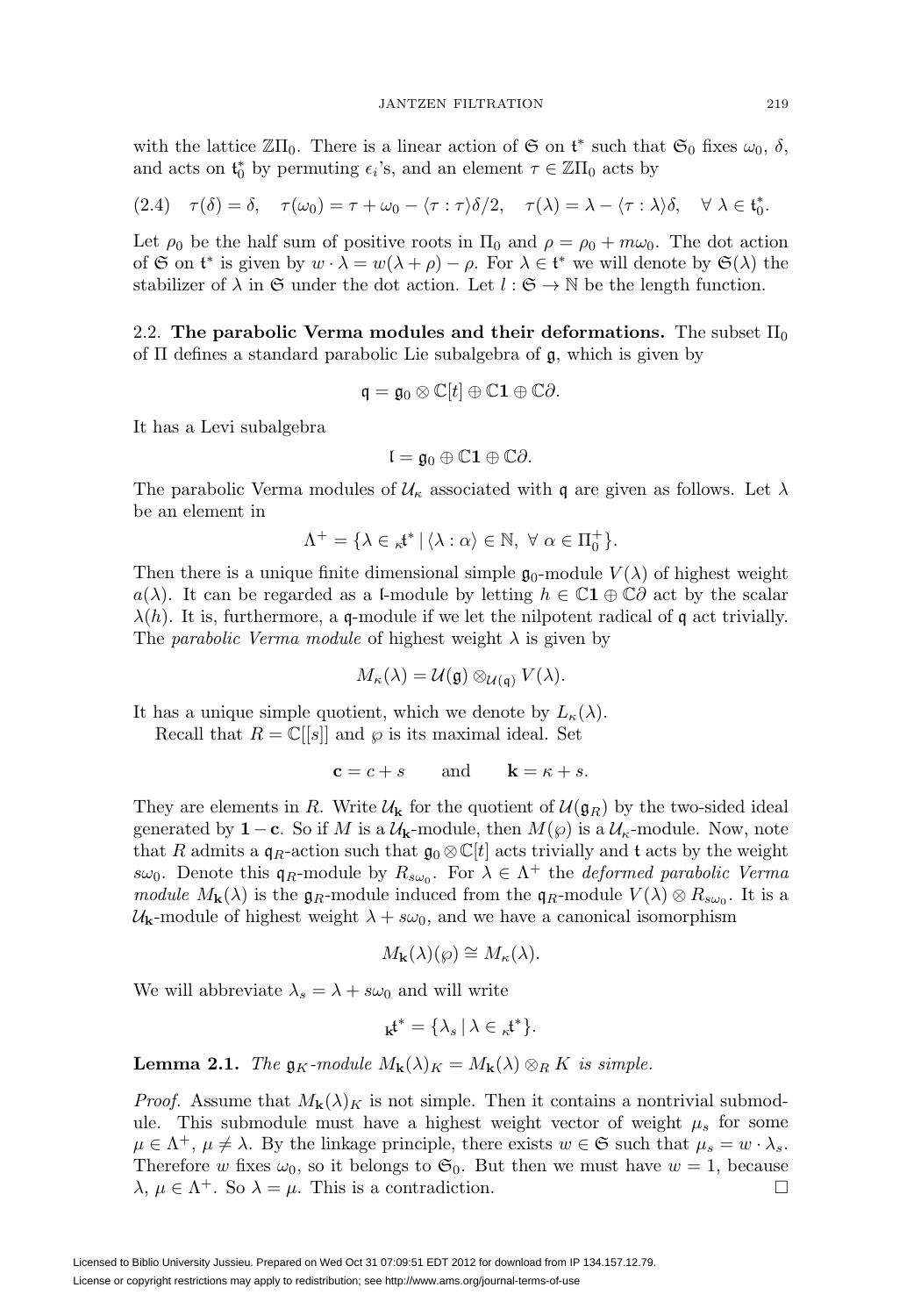with the lattice $\mathbb{Z}\Pi_0$. There is a linear action of $\mathfrak{S}$ on $\mathfrak{t}^*$ such that $\mathfrak{S}_0$ fixes $\omega_0$, $\delta$, and acts on $\mathfrak{t}_0^*$ by permuting $\epsilon_i$'s, and an element $\tau \in \mathbb{Z}\Pi_0$ acts by

$$(2.4) \quad \tau(\delta) = \delta, \quad \tau(\omega_0) = \tau + \omega_0 - \langle \tau : \tau \rangle \delta/2, \quad \tau(\lambda) = \lambda - \langle \tau : \lambda \rangle \delta, \quad \forall\, \lambda \in \mathfrak{t}_0^*.$$

Let $\rho_0$ be the half sum of positive roots in $\Pi_0$ and $\rho = \rho_0 + m\omega_0$. The dot action of $\mathfrak{S}$ on $\mathfrak{t}^*$ is given by $w \cdot \lambda = w(\lambda + \rho) - \rho$. For $\lambda \in \mathfrak{t}^*$ we will denote by $\mathfrak{S}(\lambda)$ the stabilizer of $\lambda$ in $\mathfrak{S}$ under the dot action. Let $l : \mathfrak{S} \to \mathbb{N}$ be the length function.

## 2.2. The parabolic Verma modules and their deformations.

The subset $\Pi_0$ of $\Pi$ defines a standard parabolic Lie subalgebra of $\mathfrak{g}$, which is given by

$$\mathfrak{q} = \mathfrak{g}_0 \otimes \mathbb{C}[t] \oplus \mathbb{C}\mathbf{1} \oplus \mathbb{C}\partial.$$

It has a Levi subalgebra

$$\mathfrak{l} = \mathfrak{g}_0 \oplus \mathbb{C}\mathbf{1} \oplus \mathbb{C}\partial.$$

The parabolic Verma modules of $\mathcal{U}_\kappa$ associated with $\mathfrak{q}$ are given as follows. Let $\lambda$ be an element in

$$\Lambda^+ = \{\lambda \in {}_\kappa\mathfrak{t}^* \mid \langle \lambda : \alpha \rangle \in \mathbb{N},\ \forall\ \alpha \in \Pi_0^+\}.$$

Then there is a unique finite dimensional simple $\mathfrak{g}_0$-module $V(\lambda)$ of highest weight $a(\lambda)$. It can be regarded as a $\mathfrak{l}$-module by letting $h \in \mathbb{C}\mathbf{1} \oplus \mathbb{C}\partial$ act by the scalar $\lambda(h)$. It is, furthermore, a $\mathfrak{q}$-module if we let the nilpotent radical of $\mathfrak{q}$ act trivially. The *parabolic Verma module* of highest weight $\lambda$ is given by

$$M_\kappa(\lambda) = \mathcal{U}(\mathfrak{g}) \otimes_{\mathcal{U}(\mathfrak{q})} V(\lambda).$$

It has a unique simple quotient, which we denote by $L_\kappa(\lambda)$.

Recall that $R = \mathbb{C}[[s]]$ and $\wp$ is its maximal ideal. Set

$$\mathbf{c} = c + s \qquad \text{and} \qquad \mathbf{k} = \kappa + s.$$

They are elements in $R$. Write $\mathcal{U}_\mathbf{k}$ for the quotient of $\mathcal{U}(\mathfrak{g}_R)$ by the two-sided ideal generated by $\mathbf{1} - \mathbf{c}$. So if $M$ is a $\mathcal{U}_\mathbf{k}$-module, then $M(\wp)$ is a $\mathcal{U}_\kappa$-module. Now, note that $R$ admits a $\mathfrak{q}_R$-action such that $\mathfrak{g}_0 \otimes \mathbb{C}[t]$ acts trivially and $\mathfrak{t}$ acts by the weight $s\omega_0$. Denote this $\mathfrak{q}_R$-module by $R_{s\omega_0}$. For $\lambda \in \Lambda^+$ the *deformed parabolic Verma module* $M_\mathbf{k}(\lambda)$ is the $\mathfrak{g}_R$-module induced from the $\mathfrak{q}_R$-module $V(\lambda) \otimes R_{s\omega_0}$. It is a $\mathcal{U}_\mathbf{k}$-module of highest weight $\lambda + s\omega_0$, and we have a canonical isomorphism

$$M_\mathbf{k}(\lambda)(\wp) \cong M_\kappa(\lambda).$$

We will abbreviate $\lambda_s = \lambda + s\omega_0$ and will write

$${}_\mathbf{k}\mathfrak{t}^* = \{\lambda_s \mid \lambda \in {}_\kappa\mathfrak{t}^*\}.$$

**Lemma 2.1.** *The $\mathfrak{g}_K$-module $M_\mathbf{k}(\lambda)_K = M_\mathbf{k}(\lambda) \otimes_R K$ is simple.*

*Proof.* Assume that $M_\mathbf{k}(\lambda)_K$ is not simple. Then it contains a nontrivial submodule. This submodule must have a highest weight vector of weight $\mu_s$ for some $\mu \in \Lambda^+$, $\mu \neq \lambda$. By the linkage principle, there exists $w \in \mathfrak{S}$ such that $\mu_s = w \cdot \lambda_s$. Therefore $w$ fixes $\omega_0$, so it belongs to $\mathfrak{S}_0$. But then we must have $w = 1$, because $\lambda$, $\mu \in \Lambda^+$. So $\lambda = \mu$. This is a contradiction. $\square$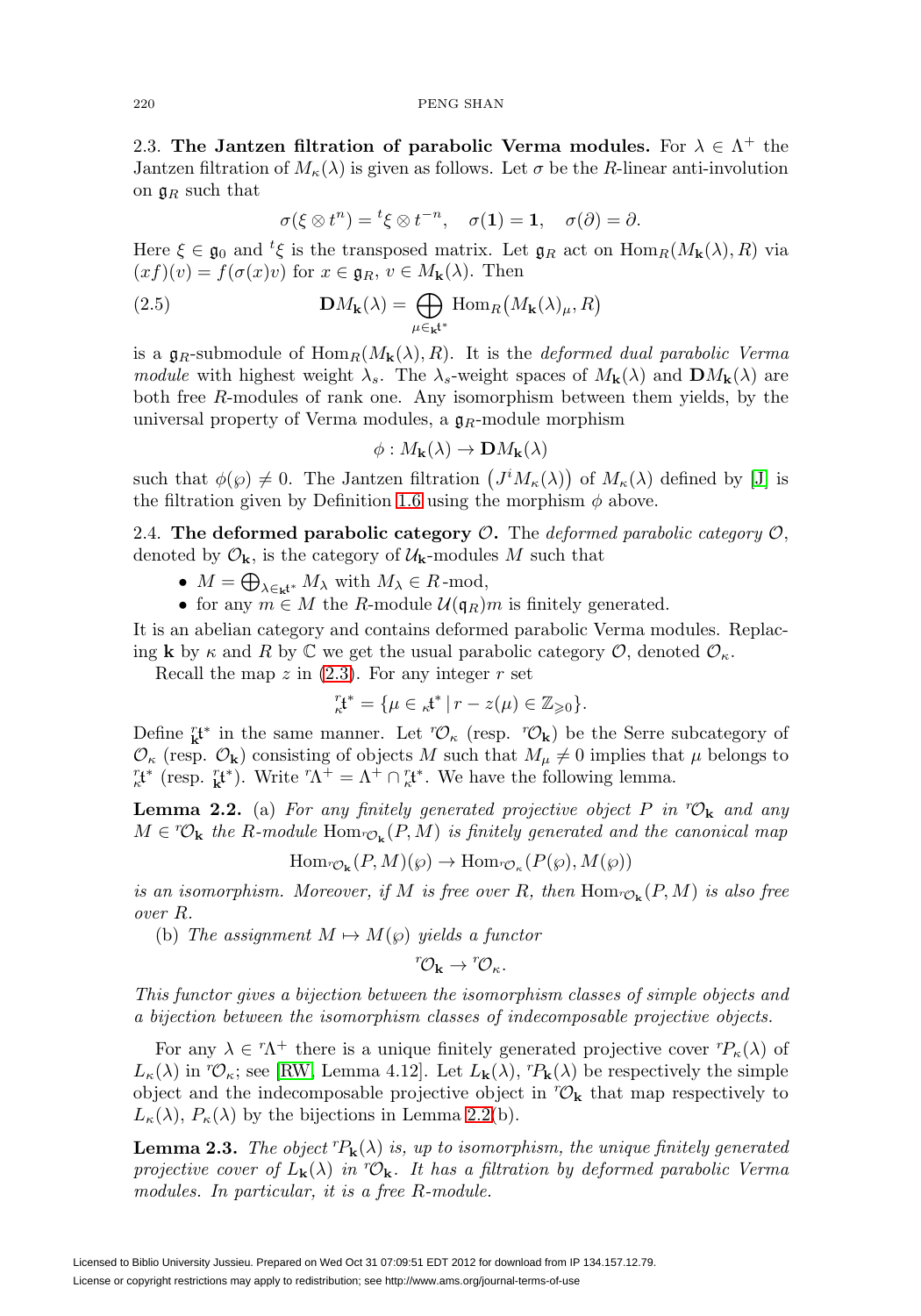2.3. **The Jantzen filtration of parabolic Verma modules.** For $\lambda \in \Lambda^+$ the Jantzen filtration of $M_\kappa(\lambda)$ is given as follows. Let $\sigma$ be the $R$-linear anti-involution on $\mathfrak{g}_R$ such that

$$\sigma(\xi \otimes t^n) = {}^t\xi \otimes t^{-n}, \quad \sigma(\mathbf{1}) = \mathbf{1}, \quad \sigma(\partial) = \partial.$$

Here $\xi \in \mathfrak{g}_0$ and ${}^t\xi$ is the transposed matrix. Let $\mathfrak{g}_R$ act on $\mathrm{Hom}_R(M_{\mathbf{k}}(\lambda), R)$ via $(xf)(v) = f(\sigma(x)v)$ for $x \in \mathfrak{g}_R$, $v \in M_{\mathbf{k}}(\lambda)$. Then

$$\mathbf{D}M_{\mathbf{k}}(\lambda) = \bigoplus_{\mu \in {}_{\mathbf{k}}\mathfrak{t}^*} \mathrm{Hom}_R\big(M_{\mathbf{k}}(\lambda)_\mu, R\big) \tag{2.5}$$

is a $\mathfrak{g}_R$-submodule of $\mathrm{Hom}_R(M_{\mathbf{k}}(\lambda), R)$. It is the *deformed dual parabolic Verma module* with highest weight $\lambda_s$. The $\lambda_s$-weight spaces of $M_{\mathbf{k}}(\lambda)$ and $\mathbf{D}M_{\mathbf{k}}(\lambda)$ are both free $R$-modules of rank one. Any isomorphism between them yields, by the universal property of Verma modules, a $\mathfrak{g}_R$-module morphism

$$\phi : M_{\mathbf{k}}(\lambda) \to \mathbf{D}M_{\mathbf{k}}(\lambda)$$

such that $\phi(\wp) \neq 0$. The Jantzen filtration $\big(J^i M_\kappa(\lambda)\big)$ of $M_\kappa(\lambda)$ defined by [J] is the filtration given by Definition 1.6 using the morphism $\phi$ above.

2.4. **The deformed parabolic category $\mathcal{O}$.** The *deformed parabolic category* $\mathcal{O}$, denoted by $\mathcal{O}_{\mathbf{k}}$, is the category of $\mathcal{U}_{\mathbf{k}}$-modules $M$ such that

- $M = \bigoplus_{\lambda \in {}_{\mathbf{k}}\mathfrak{t}^*} M_\lambda$ with $M_\lambda \in R$-mod,
- for any $m \in M$ the $R$-module $\mathcal{U}(\mathfrak{q}_R)m$ is finitely generated.

It is an abelian category and contains deformed parabolic Verma modules. Replacing $\mathbf{k}$ by $\kappa$ and $R$ by $\mathbb{C}$ we get the usual parabolic category $\mathcal{O}$, denoted $\mathcal{O}_\kappa$.

Recall the map $z$ in (2.3). For any integer $r$ set

$${}^r_\kappa\mathfrak{t}^* = \{\mu \in {}_\kappa\mathfrak{t}^* \mid r - z(\mu) \in \mathbb{Z}_{\geqslant 0}\}.$$

Define ${}^r_{\mathbf{k}}\mathfrak{t}^*$ in the same manner. Let ${}^r\mathcal{O}_\kappa$ (resp. ${}^r\mathcal{O}_{\mathbf{k}}$) be the Serre subcategory of $\mathcal{O}_\kappa$ (resp. $\mathcal{O}_{\mathbf{k}}$) consisting of objects $M$ such that $M_\mu \neq 0$ implies that $\mu$ belongs to ${}^r_\kappa\mathfrak{t}^*$ (resp. ${}^r_{\mathbf{k}}\mathfrak{t}^*$). Write ${}^r\Lambda^+ = \Lambda^+ \cap {}^r_\kappa\mathfrak{t}^*$. We have the following lemma.

**Lemma 2.2.** (a) *For any finitely generated projective object $P$ in ${}^r\mathcal{O}_{\mathbf{k}}$ and any $M \in {}^r\mathcal{O}_{\mathbf{k}}$ the $R$-module $\mathrm{Hom}_{{}^r\mathcal{O}_{\mathbf{k}}}(P, M)$ is finitely generated and the canonical map*

$$\mathrm{Hom}_{{}^r\mathcal{O}_{\mathbf{k}}}(P, M)(\wp) \to \mathrm{Hom}_{{}^r\mathcal{O}_\kappa}(P(\wp), M(\wp))$$

*is an isomorphism. Moreover, if $M$ is free over $R$, then $\mathrm{Hom}_{{}^r\mathcal{O}_{\mathbf{k}}}(P, M)$ is also free over $R$.*

(b) *The assignment $M \mapsto M(\wp)$ yields a functor*

$${}^r\mathcal{O}_{\mathbf{k}} \to {}^r\mathcal{O}_\kappa.$$

*This functor gives a bijection between the isomorphism classes of simple objects and a bijection between the isomorphism classes of indecomposable projective objects.*

For any $\lambda \in {}^r\Lambda^+$ there is a unique finitely generated projective cover ${}^rP_\kappa(\lambda)$ of $L_\kappa(\lambda)$ in ${}^r\mathcal{O}_\kappa$; see [RW, Lemma 4.12]. Let $L_{\mathbf{k}}(\lambda)$, ${}^rP_{\mathbf{k}}(\lambda)$ be respectively the simple object and the indecomposable projective object in ${}^r\mathcal{O}_{\mathbf{k}}$ that map respectively to $L_\kappa(\lambda)$, $P_\kappa(\lambda)$ by the bijections in Lemma 2.2(b).

**Lemma 2.3.** *The object ${}^rP_{\mathbf{k}}(\lambda)$ is, up to isomorphism, the unique finitely generated projective cover of $L_{\mathbf{k}}(\lambda)$ in ${}^r\mathcal{O}_{\mathbf{k}}$. It has a filtration by deformed parabolic Verma modules. In particular, it is a free $R$-module.*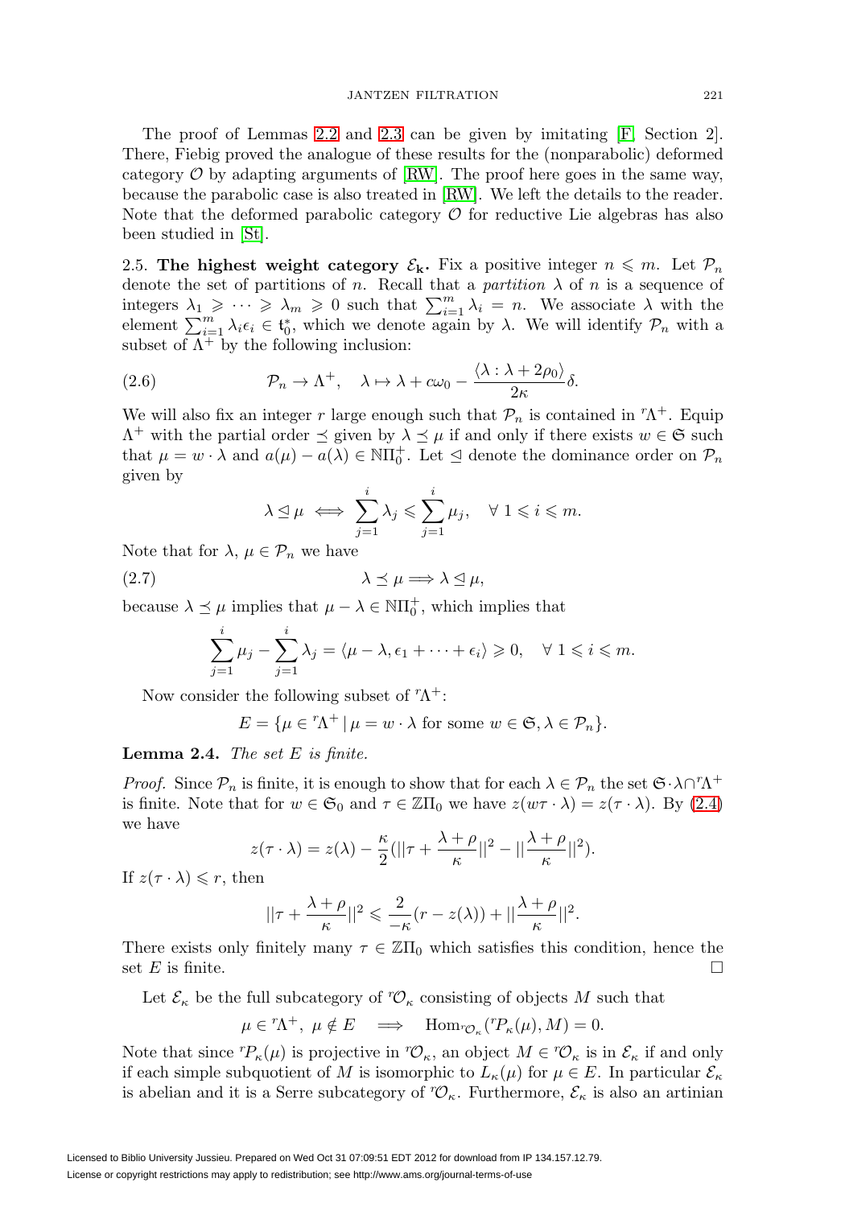The proof of Lemmas 2.2 and 2.3 can be given by imitating [F, Section 2]. There, Fiebig proved the analogue of these results for the (nonparabolic) deformed category $\mathcal{O}$ by adapting arguments of [RW]. The proof here goes in the same way, because the parabolic case is also treated in [RW]. We left the details to the reader. Note that the deformed parabolic category $\mathcal{O}$ for reductive Lie algebras has also been studied in [St].

2.5. **The highest weight category $\mathcal{E}_{\mathbf{k}}$.** Fix a positive integer $n \leqslant m$. Let $\mathcal{P}_n$ denote the set of partitions of $n$. Recall that a *partition* $\lambda$ of $n$ is a sequence of integers $\lambda_1 \geqslant \cdots \geqslant \lambda_m \geqslant 0$ such that $\sum_{i=1}^m \lambda_i = n$. We associate $\lambda$ with the element $\sum_{i=1}^m \lambda_i \epsilon_i \in \mathfrak{t}_0^*$, which we denote again by $\lambda$. We will identify $\mathcal{P}_n$ with a subset of $\Lambda^+$ by the following inclusion:

$$\mathcal{P}_n \to \Lambda^+, \quad \lambda \mapsto \lambda + c\omega_0 - \frac{\langle \lambda : \lambda + 2\rho_0 \rangle}{2\kappa}\delta. \tag{2.6}$$

We will also fix an integer $r$ large enough such that $\mathcal{P}_n$ is contained in ${}^r\Lambda^+$. Equip $\Lambda^+$ with the partial order $\preceq$ given by $\lambda \preceq \mu$ if and only if there exists $w \in \mathfrak{S}$ such that $\mu = w \cdot \lambda$ and $a(\mu) - a(\lambda) \in \mathbb{N}\Pi_0^+$. Let $\trianglelefteq$ denote the dominance order on $\mathcal{P}_n$ given by

$$\lambda \trianglelefteq \mu \iff \sum_{j=1}^{i} \lambda_j \leqslant \sum_{j=1}^{i} \mu_j, \quad \forall\ 1 \leqslant i \leqslant m.$$

Note that for $\lambda$, $\mu \in \mathcal{P}_n$ we have

$$\lambda \preceq \mu \Longrightarrow \lambda \trianglelefteq \mu, \tag{2.7}$$

because $\lambda \preceq \mu$ implies that $\mu - \lambda \in \mathbb{N}\Pi_0^+$, which implies that

$$\sum_{j=1}^{i} \mu_j - \sum_{j=1}^{i} \lambda_j = \langle \mu - \lambda, \epsilon_1 + \cdots + \epsilon_i \rangle \geqslant 0, \quad \forall\ 1 \leqslant i \leqslant m.$$

Now consider the following subset of ${}^r\Lambda^+$:

$$E = \{\mu \in {}^r\Lambda^+ \,|\, \mu = w \cdot \lambda \text{ for some } w \in \mathfrak{S}, \lambda \in \mathcal{P}_n\}.$$

**Lemma 2.4.** *The set $E$ is finite.*

*Proof.* Since $\mathcal{P}_n$ is finite, it is enough to show that for each $\lambda \in \mathcal{P}_n$ the set $\mathfrak{S}\cdot\lambda \cap {}^r\Lambda^+$ is finite. Note that for $w \in \mathfrak{S}_0$ and $\tau \in \mathbb{Z}\Pi_0$ we have $z(w\tau \cdot \lambda) = z(\tau \cdot \lambda)$. By (2.4) we have

$$z(\tau \cdot \lambda) = z(\lambda) - \frac{\kappa}{2}(||\tau + \frac{\lambda + \rho}{\kappa}||^2 - ||\frac{\lambda + \rho}{\kappa}||^2).$$

If $z(\tau \cdot \lambda) \leqslant r$, then

$$||\tau + \frac{\lambda + \rho}{\kappa}||^2 \leqslant \frac{2}{-\kappa}(r - z(\lambda)) + ||\frac{\lambda + \rho}{\kappa}||^2.$$

There exists only finitely many $\tau \in \mathbb{Z}\Pi_0$ which satisfies this condition, hence the set $E$ is finite. $\square$

Let $\mathcal{E}_\kappa$ be the full subcategory of ${}^r\mathcal{O}_\kappa$ consisting of objects $M$ such that

$$\mu \in {}^r\Lambda^+,\ \mu \notin E \quad \Longrightarrow \quad \mathrm{Hom}_{{}^r\mathcal{O}_\kappa}({}^rP_\kappa(\mu), M) = 0.$$

Note that since ${}^rP_\kappa(\mu)$ is projective in ${}^r\mathcal{O}_\kappa$, an object $M \in {}^r\mathcal{O}_\kappa$ is in $\mathcal{E}_\kappa$ if and only if each simple subquotient of $M$ is isomorphic to $L_\kappa(\mu)$ for $\mu \in E$. In particular $\mathcal{E}_\kappa$ is abelian and it is a Serre subcategory of ${}^r\mathcal{O}_\kappa$. Furthermore, $\mathcal{E}_\kappa$ is also an artinian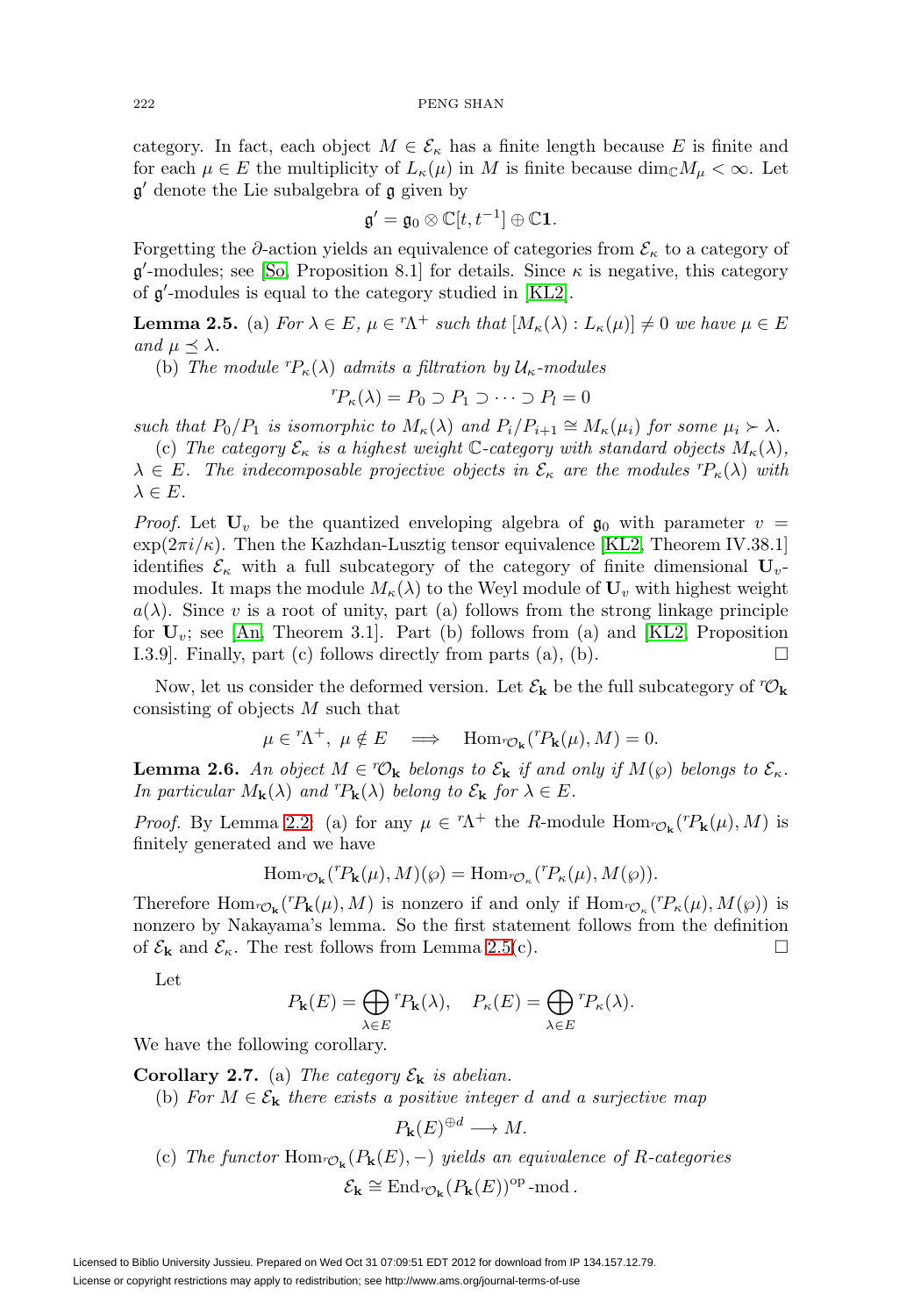category. In fact, each object $M \in \mathcal{E}_\kappa$ has a finite length because $E$ is finite and for each $\mu \in E$ the multiplicity of $L_\kappa(\mu)$ in $M$ is finite because $\dim_{\mathbb{C}} M_\mu < \infty$. Let $\mathfrak{g}'$ denote the Lie subalgebra of $\mathfrak{g}$ given by

$$\mathfrak{g}' = \mathfrak{g}_0 \otimes \mathbb{C}[t, t^{-1}] \oplus \mathbb{C}\mathbf{1}.$$

Forgetting the $\partial$-action yields an equivalence of categories from $\mathcal{E}_\kappa$ to a category of $\mathfrak{g}'$-modules; see [So, Proposition 8.1] for details. Since $\kappa$ is negative, this category of $\mathfrak{g}'$-modules is equal to the category studied in [KL2].

**Lemma 2.5.** (a) *For $\lambda \in E$, $\mu \in {}^r\Lambda^+$ such that $[M_\kappa(\lambda) : L_\kappa(\mu)] \neq 0$ we have $\mu \in E$ and $\mu \preceq \lambda$.*

(b) *The module ${}^rP_\kappa(\lambda)$ admits a filtration by $\mathcal{U}_\kappa$-modules*

$${}^rP_\kappa(\lambda) = P_0 \supset P_1 \supset \cdots \supset P_l = 0$$

*such that $P_0/P_1$ is isomorphic to $M_\kappa(\lambda)$ and $P_i/P_{i+1} \cong M_\kappa(\mu_i)$ for some $\mu_i \succ \lambda$.*

(c) *The category $\mathcal{E}_\kappa$ is a highest weight $\mathbb{C}$-category with standard objects $M_\kappa(\lambda)$, $\lambda \in E$. The indecomposable projective objects in $\mathcal{E}_\kappa$ are the modules ${}^rP_\kappa(\lambda)$ with $\lambda \in E$.*

*Proof.* Let $\mathbf{U}_v$ be the quantized enveloping algebra of $\mathfrak{g}_0$ with parameter $v = \exp(2\pi i/\kappa)$. Then the Kazhdan-Lusztig tensor equivalence [KL2, Theorem IV.38.1] identifies $\mathcal{E}_\kappa$ with a full subcategory of the category of finite dimensional $\mathbf{U}_v$-modules. It maps the module $M_\kappa(\lambda)$ to the Weyl module of $\mathbf{U}_v$ with highest weight $a(\lambda)$. Since $v$ is a root of unity, part (a) follows from the strong linkage principle for $\mathbf{U}_v$; see [An, Theorem 3.1]. Part (b) follows from (a) and [KL2, Proposition I.3.9]. Finally, part (c) follows directly from parts (a), (b). $\square$

Now, let us consider the deformed version. Let $\mathcal{E}_{\mathbf{k}}$ be the full subcategory of ${}^r\mathcal{O}_{\mathbf{k}}$ consisting of objects $M$ such that

$$\mu \in {}^r\Lambda^+,\ \mu \notin E \quad \Longrightarrow \quad \mathrm{Hom}_{{}^r\mathcal{O}_{\mathbf{k}}}({}^rP_{\mathbf{k}}(\mu), M) = 0.$$

**Lemma 2.6.** *An object $M \in {}^r\mathcal{O}_{\mathbf{k}}$ belongs to $\mathcal{E}_{\mathbf{k}}$ if and only if $M(\wp)$ belongs to $\mathcal{E}_\kappa$. In particular $M_{\mathbf{k}}(\lambda)$ and ${}^rP_{\mathbf{k}}(\lambda)$ belong to $\mathcal{E}_{\mathbf{k}}$ for $\lambda \in E$.*

*Proof.* By Lemma 2.2: (a) for any $\mu \in {}^r\Lambda^+$ the $R$-module $\mathrm{Hom}_{{}^r\mathcal{O}_{\mathbf{k}}}({}^rP_{\mathbf{k}}(\mu), M)$ is finitely generated and we have

$$\mathrm{Hom}_{{}^r\mathcal{O}_{\mathbf{k}}}({}^rP_{\mathbf{k}}(\mu), M)(\wp) = \mathrm{Hom}_{{}^r\mathcal{O}_\kappa}({}^rP_\kappa(\mu), M(\wp)).$$

Therefore $\mathrm{Hom}_{{}^r\mathcal{O}_{\mathbf{k}}}({}^rP_{\mathbf{k}}(\mu), M)$ is nonzero if and only if $\mathrm{Hom}_{{}^r\mathcal{O}_\kappa}({}^rP_\kappa(\mu), M(\wp))$ is nonzero by Nakayama's lemma. So the first statement follows from the definition of $\mathcal{E}_{\mathbf{k}}$ and $\mathcal{E}_\kappa$. The rest follows from Lemma 2.5(c). $\square$

Let

$$P_{\mathbf{k}}(E) = \bigoplus_{\lambda \in E} {}^rP_{\mathbf{k}}(\lambda), \quad P_\kappa(E) = \bigoplus_{\lambda \in E} {}^rP_\kappa(\lambda).$$

We have the following corollary.

**Corollary 2.7.** (a) *The category $\mathcal{E}_{\mathbf{k}}$ is abelian.*

(b) *For $M \in \mathcal{E}_{\mathbf{k}}$ there exists a positive integer $d$ and a surjective map*

$$P_{\mathbf{k}}(E)^{\oplus d} \longrightarrow M.$$

(c) *The functor $\mathrm{Hom}_{{}^r\mathcal{O}_{\mathbf{k}}}(P_{\mathbf{k}}(E), -)$ yields an equivalence of $R$-categories*

$$\mathcal{E}_{\mathbf{k}} \cong \mathrm{End}_{{}^r\mathcal{O}_{\mathbf{k}}}(P_{\mathbf{k}}(E))^{\mathrm{op}}\text{-mod}.$$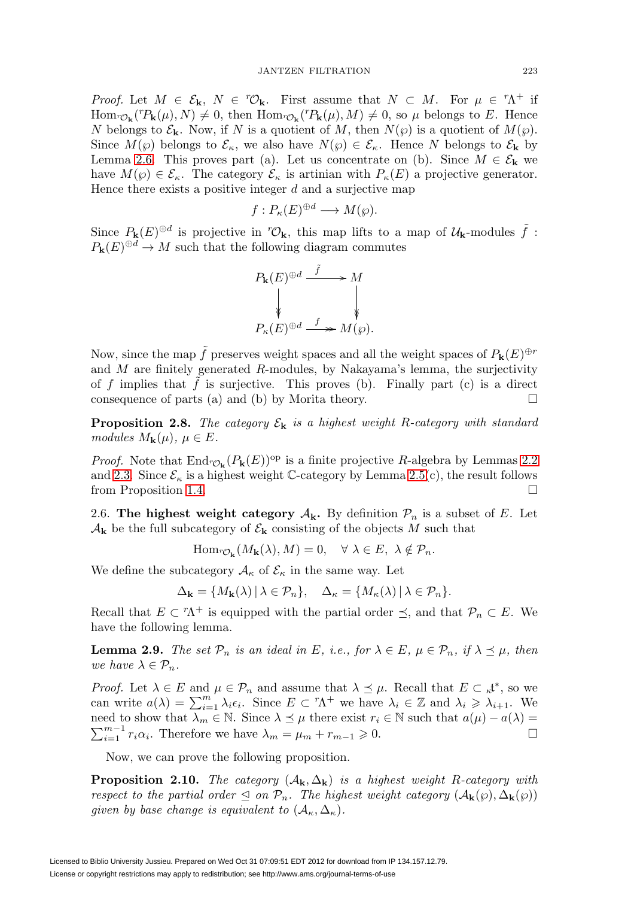*Proof.* Let $M \in \mathcal{E}_{\mathbf{k}}$, $N \in {}^r\mathcal{O}_{\mathbf{k}}$. First assume that $N \subset M$. For $\mu \in {}^r\Lambda^+$ if $\mathrm{Hom}_{{}^r\mathcal{O}_{\mathbf{k}}}({}^rP_{\mathbf{k}}(\mu), N) \neq 0$, then $\mathrm{Hom}_{{}^r\mathcal{O}_{\mathbf{k}}}({}^rP_{\mathbf{k}}(\mu), M) \neq 0$, so $\mu$ belongs to $E$. Hence $N$ belongs to $\mathcal{E}_{\mathbf{k}}$. Now, if $N$ is a quotient of $M$, then $N(\wp)$ is a quotient of $M(\wp)$. Since $M(\wp)$ belongs to $\mathcal{E}_\kappa$, we also have $N(\wp) \in \mathcal{E}_\kappa$. Hence $N$ belongs to $\mathcal{E}_{\mathbf{k}}$ by Lemma 2.6. This proves part (a). Let us concentrate on (b). Since $M \in \mathcal{E}_{\mathbf{k}}$ we have $M(\wp) \in \mathcal{E}_\kappa$. The category $\mathcal{E}_\kappa$ is artinian with $P_\kappa(E)$ a projective generator. Hence there exists a positive integer $d$ and a surjective map

$$f : P_\kappa(E)^{\oplus d} \longrightarrow M(\wp).$$

Since $P_{\mathbf{k}}(E)^{\oplus d}$ is projective in ${}^r\mathcal{O}_{\mathbf{k}}$, this map lifts to a map of $\mathcal{U}_{\mathbf{k}}$-modules $\tilde{f} : P_{\mathbf{k}}(E)^{\oplus d} \to M$ such that the following diagram commutes

$$\begin{array}{ccc} P_{\mathbf{k}}(E)^{\oplus d} & \xrightarrow{\tilde{f}} & M \\ \downarrow & & \downarrow \\ P_\kappa(E)^{\oplus d} & \xrightarrow{f} & M(\wp). \end{array}$$

Now, since the map $\tilde{f}$ preserves weight spaces and all the weight spaces of $P_{\mathbf{k}}(E)^{\oplus r}$ and $M$ are finitely generated $R$-modules, by Nakayama's lemma, the surjectivity of $f$ implies that $\tilde{f}$ is surjective. This proves (b). Finally part (c) is a direct consequence of parts (a) and (b) by Morita theory. $\square$

**Proposition 2.8.** *The category $\mathcal{E}_{\mathbf{k}}$ is a highest weight $R$-category with standard modules $M_{\mathbf{k}}(\mu)$, $\mu \in E$.*

*Proof.* Note that $\mathrm{End}_{{}^r\mathcal{O}_{\mathbf{k}}}(P_{\mathbf{k}}(E))^{\mathrm{op}}$ is a finite projective $R$-algebra by Lemmas 2.2 and 2.3. Since $\mathcal{E}_\kappa$ is a highest weight $\mathbb{C}$-category by Lemma 2.5(c), the result follows from Proposition 1.4. $\square$

2.6. **The highest weight category $\mathcal{A}_{\mathbf{k}}$.** By definition $\mathcal{P}_n$ is a subset of $E$. Let $\mathcal{A}_{\mathbf{k}}$ be the full subcategory of $\mathcal{E}_{\mathbf{k}}$ consisting of the objects $M$ such that

$$\mathrm{Hom}_{{}^r\mathcal{O}_{\mathbf{k}}}(M_{\mathbf{k}}(\lambda), M) = 0, \quad \forall\ \lambda \in E,\ \lambda \notin \mathcal{P}_n.$$

We define the subcategory $\mathcal{A}_\kappa$ of $\mathcal{E}_\kappa$ in the same way. Let

$$\Delta_{\mathbf{k}} = \{M_{\mathbf{k}}(\lambda) \,|\, \lambda \in \mathcal{P}_n\}, \quad \Delta_\kappa = \{M_\kappa(\lambda) \,|\, \lambda \in \mathcal{P}_n\}.$$

Recall that $E \subset {}^r\Lambda^+$ is equipped with the partial order $\preceq$, and that $\mathcal{P}_n \subset E$. We have the following lemma.

**Lemma 2.9.** *The set $\mathcal{P}_n$ is an ideal in $E$, i.e., for $\lambda \in E$, $\mu \in \mathcal{P}_n$, if $\lambda \preceq \mu$, then we have $\lambda \in \mathcal{P}_n$.*

*Proof.* Let $\lambda \in E$ and $\mu \in \mathcal{P}_n$ and assume that $\lambda \preceq \mu$. Recall that $E \subset {}_\kappa\mathfrak{t}^*$, so we can write $a(\lambda) = \sum_{i=1}^m \lambda_i \epsilon_i$. Since $E \subset {}^r\Lambda^+$ we have $\lambda_i \in \mathbb{Z}$ and $\lambda_i \geqslant \lambda_{i+1}$. We need to show that $\lambda_m \in \mathbb{N}$. Since $\lambda \preceq \mu$ there exist $r_i \in \mathbb{N}$ such that $a(\mu) - a(\lambda) = \sum_{i=1}^{m-1} r_i \alpha_i$. Therefore we have $\lambda_m = \mu_m + r_{m-1} \geqslant 0$. $\square$

Now, we can prove the following proposition.

**Proposition 2.10.** *The category $(\mathcal{A}_{\mathbf{k}}, \Delta_{\mathbf{k}})$ is a highest weight $R$-category with respect to the partial order $\trianglelefteq$ on $\mathcal{P}_n$. The highest weight category $(\mathcal{A}_{\mathbf{k}}(\wp), \Delta_{\mathbf{k}}(\wp))$ given by base change is equivalent to $(\mathcal{A}_\kappa, \Delta_\kappa)$.*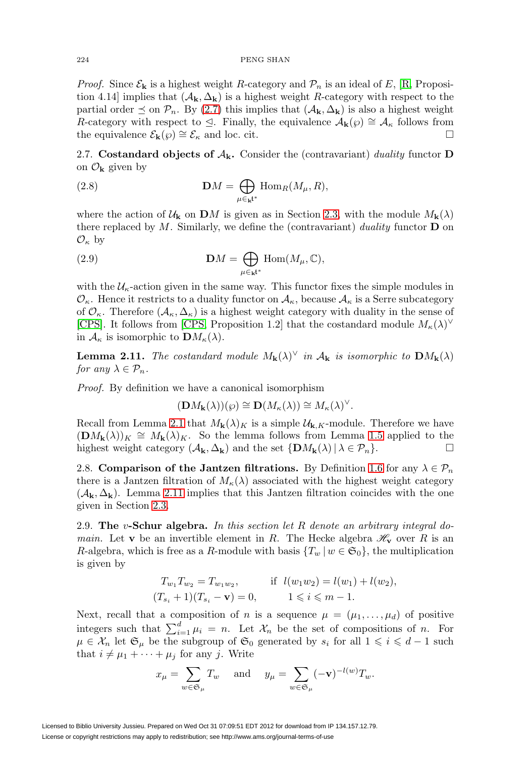*Proof.* Since $\mathcal{E}_{\mathbf{k}}$ is a highest weight $R$-category and $\mathcal{P}_n$ is an ideal of $E$, [R, Proposition 4.14] implies that $(\mathcal{A}_{\mathbf{k}}, \Delta_{\mathbf{k}})$ is a highest weight $R$-category with respect to the partial order $\preceq$ on $\mathcal{P}_n$. By (2.7) this implies that $(\mathcal{A}_{\mathbf{k}}, \Delta_{\mathbf{k}})$ is also a highest weight $R$-category with respect to $\trianglelefteq$. Finally, the equivalence $\mathcal{A}_{\mathbf{k}}(\wp) \cong \mathcal{A}_{\kappa}$ follows from the equivalence $\mathcal{E}_{\mathbf{k}}(\wp) \cong \mathcal{E}_{\kappa}$ and loc. cit. □

2.7. **Costandard objects of $\mathcal{A}_{\mathbf{k}}$.** Consider the (contravariant) *duality* functor $\mathbf{D}$ on $\mathcal{O}_{\mathbf{k}}$ given by

$$\mathbf{D}M = \bigoplus_{\mu \in {}_{\mathbf{k}}\mathfrak{t}^*} \mathrm{Hom}_R(M_\mu, R), \tag{2.8}$$

where the action of $\mathcal{U}_{\mathbf{k}}$ on $\mathbf{D}M$ is given as in Section 2.3, with the module $M_{\mathbf{k}}(\lambda)$ there replaced by $M$. Similarly, we define the (contravariant) *duality* functor $\mathbf{D}$ on $\mathcal{O}_\kappa$ by

$$\mathbf{D}M = \bigoplus_{\mu \in {}_{\mathbf{k}}\mathfrak{t}^*} \mathrm{Hom}(M_\mu, \mathbb{C}), \tag{2.9}$$

with the $\mathcal{U}_\kappa$-action given in the same way. This functor fixes the simple modules in $\mathcal{O}_\kappa$. Hence it restricts to a duality functor on $\mathcal{A}_\kappa$, because $\mathcal{A}_\kappa$ is a Serre subcategory of $\mathcal{O}_\kappa$. Therefore $(\mathcal{A}_\kappa, \Delta_\kappa)$ is a highest weight category with duality in the sense of [CPS]. It follows from [CPS, Proposition 1.2] that the costandard module $M_\kappa(\lambda)^\vee$ in $\mathcal{A}_\kappa$ is isomorphic to $\mathbf{D}M_\kappa(\lambda)$.

**Lemma 2.11.** *The costandard module $M_{\mathbf{k}}(\lambda)^\vee$ in $\mathcal{A}_{\mathbf{k}}$ is isomorphic to $\mathbf{D}M_{\mathbf{k}}(\lambda)$ for any $\lambda \in \mathcal{P}_n$.*

*Proof.* By definition we have a canonical isomorphism

$$(\mathbf{D}M_{\mathbf{k}}(\lambda))(\wp) \cong \mathbf{D}(M_\kappa(\lambda)) \cong M_\kappa(\lambda)^\vee.$$

Recall from Lemma 2.1 that $M_{\mathbf{k}}(\lambda)_K$ is a simple $\mathcal{U}_{\mathbf{k},K}$-module. Therefore we have $(\mathbf{D}M_{\mathbf{k}}(\lambda))_K \cong M_{\mathbf{k}}(\lambda)_K$. So the lemma follows from Lemma 1.5 applied to the highest weight category $(\mathcal{A}_{\mathbf{k}}, \Delta_{\mathbf{k}})$ and the set $\{\mathbf{D}M_{\mathbf{k}}(\lambda) \,|\, \lambda \in \mathcal{P}_n\}$. □

2.8. **Comparison of the Jantzen filtrations.** By Definition 1.6 for any $\lambda \in \mathcal{P}_n$ there is a Jantzen filtration of $M_\kappa(\lambda)$ associated with the highest weight category $(\mathcal{A}_{\mathbf{k}}, \Delta_{\mathbf{k}})$. Lemma 2.11 implies that this Jantzen filtration coincides with the one given in Section 2.3.

2.9. **The $v$-Schur algebra.** *In this section let $R$ denote an arbitrary integral domain.* Let $\mathbf{v}$ be an invertible element in $R$. The Hecke algebra $\mathscr{H}_{\mathbf{v}}$ over $R$ is an $R$-algebra, which is free as a $R$-module with basis $\{T_w \,|\, w \in \mathfrak{S}_0\}$, the multiplication is given by

$$\begin{aligned} T_{w_1}T_{w_2} &= T_{w_1w_2}, && \text{if } l(w_1w_2) = l(w_1) + l(w_2), \\ (T_{s_i}+1)(T_{s_i}-\mathbf{v}) &= 0, && 1 \leqslant i \leqslant m-1. \end{aligned}$$

Next, recall that a composition of $n$ is a sequence $\mu = (\mu_1, \ldots, \mu_d)$ of positive integers such that $\sum_{i=1}^d \mu_i = n$. Let $\mathcal{X}_n$ be the set of compositions of $n$. For $\mu \in \mathcal{X}_n$ let $\mathfrak{S}_\mu$ be the subgroup of $\mathfrak{S}_0$ generated by $s_i$ for all $1 \leqslant i \leqslant d-1$ such that $i \neq \mu_1 + \cdots + \mu_j$ for any $j$. Write

$$x_\mu = \sum_{w \in \mathfrak{S}_\mu} T_w \quad \text{and} \quad y_\mu = \sum_{w \in \mathfrak{S}_\mu} (-\mathbf{v})^{-l(w)} T_w.$$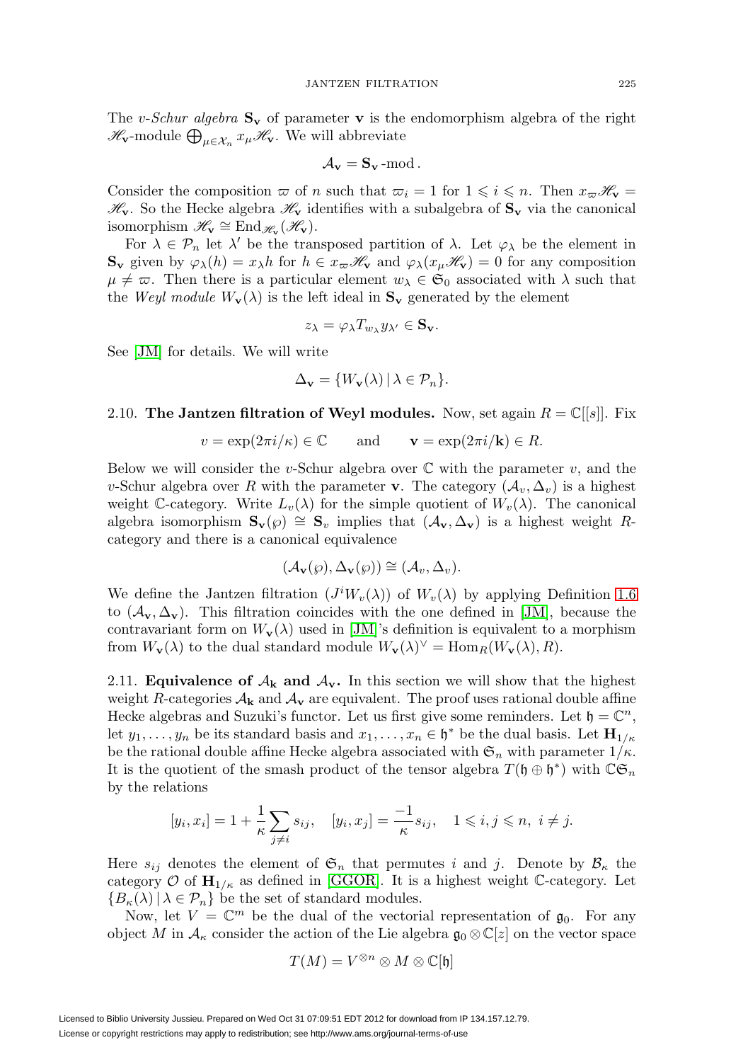The *v-Schur algebra* $\mathbf{S}_\mathbf{v}$ of parameter $\mathbf{v}$ is the endomorphism algebra of the right $\mathscr{H}_\mathbf{v}$-module $\bigoplus_{\mu \in \mathcal{X}_n} x_\mu \mathscr{H}_\mathbf{v}$. We will abbreviate

$$\mathcal{A}_\mathbf{v} = \mathbf{S}_\mathbf{v}\text{-mod}.$$

Consider the composition $\varpi$ of $n$ such that $\varpi_i = 1$ for $1 \leqslant i \leqslant n$. Then $x_\varpi \mathscr{H}_\mathbf{v} = \mathscr{H}_\mathbf{v}$. So the Hecke algebra $\mathscr{H}_\mathbf{v}$ identifies with a subalgebra of $\mathbf{S}_\mathbf{v}$ via the canonical isomorphism $\mathscr{H}_\mathbf{v} \cong \mathrm{End}_{\mathscr{H}_\mathbf{v}}(\mathscr{H}_\mathbf{v})$.

For $\lambda \in \mathcal{P}_n$ let $\lambda'$ be the transposed partition of $\lambda$. Let $\varphi_\lambda$ be the element in $\mathbf{S}_\mathbf{v}$ given by $\varphi_\lambda(h) = x_\lambda h$ for $h \in x_\varpi \mathscr{H}_\mathbf{v}$ and $\varphi_\lambda(x_\mu \mathscr{H}_\mathbf{v}) = 0$ for any composition $\mu \neq \varpi$. Then there is a particular element $w_\lambda \in \mathfrak{S}_0$ associated with $\lambda$ such that the *Weyl module* $W_\mathbf{v}(\lambda)$ is the left ideal in $\mathbf{S}_\mathbf{v}$ generated by the element

$$z_\lambda = \varphi_\lambda T_{w_\lambda} y_{\lambda'} \in \mathbf{S}_\mathbf{v}.$$

See [JM] for details. We will write

$$\Delta_\mathbf{v} = \{W_\mathbf{v}(\lambda) \,|\, \lambda \in \mathcal{P}_n\}.$$

**2.10. The Jantzen filtration of Weyl modules.** Now, set again $R = \mathbb{C}[[s]]$. Fix

$$v = \exp(2\pi i/\kappa) \in \mathbb{C} \qquad \text{and} \qquad \mathbf{v} = \exp(2\pi i/\mathbf{k}) \in R.$$

Below we will consider the $v$-Schur algebra over $\mathbb{C}$ with the parameter $v$, and the $v$-Schur algebra over $R$ with the parameter $\mathbf{v}$. The category $(\mathcal{A}_v, \Delta_v)$ is a highest weight $\mathbb{C}$-category. Write $L_v(\lambda)$ for the simple quotient of $W_v(\lambda)$. The canonical algebra isomorphism $\mathbf{S}_\mathbf{v}(\wp) \cong \mathbf{S}_v$ implies that $(\mathcal{A}_\mathbf{v}, \Delta_\mathbf{v})$ is a highest weight $R$-category and there is a canonical equivalence

$$(\mathcal{A}_\mathbf{v}(\wp), \Delta_\mathbf{v}(\wp)) \cong (\mathcal{A}_v, \Delta_v).$$

We define the Jantzen filtration $(J^i W_v(\lambda))$ of $W_v(\lambda)$ by applying Definition 1.6 to $(\mathcal{A}_\mathbf{v}, \Delta_\mathbf{v})$. This filtration coincides with the one defined in [JM], because the contravariant form on $W_\mathbf{v}(\lambda)$ used in [JM]'s definition is equivalent to a morphism from $W_\mathbf{v}(\lambda)$ to the dual standard module $W_\mathbf{v}(\lambda)^\vee = \mathrm{Hom}_R(W_\mathbf{v}(\lambda), R)$.

**2.11. Equivalence of $\mathcal{A}_\mathbf{k}$ and $\mathcal{A}_\mathbf{v}$.** In this section we will show that the highest weight $R$-categories $\mathcal{A}_\mathbf{k}$ and $\mathcal{A}_\mathbf{v}$ are equivalent. The proof uses rational double affine Hecke algebras and Suzuki's functor. Let us first give some reminders. Let $\mathfrak{h} = \mathbb{C}^n$, let $y_1, \ldots, y_n$ be its standard basis and $x_1, \ldots, x_n \in \mathfrak{h}^*$ be the dual basis. Let $\mathbf{H}_{1/\kappa}$ be the rational double affine Hecke algebra associated with $\mathfrak{S}_n$ with parameter $1/\kappa$. It is the quotient of the smash product of the tensor algebra $T(\mathfrak{h} \oplus \mathfrak{h}^*)$ with $\mathbb{C}\mathfrak{S}_n$ by the relations

$$[y_i, x_i] = 1 + \frac{1}{\kappa} \sum_{j \neq i} s_{ij}, \quad [y_i, x_j] = \frac{-1}{\kappa} s_{ij}, \quad 1 \leqslant i, j \leqslant n,\ i \neq j.$$

Here $s_{ij}$ denotes the element of $\mathfrak{S}_n$ that permutes $i$ and $j$. Denote by $\mathcal{B}_\kappa$ the category $\mathcal{O}$ of $\mathbf{H}_{1/\kappa}$ as defined in [GGOR]. It is a highest weight $\mathbb{C}$-category. Let $\{B_\kappa(\lambda) \,|\, \lambda \in \mathcal{P}_n\}$ be the set of standard modules.

Now, let $V = \mathbb{C}^m$ be the dual of the vectorial representation of $\mathfrak{g}_0$. For any object $M$ in $\mathcal{A}_\kappa$ consider the action of the Lie algebra $\mathfrak{g}_0 \otimes \mathbb{C}[z]$ on the vector space

$$T(M) = V^{\otimes n} \otimes M \otimes \mathbb{C}[\mathfrak{h}]$$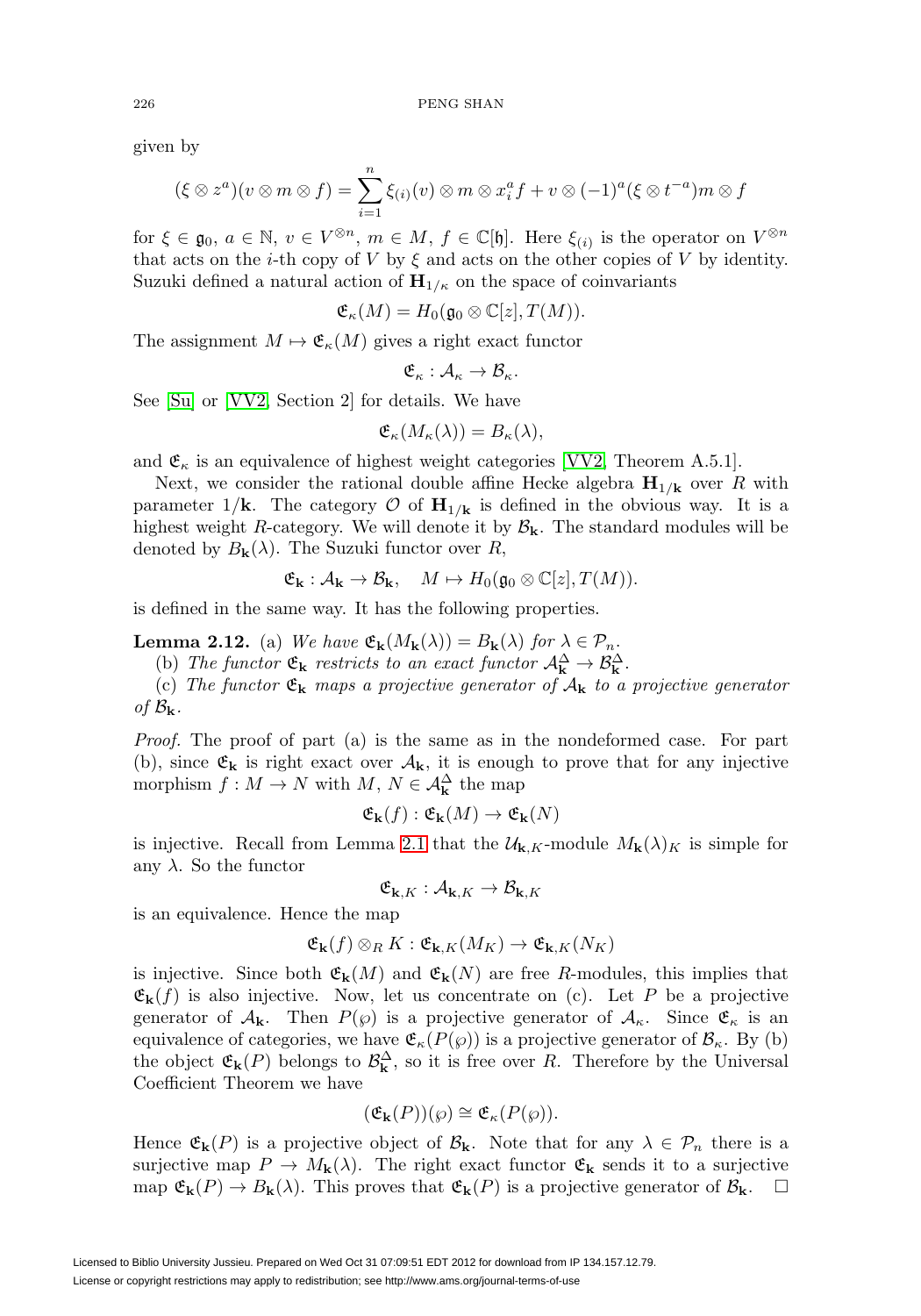given by

$$(\xi \otimes z^a)(v \otimes m \otimes f) = \sum_{i=1}^{n} \xi_{(i)}(v) \otimes m \otimes x_i^a f + v \otimes (-1)^a (\xi \otimes t^{-a}) m \otimes f$$

for $\xi \in \mathfrak{g}_0$, $a \in \mathbb{N}$, $v \in V^{\otimes n}$, $m \in M$, $f \in \mathbb{C}[\mathfrak{h}]$. Here $\xi_{(i)}$ is the operator on $V^{\otimes n}$ that acts on the $i$-th copy of $V$ by $\xi$ and acts on the other copies of $V$ by identity. Suzuki defined a natural action of $\mathbf{H}_{1/\kappa}$ on the space of coinvariants

$$\mathfrak{E}_\kappa(M) = H_0(\mathfrak{g}_0 \otimes \mathbb{C}[z], T(M)).$$

The assignment $M \mapsto \mathfrak{E}_\kappa(M)$ gives a right exact functor

$$\mathfrak{E}_\kappa : \mathcal{A}_\kappa \to \mathcal{B}_\kappa.$$

See [Su] or [VV2, Section 2] for details. We have

$$\mathfrak{E}_\kappa(M_\kappa(\lambda)) = B_\kappa(\lambda),$$

and $\mathfrak{E}_\kappa$ is an equivalence of highest weight categories [VV2, Theorem A.5.1].

Next, we consider the rational double affine Hecke algebra $\mathbf{H}_{1/\mathbf{k}}$ over $R$ with parameter $1/\mathbf{k}$. The category $\mathcal{O}$ of $\mathbf{H}_{1/\mathbf{k}}$ is defined in the obvious way. It is a highest weight $R$-category. We will denote it by $\mathcal{B}_\mathbf{k}$. The standard modules will be denoted by $B_\mathbf{k}(\lambda)$. The Suzuki functor over $R$,

$$\mathfrak{E}_\mathbf{k} : \mathcal{A}_\mathbf{k} \to \mathcal{B}_\mathbf{k}, \quad M \mapsto H_0(\mathfrak{g}_0 \otimes \mathbb{C}[z], T(M)).$$

is defined in the same way. It has the following properties.

**Lemma 2.12.** (a) *We have $\mathfrak{E}_\mathbf{k}(M_\mathbf{k}(\lambda)) = B_\mathbf{k}(\lambda)$ for $\lambda \in \mathcal{P}_n$.*

(b) *The functor $\mathfrak{E}_\mathbf{k}$ restricts to an exact functor $\mathcal{A}_\mathbf{k}^\Delta \to \mathcal{B}_\mathbf{k}^\Delta$.*

(c) *The functor $\mathfrak{E}_\mathbf{k}$ maps a projective generator of $\mathcal{A}_\mathbf{k}$ to a projective generator of $\mathcal{B}_\mathbf{k}$.*

*Proof.* The proof of part (a) is the same as in the nondeformed case. For part (b), since $\mathfrak{E}_\mathbf{k}$ is right exact over $\mathcal{A}_\mathbf{k}$, it is enough to prove that for any injective morphism $f : M \to N$ with $M$, $N \in \mathcal{A}_\mathbf{k}^\Delta$ the map

$$\mathfrak{E}_\mathbf{k}(f) : \mathfrak{E}_\mathbf{k}(M) \to \mathfrak{E}_\mathbf{k}(N)$$

is injective. Recall from Lemma 2.1 that the $\mathcal{U}_{\mathbf{k},K}$-module $M_\mathbf{k}(\lambda)_K$ is simple for any $\lambda$. So the functor

$$\mathfrak{E}_{\mathbf{k},K} : \mathcal{A}_{\mathbf{k},K} \to \mathcal{B}_{\mathbf{k},K}$$

is an equivalence. Hence the map

$$\mathfrak{E}_\mathbf{k}(f) \otimes_R K : \mathfrak{E}_{\mathbf{k},K}(M_K) \to \mathfrak{E}_{\mathbf{k},K}(N_K)$$

is injective. Since both $\mathfrak{E}_\mathbf{k}(M)$ and $\mathfrak{E}_\mathbf{k}(N)$ are free $R$-modules, this implies that $\mathfrak{E}_\mathbf{k}(f)$ is also injective. Now, let us concentrate on (c). Let $P$ be a projective generator of $\mathcal{A}_\mathbf{k}$. Then $P(\wp)$ is a projective generator of $\mathcal{A}_\kappa$. Since $\mathfrak{E}_\kappa$ is an equivalence of categories, we have $\mathfrak{E}_\kappa(P(\wp))$ is a projective generator of $\mathcal{B}_\kappa$. By (b) the object $\mathfrak{E}_\mathbf{k}(P)$ belongs to $\mathcal{B}_\mathbf{k}^\Delta$, so it is free over $R$. Therefore by the Universal Coefficient Theorem we have

$$(\mathfrak{E}_\mathbf{k}(P))(\wp) \cong \mathfrak{E}_\kappa(P(\wp)).$$

Hence $\mathfrak{E}_\mathbf{k}(P)$ is a projective object of $\mathcal{B}_\mathbf{k}$. Note that for any $\lambda \in \mathcal{P}_n$ there is a surjective map $P \to M_\mathbf{k}(\lambda)$. The right exact functor $\mathfrak{E}_\mathbf{k}$ sends it to a surjective map $\mathfrak{E}_\mathbf{k}(P) \to B_\mathbf{k}(\lambda)$. This proves that $\mathfrak{E}_\mathbf{k}(P)$ is a projective generator of $\mathcal{B}_\mathbf{k}$. $\square$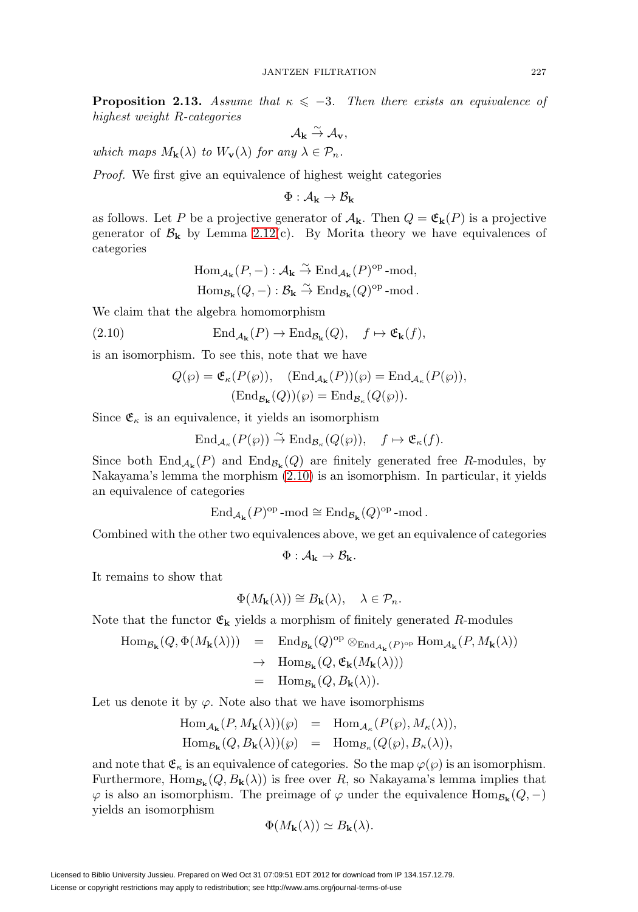**Proposition 2.13.** *Assume that $\kappa \leqslant -3$. Then there exists an equivalence of highest weight $R$-categories*

$$\mathcal{A}_{\mathbf{k}} \xrightarrow{\sim} \mathcal{A}_{\mathbf{v}},$$

*which maps $M_{\mathbf{k}}(\lambda)$ to $W_{\mathbf{v}}(\lambda)$ for any $\lambda \in \mathcal{P}_n$.*

*Proof.* We first give an equivalence of highest weight categories

$$\Phi : \mathcal{A}_{\mathbf{k}} \to \mathcal{B}_{\mathbf{k}}$$

as follows. Let $P$ be a projective generator of $\mathcal{A}_{\mathbf{k}}$. Then $Q = \mathfrak{E}_{\mathbf{k}}(P)$ is a projective generator of $\mathcal{B}_{\mathbf{k}}$ by Lemma 2.12(c). By Morita theory we have equivalences of categories

$$\mathrm{Hom}_{\mathcal{A}_{\mathbf{k}}}(P, -) : \mathcal{A}_{\mathbf{k}} \xrightarrow{\sim} \mathrm{End}_{\mathcal{A}_{\mathbf{k}}}(P)^{\mathrm{op}}\text{-mod},$$
$$\mathrm{Hom}_{\mathcal{B}_{\mathbf{k}}}(Q, -) : \mathcal{B}_{\mathbf{k}} \xrightarrow{\sim} \mathrm{End}_{\mathcal{B}_{\mathbf{k}}}(Q)^{\mathrm{op}}\text{-mod}.$$

We claim that the algebra homomorphism

$$\mathrm{End}_{\mathcal{A}_{\mathbf{k}}}(P) \to \mathrm{End}_{\mathcal{B}_{\mathbf{k}}}(Q), \quad f \mapsto \mathfrak{E}_{\mathbf{k}}(f), \tag{2.10}$$

is an isomorphism. To see this, note that we have

$$Q(\wp) = \mathfrak{E}_\kappa(P(\wp)), \quad (\mathrm{End}_{\mathcal{A}_{\mathbf{k}}}(P))(\wp) = \mathrm{End}_{\mathcal{A}_\kappa}(P(\wp)),$$
$$(\mathrm{End}_{\mathcal{B}_{\mathbf{k}}}(Q))(\wp) = \mathrm{End}_{\mathcal{B}_\kappa}(Q(\wp)).$$

Since $\mathfrak{E}_\kappa$ is an equivalence, it yields an isomorphism

$$\mathrm{End}_{\mathcal{A}_\kappa}(P(\wp)) \xrightarrow{\sim} \mathrm{End}_{\mathcal{B}_\kappa}(Q(\wp)), \quad f \mapsto \mathfrak{E}_\kappa(f).$$

Since both $\mathrm{End}_{\mathcal{A}_{\mathbf{k}}}(P)$ and $\mathrm{End}_{\mathcal{B}_{\mathbf{k}}}(Q)$ are finitely generated free $R$-modules, by Nakayama's lemma the morphism (2.10) is an isomorphism. In particular, it yields an equivalence of categories

$$\mathrm{End}_{\mathcal{A}_{\mathbf{k}}}(P)^{\mathrm{op}}\text{-mod} \cong \mathrm{End}_{\mathcal{B}_{\mathbf{k}}}(Q)^{\mathrm{op}}\text{-mod}.$$

Combined with the other two equivalences above, we get an equivalence of categories

$$\Phi : \mathcal{A}_{\mathbf{k}} \to \mathcal{B}_{\mathbf{k}}.$$

It remains to show that

$$\Phi(M_{\mathbf{k}}(\lambda)) \cong B_{\mathbf{k}}(\lambda), \quad \lambda \in \mathcal{P}_n.$$

Note that the functor $\mathfrak{E}_{\mathbf{k}}$ yields a morphism of finitely generated $R$-modules

$$\begin{aligned}
\mathrm{Hom}_{\mathcal{B}_{\mathbf{k}}}(Q, \Phi(M_{\mathbf{k}}(\lambda))) &= \mathrm{End}_{\mathcal{B}_{\mathbf{k}}}(Q)^{\mathrm{op}} \otimes_{\mathrm{End}_{\mathcal{A}_{\mathbf{k}}}(P)^{\mathrm{op}}} \mathrm{Hom}_{\mathcal{A}_{\mathbf{k}}}(P, M_{\mathbf{k}}(\lambda)) \\
&\to \mathrm{Hom}_{\mathcal{B}_{\mathbf{k}}}(Q, \mathfrak{E}_{\mathbf{k}}(M_{\mathbf{k}}(\lambda))) \\
&= \mathrm{Hom}_{\mathcal{B}_{\mathbf{k}}}(Q, B_{\mathbf{k}}(\lambda)).
\end{aligned}$$

Let us denote it by $\varphi$. Note also that we have isomorphisms

$$\begin{aligned}
\mathrm{Hom}_{\mathcal{A}_{\mathbf{k}}}(P, M_{\mathbf{k}}(\lambda))(\wp) &= \mathrm{Hom}_{\mathcal{A}_\kappa}(P(\wp), M_\kappa(\lambda)), \\
\mathrm{Hom}_{\mathcal{B}_{\mathbf{k}}}(Q, B_{\mathbf{k}}(\lambda))(\wp) &= \mathrm{Hom}_{\mathcal{B}_\kappa}(Q(\wp), B_\kappa(\lambda)),
\end{aligned}$$

and note that $\mathfrak{E}_\kappa$ is an equivalence of categories. So the map $\varphi(\wp)$ is an isomorphism. Furthermore, $\mathrm{Hom}_{\mathcal{B}_{\mathbf{k}}}(Q, B_{\mathbf{k}}(\lambda))$ is free over $R$, so Nakayama's lemma implies that $\varphi$ is also an isomorphism. The preimage of $\varphi$ under the equivalence $\mathrm{Hom}_{\mathcal{B}_{\mathbf{k}}}(Q, -)$ yields an isomorphism

$$\Phi(M_{\mathbf{k}}(\lambda)) \simeq B_{\mathbf{k}}(\lambda).$$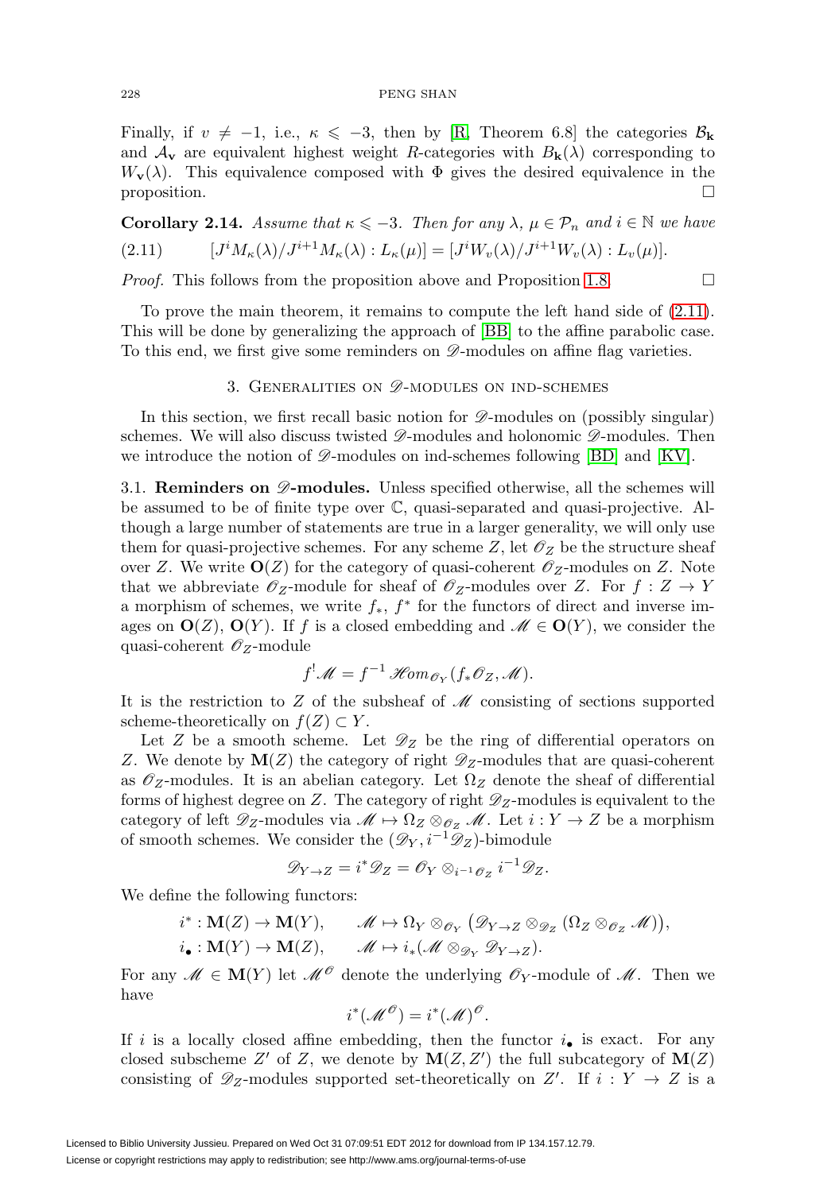Finally, if $v \neq -1$, i.e., $\kappa \leqslant -3$, then by [R, Theorem 6.8] the categories $\mathcal{B}_{\mathbf{k}}$ and $\mathcal{A}_{\mathbf{v}}$ are equivalent highest weight $R$-categories with $B_{\mathbf{k}}(\lambda)$ corresponding to $W_{\mathbf{v}}(\lambda)$. This equivalence composed with $\Phi$ gives the desired equivalence in the proposition. □

**Corollary 2.14.** *Assume that $\kappa \leqslant -3$. Then for any $\lambda$, $\mu \in \mathcal{P}_n$ and $i \in \mathbb{N}$ we have*

$$[J^i M_\kappa(\lambda)/J^{i+1}M_\kappa(\lambda) : L_\kappa(\mu)] = [J^i W_v(\lambda)/J^{i+1}W_v(\lambda) : L_v(\mu)]. \tag{2.11}$$

*Proof.* This follows from the proposition above and Proposition 1.8. □

To prove the main theorem, it remains to compute the left hand side of (2.11). This will be done by generalizing the approach of [BB] to the affine parabolic case. To this end, we first give some reminders on $\mathscr{D}$-modules on affine flag varieties.

## 3. Generalities on $\mathscr{D}$-modules on ind-schemes

In this section, we first recall basic notion for $\mathscr{D}$-modules on (possibly singular) schemes. We will also discuss twisted $\mathscr{D}$-modules and holonomic $\mathscr{D}$-modules. Then we introduce the notion of $\mathscr{D}$-modules on ind-schemes following [BD] and [KV].

3.1. **Reminders on $\mathscr{D}$-modules.** Unless specified otherwise, all the schemes will be assumed to be of finite type over $\mathbb{C}$, quasi-separated and quasi-projective. Although a large number of statements are true in a larger generality, we will only use them for quasi-projective schemes. For any scheme $Z$, let $\mathscr{O}_Z$ be the structure sheaf over $Z$. We write $\mathbf{O}(Z)$ for the category of quasi-coherent $\mathscr{O}_Z$-modules on $Z$. Note that we abbreviate $\mathscr{O}_Z$-module for sheaf of $\mathscr{O}_Z$-modules over $Z$. For $f : Z \to Y$ a morphism of schemes, we write $f_*$, $f^*$ for the functors of direct and inverse images on $\mathbf{O}(Z)$, $\mathbf{O}(Y)$. If $f$ is a closed embedding and $\mathscr{M} \in \mathbf{O}(Y)$, we consider the quasi-coherent $\mathscr{O}_Z$-module

$$f^!\mathscr{M} = f^{-1}\mathscr{H}om_{\mathscr{O}_Y}(f_*\mathscr{O}_Z, \mathscr{M}).$$

It is the restriction to $Z$ of the subsheaf of $\mathscr{M}$ consisting of sections supported scheme-theoretically on $f(Z) \subset Y$.

Let $Z$ be a smooth scheme. Let $\mathscr{D}_Z$ be the ring of differential operators on $Z$. We denote by $\mathbf{M}(Z)$ the category of right $\mathscr{D}_Z$-modules that are quasi-coherent as $\mathscr{O}_Z$-modules. It is an abelian category. Let $\Omega_Z$ denote the sheaf of differential forms of highest degree on $Z$. The category of right $\mathscr{D}_Z$-modules is equivalent to the category of left $\mathscr{D}_Z$-modules via $\mathscr{M} \mapsto \Omega_Z \otimes_{\mathscr{O}_Z} \mathscr{M}$. Let $i : Y \to Z$ be a morphism of smooth schemes. We consider the $(\mathscr{D}_Y, i^{-1}\mathscr{D}_Z)$-bimodule

$$\mathscr{D}_{Y\to Z} = i^*\mathscr{D}_Z = \mathscr{O}_Y \otimes_{i^{-1}\mathscr{O}_Z} i^{-1}\mathscr{D}_Z.$$

We define the following functors:

$$i^* : \mathbf{M}(Z) \to \mathbf{M}(Y), \qquad \mathscr{M} \mapsto \Omega_Y \otimes_{\mathscr{O}_Y} \big(\mathscr{D}_{Y\to Z} \otimes_{\mathscr{D}_Z} (\Omega_Z \otimes_{\mathscr{O}_Z} \mathscr{M})\big),$$
$$i_\bullet : \mathbf{M}(Y) \to \mathbf{M}(Z), \qquad \mathscr{M} \mapsto i_*(\mathscr{M} \otimes_{\mathscr{D}_Y} \mathscr{D}_{Y\to Z}).$$

For any $\mathscr{M} \in \mathbf{M}(Y)$ let $\mathscr{M}^{\mathscr{O}}$ denote the underlying $\mathscr{O}_Y$-module of $\mathscr{M}$. Then we have

$$i^*(\mathscr{M}^{\mathscr{O}}) = i^*(\mathscr{M})^{\mathscr{O}}.$$

If $i$ is a locally closed affine embedding, then the functor $i_\bullet$ is exact. For any closed subscheme $Z'$ of $Z$, we denote by $\mathbf{M}(Z, Z')$ the full subcategory of $\mathbf{M}(Z)$ consisting of $\mathscr{D}_Z$-modules supported set-theoretically on $Z'$. If $i : Y \to Z$ is a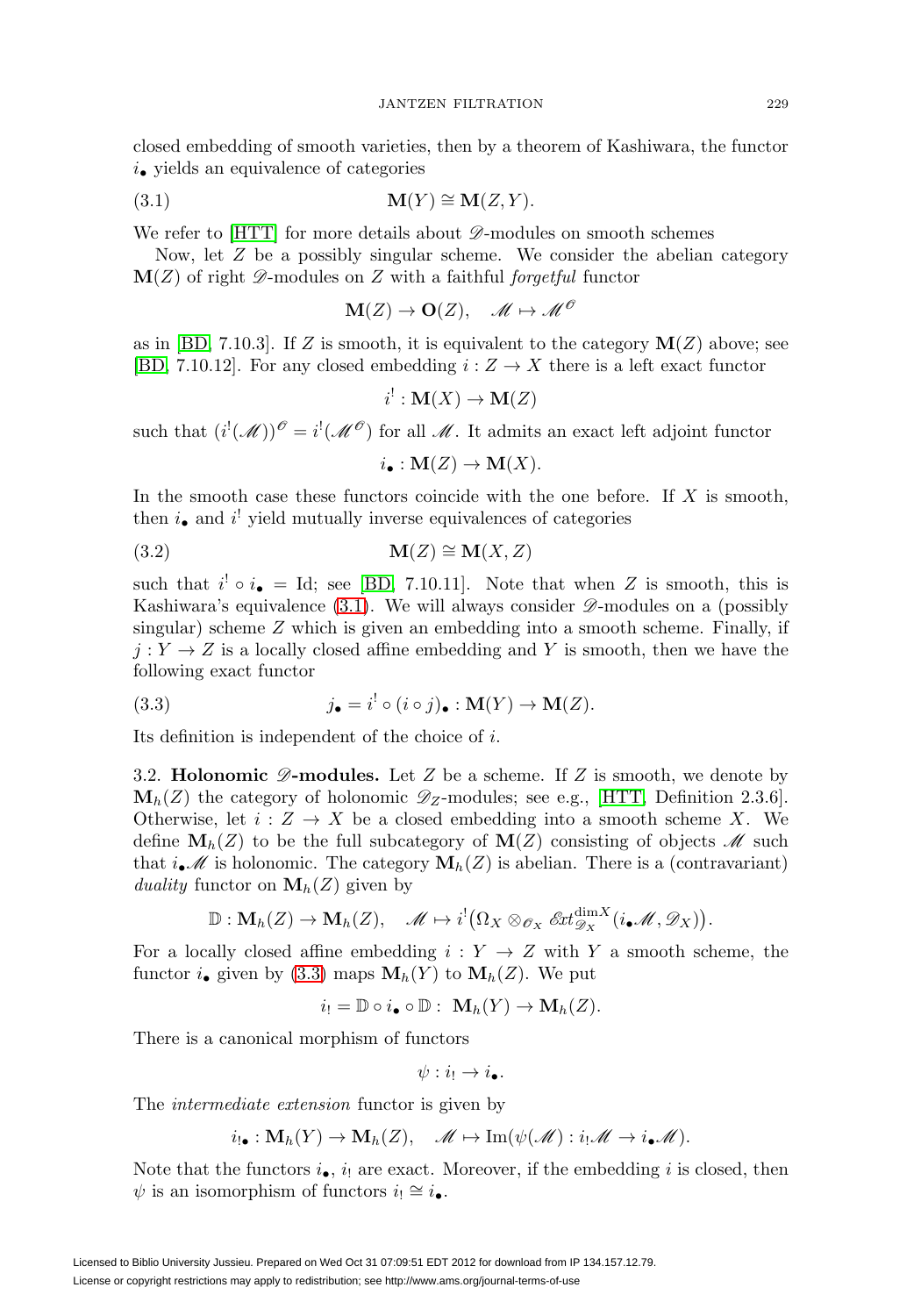closed embedding of smooth varieties, then by a theorem of Kashiwara, the functor $i_\bullet$ yields an equivalence of categories

$$\mathbf{M}(Y) \cong \mathbf{M}(Z, Y). \tag{3.1}$$

We refer to [HTT] for more details about $\mathscr{D}$-modules on smooth schemes

Now, let $Z$ be a possibly singular scheme. We consider the abelian category $\mathbf{M}(Z)$ of right $\mathscr{D}$-modules on $Z$ with a faithful *forgetful* functor

$$\mathbf{M}(Z) \to \mathbf{O}(Z), \quad \mathscr{M} \mapsto \mathscr{M}^{\mathscr{O}}$$

as in [BD, 7.10.3]. If $Z$ is smooth, it is equivalent to the category $\mathbf{M}(Z)$ above; see [BD, 7.10.12]. For any closed embedding $i : Z \to X$ there is a left exact functor

$$i^! : \mathbf{M}(X) \to \mathbf{M}(Z)$$

such that $(i^!(\mathscr{M}))^{\mathscr{O}} = i^!(\mathscr{M}^{\mathscr{O}})$ for all $\mathscr{M}$. It admits an exact left adjoint functor

$$i_\bullet : \mathbf{M}(Z) \to \mathbf{M}(X).$$

In the smooth case these functors coincide with the one before. If $X$ is smooth, then $i_\bullet$ and $i^!$ yield mutually inverse equivalences of categories

$$\mathbf{M}(Z) \cong \mathbf{M}(X, Z) \tag{3.2}$$

such that $i^! \circ i_\bullet = \mathrm{Id}$; see [BD, 7.10.11]. Note that when $Z$ is smooth, this is Kashiwara's equivalence (3.1). We will always consider $\mathscr{D}$-modules on a (possibly singular) scheme $Z$ which is given an embedding into a smooth scheme. Finally, if $j : Y \to Z$ is a locally closed affine embedding and $Y$ is smooth, then we have the following exact functor

$$j_\bullet = i^! \circ (i \circ j)_\bullet : \mathbf{M}(Y) \to \mathbf{M}(Z). \tag{3.3}$$

Its definition is independent of the choice of $i$.

3.2. **Holonomic $\mathscr{D}$-modules.** Let $Z$ be a scheme. If $Z$ is smooth, we denote by $\mathbf{M}_h(Z)$ the category of holonomic $\mathscr{D}_Z$-modules; see e.g., [HTT, Definition 2.3.6]. Otherwise, let $i : Z \to X$ be a closed embedding into a smooth scheme $X$. We define $\mathbf{M}_h(Z)$ to be the full subcategory of $\mathbf{M}(Z)$ consisting of objects $\mathscr{M}$ such that $i_\bullet \mathscr{M}$ is holonomic. The category $\mathbf{M}_h(Z)$ is abelian. There is a (contravariant) *duality* functor on $\mathbf{M}_h(Z)$ given by

$$\mathbb{D} : \mathbf{M}_h(Z) \to \mathbf{M}_h(Z), \quad \mathscr{M} \mapsto i^!\big(\Omega_X \otimes_{\mathscr{O}_X} \mathscr{E}xt^{\dim X}_{\mathscr{D}_X}(i_\bullet \mathscr{M}, \mathscr{D}_X)\big).$$

For a locally closed affine embedding $i : Y \to Z$ with $Y$ a smooth scheme, the functor $i_\bullet$ given by (3.3) maps $\mathbf{M}_h(Y)$ to $\mathbf{M}_h(Z)$. We put

$$i_! = \mathbb{D} \circ i_\bullet \circ \mathbb{D} : \ \mathbf{M}_h(Y) \to \mathbf{M}_h(Z).$$

There is a canonical morphism of functors

$$\psi : i_! \to i_\bullet.$$

The *intermediate extension* functor is given by

$$i_{!\bullet} : \mathbf{M}_h(Y) \to \mathbf{M}_h(Z), \quad \mathscr{M} \mapsto \mathrm{Im}(\psi(\mathscr{M}) : i_! \mathscr{M} \to i_\bullet \mathscr{M}).$$

Note that the functors $i_\bullet$, $i_!$ are exact. Moreover, if the embedding $i$ is closed, then $\psi$ is an isomorphism of functors $i_! \cong i_\bullet$.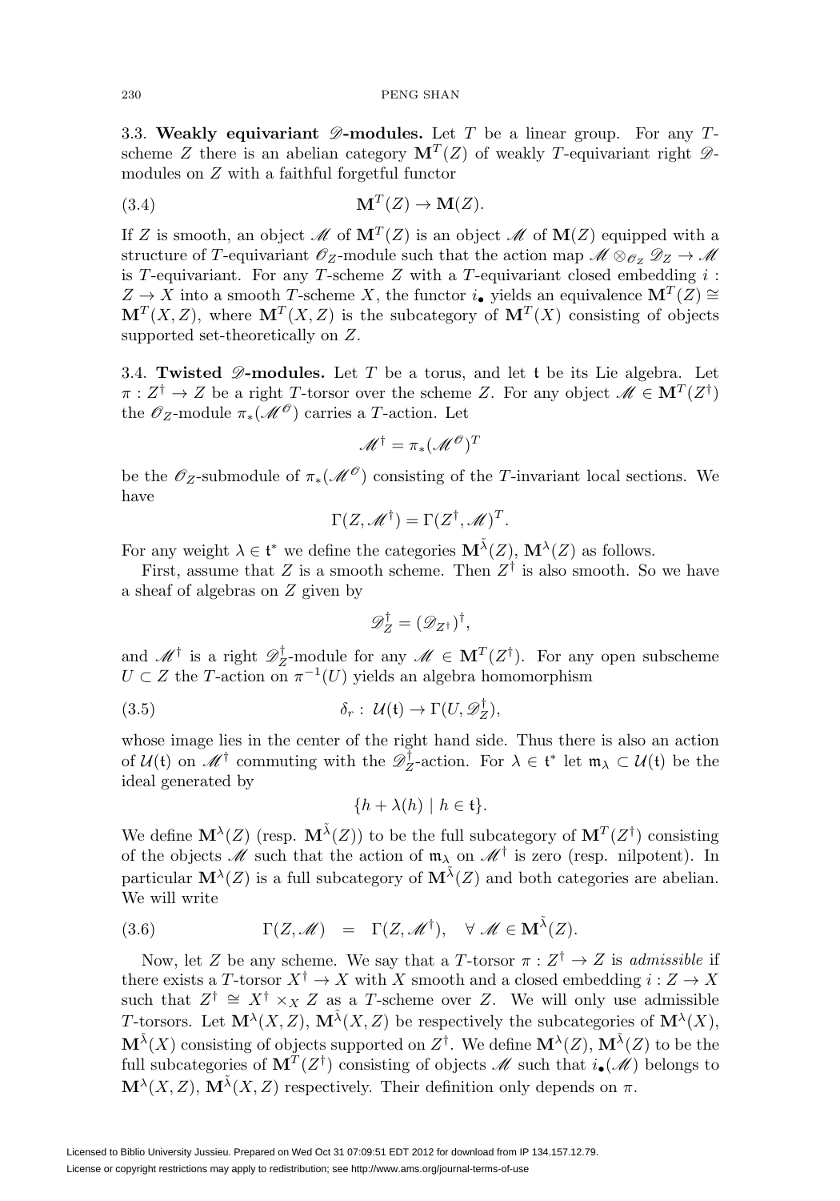3.3. **Weakly equivariant $\mathscr{D}$-modules.** Let $T$ be a linear group. For any $T$-scheme $Z$ there is an abelian category $\mathbf{M}^T(Z)$ of weakly $T$-equivariant right $\mathscr{D}$-modules on $Z$ with a faithful forgetful functor

$$\mathbf{M}^T(Z) \to \mathbf{M}(Z). \tag{3.4}$$

If $Z$ is smooth, an object $\mathscr{M}$ of $\mathbf{M}^T(Z)$ is an object $\mathscr{M}$ of $\mathbf{M}(Z)$ equipped with a structure of $T$-equivariant $\mathscr{O}_Z$-module such that the action map $\mathscr{M} \otimes_{\mathscr{O}_Z} \mathscr{D}_Z \to \mathscr{M}$ is $T$-equivariant. For any $T$-scheme $Z$ with a $T$-equivariant closed embedding $i : Z \to X$ into a smooth $T$-scheme $X$, the functor $i_\bullet$ yields an equivalence $\mathbf{M}^T(Z) \cong \mathbf{M}^T(X, Z)$, where $\mathbf{M}^T(X, Z)$ is the subcategory of $\mathbf{M}^T(X)$ consisting of objects supported set-theoretically on $Z$.

3.4. **Twisted $\mathscr{D}$-modules.** Let $T$ be a torus, and let $\mathfrak{t}$ be its Lie algebra. Let $\pi : Z^\dagger \to Z$ be a right $T$-torsor over the scheme $Z$. For any object $\mathscr{M} \in \mathbf{M}^T(Z^\dagger)$ the $\mathscr{O}_Z$-module $\pi_*(\mathscr{M}^{\mathscr{O}})$ carries a $T$-action. Let

$$\mathscr{M}^\dagger = \pi_*(\mathscr{M}^{\mathscr{O}})^T$$

be the $\mathscr{O}_Z$-submodule of $\pi_*(\mathscr{M}^{\mathscr{O}})$ consisting of the $T$-invariant local sections. We have

$$\Gamma(Z, \mathscr{M}^\dagger) = \Gamma(Z^\dagger, \mathscr{M})^T.$$

For any weight $\lambda \in \mathfrak{t}^*$ we define the categories $\mathbf{M}^{\tilde{\lambda}}(Z)$, $\mathbf{M}^{\lambda}(Z)$ as follows.

First, assume that $Z$ is a smooth scheme. Then $Z^\dagger$ is also smooth. So we have a sheaf of algebras on $Z$ given by

$$\mathscr{D}_Z^\dagger = (\mathscr{D}_{Z^\dagger})^\dagger,$$

and $\mathscr{M}^\dagger$ is a right $\mathscr{D}_Z^\dagger$-module for any $\mathscr{M} \in \mathbf{M}^T(Z^\dagger)$. For any open subscheme $U \subset Z$ the $T$-action on $\pi^{-1}(U)$ yields an algebra homomorphism

$$\delta_r : \mathcal{U}(\mathfrak{t}) \to \Gamma(U, \mathscr{D}_Z^\dagger), \tag{3.5}$$

whose image lies in the center of the right hand side. Thus there is also an action of $\mathcal{U}(\mathfrak{t})$ on $\mathscr{M}^\dagger$ commuting with the $\mathscr{D}_Z^\dagger$-action. For $\lambda \in \mathfrak{t}^*$ let $\mathfrak{m}_\lambda \subset \mathcal{U}(\mathfrak{t})$ be the ideal generated by

$$\{h + \lambda(h) \mid h \in \mathfrak{t}\}.$$

We define $\mathbf{M}^{\lambda}(Z)$ (resp. $\mathbf{M}^{\tilde{\lambda}}(Z)$) to be the full subcategory of $\mathbf{M}^T(Z^\dagger)$ consisting of the objects $\mathscr{M}$ such that the action of $\mathfrak{m}_\lambda$ on $\mathscr{M}^\dagger$ is zero (resp. nilpotent). In particular $\mathbf{M}^{\lambda}(Z)$ is a full subcategory of $\mathbf{M}^{\tilde{\lambda}}(Z)$ and both categories are abelian. We will write

$$\Gamma(Z, \mathscr{M}) \quad = \quad \Gamma(Z, \mathscr{M}^\dagger), \quad \forall\ \mathscr{M} \in \mathbf{M}^{\tilde{\lambda}}(Z). \tag{3.6}$$

Now, let $Z$ be any scheme. We say that a $T$-torsor $\pi : Z^\dagger \to Z$ is *admissible* if there exists a $T$-torsor $X^\dagger \to X$ with $X$ smooth and a closed embedding $i : Z \to X$ such that $Z^\dagger \cong X^\dagger \times_X Z$ as a $T$-scheme over $Z$. We will only use admissible $T$-torsors. Let $\mathbf{M}^{\lambda}(X, Z)$, $\mathbf{M}^{\tilde{\lambda}}(X, Z)$ be respectively the subcategories of $\mathbf{M}^{\lambda}(X)$, $\mathbf{M}^{\tilde{\lambda}}(X)$ consisting of objects supported on $Z^\dagger$. We define $\mathbf{M}^{\lambda}(Z)$, $\mathbf{M}^{\tilde{\lambda}}(Z)$ to be the full subcategories of $\mathbf{M}^T(Z^\dagger)$ consisting of objects $\mathscr{M}$ such that $i_\bullet(\mathscr{M})$ belongs to $\mathbf{M}^{\lambda}(X, Z)$, $\mathbf{M}^{\tilde{\lambda}}(X, Z)$ respectively. Their definition only depends on $\pi$.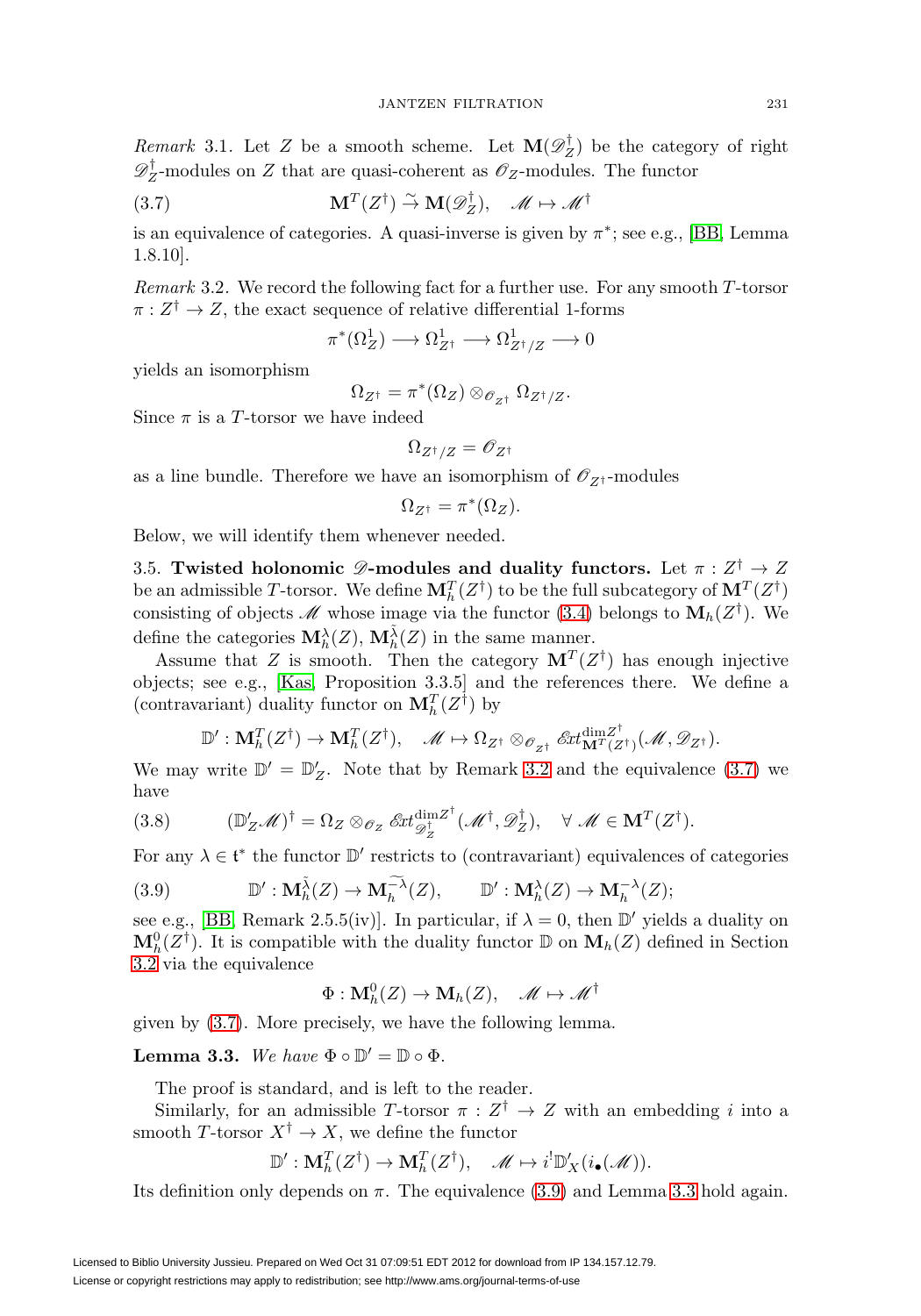*Remark* 3.1. Let $Z$ be a smooth scheme. Let $\mathbf{M}(\mathscr{D}_Z^\dagger)$ be the category of right $\mathscr{D}_Z^\dagger$-modules on $Z$ that are quasi-coherent as $\mathscr{O}_Z$-modules. The functor

$$\mathbf{M}^T(Z^\dagger) \xrightarrow{\sim} \mathbf{M}(\mathscr{D}_Z^\dagger), \quad \mathscr{M} \mapsto \mathscr{M}^\dagger \tag{3.7}$$

is an equivalence of categories. A quasi-inverse is given by $\pi^*$; see e.g., [BB, Lemma 1.8.10].

*Remark* 3.2. We record the following fact for a further use. For any smooth $T$-torsor $\pi : Z^\dagger \to Z$, the exact sequence of relative differential 1-forms

$$\pi^*(\Omega_Z^1) \longrightarrow \Omega_{Z^\dagger}^1 \longrightarrow \Omega_{Z^\dagger/Z}^1 \longrightarrow 0$$

yields an isomorphism

$$\Omega_{Z^\dagger} = \pi^*(\Omega_Z) \otimes_{\mathscr{O}_{Z^\dagger}} \Omega_{Z^\dagger/Z}.$$

Since $\pi$ is a $T$-torsor we have indeed

$$\Omega_{Z^\dagger/Z} = \mathscr{O}_{Z^\dagger}$$

as a line bundle. Therefore we have an isomorphism of $\mathscr{O}_{Z^\dagger}$-modules

$$\Omega_{Z^\dagger} = \pi^*(\Omega_Z).$$

Below, we will identify them whenever needed.

3.5. **Twisted holonomic $\mathscr{D}$-modules and duality functors.** Let $\pi : Z^\dagger \to Z$ be an admissible $T$-torsor. We define $\mathbf{M}_h^T(Z^\dagger)$ to be the full subcategory of $\mathbf{M}^T(Z^\dagger)$ consisting of objects $\mathscr{M}$ whose image via the functor (3.4) belongs to $\mathbf{M}_h(Z^\dagger)$. We define the categories $\mathbf{M}_h^\lambda(Z)$, $\mathbf{M}_h^{\tilde\lambda}(Z)$ in the same manner.

Assume that $Z$ is smooth. Then the category $\mathbf{M}^T(Z^\dagger)$ has enough injective objects; see e.g., [Kas, Proposition 3.3.5] and the references there. We define a (contravariant) duality functor on $\mathbf{M}_h^T(Z^\dagger)$ by

$$\mathbb{D}' : \mathbf{M}_h^T(Z^\dagger) \to \mathbf{M}_h^T(Z^\dagger), \quad \mathscr{M} \mapsto \Omega_{Z^\dagger} \otimes_{\mathscr{O}_{Z^\dagger}} \mathscr{E}xt^{\dim Z^\dagger}_{\mathbf{M}^T(Z^\dagger)}(\mathscr{M}, \mathscr{D}_{Z^\dagger}).$$

We may write $\mathbb{D}' = \mathbb{D}'_Z$. Note that by Remark 3.2 and the equivalence (3.7) we have

$$(\mathbb{D}'_Z\mathscr{M})^\dagger = \Omega_Z \otimes_{\mathscr{O}_Z} \mathscr{E}xt^{\dim Z^\dagger}_{\mathscr{D}_Z^\dagger}(\mathscr{M}^\dagger, \mathscr{D}_Z^\dagger), \quad \forall\ \mathscr{M} \in \mathbf{M}^T(Z^\dagger). \tag{3.8}$$

For any $\lambda \in \mathfrak{t}^*$ the functor $\mathbb{D}'$ restricts to (contravariant) equivalences of categories

$$\mathbb{D}' : \mathbf{M}_h^{\tilde\lambda}(Z) \to \mathbf{M}_h^{\widetilde{-\lambda}}(Z), \qquad \mathbb{D}' : \mathbf{M}_h^\lambda(Z) \to \mathbf{M}_h^{-\lambda}(Z); \tag{3.9}$$

see e.g., [BB, Remark 2.5.5(iv)]. In particular, if $\lambda = 0$, then $\mathbb{D}'$ yields a duality on $\mathbf{M}_h^0(Z^\dagger)$. It is compatible with the duality functor $\mathbb{D}$ on $\mathbf{M}_h(Z)$ defined in Section 3.2 via the equivalence

$$\Phi : \mathbf{M}_h^0(Z) \to \mathbf{M}_h(Z), \quad \mathscr{M} \mapsto \mathscr{M}^\dagger$$

given by (3.7). More precisely, we have the following lemma.

**Lemma 3.3.** *We have* $\Phi \circ \mathbb{D}' = \mathbb{D} \circ \Phi$.

The proof is standard, and is left to the reader.

Similarly, for an admissible $T$-torsor $\pi : Z^\dagger \to Z$ with an embedding $i$ into a smooth $T$-torsor $X^\dagger \to X$, we define the functor

$$\mathbb{D}' : \mathbf{M}_h^T(Z^\dagger) \to \mathbf{M}_h^T(Z^\dagger), \quad \mathscr{M} \mapsto i^!\mathbb{D}'_X(i_\bullet(\mathscr{M})).$$

Its definition only depends on $\pi$. The equivalence (3.9) and Lemma 3.3 hold again.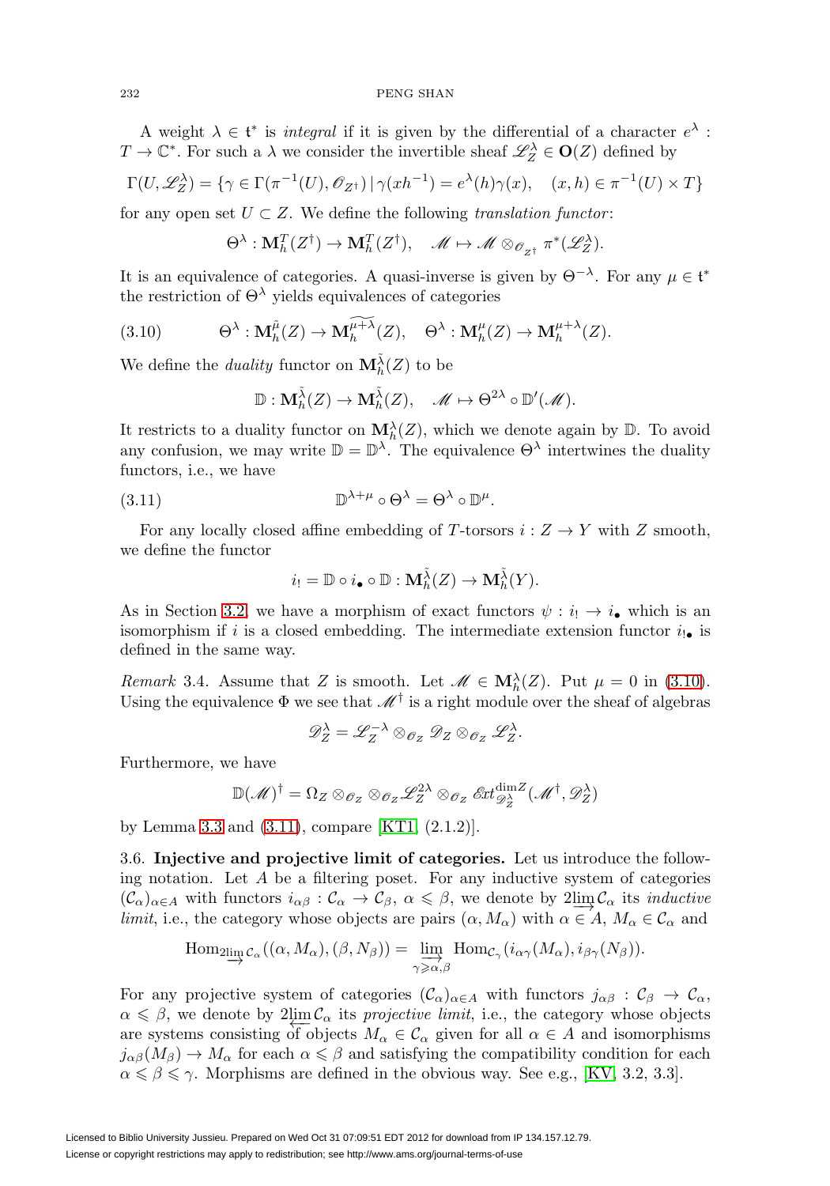A weight $\lambda \in \mathfrak{t}^*$ is *integral* if it is given by the differential of a character $e^\lambda : T \to \mathbb{C}^*$. For such a $\lambda$ we consider the invertible sheaf $\mathscr{L}_Z^\lambda \in \mathbf{O}(Z)$ defined by

$$\Gamma(U, \mathscr{L}_Z^\lambda) = \{\gamma \in \Gamma(\pi^{-1}(U), \mathscr{O}_{Z^\dagger}) \,|\, \gamma(xh^{-1}) = e^\lambda(h)\gamma(x), \quad (x,h) \in \pi^{-1}(U) \times T\}$$

for any open set $U \subset Z$. We define the following *translation functor*:

$$\Theta^\lambda : \mathbf{M}_h^T(Z^\dagger) \to \mathbf{M}_h^T(Z^\dagger), \quad \mathscr{M} \mapsto \mathscr{M} \otimes_{\mathscr{O}_{Z^\dagger}} \pi^*(\mathscr{L}_Z^\lambda).$$

It is an equivalence of categories. A quasi-inverse is given by $\Theta^{-\lambda}$. For any $\mu \in \mathfrak{t}^*$ the restriction of $\Theta^\lambda$ yields equivalences of categories

$$\Theta^\lambda : \mathbf{M}_h^{\tilde{\mu}}(Z) \to \mathbf{M}_h^{\widetilde{\mu+\lambda}}(Z), \quad \Theta^\lambda : \mathbf{M}_h^{\mu}(Z) \to \mathbf{M}_h^{\mu+\lambda}(Z). \tag{3.10}$$

We define the *duality* functor on $\mathbf{M}_h^{\tilde{\lambda}}(Z)$ to be

$$\mathbb{D} : \mathbf{M}_h^{\tilde{\lambda}}(Z) \to \mathbf{M}_h^{\tilde{\lambda}}(Z), \quad \mathscr{M} \mapsto \Theta^{2\lambda} \circ \mathbb{D}'(\mathscr{M}).$$

It restricts to a duality functor on $\mathbf{M}_h^\lambda(Z)$, which we denote again by $\mathbb{D}$. To avoid any confusion, we may write $\mathbb{D} = \mathbb{D}^\lambda$. The equivalence $\Theta^\lambda$ intertwines the duality functors, i.e., we have

$$\mathbb{D}^{\lambda+\mu} \circ \Theta^\lambda = \Theta^\lambda \circ \mathbb{D}^\mu. \tag{3.11}$$

For any locally closed affine embedding of $T$-torsors $i : Z \to Y$ with $Z$ smooth, we define the functor

$$i_! = \mathbb{D} \circ i_\bullet \circ \mathbb{D} : \mathbf{M}_h^{\tilde{\lambda}}(Z) \to \mathbf{M}_h^{\tilde{\lambda}}(Y).$$

As in Section 3.2, we have a morphism of exact functors $\psi : i_! \to i_\bullet$ which is an isomorphism if $i$ is a closed embedding. The intermediate extension functor $i_{!\bullet}$ is defined in the same way.

*Remark* 3.4. Assume that $Z$ is smooth. Let $\mathscr{M} \in \mathbf{M}_h^\lambda(Z)$. Put $\mu = 0$ in (3.10). Using the equivalence $\Phi$ we see that $\mathscr{M}^\dagger$ is a right module over the sheaf of algebras

$$\mathscr{D}_Z^\lambda = \mathscr{L}_Z^{-\lambda} \otimes_{\mathscr{O}_Z} \mathscr{D}_Z \otimes_{\mathscr{O}_Z} \mathscr{L}_Z^\lambda.$$

Furthermore, we have

$$\mathbb{D}(\mathscr{M})^\dagger = \Omega_Z \otimes_{\mathscr{O}_Z} \otimes_{\mathscr{O}_Z} \mathscr{L}_Z^{2\lambda} \otimes_{\mathscr{O}_Z} \mathscr{E}xt^{\dim Z}_{\mathscr{D}_Z^\lambda}(\mathscr{M}^\dagger, \mathscr{D}_Z^\lambda)$$

by Lemma 3.3 and (3.11), compare [KT1, (2.1.2)].

3.6. **Injective and projective limit of categories.** Let us introduce the following notation. Let $A$ be a filtering poset. For any inductive system of categories $(\mathcal{C}_\alpha)_{\alpha \in A}$ with functors $i_{\alpha\beta} : \mathcal{C}_\alpha \to \mathcal{C}_\beta$, $\alpha \leqslant \beta$, we denote by $2\varinjlim \mathcal{C}_\alpha$ its *inductive limit*, i.e., the category whose objects are pairs $(\alpha, M_\alpha)$ with $\alpha \in A$, $M_\alpha \in \mathcal{C}_\alpha$ and

$$\mathrm{Hom}_{2\varinjlim \mathcal{C}_\alpha}((\alpha, M_\alpha), (\beta, N_\beta)) = \varinjlim_{\gamma \geqslant \alpha, \beta} \mathrm{Hom}_{\mathcal{C}_\gamma}(i_{\alpha\gamma}(M_\alpha), i_{\beta\gamma}(N_\beta)).$$

For any projective system of categories $(\mathcal{C}_\alpha)_{\alpha \in A}$ with functors $j_{\alpha\beta} : \mathcal{C}_\beta \to \mathcal{C}_\alpha$, $\alpha \leqslant \beta$, we denote by $2\varprojlim \mathcal{C}_\alpha$ its *projective limit*, i.e., the category whose objects are systems consisting of objects $M_\alpha \in \mathcal{C}_\alpha$ given for all $\alpha \in A$ and isomorphisms $j_{\alpha\beta}(M_\beta) \to M_\alpha$ for each $\alpha \leqslant \beta$ and satisfying the compatibility condition for each $\alpha \leqslant \beta \leqslant \gamma$. Morphisms are defined in the obvious way. See e.g., [KV, 3.2, 3.3].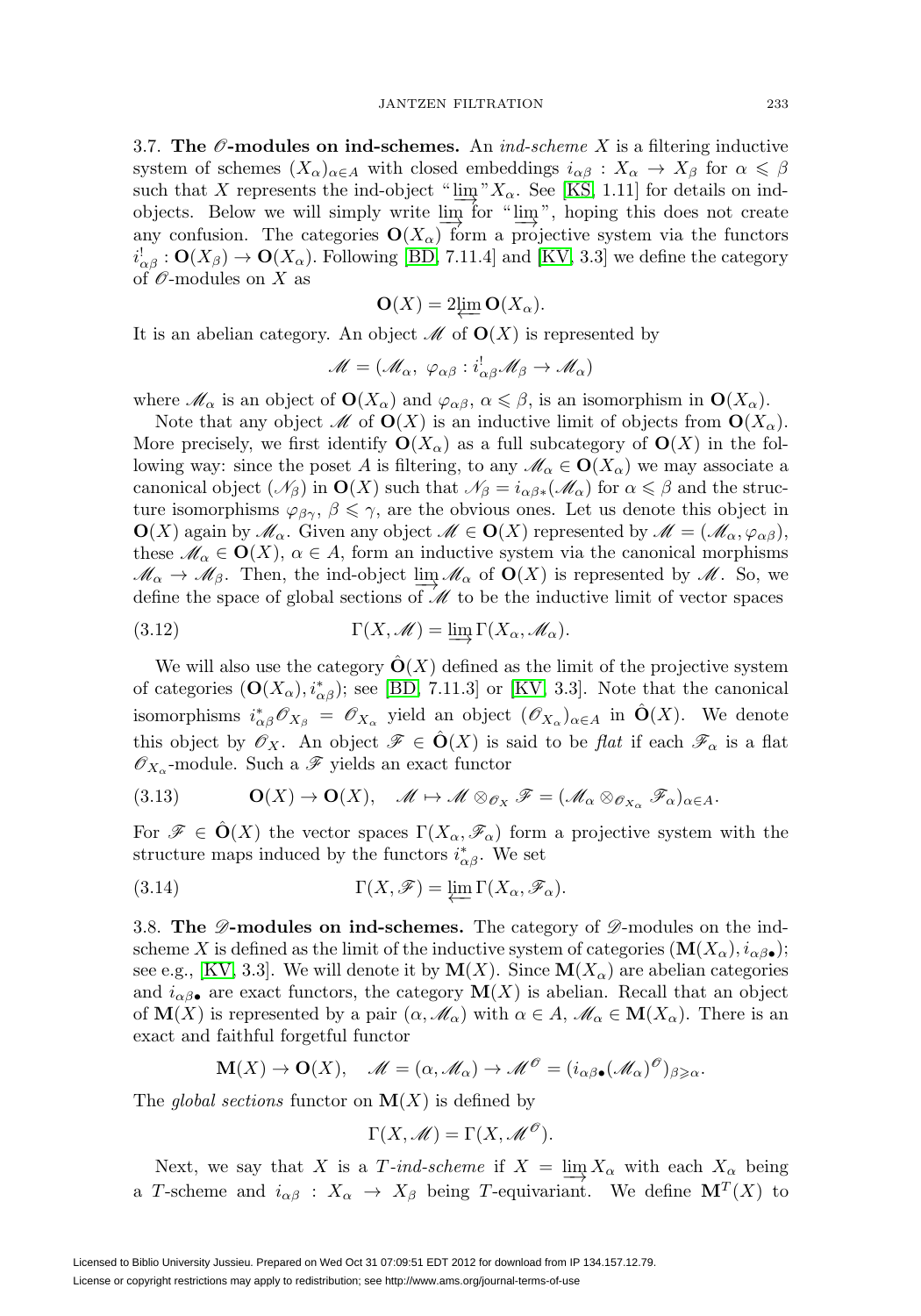3.7. **The $\mathscr{O}$-modules on ind-schemes.** An *ind-scheme* $X$ is a filtering inductive system of schemes $(X_\alpha)_{\alpha \in A}$ with closed embeddings $i_{\alpha\beta} : X_\alpha \to X_\beta$ for $\alpha \leqslant \beta$ such that $X$ represents the ind-object "$\varinjlim$"$X_\alpha$. See [KS, 1.11] for details on ind-objects. Below we will simply write $\varinjlim$ for "$\varinjlim$", hoping this does not create any confusion. The categories $\mathbf{O}(X_\alpha)$ form a projective system via the functors $i^!_{\alpha\beta} : \mathbf{O}(X_\beta) \to \mathbf{O}(X_\alpha)$. Following [BD, 7.11.4] and [KV, 3.3] we define the category of $\mathscr{O}$-modules on $X$ as

$$\mathbf{O}(X) = 2\varprojlim \mathbf{O}(X_\alpha).$$

It is an abelian category. An object $\mathscr{M}$ of $\mathbf{O}(X)$ is represented by

$$\mathscr{M} = (\mathscr{M}_\alpha,\ \varphi_{\alpha\beta} : i^!_{\alpha\beta}\mathscr{M}_\beta \to \mathscr{M}_\alpha)$$

where $\mathscr{M}_\alpha$ is an object of $\mathbf{O}(X_\alpha)$ and $\varphi_{\alpha\beta}$, $\alpha \leqslant \beta$, is an isomorphism in $\mathbf{O}(X_\alpha)$.

Note that any object $\mathscr{M}$ of $\mathbf{O}(X)$ is an inductive limit of objects from $\mathbf{O}(X_\alpha)$. More precisely, we first identify $\mathbf{O}(X_\alpha)$ as a full subcategory of $\mathbf{O}(X)$ in the following way: since the poset $A$ is filtering, to any $\mathscr{M}_\alpha \in \mathbf{O}(X_\alpha)$ we may associate a canonical object $(\mathscr{N}_\beta)$ in $\mathbf{O}(X)$ such that $\mathscr{N}_\beta = i_{\alpha\beta *}(\mathscr{M}_\alpha)$ for $\alpha \leqslant \beta$ and the structure isomorphisms $\varphi_{\beta\gamma}$, $\beta \leqslant \gamma$, are the obvious ones. Let us denote this object in $\mathbf{O}(X)$ again by $\mathscr{M}_\alpha$. Given any object $\mathscr{M} \in \mathbf{O}(X)$ represented by $\mathscr{M} = (\mathscr{M}_\alpha, \varphi_{\alpha\beta})$, these $\mathscr{M}_\alpha \in \mathbf{O}(X)$, $\alpha \in A$, form an inductive system via the canonical morphisms $\mathscr{M}_\alpha \to \mathscr{M}_\beta$. Then, the ind-object $\varinjlim \mathscr{M}_\alpha$ of $\mathbf{O}(X)$ is represented by $\mathscr{M}$. So, we define the space of global sections of $\mathscr{M}$ to be the inductive limit of vector spaces

$$\Gamma(X, \mathscr{M}) = \varinjlim \Gamma(X_\alpha, \mathscr{M}_\alpha). \tag{3.12}$$

We will also use the category $\hat{\mathbf{O}}(X)$ defined as the limit of the projective system of categories $(\mathbf{O}(X_\alpha), i^*_{\alpha\beta})$; see [BD, 7.11.3] or [KV, 3.3]. Note that the canonical isomorphisms $i^*_{\alpha\beta}\mathscr{O}_{X_\beta} = \mathscr{O}_{X_\alpha}$ yield an object $(\mathscr{O}_{X_\alpha})_{\alpha \in A}$ in $\hat{\mathbf{O}}(X)$. We denote this object by $\mathscr{O}_X$. An object $\mathscr{F} \in \hat{\mathbf{O}}(X)$ is said to be *flat* if each $\mathscr{F}_\alpha$ is a flat $\mathscr{O}_{X_\alpha}$-module. Such a $\mathscr{F}$ yields an exact functor

$$\mathbf{O}(X) \to \mathbf{O}(X), \quad \mathscr{M} \mapsto \mathscr{M} \otimes_{\mathscr{O}_X} \mathscr{F} = (\mathscr{M}_\alpha \otimes_{\mathscr{O}_{X_\alpha}} \mathscr{F}_\alpha)_{\alpha \in A}. \tag{3.13}$$

For $\mathscr{F} \in \hat{\mathbf{O}}(X)$ the vector spaces $\Gamma(X_\alpha, \mathscr{F}_\alpha)$ form a projective system with the structure maps induced by the functors $i^*_{\alpha\beta}$. We set

$$\Gamma(X, \mathscr{F}) = \varprojlim \Gamma(X_\alpha, \mathscr{F}_\alpha). \tag{3.14}$$

3.8. **The $\mathscr{D}$-modules on ind-schemes.** The category of $\mathscr{D}$-modules on the ind-scheme $X$ is defined as the limit of the inductive system of categories $(\mathbf{M}(X_\alpha), i_{\alpha\beta\bullet})$; see e.g., [KV, 3.3]. We will denote it by $\mathbf{M}(X)$. Since $\mathbf{M}(X_\alpha)$ are abelian categories and $i_{\alpha\beta\bullet}$ are exact functors, the category $\mathbf{M}(X)$ is abelian. Recall that an object of $\mathbf{M}(X)$ is represented by a pair $(\alpha, \mathscr{M}_\alpha)$ with $\alpha \in A$, $\mathscr{M}_\alpha \in \mathbf{M}(X_\alpha)$. There is an exact and faithful forgetful functor

$$\mathbf{M}(X) \to \mathbf{O}(X), \quad \mathscr{M} = (\alpha, \mathscr{M}_\alpha) \to \mathscr{M}^{\mathscr{O}} = (i_{\alpha\beta\bullet}(\mathscr{M}_\alpha)^{\mathscr{O}})_{\beta \geqslant \alpha}.$$

The *global sections* functor on $\mathbf{M}(X)$ is defined by

$$\Gamma(X, \mathscr{M}) = \Gamma(X, \mathscr{M}^{\mathscr{O}}).$$

Next, we say that $X$ is a *$T$-ind-scheme* if $X = \varinjlim X_\alpha$ with each $X_\alpha$ being a $T$-scheme and $i_{\alpha\beta} : X_\alpha \to X_\beta$ being $T$-equivariant. We define $\mathbf{M}^T(X)$ to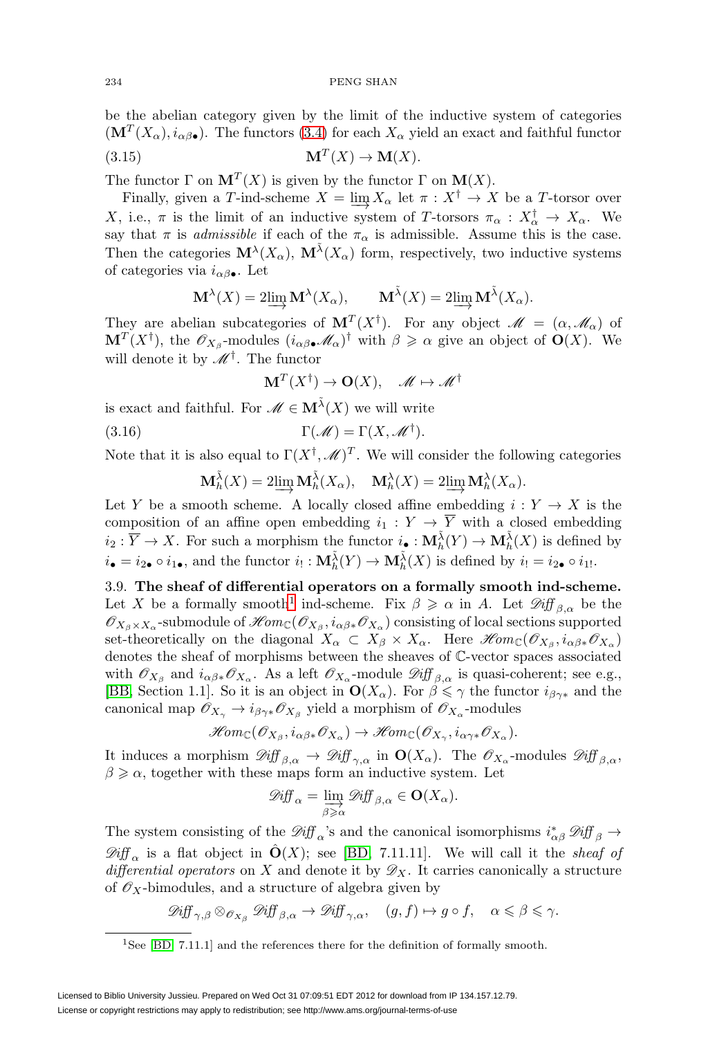be the abelian category given by the limit of the inductive system of categories $(\mathbf{M}^T(X_\alpha), i_{\alpha\beta\bullet})$. The functors (3.4) for each $X_\alpha$ yield an exact and faithful functor

$$\mathbf{M}^T(X) \to \mathbf{M}(X). \tag{3.15}$$

The functor $\Gamma$ on $\mathbf{M}^T(X)$ is given by the functor $\Gamma$ on $\mathbf{M}(X)$.

Finally, given a $T$-ind-scheme $X = \varinjlim X_\alpha$ let $\pi : X^\dagger \to X$ be a $T$-torsor over $X$, i.e., $\pi$ is the limit of an inductive system of $T$-torsors $\pi_\alpha : X_\alpha^\dagger \to X_\alpha$. We say that $\pi$ is *admissible* if each of the $\pi_\alpha$ is admissible. Assume this is the case. Then the categories $\mathbf{M}^\lambda(X_\alpha)$, $\mathbf{M}^{\tilde{\lambda}}(X_\alpha)$ form, respectively, two inductive systems of categories via $i_{\alpha\beta\bullet}$. Let

$$\mathbf{M}^\lambda(X) = 2\varinjlim \mathbf{M}^\lambda(X_\alpha), \qquad \mathbf{M}^{\tilde{\lambda}}(X) = 2\varinjlim \mathbf{M}^{\tilde{\lambda}}(X_\alpha).$$

They are abelian subcategories of $\mathbf{M}^T(X^\dagger)$. For any object $\mathscr{M} = (\alpha, \mathscr{M}_\alpha)$ of $\mathbf{M}^T(X^\dagger)$, the $\mathscr{O}_{X_\beta}$-modules $(i_{\alpha\beta\bullet}\mathscr{M}_\alpha)^\dagger$ with $\beta \geqslant \alpha$ give an object of $\mathbf{O}(X)$. We will denote it by $\mathscr{M}^\dagger$. The functor

$$\mathbf{M}^T(X^\dagger) \to \mathbf{O}(X), \quad \mathscr{M} \mapsto \mathscr{M}^\dagger$$

is exact and faithful. For $\mathscr{M} \in \mathbf{M}^{\tilde{\lambda}}(X)$ we will write

$$\Gamma(\mathscr{M}) = \Gamma(X, \mathscr{M}^\dagger). \tag{3.16}$$

Note that it is also equal to $\Gamma(X^\dagger, \mathscr{M})^T$. We will consider the following categories

$$\mathbf{M}_h^{\tilde{\lambda}}(X) = 2\varinjlim \mathbf{M}_h^{\tilde{\lambda}}(X_\alpha), \quad \mathbf{M}_h^\lambda(X) = 2\varinjlim \mathbf{M}_h^\lambda(X_\alpha).$$

Let $Y$ be a smooth scheme. A locally closed affine embedding $i : Y \to X$ is the composition of an affine open embedding $i_1 : Y \to \overline{Y}$ with a closed embedding $i_2 : \overline{Y} \to X$. For such a morphism the functor $i_\bullet : \mathbf{M}_h^{\tilde{\lambda}}(Y) \to \mathbf{M}_h^{\tilde{\lambda}}(X)$ is defined by $i_\bullet = i_{2\bullet} \circ i_{1\bullet}$, and the functor $i_! : \mathbf{M}_h^{\tilde{\lambda}}(Y) \to \mathbf{M}_h^{\tilde{\lambda}}(X)$ is defined by $i_! = i_{2\bullet} \circ i_{1!}$.

3.9. **The sheaf of differential operators on a formally smooth ind-scheme.** Let $X$ be a formally smooth[1] ind-scheme. Fix $\beta \geqslant \alpha$ in $A$. Let $\mathscr{D}\!\mathit{iff}_{\beta,\alpha}$ be the $\mathscr{O}_{X_\beta \times X_\alpha}$-submodule of $\mathscr{H}\!om_{\mathbb{C}}(\mathscr{O}_{X_\beta}, i_{\alpha\beta *}\mathscr{O}_{X_\alpha})$ consisting of local sections supported set-theoretically on the diagonal $X_\alpha \subset X_\beta \times X_\alpha$. Here $\mathscr{H}\!om_{\mathbb{C}}(\mathscr{O}_{X_\beta}, i_{\alpha\beta *}\mathscr{O}_{X_\alpha})$ denotes the sheaf of morphisms between the sheaves of $\mathbb{C}$-vector spaces associated with $\mathscr{O}_{X_\beta}$ and $i_{\alpha\beta *}\mathscr{O}_{X_\alpha}$. As a left $\mathscr{O}_{X_\alpha}$-module $\mathscr{D}\!\mathit{iff}_{\beta,\alpha}$ is quasi-coherent; see e.g., [BB, Section 1.1]. So it is an object in $\mathbf{O}(X_\alpha)$. For $\beta \leqslant \gamma$ the functor $i_{\beta\gamma *}$ and the canonical map $\mathscr{O}_{X_\gamma} \to i_{\beta\gamma *}\mathscr{O}_{X_\beta}$ yield a morphism of $\mathscr{O}_{X_\alpha}$-modules

$$\mathscr{H}\!om_{\mathbb{C}}(\mathscr{O}_{X_\beta}, i_{\alpha\beta *}\mathscr{O}_{X_\alpha}) \to \mathscr{H}\!om_{\mathbb{C}}(\mathscr{O}_{X_\gamma}, i_{\alpha\gamma *}\mathscr{O}_{X_\alpha}).$$

It induces a morphism $\mathscr{D}\!\mathit{iff}_{\beta,\alpha} \to \mathscr{D}\!\mathit{iff}_{\gamma,\alpha}$ in $\mathbf{O}(X_\alpha)$. The $\mathscr{O}_{X_\alpha}$-modules $\mathscr{D}\!\mathit{iff}_{\beta,\alpha}$, $\beta \geqslant \alpha$, together with these maps form an inductive system. Let

$$\mathscr{D}\!\mathit{iff}_\alpha = \varinjlim_{\beta \geqslant \alpha} \mathscr{D}\!\mathit{iff}_{\beta,\alpha} \in \mathbf{O}(X_\alpha).$$

The system consisting of the $\mathscr{D}\!\mathit{iff}_\alpha$'s and the canonical isomorphisms $i^*_{\alpha\beta}\mathscr{D}\!\mathit{iff}_\beta \to \mathscr{D}\!\mathit{iff}_\alpha$ is a flat object in $\hat{\mathbf{O}}(X)$; see [BD, 7.11.11]. We will call it the *sheaf of differential operators* on $X$ and denote it by $\mathscr{D}_X$. It carries canonically a structure of $\mathscr{O}_X$-bimodules, and a structure of algebra given by

$$\mathscr{D}\!\mathit{iff}_{\gamma,\beta} \otimes_{\mathscr{O}_{X_\beta}} \mathscr{D}\!\mathit{iff}_{\beta,\alpha} \to \mathscr{D}\!\mathit{iff}_{\gamma,\alpha}, \quad (g, f) \mapsto g \circ f, \quad \alpha \leqslant \beta \leqslant \gamma.$$

[1] See [BD, 7.11.1] and the references there for the definition of formally smooth.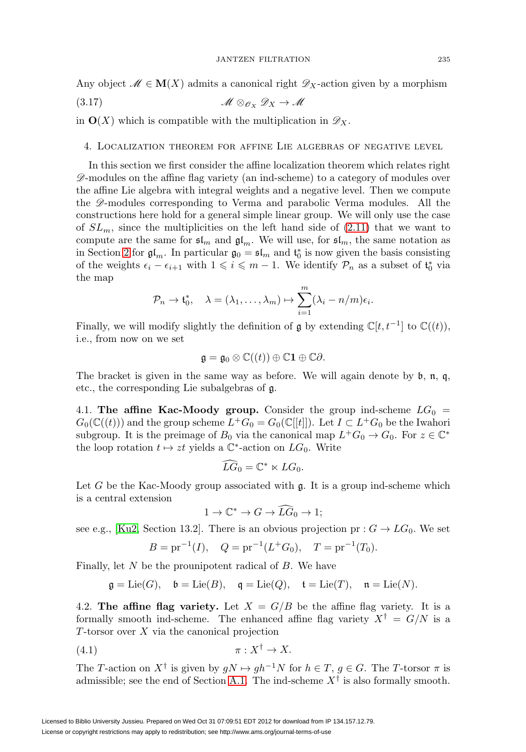Any object $\mathscr{M} \in \mathbf{M}(X)$ admits a canonical right $\mathscr{D}_X$-action given by a morphism

$$\mathscr{M} \otimes_{\mathscr{O}_X} \mathscr{D}_X \to \mathscr{M} \tag{3.17}$$

in $\mathbf{O}(X)$ which is compatible with the multiplication in $\mathscr{D}_X$.

## 4. Localization theorem for affine Lie algebras of negative level

In this section we first consider the affine localization theorem which relates right $\mathscr{D}$-modules on the affine flag variety (an ind-scheme) to a category of modules over the affine Lie algebra with integral weights and a negative level. Then we compute the $\mathscr{D}$-modules corresponding to Verma and parabolic Verma modules. All the constructions here hold for a general simple linear group. We will only use the case of $SL_m$, since the multiplicities on the left hand side of (2.11) that we want to compute are the same for $\mathfrak{sl}_m$ and $\mathfrak{gl}_m$. We will use, for $\mathfrak{sl}_m$, the same notation as in Section 2 for $\mathfrak{gl}_m$. In particular $\mathfrak{g}_0 = \mathfrak{sl}_m$ and $\mathfrak{t}_0^*$ is now given the basis consisting of the weights $\epsilon_i - \epsilon_{i+1}$ with $1 \leqslant i \leqslant m-1$. We identify $\mathcal{P}_n$ as a subset of $\mathfrak{t}_0^*$ via the map

$$\mathcal{P}_n \to \mathfrak{t}_0^*, \quad \lambda = (\lambda_1, \dots, \lambda_m) \mapsto \sum_{i=1}^{m} (\lambda_i - n/m)\epsilon_i.$$

Finally, we will modify slightly the definition of $\mathfrak{g}$ by extending $\mathbb{C}[t, t^{-1}]$ to $\mathbb{C}((t))$, i.e., from now on we set

$$\mathfrak{g} = \mathfrak{g}_0 \otimes \mathbb{C}((t)) \oplus \mathbb{C}\mathbf{1} \oplus \mathbb{C}\partial.$$

The bracket is given in the same way as before. We will again denote by $\mathfrak{b}$, $\mathfrak{n}$, $\mathfrak{q}$, etc., the corresponding Lie subalgebras of $\mathfrak{g}$.

4.1. **The affine Kac-Moody group.** Consider the group ind-scheme $LG_0 = G_0(\mathbb{C}((t)))$ and the group scheme $L^+G_0 = G_0(\mathbb{C}[[t]])$. Let $I \subset L^+G_0$ be the Iwahori subgroup. It is the preimage of $B_0$ via the canonical map $L^+G_0 \to G_0$. For $z \in \mathbb{C}^*$ the loop rotation $t \mapsto zt$ yields a $\mathbb{C}^*$-action on $LG_0$. Write

$$\widehat{LG}_0 = \mathbb{C}^* \ltimes LG_0.$$

Let $G$ be the Kac-Moody group associated with $\mathfrak{g}$. It is a group ind-scheme which is a central extension

$$1 \to \mathbb{C}^* \to G \to \widehat{LG}_0 \to 1;$$

see e.g., [Ku2, Section 13.2]. There is an obvious projection $\mathrm{pr} : G \to LG_0$. We set

$$B = \mathrm{pr}^{-1}(I), \quad Q = \mathrm{pr}^{-1}(L^+G_0), \quad T = \mathrm{pr}^{-1}(T_0).$$

Finally, let $N$ be the prounipotent radical of $B$. We have

$$\mathfrak{g} = \mathrm{Lie}(G), \quad \mathfrak{b} = \mathrm{Lie}(B), \quad \mathfrak{q} = \mathrm{Lie}(Q), \quad \mathfrak{t} = \mathrm{Lie}(T), \quad \mathfrak{n} = \mathrm{Lie}(N).$$

4.2. **The affine flag variety.** Let $X = G/B$ be the affine flag variety. It is a formally smooth ind-scheme. The enhanced affine flag variety $X^\dagger = G/N$ is a $T$-torsor over $X$ via the canonical projection

$$\pi : X^\dagger \to X. \tag{4.1}$$

The $T$-action on $X^\dagger$ is given by $gN \mapsto gh^{-1}N$ for $h \in T$, $g \in G$. The $T$-torsor $\pi$ is admissible; see the end of Section A.1. The ind-scheme $X^\dagger$ is also formally smooth.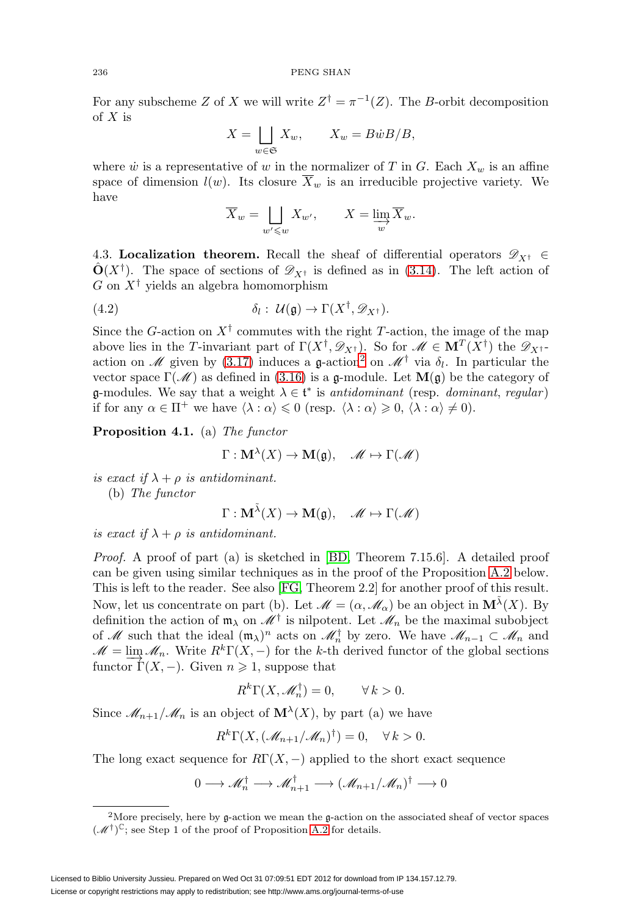For any subscheme $Z$ of $X$ we will write $Z^\dagger = \pi^{-1}(Z)$. The $B$-orbit decomposition of $X$ is

$$X = \bigsqcup_{w \in \mathfrak{S}} X_w, \qquad X_w = B\dot{w}B/B,$$

where $\dot{w}$ is a representative of $w$ in the normalizer of $T$ in $G$. Each $X_w$ is an affine space of dimension $l(w)$. Its closure $\overline{X}_w$ is an irreducible projective variety. We have

$$\overline{X}_w = \bigsqcup_{w' \leqslant w} X_{w'}, \qquad X = \varinjlim_{w} \overline{X}_w.$$

4.3. **Localization theorem.** Recall the sheaf of differential operators $\mathscr{D}_{X^\dagger} \in \hat{\mathbf{O}}(X^\dagger)$. The space of sections of $\mathscr{D}_{X^\dagger}$ is defined as in (3.14). The left action of $G$ on $X^\dagger$ yields an algebra homomorphism

$$\delta_l : \mathcal{U}(\mathfrak{g}) \to \Gamma(X^\dagger, \mathscr{D}_{X^\dagger}). \tag{4.2}$$

Since the $G$-action on $X^\dagger$ commutes with the right $T$-action, the image of the map above lies in the $T$-invariant part of $\Gamma(X^\dagger, \mathscr{D}_{X^\dagger})$. So for $\mathscr{M} \in \mathbf{M}^T(X^\dagger)$ the $\mathscr{D}_{X^\dagger}$-action on $\mathscr{M}$ given by (3.17) induces a $\mathfrak{g}$-action[2] on $\mathscr{M}^\dagger$ via $\delta_l$. In particular the vector space $\Gamma(\mathscr{M})$ as defined in (3.16) is a $\mathfrak{g}$-module. Let $\mathbf{M}(\mathfrak{g})$ be the category of $\mathfrak{g}$-modules. We say that a weight $\lambda \in \mathfrak{t}^*$ is *antidominant* (resp. *dominant*, *regular*) if for any $\alpha \in \Pi^+$ we have $\langle \lambda : \alpha \rangle \leqslant 0$ (resp. $\langle \lambda : \alpha \rangle \geqslant 0$, $\langle \lambda : \alpha \rangle \neq 0$).

**Proposition 4.1.** (a) *The functor*

$$\Gamma : \mathbf{M}^\lambda(X) \to \mathbf{M}(\mathfrak{g}), \quad \mathscr{M} \mapsto \Gamma(\mathscr{M})$$

*is exact if $\lambda + \rho$ is antidominant.*

(b) *The functor*

$$\Gamma : \mathbf{M}^{\tilde{\lambda}}(X) \to \mathbf{M}(\mathfrak{g}), \quad \mathscr{M} \mapsto \Gamma(\mathscr{M})$$

*is exact if $\lambda + \rho$ is antidominant.*

*Proof.* A proof of part (a) is sketched in [BD, Theorem 7.15.6]. A detailed proof can be given using similar techniques as in the proof of the Proposition A.2 below. This is left to the reader. See also [FG, Theorem 2.2] for another proof of this result. Now, let us concentrate on part (b). Let $\mathscr{M} = (\alpha, \mathscr{M}_\alpha)$ be an object in $\mathbf{M}^{\tilde{\lambda}}(X)$. By definition the action of $\mathfrak{m}_\lambda$ on $\mathscr{M}^\dagger$ is nilpotent. Let $\mathscr{M}_n$ be the maximal subobject of $\mathscr{M}$ such that the ideal $(\mathfrak{m}_\lambda)^n$ acts on $\mathscr{M}_n^\dagger$ by zero. We have $\mathscr{M}_{n-1} \subset \mathscr{M}_n$ and $\mathscr{M} = \varinjlim \mathscr{M}_n$. Write $R^k\Gamma(X, -)$ for the $k$-th derived functor of the global sections functor $\Gamma(X, -)$. Given $n \geqslant 1$, suppose that

$$R^k\Gamma(X, \mathscr{M}_n^\dagger) = 0, \qquad \forall\, k > 0.$$

Since $\mathscr{M}_{n+1}/\mathscr{M}_n$ is an object of $\mathbf{M}^\lambda(X)$, by part (a) we have

$$R^k\Gamma(X, (\mathscr{M}_{n+1}/\mathscr{M}_n)^\dagger) = 0, \quad \forall\, k > 0.$$

The long exact sequence for $R\Gamma(X, -)$ applied to the short exact sequence

$$0 \longrightarrow \mathscr{M}_n^\dagger \longrightarrow \mathscr{M}_{n+1}^\dagger \longrightarrow (\mathscr{M}_{n+1}/\mathscr{M}_n)^\dagger \longrightarrow 0$$

[2] More precisely, here by $\mathfrak{g}$-action we mean the $\mathfrak{g}$-action on the associated sheaf of vector spaces $(\mathscr{M}^\dagger)^{\mathbb{C}}$; see Step 1 of the proof of Proposition A.2 for details.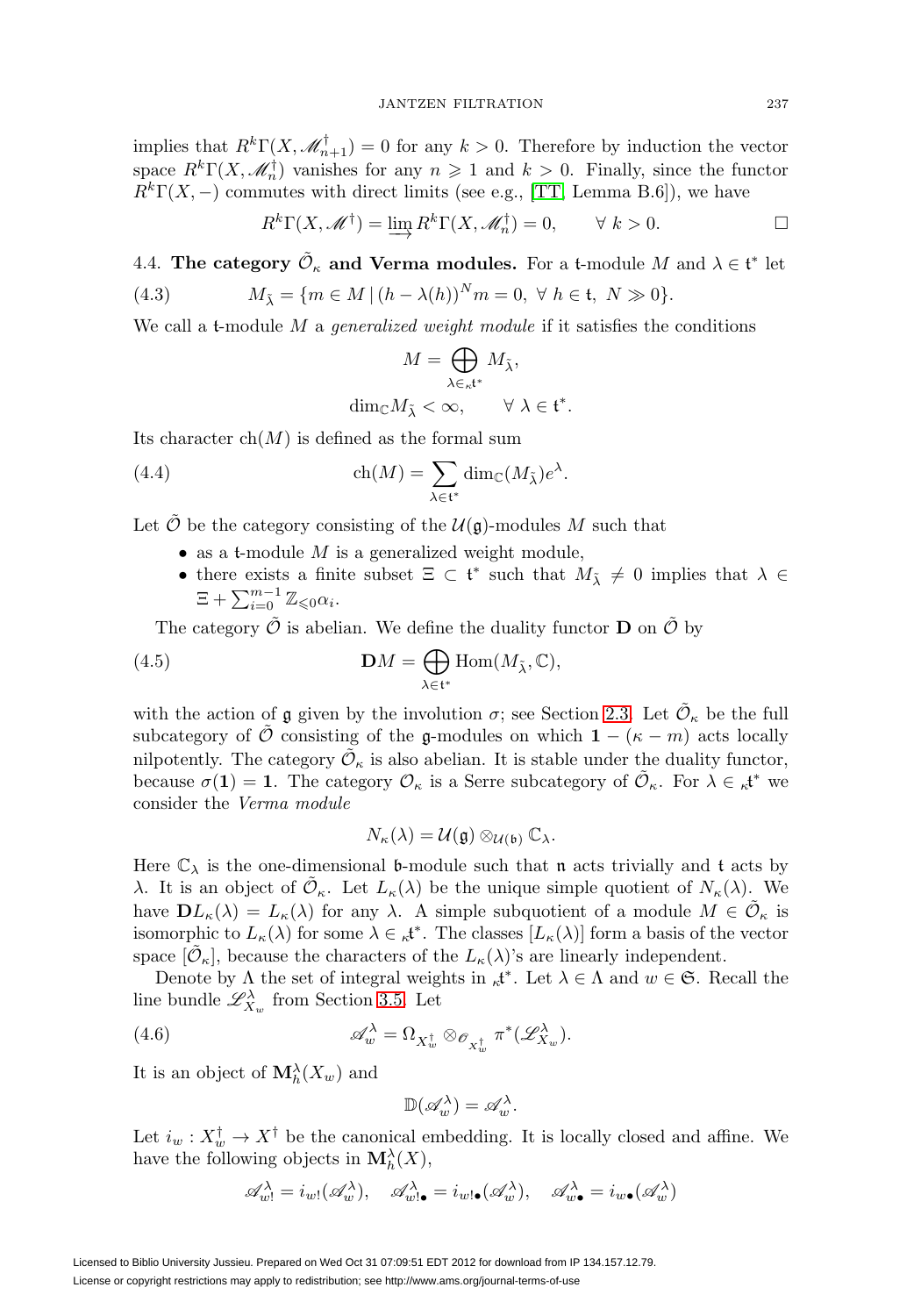implies that $R^k\Gamma(X,\mathscr{M}^\dagger_{n+1})=0$ for any $k>0$. Therefore by induction the vector space $R^k\Gamma(X,\mathscr{M}^\dagger_n)$ vanishes for any $n\geqslant 1$ and $k>0$. Finally, since the functor $R^k\Gamma(X,-)$ commutes with direct limits (see e.g., [TT, Lemma B.6]), we have

$$R^k\Gamma(X,\mathscr{M}^\dagger)=\varinjlim R^k\Gamma(X,\mathscr{M}^\dagger_n)=0,\qquad \forall\ k>0.\qquad\square$$

4.4. **The category $\tilde{\mathcal{O}}_\kappa$ and Verma modules.** For a $\mathfrak{t}$-module $M$ and $\lambda\in\mathfrak{t}^*$ let

$$M_{\tilde\lambda}=\{m\in M\,|\,(h-\lambda(h))^N m=0,\ \forall\ h\in\mathfrak{t},\ N\gg 0\}. \tag{4.3}$$

We call a $\mathfrak{t}$-module $M$ a *generalized weight module* if it satisfies the conditions

$$M=\bigoplus_{\lambda\in{}_\kappa\mathfrak{t}^*}M_{\tilde\lambda},$$

$$\dim_{\mathbb{C}}M_{\tilde\lambda}<\infty,\qquad\forall\ \lambda\in\mathfrak{t}^*.$$

Its character $\mathrm{ch}(M)$ is defined as the formal sum

$$\mathrm{ch}(M)=\sum_{\lambda\in\mathfrak{t}^*}\dim_{\mathbb{C}}(M_{\tilde\lambda})e^\lambda. \tag{4.4}$$

Let $\tilde{\mathcal{O}}$ be the category consisting of the $\mathcal{U}(\mathfrak{g})$-modules $M$ such that

- as a $\mathfrak{t}$-module $M$ is a generalized weight module,
- there exists a finite subset $\Xi\subset\mathfrak{t}^*$ such that $M_{\tilde\lambda}\neq 0$ implies that $\lambda\in\Xi+\sum_{i=0}^{m-1}\mathbb{Z}_{\leqslant 0}\alpha_i$.

The category $\tilde{\mathcal{O}}$ is abelian. We define the duality functor $\mathbf{D}$ on $\tilde{\mathcal{O}}$ by

$$\mathbf{D}M=\bigoplus_{\lambda\in\mathfrak{t}^*}\mathrm{Hom}(M_{\tilde\lambda},\mathbb{C}), \tag{4.5}$$

with the action of $\mathfrak{g}$ given by the involution $\sigma$; see Section 2.3. Let $\tilde{\mathcal{O}}_\kappa$ be the full subcategory of $\tilde{\mathcal{O}}$ consisting of the $\mathfrak{g}$-modules on which $\mathbf{1}-(\kappa-m)$ acts locally nilpotently. The category $\tilde{\mathcal{O}}_\kappa$ is also abelian. It is stable under the duality functor, because $\sigma(\mathbf{1})=\mathbf{1}$. The category $\mathcal{O}_\kappa$ is a Serre subcategory of $\tilde{\mathcal{O}}_\kappa$. For $\lambda\in{}_\kappa\mathfrak{t}^*$ we consider the *Verma module*

$$N_\kappa(\lambda)=\mathcal{U}(\mathfrak{g})\otimes_{\mathcal{U}(\mathfrak{b})}\mathbb{C}_\lambda.$$

Here $\mathbb{C}_\lambda$ is the one-dimensional $\mathfrak{b}$-module such that $\mathfrak{n}$ acts trivially and $\mathfrak{t}$ acts by $\lambda$. It is an object of $\tilde{\mathcal{O}}_\kappa$. Let $L_\kappa(\lambda)$ be the unique simple quotient of $N_\kappa(\lambda)$. We have $\mathbf{D}L_\kappa(\lambda)=L_\kappa(\lambda)$ for any $\lambda$. A simple subquotient of a module $M\in\tilde{\mathcal{O}}_\kappa$ is isomorphic to $L_\kappa(\lambda)$ for some $\lambda\in{}_\kappa\mathfrak{t}^*$. The classes $[L_\kappa(\lambda)]$ form a basis of the vector space $[\tilde{\mathcal{O}}_\kappa]$, because the characters of the $L_\kappa(\lambda)$'s are linearly independent.

Denote by $\Lambda$ the set of integral weights in ${}_\kappa\mathfrak{t}^*$. Let $\lambda\in\Lambda$ and $w\in\mathfrak{S}$. Recall the line bundle $\mathscr{L}^\lambda_{X_w}$ from Section 3.5. Let

$$\mathscr{A}^\lambda_w=\Omega_{X^\dagger_w}\otimes_{\mathscr{O}_{X^\dagger_w}}\pi^*(\mathscr{L}^\lambda_{X_w}). \tag{4.6}$$

It is an object of $\mathbf{M}^\lambda_h(X_w)$ and

$$\mathbb{D}(\mathscr{A}^\lambda_w)=\mathscr{A}^\lambda_w.$$

Let $i_w:X^\dagger_w\to X^\dagger$ be the canonical embedding. It is locally closed and affine. We have the following objects in $\mathbf{M}^\lambda_h(X)$,

$$\mathscr{A}^\lambda_{w!}=i_{w!}(\mathscr{A}^\lambda_w),\quad \mathscr{A}^\lambda_{w!\bullet}=i_{w!\bullet}(\mathscr{A}^\lambda_w),\quad \mathscr{A}^\lambda_{w\bullet}=i_{w\bullet}(\mathscr{A}^\lambda_w)$$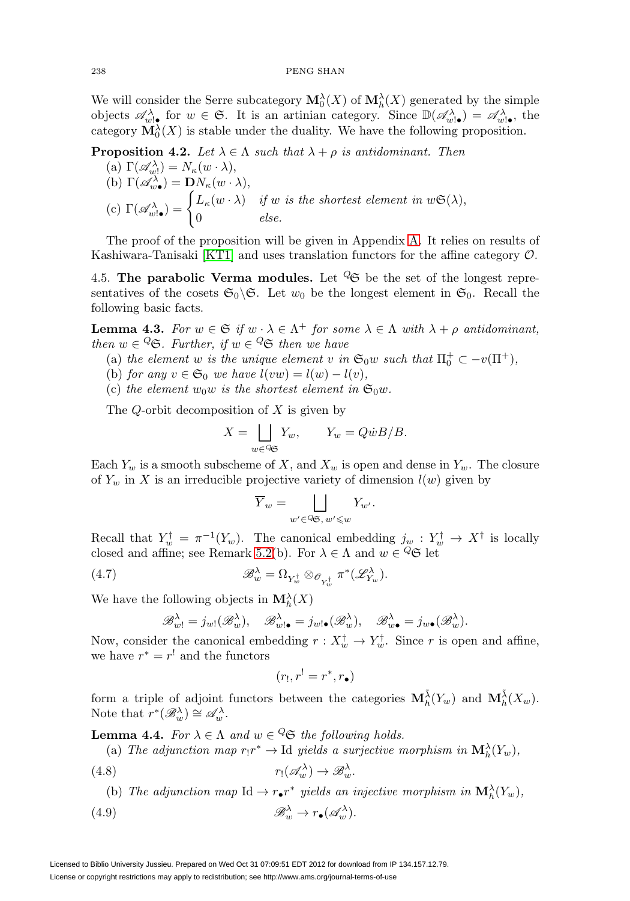We will consider the Serre subcategory $\mathbf{M}_0^\lambda(X)$ of $\mathbf{M}_h^\lambda(X)$ generated by the simple objects $\mathscr{A}^\lambda_{w!\bullet}$ for $w \in \mathfrak{S}$. It is an artinian category. Since $\mathbb{D}(\mathscr{A}^\lambda_{w!\bullet}) = \mathscr{A}^\lambda_{w!\bullet}$, the category $\mathbf{M}_0^\lambda(X)$ is stable under the duality. We have the following proposition.

**Proposition 4.2.** *Let $\lambda \in \Lambda$ such that $\lambda + \rho$ is antidominant. Then*

(a) $\Gamma(\mathscr{A}^\lambda_{w!}) = N_\kappa(w \cdot \lambda)$,

(b) $\Gamma(\mathscr{A}^\lambda_{w\bullet}) = \mathbf{D}N_\kappa(w \cdot \lambda)$,

(c) $\Gamma(\mathscr{A}^\lambda_{w!\bullet}) = \begin{cases} L_\kappa(w\cdot\lambda) & \text{if } w \text{ is the shortest element in } w\mathfrak{S}(\lambda), \\ 0 & \text{else.} \end{cases}$

The proof of the proposition will be given in Appendix A. It relies on results of Kashiwara-Tanisaki [KT1] and uses translation functors for the affine category $\mathcal{O}$.

4.5. **The parabolic Verma modules.** Let ${}^Q\mathfrak{S}$ be the set of the longest representatives of the cosets $\mathfrak{S}_0\backslash\mathfrak{S}$. Let $w_0$ be the longest element in $\mathfrak{S}_0$. Recall the following basic facts.

**Lemma 4.3.** *For $w \in \mathfrak{S}$ if $w \cdot \lambda \in \Lambda^+$ for some $\lambda \in \Lambda$ with $\lambda + \rho$ antidominant, then $w \in {}^Q\mathfrak{S}$. Further, if $w \in {}^Q\mathfrak{S}$ then we have*

(a) *the element $w$ is the unique element $v$ in $\mathfrak{S}_0 w$ such that $\Pi_0^+ \subset -v(\Pi^+)$,*

(b) *for any $v \in \mathfrak{S}_0$ we have $l(vw) = l(w) - l(v)$,*

(c) *the element $w_0 w$ is the shortest element in $\mathfrak{S}_0 w$.*

The $Q$-orbit decomposition of $X$ is given by

$$X = \bigsqcup_{w \in {}^Q\mathfrak{S}} Y_w, \qquad Y_w = Q\dot{w}B/B.$$

Each $Y_w$ is a smooth subscheme of $X$, and $X_w$ is open and dense in $Y_w$. The closure of $Y_w$ in $X$ is an irreducible projective variety of dimension $l(w)$ given by

$$\overline{Y}_w = \bigsqcup_{w' \in {}^Q\mathfrak{S},\, w' \leqslant w} Y_{w'}.$$

Recall that $Y_w^\dagger = \pi^{-1}(Y_w)$. The canonical embedding $j_w : Y_w^\dagger \to X^\dagger$ is locally closed and affine; see Remark 5.2(b). For $\lambda \in \Lambda$ and $w \in {}^Q\mathfrak{S}$ let

$$\mathscr{B}^\lambda_w = \Omega_{Y_w^\dagger} \otimes_{\mathscr{O}_{Y_w^\dagger}} \pi^*(\mathscr{L}^\lambda_{Y_w}). \tag{4.7}$$

We have the following objects in $\mathbf{M}_h^\lambda(X)$

$$\mathscr{B}^\lambda_{w!} = j_{w!}(\mathscr{B}^\lambda_w), \quad \mathscr{B}^\lambda_{w!\bullet} = j_{w!\bullet}(\mathscr{B}^\lambda_w), \quad \mathscr{B}^\lambda_{w\bullet} = j_{w\bullet}(\mathscr{B}^\lambda_w).$$

Now, consider the canonical embedding $r : X_w^\dagger \to Y_w^\dagger$. Since $r$ is open and affine, we have $r^* = r^!$ and the functors

$$(r_!, r^! = r^*, r_\bullet)$$

form a triple of adjoint functors between the categories $\mathbf{M}_h^{\tilde{\lambda}}(Y_w)$ and $\mathbf{M}_h^{\tilde{\lambda}}(X_w)$. Note that $r^*(\mathscr{B}^\lambda_w) \cong \mathscr{A}^\lambda_w$.

**Lemma 4.4.** *For $\lambda \in \Lambda$ and $w \in {}^Q\mathfrak{S}$ the following holds.*

(a) *The adjunction map $r_! r^* \to \mathrm{Id}$ yields a surjective morphism in $\mathbf{M}_h^\lambda(Y_w)$,*

$$r_!(\mathscr{A}^\lambda_w) \to \mathscr{B}^\lambda_w. \tag{4.8}$$

(b) *The adjunction map $\mathrm{Id} \to r_\bullet r^*$ yields an injective morphism in $\mathbf{M}_h^\lambda(Y_w)$,*

$$\mathscr{B}^\lambda_w \to r_\bullet(\mathscr{A}^\lambda_w). \tag{4.9}$$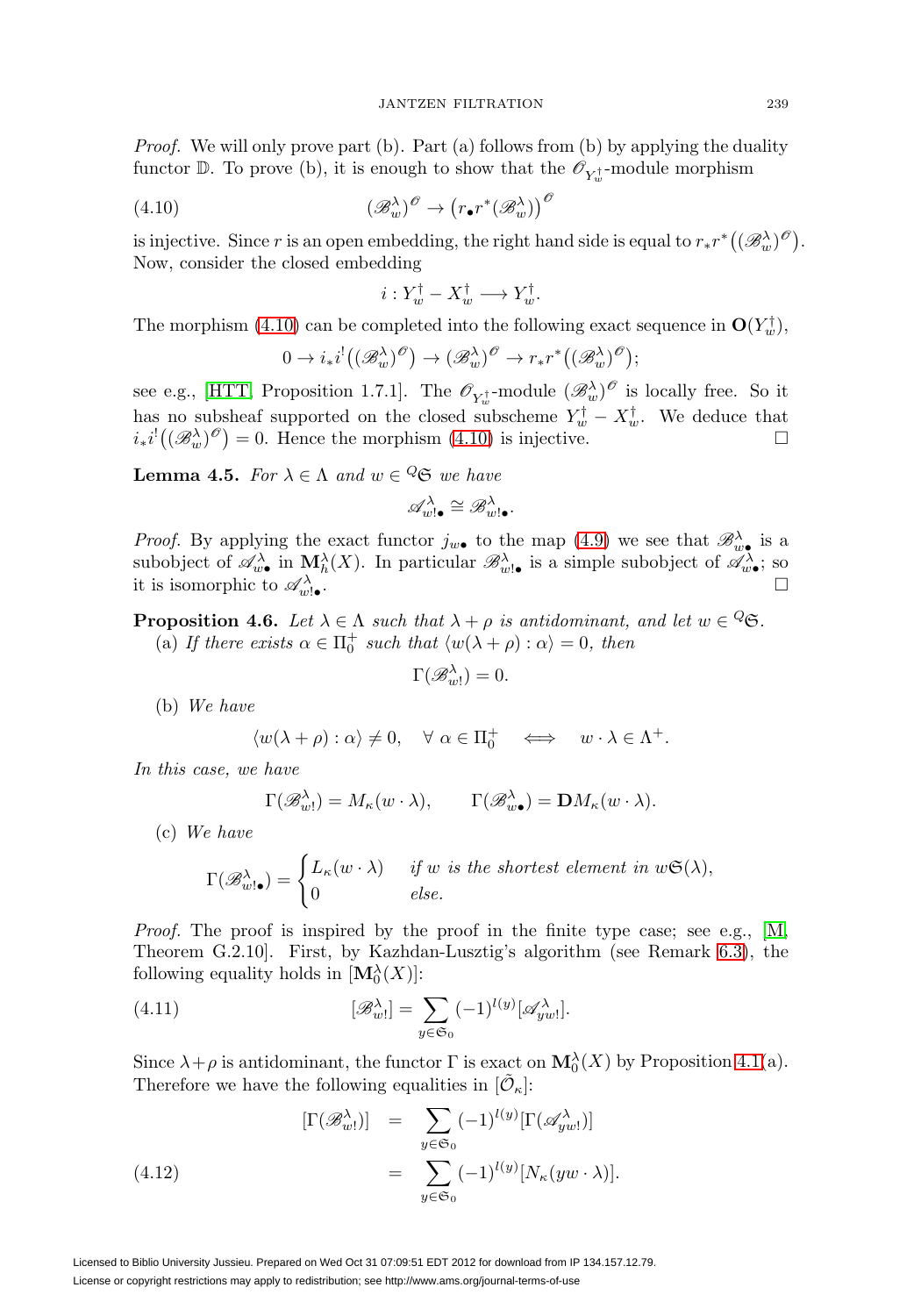*Proof.* We will only prove part (b). Part (a) follows from (b) by applying the duality functor $\mathbb{D}$. To prove (b), it is enough to show that the $\mathscr{O}_{Y_w^\dagger}$-module morphism

$$(\mathscr{B}_w^\lambda)^{\mathscr{O}} \to \big(r_\bullet r^*(\mathscr{B}_w^\lambda)\big)^{\mathscr{O}} \tag{4.10}$$

is injective. Since $r$ is an open embedding, the right hand side is equal to $r_* r^*\big((\mathscr{B}_w^\lambda)^{\mathscr{O}}\big)$. Now, consider the closed embedding

$$i : Y_w^\dagger - X_w^\dagger \longrightarrow Y_w^\dagger.$$

The morphism (4.10) can be completed into the following exact sequence in $\mathbf{O}(Y_w^\dagger)$,

$$0 \to i_* i^!\big((\mathscr{B}_w^\lambda)^{\mathscr{O}}\big) \to (\mathscr{B}_w^\lambda)^{\mathscr{O}} \to r_* r^*\big((\mathscr{B}_w^\lambda)^{\mathscr{O}}\big);$$

see e.g., [HTT, Proposition 1.7.1]. The $\mathscr{O}_{Y_w^\dagger}$-module $(\mathscr{B}_w^\lambda)^{\mathscr{O}}$ is locally free. So it has no subsheaf supported on the closed subscheme $Y_w^\dagger - X_w^\dagger$. We deduce that $i_* i^!\big((\mathscr{B}_w^\lambda)^{\mathscr{O}}\big) = 0$. Hence the morphism (4.10) is injective. $\square$

**Lemma 4.5.** *For $\lambda \in \Lambda$ and $w \in {}^Q\mathfrak{S}$ we have*

$$\mathscr{A}_{w!\bullet}^\lambda \cong \mathscr{B}_{w!\bullet}^\lambda.$$

*Proof.* By applying the exact functor $j_{w\bullet}$ to the map (4.9) we see that $\mathscr{B}_{w\bullet}^\lambda$ is a subobject of $\mathscr{A}_{w\bullet}^\lambda$ in $\mathbf{M}_h^\lambda(X)$. In particular $\mathscr{B}_{w!\bullet}^\lambda$ is a simple subobject of $\mathscr{A}_{w\bullet}^\lambda$; so it is isomorphic to $\mathscr{A}_{w!\bullet}^\lambda$. $\square$

**Proposition 4.6.** *Let $\lambda \in \Lambda$ such that $\lambda + \rho$ is antidominant, and let $w \in {}^Q\mathfrak{S}$.*

(a) *If there exists $\alpha \in \Pi_0^+$ such that $\langle w(\lambda+\rho) : \alpha\rangle = 0$, then*

$$\Gamma(\mathscr{B}_{w!}^\lambda) = 0.$$

(b) *We have*

$$\langle w(\lambda+\rho) : \alpha\rangle \neq 0, \quad \forall\, \alpha \in \Pi_0^+ \quad \Longleftrightarrow \quad w\cdot\lambda \in \Lambda^+.$$

*In this case, we have*

$$\Gamma(\mathscr{B}_{w!}^\lambda) = M_\kappa(w\cdot\lambda), \qquad \Gamma(\mathscr{B}_{w\bullet}^\lambda) = \mathbf{D}M_\kappa(w\cdot\lambda).$$

(c) *We have*

$$\Gamma(\mathscr{B}_{w!\bullet}^\lambda) = \begin{cases} L_\kappa(w\cdot\lambda) & \text{if } w \text{ is the shortest element in } w\mathfrak{S}(\lambda), \\ 0 & \text{else.} \end{cases}$$

*Proof.* The proof is inspired by the proof in the finite type case; see e.g., [M, Theorem G.2.10]. First, by Kazhdan-Lusztig's algorithm (see Remark 6.3), the following equality holds in $[\mathbf{M}_0^\lambda(X)]$:

$$[\mathscr{B}_{w!}^\lambda] = \sum_{y\in\mathfrak{S}_0} (-1)^{l(y)}[\mathscr{A}_{yw!}^\lambda]. \tag{4.11}$$

Since $\lambda+\rho$ is antidominant, the functor $\Gamma$ is exact on $\mathbf{M}_0^\lambda(X)$ by Proposition 4.1(a). Therefore we have the following equalities in $[\tilde{\mathcal{O}}_\kappa]$:

$$\begin{aligned} [\Gamma(\mathscr{B}_{w!}^\lambda)] &= \sum_{y\in\mathfrak{S}_0} (-1)^{l(y)}[\Gamma(\mathscr{A}_{yw!}^\lambda)] \\ &= \sum_{y\in\mathfrak{S}_0} (-1)^{l(y)}[N_\kappa(yw\cdot\lambda)]. \end{aligned} \tag{4.12}$$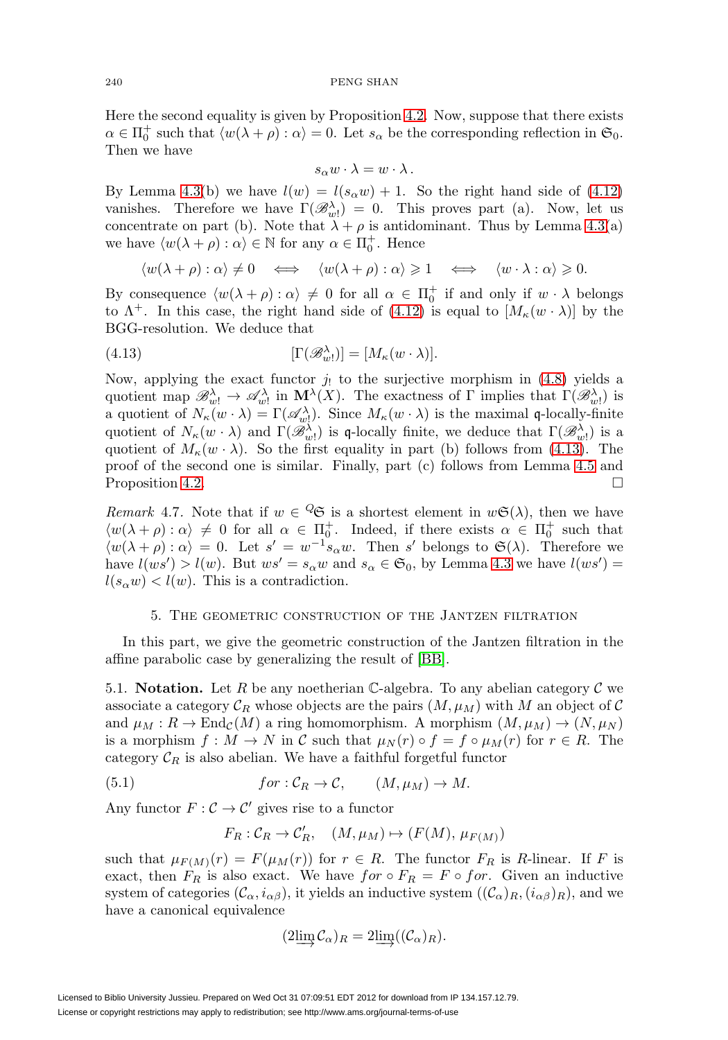Here the second equality is given by Proposition 4.2. Now, suppose that there exists $\alpha \in \Pi_0^+$ such that $\langle w(\lambda+\rho) : \alpha \rangle = 0$. Let $s_\alpha$ be the corresponding reflection in $\mathfrak{S}_0$. Then we have

$$s_\alpha w \cdot \lambda = w \cdot \lambda .$$

By Lemma 4.3(b) we have $l(w) = l(s_\alpha w) + 1$. So the right hand side of (4.12) vanishes. Therefore we have $\Gamma(\mathscr{B}^\lambda_{w!}) = 0$. This proves part (a). Now, let us concentrate on part (b). Note that $\lambda + \rho$ is antidominant. Thus by Lemma 4.3(a) we have $\langle w(\lambda+\rho) : \alpha \rangle \in \mathbb{N}$ for any $\alpha \in \Pi_0^+$. Hence

$$\langle w(\lambda+\rho) : \alpha \rangle \neq 0 \iff \langle w(\lambda+\rho) : \alpha \rangle \geqslant 1 \iff \langle w \cdot \lambda : \alpha \rangle \geqslant 0.$$

By consequence $\langle w(\lambda+\rho) : \alpha \rangle \neq 0$ for all $\alpha \in \Pi_0^+$ if and only if $w \cdot \lambda$ belongs to $\Lambda^+$. In this case, the right hand side of (4.12) is equal to $[M_\kappa(w \cdot \lambda)]$ by the BGG-resolution. We deduce that

$$[\Gamma(\mathscr{B}^\lambda_{w!})] = [M_\kappa(w \cdot \lambda)]. \tag{4.13}$$

Now, applying the exact functor $j_!$ to the surjective morphism in (4.8) yields a quotient map $\mathscr{B}^\lambda_{w!} \to \mathscr{A}^\lambda_{w!}$ in $\mathbf{M}^\lambda(X)$. The exactness of $\Gamma$ implies that $\Gamma(\mathscr{B}^\lambda_{w!})$ is a quotient of $N_\kappa(w \cdot \lambda) = \Gamma(\mathscr{A}^\lambda_{w!})$. Since $M_\kappa(w \cdot \lambda)$ is the maximal $\mathfrak{q}$-locally-finite quotient of $N_\kappa(w \cdot \lambda)$ and $\Gamma(\mathscr{B}^\lambda_{w!})$ is $\mathfrak{q}$-locally finite, we deduce that $\Gamma(\mathscr{B}^\lambda_{w!})$ is a quotient of $M_\kappa(w \cdot \lambda)$. So the first equality in part (b) follows from (4.13). The proof of the second one is similar. Finally, part (c) follows from Lemma 4.5 and Proposition 4.2. $\square$

*Remark* 4.7. Note that if $w \in {}^Q\mathfrak{S}$ is a shortest element in $w\mathfrak{S}(\lambda)$, then we have $\langle w(\lambda+\rho) : \alpha \rangle \neq 0$ for all $\alpha \in \Pi_0^+$. Indeed, if there exists $\alpha \in \Pi_0^+$ such that $\langle w(\lambda+\rho) : \alpha \rangle = 0$. Let $s' = w^{-1} s_\alpha w$. Then $s'$ belongs to $\mathfrak{S}(\lambda)$. Therefore we have $l(ws') > l(w)$. But $ws' = s_\alpha w$ and $s_\alpha \in \mathfrak{S}_0$, by Lemma 4.3 we have $l(ws') = l(s_\alpha w) < l(w)$. This is a contradiction.

## 5. The geometric construction of the Jantzen filtration

In this part, we give the geometric construction of the Jantzen filtration in the affine parabolic case by generalizing the result of [BB].

**5.1. Notation.** Let $R$ be any noetherian $\mathbb{C}$-algebra. To any abelian category $\mathcal{C}$ we associate a category $\mathcal{C}_R$ whose objects are the pairs $(M, \mu_M)$ with $M$ an object of $\mathcal{C}$ and $\mu_M : R \to \mathrm{End}_{\mathcal{C}}(M)$ a ring homomorphism. A morphism $(M, \mu_M) \to (N, \mu_N)$ is a morphism $f : M \to N$ in $\mathcal{C}$ such that $\mu_N(r) \circ f = f \circ \mu_M(r)$ for $r \in R$. The category $\mathcal{C}_R$ is also abelian. We have a faithful forgetful functor

$$for : \mathcal{C}_R \to \mathcal{C}, \qquad (M, \mu_M) \to M. \tag{5.1}$$

Any functor $F : \mathcal{C} \to \mathcal{C}'$ gives rise to a functor

$$F_R : \mathcal{C}_R \to \mathcal{C}'_R, \quad (M, \mu_M) \mapsto (F(M), \mu_{F(M)})$$

such that $\mu_{F(M)}(r) = F(\mu_M(r))$ for $r \in R$. The functor $F_R$ is $R$-linear. If $F$ is exact, then $F_R$ is also exact. We have $for \circ F_R = F \circ for$. Given an inductive system of categories $(\mathcal{C}_\alpha, i_{\alpha\beta})$, it yields an inductive system $((\mathcal{C}_\alpha)_R, (i_{\alpha\beta})_R)$, and we have a canonical equivalence

$$(2\varinjlim \mathcal{C}_\alpha)_R = 2\varinjlim ((\mathcal{C}_\alpha)_R).$$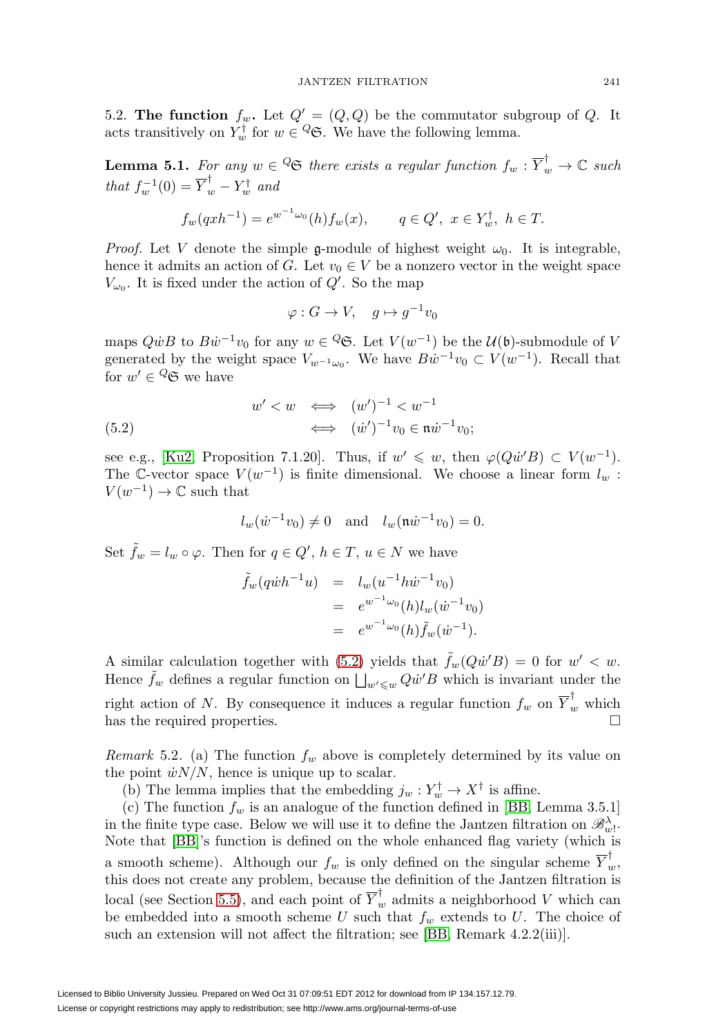5.2. **The function** $f_w$**.** Let $Q' = (Q, Q)$ be the commutator subgroup of $Q$. It acts transitively on $Y_w^\dagger$ for $w \in {}^Q\mathfrak{S}$. We have the following lemma.

**Lemma 5.1.** *For any* $w \in {}^Q\mathfrak{S}$ *there exists a regular function* $f_w : \overline{Y}_w^\dagger \to \mathbb{C}$ *such that* $f_w^{-1}(0) = \overline{Y}_w^\dagger - Y_w^\dagger$ *and*

$$f_w(qxh^{-1}) = e^{w^{-1}\omega_0}(h) f_w(x), \qquad q \in Q', \ x \in Y_w^\dagger, \ h \in T.$$

*Proof.* Let $V$ denote the simple $\mathfrak{g}$-module of highest weight $\omega_0$. It is integrable, hence it admits an action of $G$. Let $v_0 \in V$ be a nonzero vector in the weight space $V_{\omega_0}$. It is fixed under the action of $Q'$. So the map

$$\varphi : G \to V, \quad g \mapsto g^{-1} v_0$$

maps $Q\dot{w}B$ to $B\dot{w}^{-1}v_0$ for any $w \in {}^Q\mathfrak{S}$. Let $V(w^{-1})$ be the $\mathcal{U}(\mathfrak{b})$-submodule of $V$ generated by the weight space $V_{w^{-1}\omega_0}$. We have $B\dot{w}^{-1}v_0 \subset V(w^{-1})$. Recall that for $w' \in {}^Q\mathfrak{S}$ we have

$$\begin{aligned} w' < w \quad &\Longleftrightarrow \quad (w')^{-1} < w^{-1} \\ &\Longleftrightarrow \quad (\dot{w}')^{-1}v_0 \in \mathfrak{n}\dot{w}^{-1}v_0; \end{aligned} \tag{5.2}$$

see e.g., [Ku2, Proposition 7.1.20]. Thus, if $w' \leqslant w$, then $\varphi(Q\dot{w}'B) \subset V(w^{-1})$. The $\mathbb{C}$-vector space $V(w^{-1})$ is finite dimensional. We choose a linear form $l_w : V(w^{-1}) \to \mathbb{C}$ such that

$$l_w(\dot{w}^{-1}v_0) \neq 0 \quad \text{and} \quad l_w(\mathfrak{n}\dot{w}^{-1}v_0) = 0.$$

Set $\tilde{f}_w = l_w \circ \varphi$. Then for $q \in Q'$, $h \in T$, $u \in N$ we have

$$\begin{aligned} \tilde{f}_w(q\dot{w}h^{-1}u) &= l_w(u^{-1}h\dot{w}^{-1}v_0) \\ &= e^{w^{-1}\omega_0}(h) l_w(\dot{w}^{-1}v_0) \\ &= e^{w^{-1}\omega_0}(h) \tilde{f}_w(\dot{w}^{-1}). \end{aligned}$$

A similar calculation together with (5.2) yields that $\tilde{f}_w(Q\dot{w}'B) = 0$ for $w' < w$. Hence $\tilde{f}_w$ defines a regular function on $\bigsqcup_{w' \leqslant w} Q\dot{w}'B$ which is invariant under the right action of $N$. By consequence it induces a regular function $f_w$ on $\overline{Y}_w^\dagger$ which has the required properties. $\square$

*Remark* 5.2. (a) The function $f_w$ above is completely determined by its value on the point $\dot{w}N/N$, hence is unique up to scalar.

(b) The lemma implies that the embedding $j_w : Y_w^\dagger \to X^\dagger$ is affine.

(c) The function $f_w$ is an analogue of the function defined in [BB, Lemma 3.5.1] in the finite type case. Below we will use it to define the Jantzen filtration on $\mathscr{B}_{w!}^\lambda$. Note that [BB]'s function is defined on the whole enhanced flag variety (which is a smooth scheme). Although our $f_w$ is only defined on the singular scheme $\overline{Y}_w^\dagger$, this does not create any problem, because the definition of the Jantzen filtration is local (see Section 5.5), and each point of $\overline{Y}_w^\dagger$ admits a neighborhood $V$ which can be embedded into a smooth scheme $U$ such that $f_w$ extends to $U$. The choice of such an extension will not affect the filtration; see [BB, Remark 4.2.2(iii)].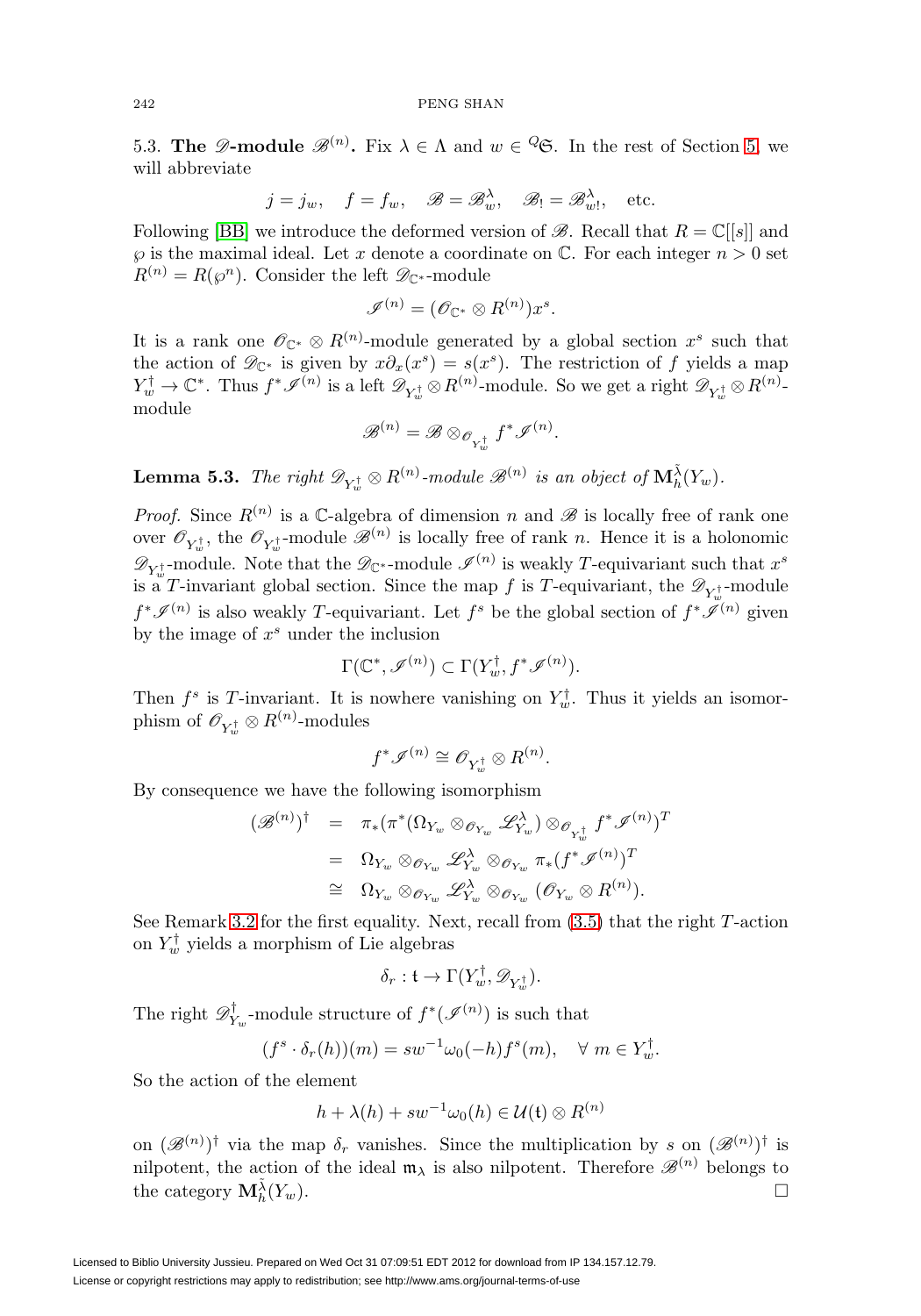5.3. **The $\mathscr{D}$-module $\mathscr{B}^{(n)}$.** Fix $\lambda \in \Lambda$ and $w \in {}^{Q}\mathfrak{S}$. In the rest of Section 5, we will abbreviate

$$j = j_w, \quad f = f_w, \quad \mathscr{B} = \mathscr{B}_w^\lambda, \quad \mathscr{B}_! = \mathscr{B}_{w!}^\lambda, \quad \text{etc.}$$

Following [BB] we introduce the deformed version of $\mathscr{B}$. Recall that $R = \mathbb{C}[[s]]$ and $\wp$ is the maximal ideal. Let $x$ denote a coordinate on $\mathbb{C}$. For each integer $n > 0$ set $R^{(n)} = R(\wp^n)$. Consider the left $\mathscr{D}_{\mathbb{C}^*}$-module

$$\mathscr{I}^{(n)} = (\mathscr{O}_{\mathbb{C}^*} \otimes R^{(n)})x^s.$$

It is a rank one $\mathscr{O}_{\mathbb{C}^*} \otimes R^{(n)}$-module generated by a global section $x^s$ such that the action of $\mathscr{D}_{\mathbb{C}^*}$ is given by $x\partial_x(x^s) = s(x^s)$. The restriction of $f$ yields a map $Y_w^\dagger \to \mathbb{C}^*$. Thus $f^*\mathscr{I}^{(n)}$ is a left $\mathscr{D}_{Y_w^\dagger} \otimes R^{(n)}$-module. So we get a right $\mathscr{D}_{Y_w^\dagger} \otimes R^{(n)}$-module

$$\mathscr{B}^{(n)} = \mathscr{B} \otimes_{\mathscr{O}_{Y_w^\dagger}} f^*\mathscr{I}^{(n)}.$$

**Lemma 5.3.** *The right $\mathscr{D}_{Y_w^\dagger} \otimes R^{(n)}$-module $\mathscr{B}^{(n)}$ is an object of $\mathbf{M}_h^{\tilde{\lambda}}(Y_w)$.*

*Proof.* Since $R^{(n)}$ is a $\mathbb{C}$-algebra of dimension $n$ and $\mathscr{B}$ is locally free of rank one over $\mathscr{O}_{Y_w^\dagger}$, the $\mathscr{O}_{Y_w^\dagger}$-module $\mathscr{B}^{(n)}$ is locally free of rank $n$. Hence it is a holonomic $\mathscr{D}_{Y_w^\dagger}$-module. Note that the $\mathscr{D}_{\mathbb{C}^*}$-module $\mathscr{I}^{(n)}$ is weakly $T$-equivariant such that $x^s$ is a $T$-invariant global section. Since the map $f$ is $T$-equivariant, the $\mathscr{D}_{Y_w^\dagger}$-module $f^*\mathscr{I}^{(n)}$ is also weakly $T$-equivariant. Let $f^s$ be the global section of $f^*\mathscr{I}^{(n)}$ given by the image of $x^s$ under the inclusion

$$\Gamma(\mathbb{C}^*, \mathscr{I}^{(n)}) \subset \Gamma(Y_w^\dagger, f^*\mathscr{I}^{(n)}).$$

Then $f^s$ is $T$-invariant. It is nowhere vanishing on $Y_w^\dagger$. Thus it yields an isomorphism of $\mathscr{O}_{Y_w^\dagger} \otimes R^{(n)}$-modules

$$f^*\mathscr{I}^{(n)} \cong \mathscr{O}_{Y_w^\dagger} \otimes R^{(n)}.$$

By consequence we have the following isomorphism

$$\begin{aligned}
(\mathscr{B}^{(n)})^\dagger &= \pi_*(\pi^*(\Omega_{Y_w} \otimes_{\mathscr{O}_{Y_w}} \mathscr{L}_{Y_w}^\lambda) \otimes_{\mathscr{O}_{Y_w^\dagger}} f^*\mathscr{I}^{(n)})^T \\
&= \Omega_{Y_w} \otimes_{\mathscr{O}_{Y_w}} \mathscr{L}_{Y_w}^\lambda \otimes_{\mathscr{O}_{Y_w}} \pi_*(f^*\mathscr{I}^{(n)})^T \\
&\cong \Omega_{Y_w} \otimes_{\mathscr{O}_{Y_w}} \mathscr{L}_{Y_w}^\lambda \otimes_{\mathscr{O}_{Y_w}} (\mathscr{O}_{Y_w} \otimes R^{(n)}).
\end{aligned}$$

See Remark 3.2 for the first equality. Next, recall from (3.5) that the right $T$-action on $Y_w^\dagger$ yields a morphism of Lie algebras

$$\delta_r : \mathfrak{t} \to \Gamma(Y_w^\dagger, \mathscr{D}_{Y_w^\dagger}).$$

The right $\mathscr{D}_{Y_w}^\dagger$-module structure of $f^*(\mathscr{I}^{(n)})$ is such that

$$(f^s \cdot \delta_r(h))(m) = sw^{-1}\omega_0(-h)f^s(m), \quad \forall\ m \in Y_w^\dagger.$$

So the action of the element

$$h + \lambda(h) + sw^{-1}\omega_0(h) \in \mathcal{U}(\mathfrak{t}) \otimes R^{(n)}$$

on $(\mathscr{B}^{(n)})^\dagger$ via the map $\delta_r$ vanishes. Since the multiplication by $s$ on $(\mathscr{B}^{(n)})^\dagger$ is nilpotent, the action of the ideal $\mathfrak{m}_\lambda$ is also nilpotent. Therefore $\mathscr{B}^{(n)}$ belongs to the category $\mathbf{M}_h^{\tilde{\lambda}}(Y_w)$. $\square$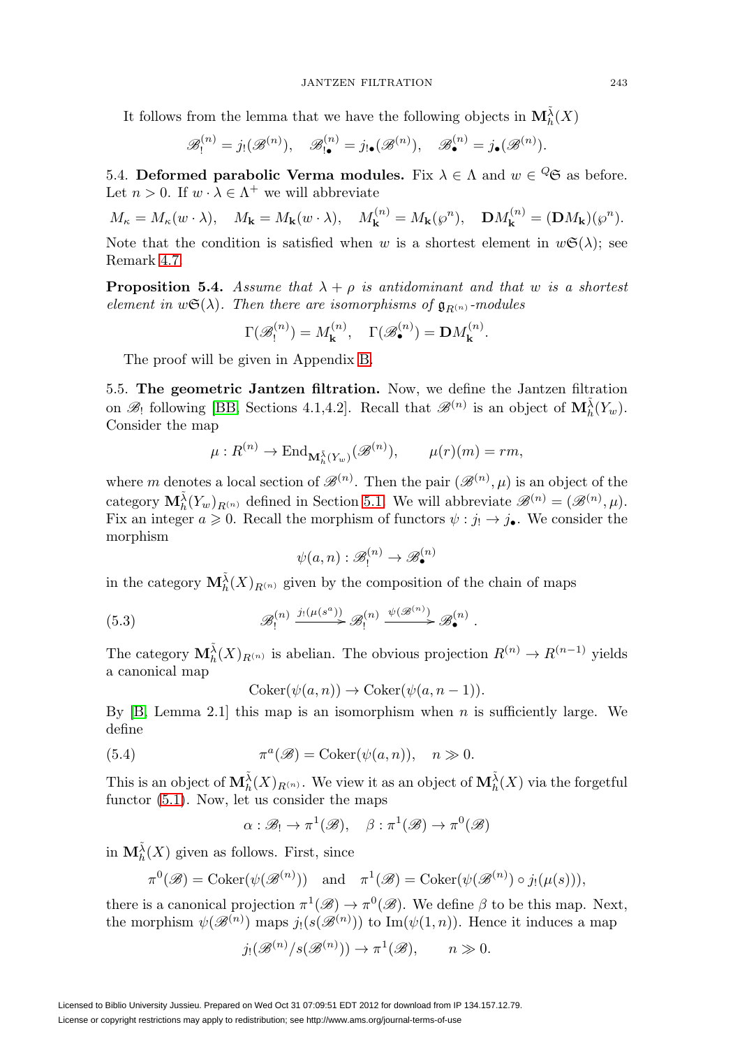It follows from the lemma that we have the following objects in $\mathbf{M}_h^{\tilde{\lambda}}(X)$

$$\mathscr{B}_!^{(n)} = j_!(\mathscr{B}^{(n)}), \quad \mathscr{B}_{!\bullet}^{(n)} = j_{!\bullet}(\mathscr{B}^{(n)}), \quad \mathscr{B}_\bullet^{(n)} = j_\bullet(\mathscr{B}^{(n)}).$$

5.4. **Deformed parabolic Verma modules.** Fix $\lambda \in \Lambda$ and $w \in {}^Q\mathfrak{S}$ as before. Let $n > 0$. If $w \cdot \lambda \in \Lambda^+$ we will abbreviate

$$M_\kappa = M_\kappa(w \cdot \lambda), \quad M_{\mathbf{k}} = M_{\mathbf{k}}(w \cdot \lambda), \quad M_{\mathbf{k}}^{(n)} = M_{\mathbf{k}}(\wp^n), \quad \mathbf{D}M_{\mathbf{k}}^{(n)} = (\mathbf{D}M_{\mathbf{k}})(\wp^n).$$

Note that the condition is satisfied when $w$ is a shortest element in $w\mathfrak{S}(\lambda)$; see Remark 4.7.

**Proposition 5.4.** *Assume that $\lambda + \rho$ is antidominant and that $w$ is a shortest element in $w\mathfrak{S}(\lambda)$. Then there are isomorphisms of $\mathfrak{g}_{R^{(n)}}$-modules*

$$\Gamma(\mathscr{B}_!^{(n)}) = M_{\mathbf{k}}^{(n)}, \quad \Gamma(\mathscr{B}_\bullet^{(n)}) = \mathbf{D}M_{\mathbf{k}}^{(n)}.$$

The proof will be given in Appendix B.

5.5. **The geometric Jantzen filtration.** Now, we define the Jantzen filtration on $\mathscr{B}_!$ following [BB, Sections 4.1,4.2]. Recall that $\mathscr{B}^{(n)}$ is an object of $\mathbf{M}_h^{\tilde{\lambda}}(Y_w)$. Consider the map

$$\mu : R^{(n)} \to \mathrm{End}_{\mathbf{M}_h^{\tilde{\lambda}}(Y_w)}(\mathscr{B}^{(n)}), \qquad \mu(r)(m) = rm,$$

where $m$ denotes a local section of $\mathscr{B}^{(n)}$. Then the pair $(\mathscr{B}^{(n)}, \mu)$ is an object of the category $\mathbf{M}_h^{\tilde{\lambda}}(Y_w)_{R^{(n)}}$ defined in Section 5.1. We will abbreviate $\mathscr{B}^{(n)} = (\mathscr{B}^{(n)}, \mu)$. Fix an integer $a \geqslant 0$. Recall the morphism of functors $\psi : j_! \to j_\bullet$. We consider the morphism

$$\psi(a, n) : \mathscr{B}_!^{(n)} \to \mathscr{B}_\bullet^{(n)}$$

in the category $\mathbf{M}_h^{\tilde{\lambda}}(X)_{R^{(n)}}$ given by the composition of the chain of maps

$$\mathscr{B}_!^{(n)} \xrightarrow{j_!(\mu(s^a))} \mathscr{B}_!^{(n)} \xrightarrow{\psi(\mathscr{B}^{(n)})} \mathscr{B}_\bullet^{(n)}. \tag{5.3}$$

The category $\mathbf{M}_h^{\tilde{\lambda}}(X)_{R^{(n)}}$ is abelian. The obvious projection $R^{(n)} \to R^{(n-1)}$ yields a canonical map

$$\mathrm{Coker}(\psi(a, n)) \to \mathrm{Coker}(\psi(a, n-1)).$$

By [B, Lemma 2.1] this map is an isomorphism when $n$ is sufficiently large. We define

$$\pi^a(\mathscr{B}) = \mathrm{Coker}(\psi(a, n)), \quad n \gg 0. \tag{5.4}$$

This is an object of $\mathbf{M}_h^{\tilde{\lambda}}(X)_{R^{(n)}}$. We view it as an object of $\mathbf{M}_h^{\tilde{\lambda}}(X)$ via the forgetful functor (5.1). Now, let us consider the maps

$$\alpha : \mathscr{B}_! \to \pi^1(\mathscr{B}), \quad \beta : \pi^1(\mathscr{B}) \to \pi^0(\mathscr{B})$$

in $\mathbf{M}_h^{\tilde{\lambda}}(X)$ given as follows. First, since

$$\pi^0(\mathscr{B}) = \mathrm{Coker}(\psi(\mathscr{B}^{(n)})) \quad \text{and} \quad \pi^1(\mathscr{B}) = \mathrm{Coker}(\psi(\mathscr{B}^{(n)}) \circ j_!(\mu(s))),$$

there is a canonical projection $\pi^1(\mathscr{B}) \to \pi^0(\mathscr{B})$. We define $\beta$ to be this map. Next, the morphism $\psi(\mathscr{B}^{(n)})$ maps $j_!(s(\mathscr{B}^{(n)}))$ to $\mathrm{Im}(\psi(1, n))$. Hence it induces a map

$$j_!(\mathscr{B}^{(n)}/s(\mathscr{B}^{(n)})) \to \pi^1(\mathscr{B}), \qquad n \gg 0.$$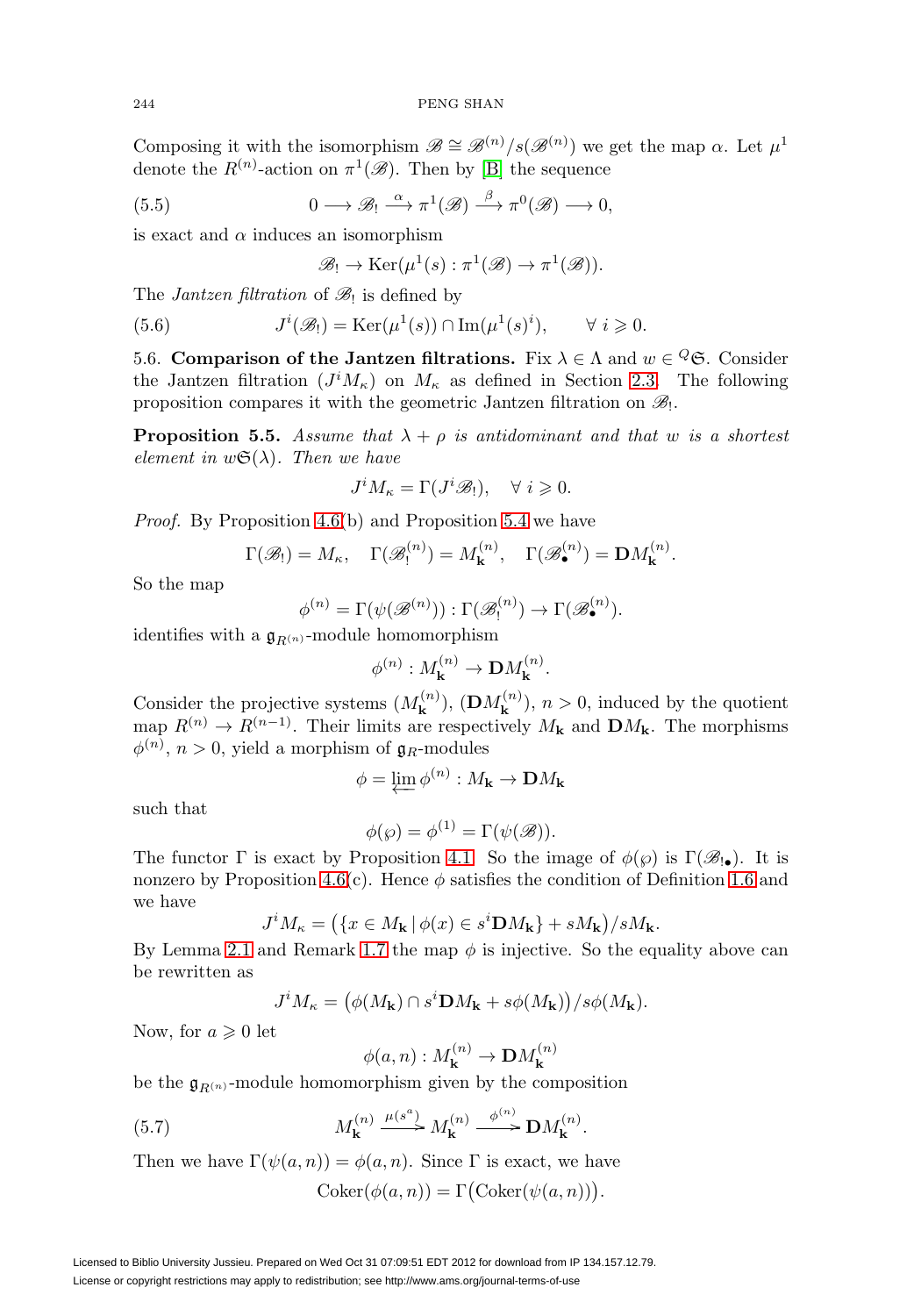Composing it with the isomorphism $\mathscr{B} \cong \mathscr{B}^{(n)}/s(\mathscr{B}^{(n)})$ we get the map $\alpha$. Let $\mu^1$ denote the $R^{(n)}$-action on $\pi^1(\mathscr{B})$. Then by [B] the sequence

$$0 \longrightarrow \mathscr{B}_! \xrightarrow{\alpha} \pi^1(\mathscr{B}) \xrightarrow{\beta} \pi^0(\mathscr{B}) \longrightarrow 0, \tag{5.5}$$

is exact and $\alpha$ induces an isomorphism

$$\mathscr{B}_! \to \mathrm{Ker}(\mu^1(s) : \pi^1(\mathscr{B}) \to \pi^1(\mathscr{B})).$$

The *Jantzen filtration* of $\mathscr{B}_!$ is defined by

$$J^i(\mathscr{B}_!) = \mathrm{Ker}(\mu^1(s)) \cap \mathrm{Im}(\mu^1(s)^i), \qquad \forall\, i \geqslant 0. \tag{5.6}$$

5.6. **Comparison of the Jantzen filtrations.** Fix $\lambda \in \Lambda$ and $w \in {}^Q\mathfrak{S}$. Consider the Jantzen filtration $(J^i M_\kappa)$ on $M_\kappa$ as defined in Section 2.3. The following proposition compares it with the geometric Jantzen filtration on $\mathscr{B}_!$.

**Proposition 5.5.** *Assume that $\lambda + \rho$ is antidominant and that $w$ is a shortest element in $w\mathfrak{S}(\lambda)$. Then we have*

$$J^i M_\kappa = \Gamma(J^i \mathscr{B}_!), \quad \forall\, i \geqslant 0.$$

*Proof.* By Proposition 4.6(b) and Proposition 5.4 we have

$$\Gamma(\mathscr{B}_!) = M_\kappa, \quad \Gamma(\mathscr{B}_!^{(n)}) = M_{\mathbf{k}}^{(n)}, \quad \Gamma(\mathscr{B}_\bullet^{(n)}) = \mathbf{D}M_{\mathbf{k}}^{(n)}.$$

So the map

$$\phi^{(n)} = \Gamma(\psi(\mathscr{B}^{(n)})) : \Gamma(\mathscr{B}_!^{(n)}) \to \Gamma(\mathscr{B}_\bullet^{(n)}).$$

identifies with a $\mathfrak{g}_{R^{(n)}}$-module homomorphism

$$\phi^{(n)} : M_{\mathbf{k}}^{(n)} \to \mathbf{D}M_{\mathbf{k}}^{(n)}.$$

Consider the projective systems $(M_{\mathbf{k}}^{(n)})$, $(\mathbf{D}M_{\mathbf{k}}^{(n)})$, $n > 0$, induced by the quotient map $R^{(n)} \to R^{(n-1)}$. Their limits are respectively $M_{\mathbf{k}}$ and $\mathbf{D}M_{\mathbf{k}}$. The morphisms $\phi^{(n)}$, $n > 0$, yield a morphism of $\mathfrak{g}_R$-modules

$$\phi = \varprojlim \phi^{(n)} : M_{\mathbf{k}} \to \mathbf{D}M_{\mathbf{k}}$$

such that

$$\phi(\wp) = \phi^{(1)} = \Gamma(\psi(\mathscr{B})).$$

The functor $\Gamma$ is exact by Proposition 4.1. So the image of $\phi(\wp)$ is $\Gamma(\mathscr{B}_{!\bullet})$. It is nonzero by Proposition 4.6(c). Hence $\phi$ satisfies the condition of Definition 1.6 and we have

$$J^i M_\kappa = \big(\{x \in M_{\mathbf{k}} \,|\, \phi(x) \in s^i \mathbf{D}M_{\mathbf{k}}\} + sM_{\mathbf{k}}\big)/sM_{\mathbf{k}}.$$

By Lemma 2.1 and Remark 1.7 the map $\phi$ is injective. So the equality above can be rewritten as

$$J^i M_\kappa = \big(\phi(M_{\mathbf{k}}) \cap s^i \mathbf{D}M_{\mathbf{k}} + s\phi(M_{\mathbf{k}})\big)/s\phi(M_{\mathbf{k}}).$$

Now, for $a \geqslant 0$ let

$$\phi(a,n) : M_{\mathbf{k}}^{(n)} \to \mathbf{D}M_{\mathbf{k}}^{(n)}$$

be the $\mathfrak{g}_{R^{(n)}}$-module homomorphism given by the composition

$$M_{\mathbf{k}}^{(n)} \xrightarrow{\mu(s^a)} M_{\mathbf{k}}^{(n)} \xrightarrow{\phi^{(n)}} \mathbf{D}M_{\mathbf{k}}^{(n)}. \tag{5.7}$$

Then we have $\Gamma(\psi(a,n)) = \phi(a,n)$. Since $\Gamma$ is exact, we have

$$\mathrm{Coker}(\phi(a,n)) = \Gamma\big(\mathrm{Coker}(\psi(a,n))\big).$$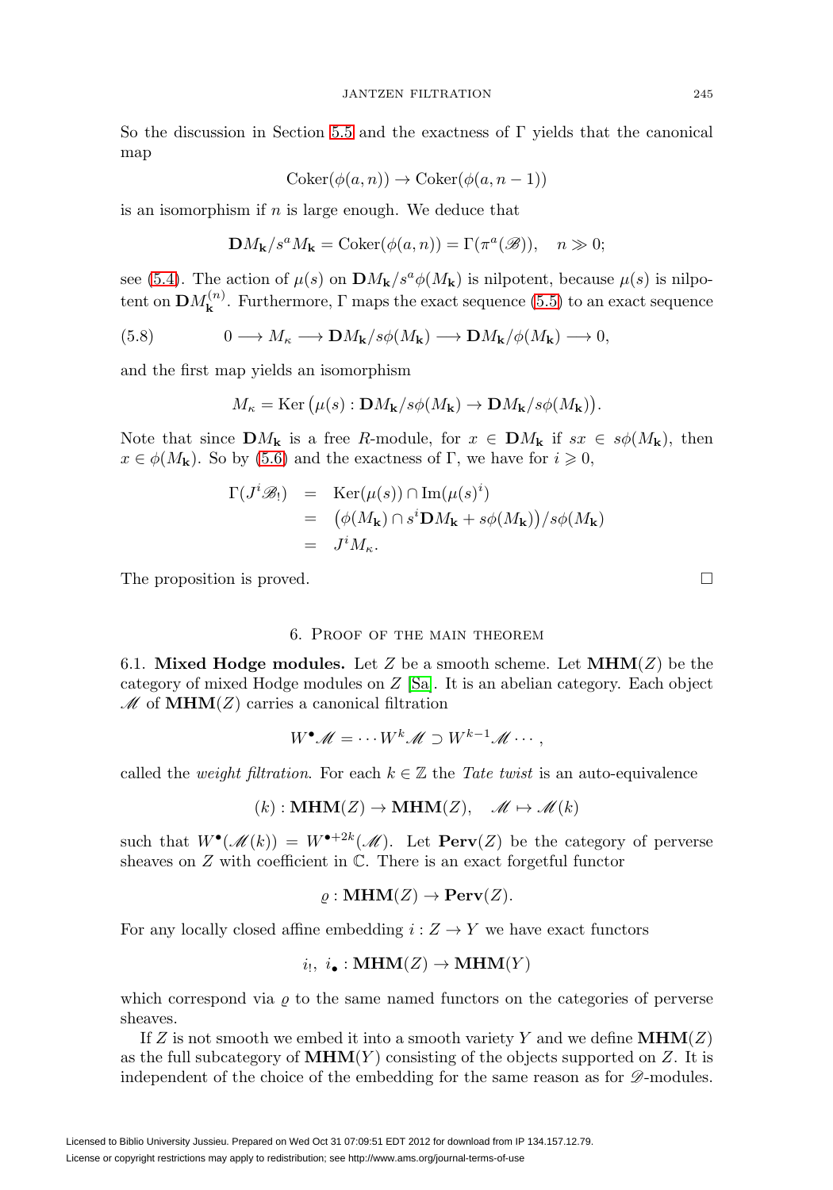So the discussion in Section 5.5 and the exactness of $\Gamma$ yields that the canonical map

$$\mathrm{Coker}(\phi(a,n)) \to \mathrm{Coker}(\phi(a,n-1))$$

is an isomorphism if $n$ is large enough. We deduce that

$$\mathbf{D}M_{\mathbf{k}}/s^a M_{\mathbf{k}} = \mathrm{Coker}(\phi(a,n)) = \Gamma(\pi^a(\mathscr{B})), \quad n \gg 0;$$

see (5.4). The action of $\mu(s)$ on $\mathbf{D}M_{\mathbf{k}}/s^a\phi(M_{\mathbf{k}})$ is nilpotent, because $\mu(s)$ is nilpotent on $\mathbf{D}M_{\mathbf{k}}^{(n)}$. Furthermore, $\Gamma$ maps the exact sequence (5.5) to an exact sequence

$$0 \longrightarrow M_\kappa \longrightarrow \mathbf{D}M_{\mathbf{k}}/s\phi(M_{\mathbf{k}}) \longrightarrow \mathbf{D}M_{\mathbf{k}}/\phi(M_{\mathbf{k}}) \longrightarrow 0, \tag{5.8}$$

and the first map yields an isomorphism

$$M_\kappa = \mathrm{Ker}\left(\mu(s) : \mathbf{D}M_{\mathbf{k}}/s\phi(M_{\mathbf{k}}) \to \mathbf{D}M_{\mathbf{k}}/s\phi(M_{\mathbf{k}})\right).$$

Note that since $\mathbf{D}M_{\mathbf{k}}$ is a free $R$-module, for $x \in \mathbf{D}M_{\mathbf{k}}$ if $sx \in s\phi(M_{\mathbf{k}})$, then $x \in \phi(M_{\mathbf{k}})$. So by (5.6) and the exactness of $\Gamma$, we have for $i \geqslant 0$,

$$\begin{aligned}
\Gamma(J^i\mathscr{B}_!) &= \mathrm{Ker}(\mu(s)) \cap \mathrm{Im}(\mu(s)^i) \\
&= \left(\phi(M_{\mathbf{k}}) \cap s^i\mathbf{D}M_{\mathbf{k}} + s\phi(M_{\mathbf{k}})\right)/s\phi(M_{\mathbf{k}}) \\
&= J^i M_\kappa.
\end{aligned}$$

The proposition is proved. □

## 6. Proof of the main theorem

6.1. **Mixed Hodge modules.** Let $Z$ be a smooth scheme. Let $\mathbf{MHM}(Z)$ be the category of mixed Hodge modules on $Z$ [Sa]. It is an abelian category. Each object $\mathscr{M}$ of $\mathbf{MHM}(Z)$ carries a canonical filtration

$$W^\bullet\mathscr{M} = \cdots W^k\mathscr{M} \supset W^{k-1}\mathscr{M} \cdots,$$

called the *weight filtration*. For each $k \in \mathbb{Z}$ the *Tate twist* is an auto-equivalence

$$(k) : \mathbf{MHM}(Z) \to \mathbf{MHM}(Z), \quad \mathscr{M} \mapsto \mathscr{M}(k)$$

such that $W^\bullet(\mathscr{M}(k)) = W^{\bullet+2k}(\mathscr{M})$. Let $\mathbf{Perv}(Z)$ be the category of perverse sheaves on $Z$ with coefficient in $\mathbb{C}$. There is an exact forgetful functor

$$\varrho : \mathbf{MHM}(Z) \to \mathbf{Perv}(Z).$$

For any locally closed affine embedding $i : Z \to Y$ we have exact functors

$$i_!,\ i_\bullet : \mathbf{MHM}(Z) \to \mathbf{MHM}(Y)$$

which correspond via $\varrho$ to the same named functors on the categories of perverse sheaves.

If $Z$ is not smooth we embed it into a smooth variety $Y$ and we define $\mathbf{MHM}(Z)$ as the full subcategory of $\mathbf{MHM}(Y)$ consisting of the objects supported on $Z$. It is independent of the choice of the embedding for the same reason as for $\mathscr{D}$-modules.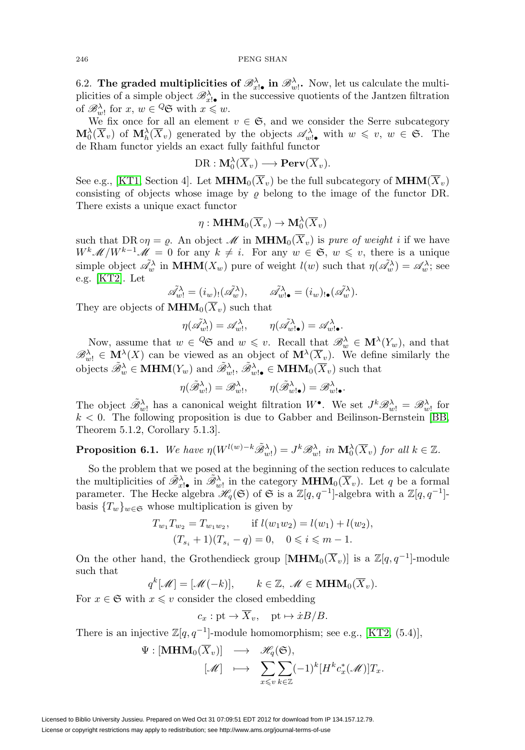6.2. **The graded multiplicities of $\mathscr{B}^\lambda_{x!_\bullet}$ in $\mathscr{B}^\lambda_{w!}$.** Now, let us calculate the multiplicities of a simple object $\mathscr{B}^\lambda_{x!_\bullet}$ in the successive quotients of the Jantzen filtration of $\mathscr{B}^\lambda_{w!}$ for $x, w \in {}^Q\mathfrak{S}$ with $x \leqslant w$.

We fix once for all an element $v \in \mathfrak{S}$, and we consider the Serre subcategory $\mathbf{M}^\lambda_0(\overline{X}_v)$ of $\mathbf{M}^\lambda_h(\overline{X}_v)$ generated by the objects $\mathscr{A}^\lambda_{w!_\bullet}$ with $w \leqslant v$, $w \in \mathfrak{S}$. The de Rham functor yields an exact fully faithful functor

$$\mathrm{DR} : \mathbf{M}^\lambda_0(\overline{X}_v) \longrightarrow \mathbf{Perv}(\overline{X}_v).$$

See e.g., [KT1, Section 4]. Let $\mathbf{MHM}_0(\overline{X}_v)$ be the full subcategory of $\mathbf{MHM}(\overline{X}_v)$ consisting of objects whose image by $\varrho$ belong to the image of the functor DR. There exists a unique exact functor

$$\eta : \mathbf{MHM}_0(\overline{X}_v) \to \mathbf{M}^\lambda_0(\overline{X}_v)$$

such that $\mathrm{DR} \circ \eta = \varrho$. An object $\mathscr{M}$ in $\mathbf{MHM}_0(\overline{X}_v)$ is *pure of weight* $i$ if we have $W^k\mathscr{M}/W^{k-1}\mathscr{M} = 0$ for any $k \neq i$. For any $w \in \mathfrak{S}$, $w \leqslant v$, there is a unique simple object $\tilde{\mathscr{A}}^\lambda_w$ in $\mathbf{MHM}(X_w)$ pure of weight $l(w)$ such that $\eta(\tilde{\mathscr{A}}^\lambda_w) = \mathscr{A}^\lambda_w$; see e.g. [KT2]. Let

$$\tilde{\mathscr{A}}^\lambda_{w!} = (i_w)_!(\tilde{\mathscr{A}}^\lambda_w), \qquad \tilde{\mathscr{A}}^\lambda_{w!_\bullet} = (i_w)_{!_\bullet}(\tilde{\mathscr{A}}^\lambda_w).$$

They are objects of $\mathbf{MHM}_0(\overline{X}_v)$ such that

$$\eta(\tilde{\mathscr{A}}^\lambda_{w!}) = \mathscr{A}^\lambda_{w!}, \qquad \eta(\tilde{\mathscr{A}}^\lambda_{w!_\bullet}) = \mathscr{A}^\lambda_{w!_\bullet}.$$

Now, assume that $w \in {}^Q\mathfrak{S}$ and $w \leqslant v$. Recall that $\mathscr{B}^\lambda_w \in \mathbf{M}^\lambda(Y_w)$, and that $\mathscr{B}^\lambda_{w!} \in \mathbf{M}^\lambda(X)$ can be viewed as an object of $\mathbf{M}^\lambda(\overline{X}_v)$. We define similarly the objects $\tilde{\mathscr{B}}^\lambda_w \in \mathbf{MHM}(Y_w)$ and $\tilde{\mathscr{B}}^\lambda_{w!}, \tilde{\mathscr{B}}^\lambda_{w!_\bullet} \in \mathbf{MHM}_0(\overline{X}_v)$ such that

$$\eta(\tilde{\mathscr{B}}^\lambda_{w!}) = \mathscr{B}^\lambda_{w!}, \qquad \eta(\tilde{\mathscr{B}}^\lambda_{w!_\bullet}) = \mathscr{B}^\lambda_{w!_\bullet}.$$

The object $\tilde{\mathscr{B}}^\lambda_{w!}$ has a canonical weight filtration $W^\bullet$. We set $J^k\mathscr{B}^\lambda_{w!} = \mathscr{B}^\lambda_{w!}$ for $k < 0$. The following proposition is due to Gabber and Beilinson-Bernstein [BB, Theorem 5.1.2, Corollary 5.1.3].

**Proposition 6.1.** *We have $\eta(W^{l(w)-k}\tilde{\mathscr{B}}^\lambda_{w!}) = J^k\mathscr{B}^\lambda_{w!}$ in $\mathbf{M}^\lambda_0(\overline{X}_v)$ for all $k \in \mathbb{Z}$.*

So the problem that we posed at the beginning of the section reduces to calculate the multiplicities of $\tilde{\mathscr{B}}^\lambda_{x!_\bullet}$ in $\tilde{\mathscr{B}}^\lambda_{w!}$ in the category $\mathbf{MHM}_0(\overline{X}_v)$. Let $q$ be a formal parameter. The Hecke algebra $\mathscr{H}_q(\mathfrak{S})$ of $\mathfrak{S}$ is a $\mathbb{Z}[q, q^{-1}]$-algebra with a $\mathbb{Z}[q, q^{-1}]$-basis $\{T_w\}_{w \in \mathfrak{S}}$ whose multiplication is given by

$$\begin{aligned} T_{w_1}T_{w_2} &= T_{w_1w_2}, \qquad \text{if } l(w_1w_2) = l(w_1) + l(w_2), \\ (T_{s_i} + 1)&(T_{s_i} - q) = 0, \quad 0 \leqslant i \leqslant m-1. \end{aligned}$$

On the other hand, the Grothendieck group $[\mathbf{MHM}_0(\overline{X}_v)]$ is a $\mathbb{Z}[q, q^{-1}]$-module such that

$$q^k[\mathscr{M}] = [\mathscr{M}(-k)], \qquad k \in \mathbb{Z}, \ \mathscr{M} \in \mathbf{MHM}_0(\overline{X}_v).$$

For $x \in \mathfrak{S}$ with $x \leqslant v$ consider the closed embedding

$$c_x : \mathrm{pt} \to \overline{X}_v, \quad \mathrm{pt} \mapsto \dot{x}B/B.$$

There is an injective $\mathbb{Z}[q, q^{-1}]$-module homomorphism; see e.g., [KT2, (5.4)],

$$\begin{aligned} \Psi : [\mathbf{MHM}_0(\overline{X}_v)] &\longrightarrow \mathscr{H}_q(\mathfrak{S}), \\ [\mathscr{M}] &\longmapsto \sum_{x \leqslant v}\sum_{k \in \mathbb{Z}} (-1)^k [H^k c_x^*(\mathscr{M})] T_x. \end{aligned}$$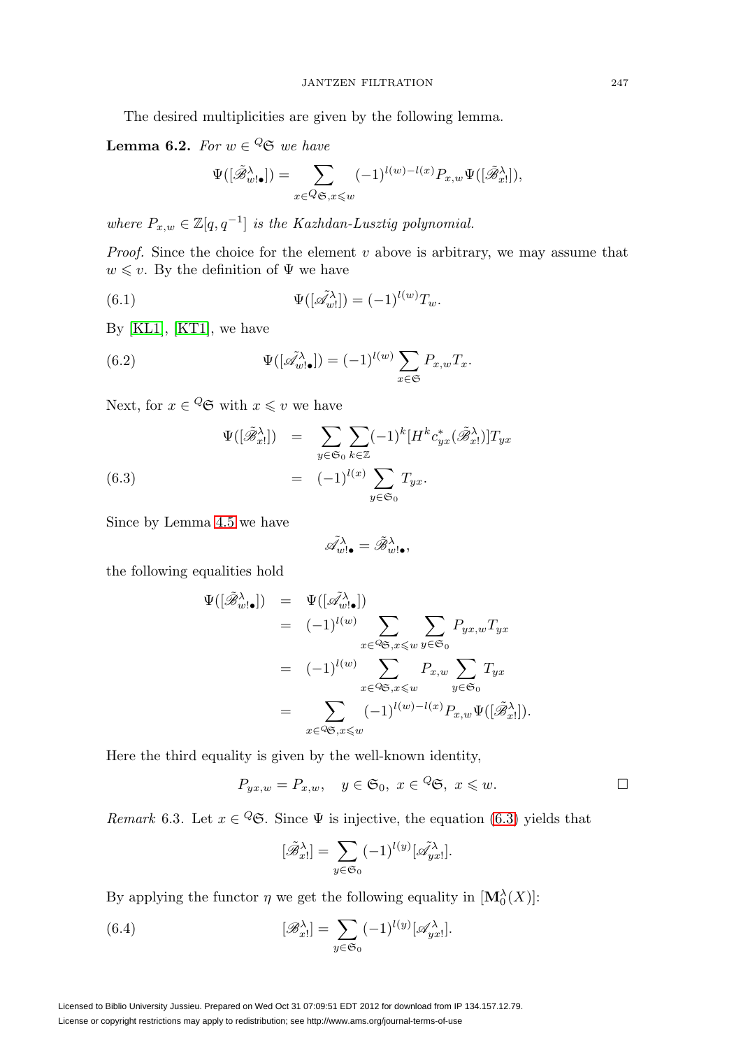The desired multiplicities are given by the following lemma.

**Lemma 6.2.** *For $w \in {}^Q\mathfrak{S}$ we have*

$$\Psi([\tilde{\mathscr{B}}^\lambda_{w!\bullet}]) = \sum_{x \in {}^Q\mathfrak{S}, x \leqslant w} (-1)^{l(w)-l(x)} P_{x,w} \Psi([\tilde{\mathscr{B}}^\lambda_{x!}]),$$

*where $P_{x,w} \in \mathbb{Z}[q, q^{-1}]$ is the Kazhdan-Lusztig polynomial.*

*Proof.* Since the choice for the element $v$ above is arbitrary, we may assume that $w \leqslant v$. By the definition of $\Psi$ we have

$$\Psi([\tilde{\mathscr{A}}^\lambda_{w!}]) = (-1)^{l(w)} T_w. \tag{6.1}$$

By [KL1], [KT1], we have

$$\Psi([\tilde{\mathscr{A}}^\lambda_{w!\bullet}]) = (-1)^{l(w)} \sum_{x \in \mathfrak{S}} P_{x,w} T_x. \tag{6.2}$$

Next, for $x \in {}^Q\mathfrak{S}$ with $x \leqslant v$ we have

$$\begin{aligned}
\Psi([\tilde{\mathscr{B}}^\lambda_{x!}]) &= \sum_{y \in \mathfrak{S}_0} \sum_{k \in \mathbb{Z}} (-1)^k [H^k c^*_{yx}(\tilde{\mathscr{B}}^\lambda_{x!})] T_{yx} \\
&= (-1)^{l(x)} \sum_{y \in \mathfrak{S}_0} T_{yx}.
\end{aligned} \tag{6.3}$$

Since by Lemma 4.5 we have

$$\tilde{\mathscr{A}}^\lambda_{w!\bullet} = \tilde{\mathscr{B}}^\lambda_{w!\bullet},$$

the following equalities hold

$$\begin{aligned}
\Psi([\tilde{\mathscr{B}}^\lambda_{w!\bullet}]) &= \Psi([\tilde{\mathscr{A}}^\lambda_{w!\bullet}]) \\
&= (-1)^{l(w)} \sum_{x \in {}^Q\mathfrak{S}, x \leqslant w} \sum_{y \in \mathfrak{S}_0} P_{yx,w} T_{yx} \\
&= (-1)^{l(w)} \sum_{x \in {}^Q\mathfrak{S}, x \leqslant w} P_{x,w} \sum_{y \in \mathfrak{S}_0} T_{yx} \\
&= \sum_{x \in {}^Q\mathfrak{S}, x \leqslant w} (-1)^{l(w)-l(x)} P_{x,w} \Psi([\tilde{\mathscr{B}}^\lambda_{x!}]).
\end{aligned}$$

Here the third equality is given by the well-known identity,

$$P_{yx,w} = P_{x,w}, \quad y \in \mathfrak{S}_0, \ x \in {}^Q\mathfrak{S}, \ x \leqslant w.$$

$\square$

*Remark* 6.3. Let $x \in {}^Q\mathfrak{S}$. Since $\Psi$ is injective, the equation (6.3) yields that

$$[\tilde{\mathscr{B}}^\lambda_{x!}] = \sum_{y \in \mathfrak{S}_0} (-1)^{l(y)} [\tilde{\mathscr{A}}^\lambda_{yx!}].$$

By applying the functor $\eta$ we get the following equality in $[\mathbf{M}^\lambda_0(X)]$:

$$[\mathscr{B}^\lambda_{x!}] = \sum_{y \in \mathfrak{S}_0} (-1)^{l(y)} [\mathscr{A}^\lambda_{yx!}]. \tag{6.4}$$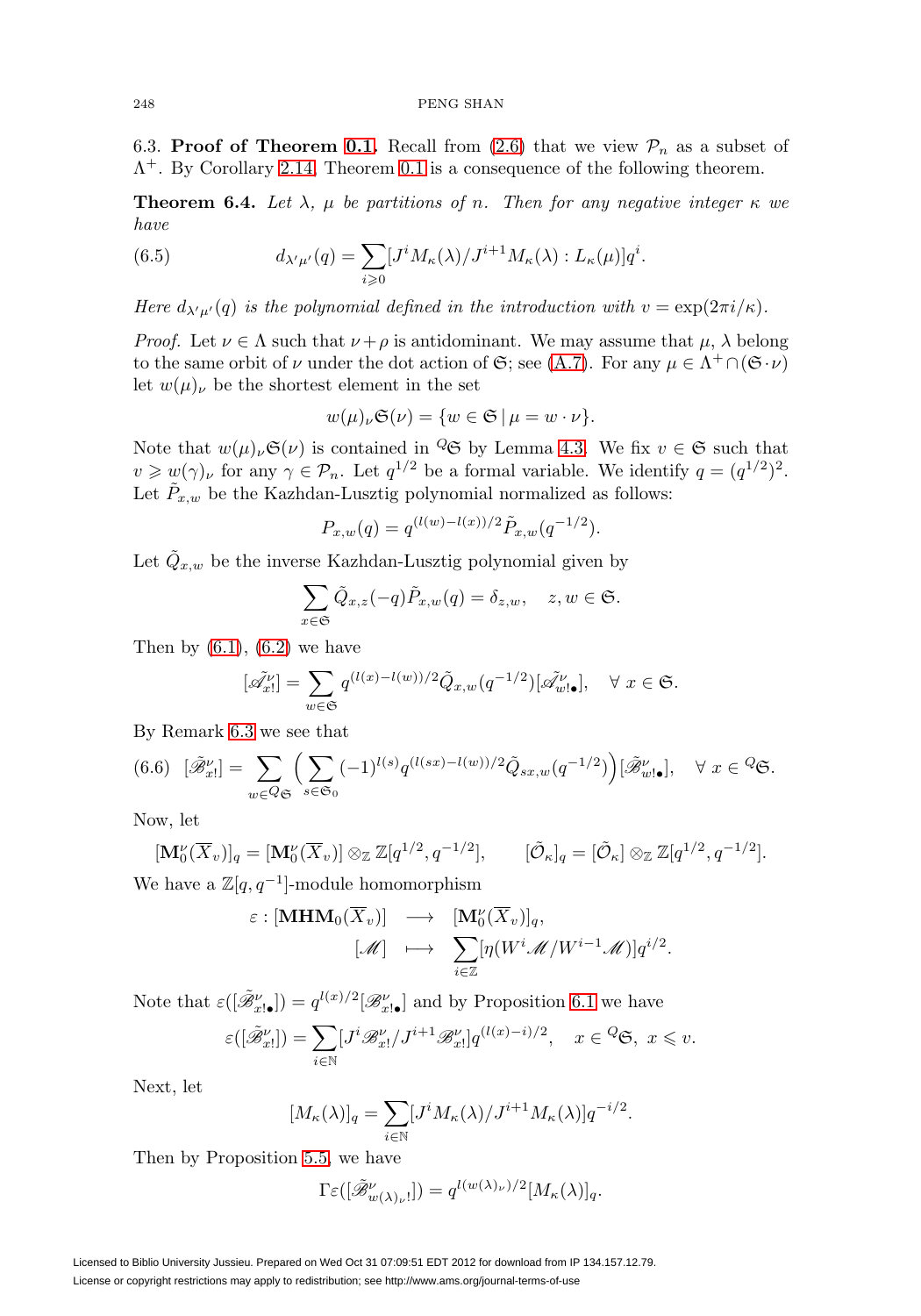6.3. **Proof of Theorem 0.1.** Recall from (2.6) that we view $\mathcal{P}_n$ as a subset of $\Lambda^+$. By Corollary 2.14, Theorem 0.1 is a consequence of the following theorem.

**Theorem 6.4.** *Let $\lambda$, $\mu$ be partitions of $n$. Then for any negative integer $\kappa$ we have*

$$d_{\lambda'\mu'}(q) = \sum_{i \geqslant 0} [J^i M_\kappa(\lambda)/J^{i+1}M_\kappa(\lambda) : L_\kappa(\mu)] q^i. \tag{6.5}$$

*Here $d_{\lambda'\mu'}(q)$ is the polynomial defined in the introduction with $v = \exp(2\pi i/\kappa)$.*

*Proof.* Let $\nu \in \Lambda$ such that $\nu + \rho$ is antidominant. We may assume that $\mu$, $\lambda$ belong to the same orbit of $\nu$ under the dot action of $\mathfrak{S}$; see (A.7). For any $\mu \in \Lambda^+ \cap (\mathfrak{S} \cdot \nu)$ let $w(\mu)_\nu$ be the shortest element in the set

$$w(\mu)_\nu \mathfrak{S}(\nu) = \{w \in \mathfrak{S} \mid \mu = w \cdot \nu\}.$$

Note that $w(\mu)_\nu \mathfrak{S}(\nu)$ is contained in ${}^Q\mathfrak{S}$ by Lemma 4.3. We fix $v \in \mathfrak{S}$ such that $v \geqslant w(\gamma)_\nu$ for any $\gamma \in \mathcal{P}_n$. Let $q^{1/2}$ be a formal variable. We identify $q = (q^{1/2})^2$. Let $\tilde{P}_{x,w}$ be the Kazhdan-Lusztig polynomial normalized as follows:

$$P_{x,w}(q) = q^{(l(w)-l(x))/2} \tilde{P}_{x,w}(q^{-1/2}).$$

Let $\tilde{Q}_{x,w}$ be the inverse Kazhdan-Lusztig polynomial given by

$$\sum_{x \in \mathfrak{S}} \tilde{Q}_{x,z}(-q) \tilde{P}_{x,w}(q) = \delta_{z,w}, \quad z, w \in \mathfrak{S}.$$

Then by (6.1), (6.2) we have

$$[\tilde{\mathscr{A}}^\nu_{x!}] = \sum_{w \in \mathfrak{S}} q^{(l(x)-l(w))/2} \tilde{Q}_{x,w}(q^{-1/2}) [\tilde{\mathscr{A}}^\nu_{w!\bullet}], \quad \forall\ x \in \mathfrak{S}.$$

By Remark 6.3 we see that

$$[\tilde{\mathscr{B}}^\nu_{x!}] = \sum_{w \in {}^Q\mathfrak{S}} \Big( \sum_{s \in \mathfrak{S}_0} (-1)^{l(s)} q^{(l(sx)-l(w))/2} \tilde{Q}_{sx,w}(q^{-1/2}) \Big) [\tilde{\mathscr{B}}^\nu_{w!\bullet}], \quad \forall\ x \in {}^Q\mathfrak{S}. \tag{6.6}$$

Now, let

$$[\mathbf{M}^\nu_0(\overline{X}_v)]_q = [\mathbf{M}^\nu_0(\overline{X}_v)] \otimes_{\mathbb{Z}} \mathbb{Z}[q^{1/2}, q^{-1/2}], \qquad [\tilde{\mathcal{O}}_\kappa]_q = [\tilde{\mathcal{O}}_\kappa] \otimes_{\mathbb{Z}} \mathbb{Z}[q^{1/2}, q^{-1/2}].$$

We have a $\mathbb{Z}[q, q^{-1}]$-module homomorphism

$$\begin{aligned} \varepsilon : [\mathbf{MHM}_0(\overline{X}_v)] &\longrightarrow [\mathbf{M}^\nu_0(\overline{X}_v)]_q, \\ [\mathscr{M}] &\longmapsto \sum_{i \in \mathbb{Z}} [\eta(W^i\mathscr{M}/W^{i-1}\mathscr{M})] q^{i/2}. \end{aligned}$$

Note that $\varepsilon([\tilde{\mathscr{B}}^\nu_{x!\bullet}]) = q^{l(x)/2}[\mathscr{B}^\nu_{x!\bullet}]$ and by Proposition 6.1 we have

$$\varepsilon([\tilde{\mathscr{B}}^\nu_{x!}]) = \sum_{i \in \mathbb{N}} [J^i \mathscr{B}^\nu_{x!}/J^{i+1}\mathscr{B}^\nu_{x!}] q^{(l(x)-i)/2}, \quad x \in {}^Q\mathfrak{S},\ x \leqslant v.$$

Next, let

$$[M_\kappa(\lambda)]_q = \sum_{i \in \mathbb{N}} [J^i M_\kappa(\lambda)/J^{i+1}M_\kappa(\lambda)] q^{-i/2}.$$

Then by Proposition 5.5, we have

$$\Gamma\varepsilon([\tilde{\mathscr{B}}^\nu_{w(\lambda)_\nu!}]) = q^{l(w(\lambda)_\nu)/2}[M_\kappa(\lambda)]_q.$$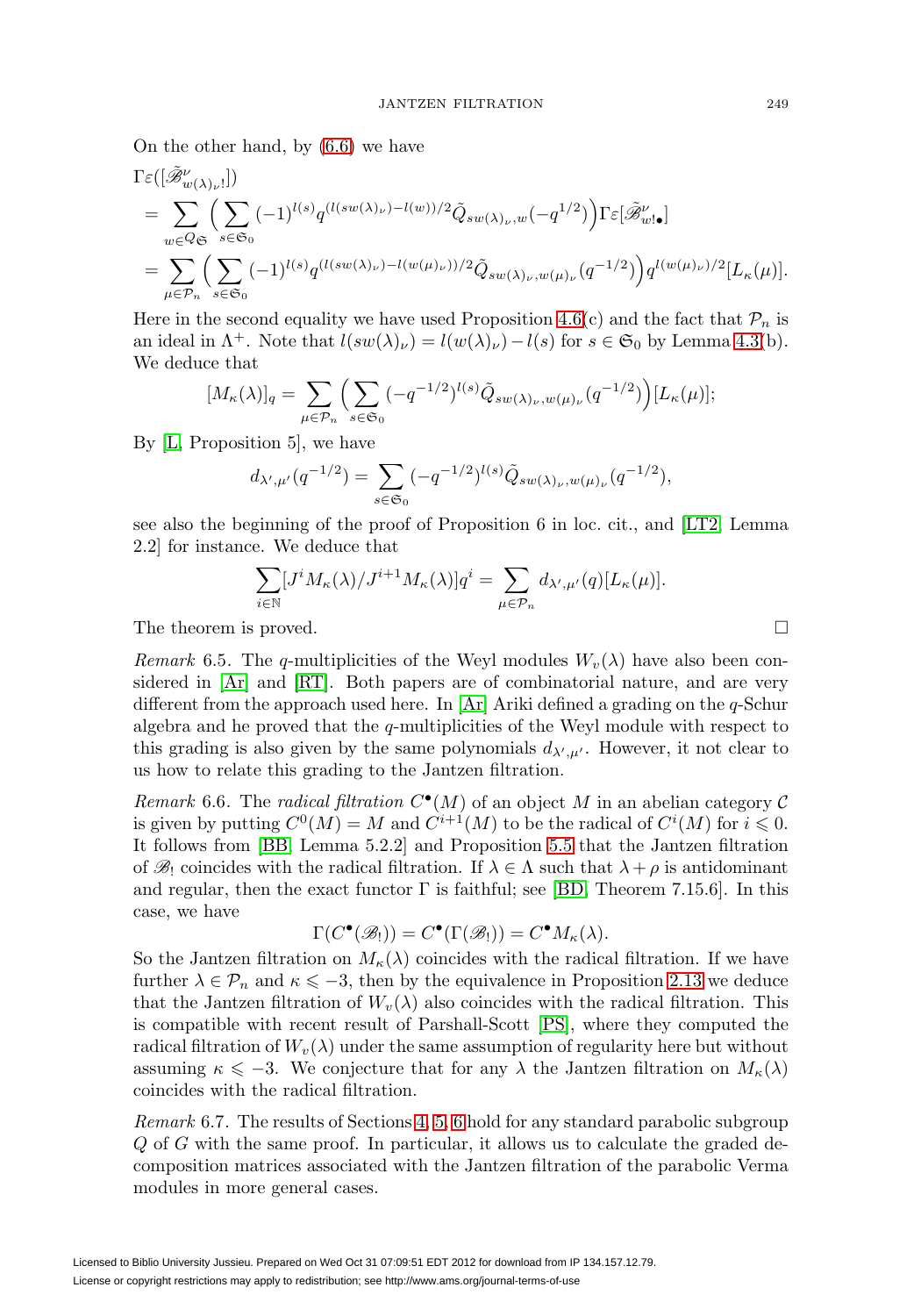On the other hand, by (6.6) we have

$$\begin{aligned}
&\Gamma\varepsilon([\tilde{\mathscr{B}}^{\nu}_{w(\lambda)_{\nu}!}]) \\
&= \sum_{w\in {}^{Q}\mathfrak{S}} \Big( \sum_{s\in\mathfrak{S}_0} (-1)^{l(s)} q^{(l(sw(\lambda)_{\nu})-l(w))/2} \tilde{Q}_{sw(\lambda)_{\nu},w}(-q^{1/2}) \Big) \Gamma\varepsilon[\tilde{\mathscr{B}}^{\nu}_{w!\bullet}] \\
&= \sum_{\mu\in\mathcal{P}_n} \Big( \sum_{s\in\mathfrak{S}_0} (-1)^{l(s)} q^{(l(sw(\lambda)_{\nu})-l(w(\mu)_{\nu}))/2} \tilde{Q}_{sw(\lambda)_{\nu},w(\mu)_{\nu}}(q^{-1/2}) \Big) q^{l(w(\mu)_{\nu})/2} [L_{\kappa}(\mu)].
\end{aligned}$$

Here in the second equality we have used Proposition 4.6(c) and the fact that $\mathcal{P}_n$ is an ideal in $\Lambda^+$. Note that $l(sw(\lambda)_{\nu}) = l(w(\lambda)_{\nu}) - l(s)$ for $s \in \mathfrak{S}_0$ by Lemma 4.3(b). We deduce that

$$[M_{\kappa}(\lambda)]_q = \sum_{\mu\in\mathcal{P}_n} \Big( \sum_{s\in\mathfrak{S}_0} (-q^{-1/2})^{l(s)} \tilde{Q}_{sw(\lambda)_{\nu},w(\mu)_{\nu}}(q^{-1/2}) \Big) [L_{\kappa}(\mu)];$$

By [L, Proposition 5], we have

$$d_{\lambda',\mu'}(q^{-1/2}) = \sum_{s\in\mathfrak{S}_0} (-q^{-1/2})^{l(s)} \tilde{Q}_{sw(\lambda)_{\nu},w(\mu)_{\nu}}(q^{-1/2}),$$

see also the beginning of the proof of Proposition 6 in loc. cit., and [LT2, Lemma 2.2] for instance. We deduce that

$$\sum_{i\in\mathbb{N}} [J^i M_{\kappa}(\lambda)/J^{i+1} M_{\kappa}(\lambda)] q^i = \sum_{\mu\in\mathcal{P}_n} d_{\lambda',\mu'}(q)[L_{\kappa}(\mu)].$$

The theorem is proved. $\square$

*Remark* 6.5. The $q$-multiplicities of the Weyl modules $W_v(\lambda)$ have also been considered in [Ar] and [RT]. Both papers are of combinatorial nature, and are very different from the approach used here. In [Ar] Ariki defined a grading on the $q$-Schur algebra and he proved that the $q$-multiplicities of the Weyl module with respect to this grading is also given by the same polynomials $d_{\lambda',\mu'}$. However, it not clear to us how to relate this grading to the Jantzen filtration.

*Remark* 6.6. The *radical filtration* $C^{\bullet}(M)$ of an object $M$ in an abelian category $\mathcal{C}$ is given by putting $C^0(M) = M$ and $C^{i+1}(M)$ to be the radical of $C^i(M)$ for $i \leqslant 0$. It follows from [BB, Lemma 5.2.2] and Proposition 5.5 that the Jantzen filtration of $\mathscr{B}_!$ coincides with the radical filtration. If $\lambda \in \Lambda$ such that $\lambda + \rho$ is antidominant and regular, then the exact functor $\Gamma$ is faithful; see [BD, Theorem 7.15.6]. In this case, we have

$$\Gamma(C^{\bullet}(\mathscr{B}_!)) = C^{\bullet}(\Gamma(\mathscr{B}_!)) = C^{\bullet} M_{\kappa}(\lambda).$$

So the Jantzen filtration on $M_{\kappa}(\lambda)$ coincides with the radical filtration. If we have further $\lambda \in \mathcal{P}_n$ and $\kappa \leqslant -3$, then by the equivalence in Proposition 2.13 we deduce that the Jantzen filtration of $W_v(\lambda)$ also coincides with the radical filtration. This is compatible with recent result of Parshall-Scott [PS], where they computed the radical filtration of $W_v(\lambda)$ under the same assumption of regularity here but without assuming $\kappa \leqslant -3$. We conjecture that for any $\lambda$ the Jantzen filtration on $M_{\kappa}(\lambda)$ coincides with the radical filtration.

*Remark* 6.7. The results of Sections 4, 5, 6 hold for any standard parabolic subgroup $Q$ of $G$ with the same proof. In particular, it allows us to calculate the graded decomposition matrices associated with the Jantzen filtration of the parabolic Verma modules in more general cases.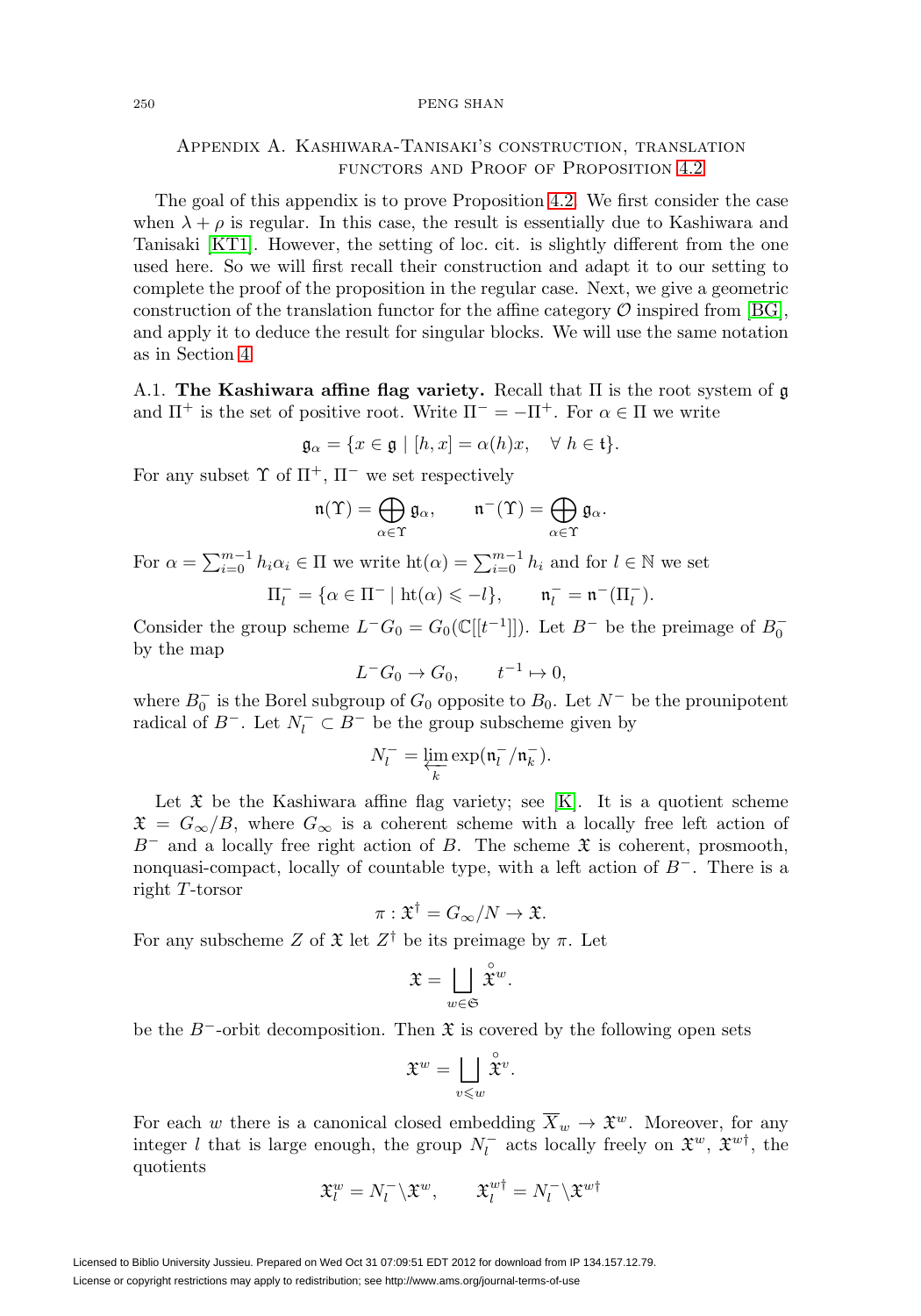## Appendix A. Kashiwara-Tanisaki's construction, translation functors and Proof of Proposition 4.2

The goal of this appendix is to prove Proposition 4.2. We first consider the case when $\lambda + \rho$ is regular. In this case, the result is essentially due to Kashiwara and Tanisaki [KT1]. However, the setting of loc. cit. is slightly different from the one used here. So we will first recall their construction and adapt it to our setting to complete the proof of the proposition in the regular case. Next, we give a geometric construction of the translation functor for the affine category $\mathcal{O}$ inspired from [BG], and apply it to deduce the result for singular blocks. We will use the same notation as in Section 4.

A.1. **The Kashiwara affine flag variety.** Recall that $\Pi$ is the root system of $\mathfrak{g}$ and $\Pi^+$ is the set of positive root. Write $\Pi^- = -\Pi^+$. For $\alpha \in \Pi$ we write

$$\mathfrak{g}_\alpha = \{x \in \mathfrak{g} \mid [h, x] = \alpha(h)x, \quad \forall\ h \in \mathfrak{t}\}.$$

For any subset $\Upsilon$ of $\Pi^+$, $\Pi^-$ we set respectively

$$\mathfrak{n}(\Upsilon) = \bigoplus_{\alpha \in \Upsilon} \mathfrak{g}_\alpha, \qquad \mathfrak{n}^-(\Upsilon) = \bigoplus_{\alpha \in \Upsilon} \mathfrak{g}_\alpha.$$

For $\alpha = \sum_{i=0}^{m-1} h_i \alpha_i \in \Pi$ we write $\mathrm{ht}(\alpha) = \sum_{i=0}^{m-1} h_i$ and for $l \in \mathbb{N}$ we set

$$\Pi_l^- = \{\alpha \in \Pi^- \mid \mathrm{ht}(\alpha) \leqslant -l\}, \qquad \mathfrak{n}_l^- = \mathfrak{n}^-(\Pi_l^-).$$

Consider the group scheme $L^- G_0 = G_0(\mathbb{C}[[t^{-1}]])$. Let $B^-$ be the preimage of $B_0^-$ by the map

$$L^- G_0 \to G_0, \qquad t^{-1} \mapsto 0,$$

where $B_0^-$ is the Borel subgroup of $G_0$ opposite to $B_0$. Let $N^-$ be the prounipotent radical of $B^-$. Let $N_l^- \subset B^-$ be the group subscheme given by

$$N_l^- = \varprojlim_k \exp(\mathfrak{n}_l^- / \mathfrak{n}_k^-).$$

Let $\mathfrak{X}$ be the Kashiwara affine flag variety; see [K]. It is a quotient scheme $\mathfrak{X} = G_\infty / B$, where $G_\infty$ is a coherent scheme with a locally free left action of $B^-$ and a locally free right action of $B$. The scheme $\mathfrak{X}$ is coherent, prosmooth, nonquasi-compact, locally of countable type, with a left action of $B^-$. There is a right $T$-torsor

$$\pi : \mathfrak{X}^\dagger = G_\infty / N \to \mathfrak{X}.$$

For any subscheme $Z$ of $\mathfrak{X}$ let $Z^\dagger$ be its preimage by $\pi$. Let

$$\mathfrak{X} = \bigsqcup_{w \in \mathfrak{S}} \overset{\circ}{\mathfrak{X}}{}^w.$$

be the $B^-$-orbit decomposition. Then $\mathfrak{X}$ is covered by the following open sets

$$\mathfrak{X}^w = \bigsqcup_{v \leqslant w} \overset{\circ}{\mathfrak{X}}{}^v.$$

For each $w$ there is a canonical closed embedding $\overline{X}_w \to \mathfrak{X}^w$. Moreover, for any integer $l$ that is large enough, the group $N_l^-$ acts locally freely on $\mathfrak{X}^w$, $\mathfrak{X}^{w\dagger}$, the quotients

$$\mathfrak{X}_l^w = N_l^- \backslash \mathfrak{X}^w, \qquad \mathfrak{X}_l^{w\dagger} = N_l^- \backslash \mathfrak{X}^{w\dagger}$$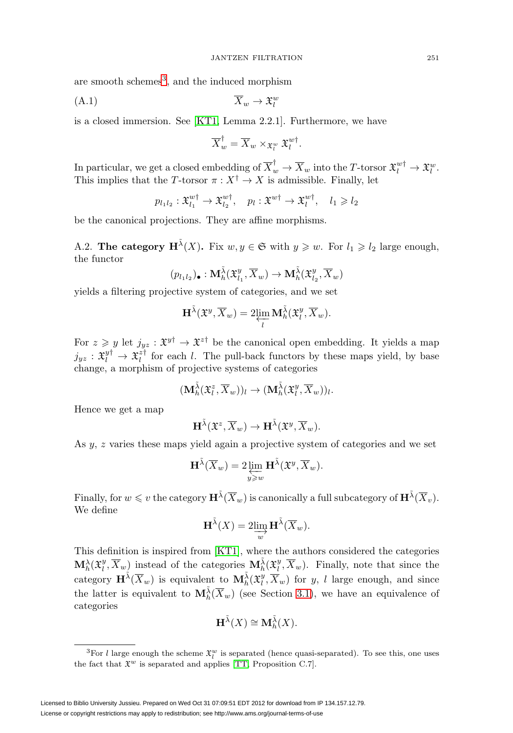are smooth schemes[3], and the induced morphism

$$\overline{X}_w \to \mathfrak{X}_l^w \tag{A.1}$$

is a closed immersion. See [KT1, Lemma 2.2.1]. Furthermore, we have

$$\overline{X}_w^\dagger = \overline{X}_w \times_{\mathfrak{X}_l^w} \mathfrak{X}_l^{w\dagger}.$$

In particular, we get a closed embedding of $\overline{X}_w^\dagger \to \overline{X}_w$ into the $T$-torsor $\mathfrak{X}_l^{w\dagger} \to \mathfrak{X}_l^w$. This implies that the $T$-torsor $\pi : X^\dagger \to X$ is admissible. Finally, let

$$p_{l_1 l_2} : \mathfrak{X}_{l_1}^{w\dagger} \to \mathfrak{X}_{l_2}^{w\dagger}, \quad p_l : \mathfrak{X}^{w\dagger} \to \mathfrak{X}_l^{w\dagger}, \quad l_1 \geqslant l_2$$

be the canonical projections. They are affine morphisms.

A.2. **The category $\mathbf{H}^{\tilde{\lambda}}(X)$.** Fix $w, y \in \mathfrak{S}$ with $y \geqslant w$. For $l_1 \geqslant l_2$ large enough, the functor

$$(p_{l_1 l_2})_\bullet : \mathbf{M}_h^{\tilde{\lambda}}(\mathfrak{X}_{l_1}^y, \overline{X}_w) \to \mathbf{M}_h^{\tilde{\lambda}}(\mathfrak{X}_{l_2}^y, \overline{X}_w)$$

yields a filtering projective system of categories, and we set

$$\mathbf{H}^{\tilde{\lambda}}(\mathfrak{X}^y, \overline{X}_w) = 2\varprojlim_l \mathbf{M}_h^{\tilde{\lambda}}(\mathfrak{X}_l^y, \overline{X}_w).$$

For $z \geqslant y$ let $j_{yz} : \mathfrak{X}^{y\dagger} \to \mathfrak{X}^{z\dagger}$ be the canonical open embedding. It yields a map $j_{yz} : \mathfrak{X}_l^{y\dagger} \to \mathfrak{X}_l^{z\dagger}$ for each $l$. The pull-back functors by these maps yield, by base change, a morphism of projective systems of categories

$$(\mathbf{M}_h^{\tilde{\lambda}}(\mathfrak{X}_l^z, \overline{X}_w))_l \to (\mathbf{M}_h^{\tilde{\lambda}}(\mathfrak{X}_l^y, \overline{X}_w))_l.$$

Hence we get a map

$$\mathbf{H}^{\tilde{\lambda}}(\mathfrak{X}^z, \overline{X}_w) \to \mathbf{H}^{\tilde{\lambda}}(\mathfrak{X}^y, \overline{X}_w).$$

As $y$, $z$ varies these maps yield again a projective system of categories and we set

$$\mathbf{H}^{\tilde{\lambda}}(\overline{X}_w) = 2\varprojlim_{y \geqslant w} \mathbf{H}^{\tilde{\lambda}}(\mathfrak{X}^y, \overline{X}_w).$$

Finally, for $w \leqslant v$ the category $\mathbf{H}^{\tilde{\lambda}}(\overline{X}_w)$ is canonically a full subcategory of $\mathbf{H}^{\tilde{\lambda}}(\overline{X}_v)$. We define

$$\mathbf{H}^{\tilde{\lambda}}(X) = 2\varinjlim_w \mathbf{H}^{\tilde{\lambda}}(\overline{X}_w).$$

This definition is inspired from [KT1], where the authors considered the categories $\mathbf{M}_h^{\lambda}(\mathfrak{X}_l^y, \overline{X}_w)$ instead of the categories $\mathbf{M}_h^{\tilde{\lambda}}(\mathfrak{X}_l^y, \overline{X}_w)$. Finally, note that since the category $\mathbf{H}^{\tilde{\lambda}}(\overline{X}_w)$ is equivalent to $\mathbf{M}_h^{\tilde{\lambda}}(\mathfrak{X}_l^y, \overline{X}_w)$ for $y$, $l$ large enough, and since the latter is equivalent to $\mathbf{M}_h^{\tilde{\lambda}}(\overline{X}_w)$ (see Section 3.1), we have an equivalence of categories

$$\mathbf{H}^{\tilde{\lambda}}(X) \cong \mathbf{M}_h^{\tilde{\lambda}}(X).$$

---

[3] For $l$ large enough the scheme $\mathfrak{X}_l^w$ is separated (hence quasi-separated). To see this, one uses the fact that $\mathfrak{X}^w$ is separated and applies [TT, Proposition C.7].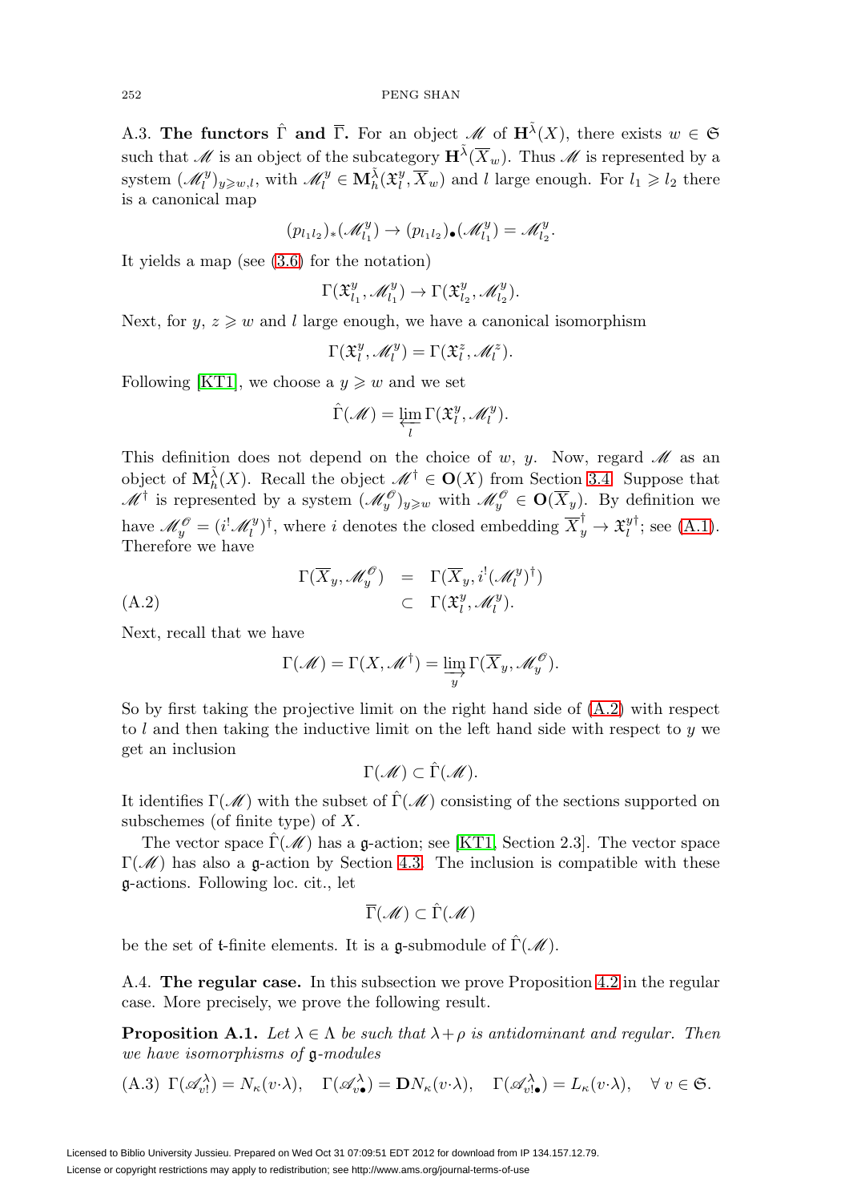A.3. **The functors $\hat{\Gamma}$ and $\overline{\Gamma}$.** For an object $\mathscr{M}$ of $\mathbf{H}^{\tilde{\lambda}}(X)$, there exists $w \in \mathfrak{S}$ such that $\mathscr{M}$ is an object of the subcategory $\mathbf{H}^{\tilde{\lambda}}(\overline{X}_w)$. Thus $\mathscr{M}$ is represented by a system $(\mathscr{M}_l^y)_{y \geqslant w, l}$, with $\mathscr{M}_l^y \in \mathbf{M}_h^{\tilde{\lambda}}(\mathfrak{X}_l^y, \overline{X}_w)$ and $l$ large enough. For $l_1 \geqslant l_2$ there is a canonical map

$$(p_{l_1 l_2})_*(\mathscr{M}_{l_1}^y) \to (p_{l_1 l_2})_\bullet(\mathscr{M}_{l_1}^y) = \mathscr{M}_{l_2}^y.$$

It yields a map (see (3.6) for the notation)

$$\Gamma(\mathfrak{X}_{l_1}^y, \mathscr{M}_{l_1}^y) \to \Gamma(\mathfrak{X}_{l_2}^y, \mathscr{M}_{l_2}^y).$$

Next, for $y$, $z \geqslant w$ and $l$ large enough, we have a canonical isomorphism

$$\Gamma(\mathfrak{X}_l^y, \mathscr{M}_l^y) = \Gamma(\mathfrak{X}_l^z, \mathscr{M}_l^z).$$

Following [KT1], we choose a $y \geqslant w$ and we set

$$\hat{\Gamma}(\mathscr{M}) = \varprojlim_l \Gamma(\mathfrak{X}_l^y, \mathscr{M}_l^y).$$

This definition does not depend on the choice of $w$, $y$. Now, regard $\mathscr{M}$ as an object of $\mathbf{M}_h^{\tilde{\lambda}}(X)$. Recall the object $\mathscr{M}^\dagger \in \mathbf{O}(X)$ from Section 3.4. Suppose that $\mathscr{M}^\dagger$ is represented by a system $(\mathscr{M}_y^{\mathscr{O}})_{y \geqslant w}$ with $\mathscr{M}_y^{\mathscr{O}} \in \mathbf{O}(\overline{X}_y)$. By definition we have $\mathscr{M}_y^{\mathscr{O}} = (i^! \mathscr{M}_l^y)^\dagger$, where $i$ denotes the closed embedding $\overline{X}_y^\dagger \to \mathfrak{X}_l^{y\dagger}$; see (A.1). Therefore we have

$$\begin{aligned} \Gamma(\overline{X}_y, \mathscr{M}_y^{\mathscr{O}}) &= \Gamma(\overline{X}_y, i^!(\mathscr{M}_l^y)^\dagger) \\ &\subset \Gamma(\mathfrak{X}_l^y, \mathscr{M}_l^y). \end{aligned} \tag{A.2}$$

Next, recall that we have

$$\Gamma(\mathscr{M}) = \Gamma(X, \mathscr{M}^\dagger) = \varinjlim_y \Gamma(\overline{X}_y, \mathscr{M}_y^{\mathscr{O}}).$$

So by first taking the projective limit on the right hand side of (A.2) with respect to $l$ and then taking the inductive limit on the left hand side with respect to $y$ we get an inclusion

$$\Gamma(\mathscr{M}) \subset \hat{\Gamma}(\mathscr{M}).$$

It identifies $\Gamma(\mathscr{M})$ with the subset of $\hat{\Gamma}(\mathscr{M})$ consisting of the sections supported on subschemes (of finite type) of $X$.

The vector space $\hat{\Gamma}(\mathscr{M})$ has a $\mathfrak{g}$-action; see [KT1, Section 2.3]. The vector space $\Gamma(\mathscr{M})$ has also a $\mathfrak{g}$-action by Section 4.3. The inclusion is compatible with these $\mathfrak{g}$-actions. Following loc. cit., let

$$\overline{\Gamma}(\mathscr{M}) \subset \hat{\Gamma}(\mathscr{M})$$

be the set of $\mathfrak{t}$-finite elements. It is a $\mathfrak{g}$-submodule of $\hat{\Gamma}(\mathscr{M})$.

A.4. **The regular case.** In this subsection we prove Proposition 4.2 in the regular case. More precisely, we prove the following result.

**Proposition A.1.** *Let $\lambda \in \Lambda$ be such that $\lambda + \rho$ is antidominant and regular. Then we have isomorphisms of $\mathfrak{g}$-modules*

$$\Gamma(\mathscr{A}_{v!}^\lambda) = N_\kappa(v \cdot \lambda), \quad \Gamma(\mathscr{A}_{v\bullet}^\lambda) = \mathbf{D}N_\kappa(v \cdot \lambda), \quad \Gamma(\mathscr{A}_{v!\bullet}^\lambda) = L_\kappa(v \cdot \lambda), \quad \forall\, v \in \mathfrak{S}. \tag{A.3}$$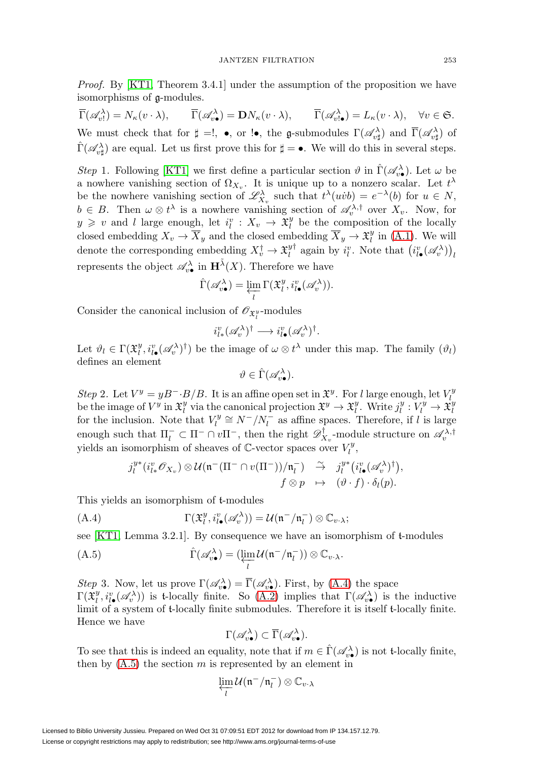*Proof.* By [KT1, Theorem 3.4.1] under the assumption of the proposition we have isomorphisms of $\mathfrak{g}$-modules.

$$\overline{\Gamma}(\mathscr{A}^\lambda_{v!}) = N_\kappa(v\cdot\lambda), \qquad \overline{\Gamma}(\mathscr{A}^\lambda_{v\bullet}) = \mathbf{D}N_\kappa(v\cdot\lambda), \qquad \overline{\Gamma}(\mathscr{A}^\lambda_{v!\bullet}) = L_\kappa(v\cdot\lambda), \quad \forall v\in\mathfrak{S}.$$

We must check that for $\sharp = !$, $\bullet$, or $!\bullet$, the $\mathfrak{g}$-submodules $\Gamma(\mathscr{A}^\lambda_{v\sharp})$ and $\overline{\Gamma}(\mathscr{A}^\lambda_{v\sharp})$ of $\hat{\Gamma}(\mathscr{A}^\lambda_{v\sharp})$ are equal. Let us first prove this for $\sharp = \bullet$. We will do this in several steps.

*Step* 1. Following [KT1] we first define a particular section $\vartheta$ in $\hat{\Gamma}(\mathscr{A}^\lambda_{v\bullet})$. Let $\omega$ be a nowhere vanishing section of $\Omega_{X_v}$. It is unique up to a nonzero scalar. Let $t^\lambda$ be the nowhere vanishing section of $\mathscr{L}^\lambda_{X_v}$ such that $t^\lambda(u\dot{v}b) = e^{-\lambda}(b)$ for $u\in N$, $b\in B$. Then $\omega\otimes t^\lambda$ is a nowhere vanishing section of $\mathscr{A}^{\lambda,\dagger}_v$ over $X_v$. Now, for $y\geqslant v$ and $l$ large enough, let $i^v_l : X_v\to\mathfrak{X}^y_l$ be the composition of the locally closed embedding $X_v\to\overline{X}_y$ and the closed embedding $\overline{X}_y\to\mathfrak{X}^y_l$ in (A.1). We will denote the corresponding embedding $X^\dagger_v\to\mathfrak{X}^{y\dagger}_l$ again by $i^v_l$. Note that $\big(i^v_{l\bullet}(\mathscr{A}^\lambda_v)\big)_l$ represents the object $\mathscr{A}^\lambda_{v\bullet}$ in $\mathbf{H}^{\tilde{\lambda}}(X)$. Therefore we have

$$\hat{\Gamma}(\mathscr{A}^\lambda_{v\bullet}) = \varprojlim_l \Gamma(\mathfrak{X}^y_l, i^v_{l\bullet}(\mathscr{A}^\lambda_v)).$$

Consider the canonical inclusion of $\mathscr{O}_{\mathfrak{X}^y_l}$-modules

$$i^v_{l*}(\mathscr{A}^\lambda_v)^\dagger \longrightarrow i^v_{l\bullet}(\mathscr{A}^\lambda_v)^\dagger.$$

Let $\vartheta_l\in\Gamma(\mathfrak{X}^y_l, i^v_{l\bullet}(\mathscr{A}^\lambda_v)^\dagger)$ be the image of $\omega\otimes t^\lambda$ under this map. The family $(\vartheta_l)$ defines an element

$$\vartheta\in\hat{\Gamma}(\mathscr{A}^\lambda_{v\bullet}).$$

*Step* 2. Let $V^y = yB^-\cdot B/B$. It is an affine open set in $\mathfrak{X}^y$. For $l$ large enough, let $V^y_l$ be the image of $V^y$ in $\mathfrak{X}^y_l$ via the canonical projection $\mathfrak{X}^y\to\mathfrak{X}^y_l$. Write $j^y_l : V^y_l\to\mathfrak{X}^y_l$ for the inclusion. Note that $V^y_l\cong N^-/N^-_l$ as affine spaces. Therefore, if $l$ is large enough such that $\Pi^-_l\subset\Pi^-\cap v\Pi^-$, then the right $\mathscr{D}^\dagger_{X_v}$-module structure on $\mathscr{A}^{\lambda,\dagger}_v$ yields an isomorphism of sheaves of $\mathbb{C}$-vector spaces over $V^y_l$,

$$\begin{array}{rcl} j^{y*}_l(i^v_{l*}\mathscr{O}_{X_v})\otimes\mathcal{U}(\mathfrak{n}^-(\Pi^-\cap v(\Pi^-))/\mathfrak{n}^-_l) & \overset{\sim}{\to} & j^{y*}_l\big(i^v_{l\bullet}(\mathscr{A}^\lambda_v)^\dagger\big), \\ f\otimes p & \mapsto & (\vartheta\cdot f)\cdot\delta_l(p). \end{array}$$

This yields an isomorphism of $\mathfrak{t}$-modules

$$\Gamma(\mathfrak{X}^y_l, i^v_{l\bullet}(\mathscr{A}^\lambda_v)) = \mathcal{U}(\mathfrak{n}^-/\mathfrak{n}^-_l)\otimes\mathbb{C}_{v\cdot\lambda}; \tag{A.4}$$

see [KT1, Lemma 3.2.1]. By consequence we have an isomorphism of $\mathfrak{t}$-modules

$$\hat{\Gamma}(\mathscr{A}^\lambda_{v\bullet}) = (\varprojlim_l \mathcal{U}(\mathfrak{n}^-/\mathfrak{n}^-_l))\otimes\mathbb{C}_{v\cdot\lambda}. \tag{A.5}$$

*Step* 3. Now, let us prove $\Gamma(\mathscr{A}^\lambda_{v\bullet}) = \overline{\Gamma}(\mathscr{A}^\lambda_{v\bullet})$. First, by (A.4) the space $\Gamma(\mathfrak{X}^y_l, i^v_{l\bullet}(\mathscr{A}^\lambda_v))$ is $\mathfrak{t}$-locally finite. So (A.2) implies that $\Gamma(\mathscr{A}^\lambda_{v\bullet})$ is the inductive limit of a system of $\mathfrak{t}$-locally finite submodules. Therefore it is itself $\mathfrak{t}$-locally finite. Hence we have

$$\Gamma(\mathscr{A}^\lambda_{v\bullet})\subset\overline{\Gamma}(\mathscr{A}^\lambda_{v\bullet}).$$

To see that this is indeed an equality, note that if $m\in\hat{\Gamma}(\mathscr{A}^\lambda_{v\bullet})$ is not $\mathfrak{t}$-locally finite, then by (A.5) the section $m$ is represented by an element in

$$\varprojlim_l \mathcal{U}(\mathfrak{n}^-/\mathfrak{n}^-_l)\otimes\mathbb{C}_{v\cdot\lambda}$$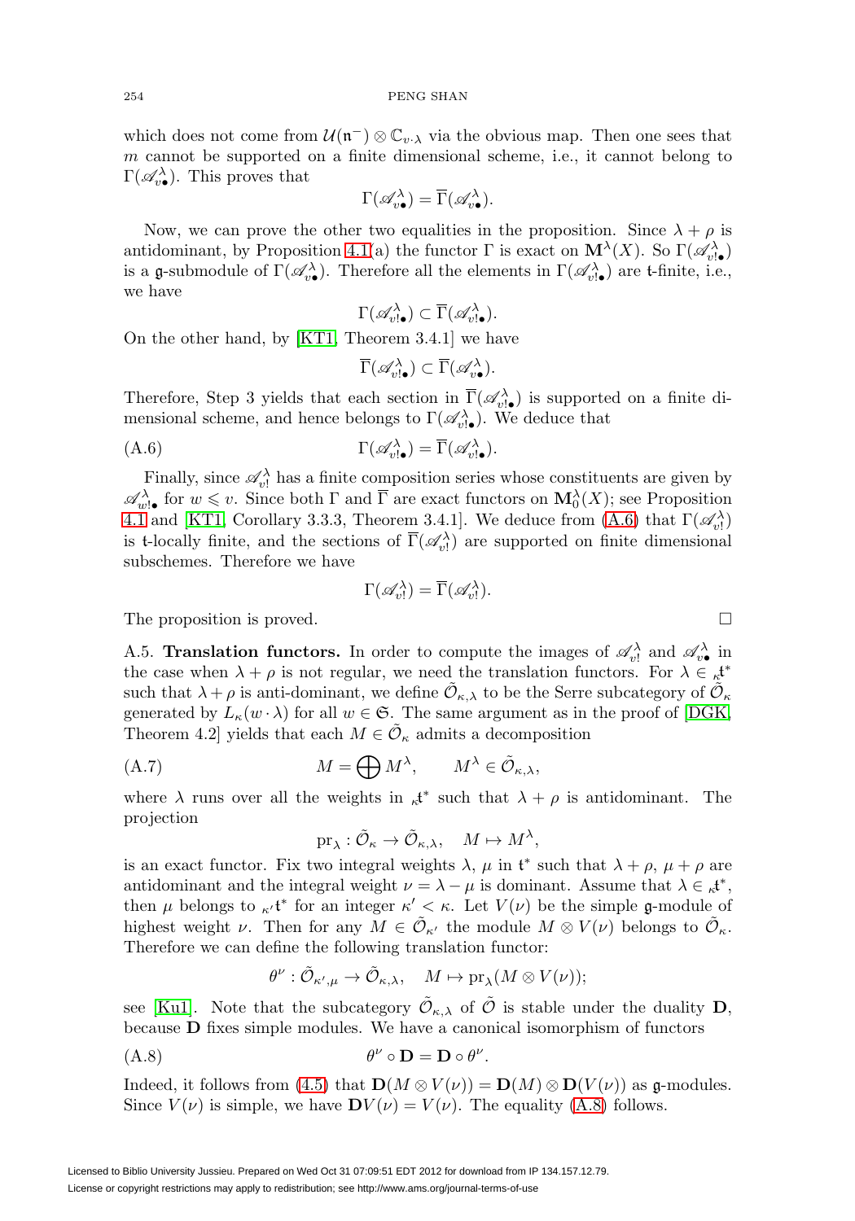which does not come from $\mathcal{U}(\mathfrak{n}^-) \otimes \mathbb{C}_{v\cdot\lambda}$ via the obvious map. Then one sees that $m$ cannot be supported on a finite dimensional scheme, i.e., it cannot belong to $\Gamma(\mathscr{A}^\lambda_{v\bullet})$. This proves that

$$\Gamma(\mathscr{A}^\lambda_{v\bullet}) = \overline{\Gamma}(\mathscr{A}^\lambda_{v\bullet}).$$

Now, we can prove the other two equalities in the proposition. Since $\lambda+\rho$ is antidominant, by Proposition 4.1(a) the functor $\Gamma$ is exact on $\mathbf{M}^\lambda(X)$. So $\Gamma(\mathscr{A}^\lambda_{v!\bullet})$ is a $\mathfrak{g}$-submodule of $\Gamma(\mathscr{A}^\lambda_{v\bullet})$. Therefore all the elements in $\Gamma(\mathscr{A}^\lambda_{v!\bullet})$ are $\mathfrak{t}$-finite, i.e., we have

$$\Gamma(\mathscr{A}^\lambda_{v!\bullet}) \subset \overline{\Gamma}(\mathscr{A}^\lambda_{v!\bullet}).$$

On the other hand, by [KT1, Theorem 3.4.1] we have

$$\overline{\Gamma}(\mathscr{A}^\lambda_{v!\bullet}) \subset \overline{\Gamma}(\mathscr{A}^\lambda_{v\bullet}).$$

Therefore, Step 3 yields that each section in $\overline{\Gamma}(\mathscr{A}^\lambda_{v!\bullet})$ is supported on a finite dimensional scheme, and hence belongs to $\Gamma(\mathscr{A}^\lambda_{v!\bullet})$. We deduce that

$$\Gamma(\mathscr{A}^\lambda_{v!\bullet}) = \overline{\Gamma}(\mathscr{A}^\lambda_{v!\bullet}). \tag{A.6}$$

Finally, since $\mathscr{A}^\lambda_{v!}$ has a finite composition series whose constituents are given by $\mathscr{A}^\lambda_{w!\bullet}$ for $w \leqslant v$. Since both $\Gamma$ and $\overline{\Gamma}$ are exact functors on $\mathbf{M}^\lambda_0(X)$; see Proposition 4.1 and [KT1, Corollary 3.3.3, Theorem 3.4.1]. We deduce from (A.6) that $\Gamma(\mathscr{A}^\lambda_{v!})$ is $\mathfrak{t}$-locally finite, and the sections of $\overline{\Gamma}(\mathscr{A}^\lambda_{v!})$ are supported on finite dimensional subschemes. Therefore we have

$$\Gamma(\mathscr{A}^\lambda_{v!}) = \overline{\Gamma}(\mathscr{A}^\lambda_{v!}).$$

The proposition is proved. □

A.5. **Translation functors.** In order to compute the images of $\mathscr{A}^\lambda_{v!}$ and $\mathscr{A}^\lambda_{v\bullet}$ in the case when $\lambda+\rho$ is not regular, we need the translation functors. For $\lambda \in {}_\kappa\mathfrak{t}^*$ such that $\lambda+\rho$ is anti-dominant, we define $\tilde{\mathcal{O}}_{\kappa,\lambda}$ to be the Serre subcategory of $\tilde{\mathcal{O}}_\kappa$ generated by $L_\kappa(w\cdot\lambda)$ for all $w \in \mathfrak{S}$. The same argument as in the proof of [DGK, Theorem 4.2] yields that each $M \in \tilde{\mathcal{O}}_\kappa$ admits a decomposition

$$M = \bigoplus M^\lambda, \qquad M^\lambda \in \tilde{\mathcal{O}}_{\kappa,\lambda}, \tag{A.7}$$

where $\lambda$ runs over all the weights in ${}_\kappa\mathfrak{t}^*$ such that $\lambda+\rho$ is antidominant. The projection

$$\mathrm{pr}_\lambda : \tilde{\mathcal{O}}_\kappa \to \tilde{\mathcal{O}}_{\kappa,\lambda}, \quad M \mapsto M^\lambda,$$

is an exact functor. Fix two integral weights $\lambda$, $\mu$ in $\mathfrak{t}^*$ such that $\lambda+\rho$, $\mu+\rho$ are antidominant and the integral weight $\nu = \lambda - \mu$ is dominant. Assume that $\lambda \in {}_\kappa\mathfrak{t}^*$, then $\mu$ belongs to ${}_{\kappa'}\mathfrak{t}^*$ for an integer $\kappa' < \kappa$. Let $V(\nu)$ be the simple $\mathfrak{g}$-module of highest weight $\nu$. Then for any $M \in \tilde{\mathcal{O}}_{\kappa'}$ the module $M \otimes V(\nu)$ belongs to $\tilde{\mathcal{O}}_\kappa$. Therefore we can define the following translation functor:

$$\theta^\nu : \tilde{\mathcal{O}}_{\kappa',\mu} \to \tilde{\mathcal{O}}_{\kappa,\lambda}, \quad M \mapsto \mathrm{pr}_\lambda(M \otimes V(\nu));$$

see [Ku1]. Note that the subcategory $\tilde{\mathcal{O}}_{\kappa,\lambda}$ of $\tilde{\mathcal{O}}$ is stable under the duality $\mathbf{D}$, because $\mathbf{D}$ fixes simple modules. We have a canonical isomorphism of functors

$$\theta^\nu \circ \mathbf{D} = \mathbf{D} \circ \theta^\nu. \tag{A.8}$$

Indeed, it follows from (4.5) that $\mathbf{D}(M \otimes V(\nu)) = \mathbf{D}(M) \otimes \mathbf{D}(V(\nu))$ as $\mathfrak{g}$-modules. Since $V(\nu)$ is simple, we have $\mathbf{D}V(\nu) = V(\nu)$. The equality (A.8) follows.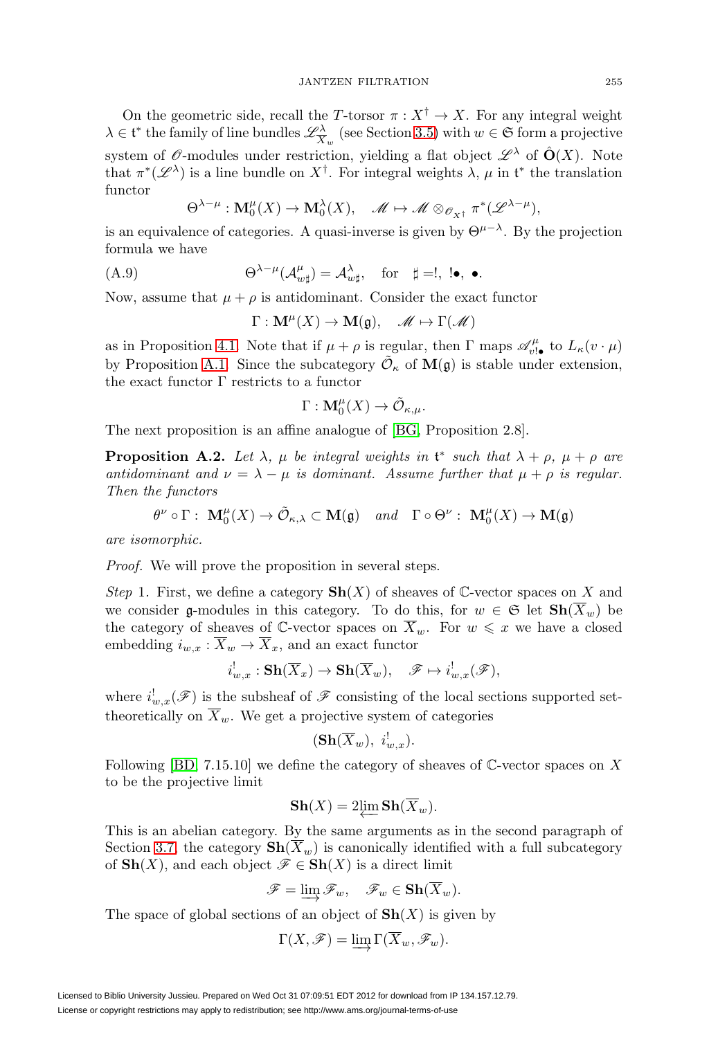On the geometric side, recall the $T$-torsor $\pi : X^\dagger \to X$. For any integral weight $\lambda \in \mathfrak{t}^*$ the family of line bundles $\mathscr{L}^\lambda_{\overline{X}_w}$ (see Section 3.5) with $w \in \mathfrak{S}$ form a projective system of $\mathscr{O}$-modules under restriction, yielding a flat object $\mathscr{L}^\lambda$ of $\hat{\mathbf{O}}(X)$. Note that $\pi^*(\mathscr{L}^\lambda)$ is a line bundle on $X^\dagger$. For integral weights $\lambda$, $\mu$ in $\mathfrak{t}^*$ the translation functor

$$\Theta^{\lambda-\mu} : \mathbf{M}^\mu_0(X) \to \mathbf{M}^\lambda_0(X), \quad \mathscr{M} \mapsto \mathscr{M} \otimes_{\mathscr{O}_{X^\dagger}} \pi^*(\mathscr{L}^{\lambda-\mu}),$$

is an equivalence of categories. A quasi-inverse is given by $\Theta^{\mu-\lambda}$. By the projection formula we have

$$\Theta^{\lambda-\mu}(\mathcal{A}^\mu_{w\sharp}) = \mathcal{A}^\lambda_{w\sharp}, \quad \text{for} \quad \sharp =!, \ !\bullet, \ \bullet. \tag{A.9}$$

Now, assume that $\mu + \rho$ is antidominant. Consider the exact functor

$$\Gamma : \mathbf{M}^\mu(X) \to \mathbf{M}(\mathfrak{g}), \quad \mathscr{M} \mapsto \Gamma(\mathscr{M})$$

as in Proposition 4.1. Note that if $\mu + \rho$ is regular, then $\Gamma$ maps $\mathscr{A}^\mu_{v!\bullet}$ to $L_\kappa(v \cdot \mu)$ by Proposition A.1. Since the subcategory $\tilde{\mathcal{O}}_\kappa$ of $\mathbf{M}(\mathfrak{g})$ is stable under extension, the exact functor $\Gamma$ restricts to a functor

$$\Gamma : \mathbf{M}^\mu_0(X) \to \tilde{\mathcal{O}}_{\kappa,\mu}.$$

The next proposition is an affine analogue of [BG, Proposition 2.8].

**Proposition A.2.** *Let $\lambda$, $\mu$ be integral weights in $\mathfrak{t}^*$ such that $\lambda + \rho$, $\mu + \rho$ are antidominant and $\nu = \lambda - \mu$ is dominant. Assume further that $\mu + \rho$ is regular. Then the functors*

$$\theta^\nu \circ \Gamma : \ \mathbf{M}^\mu_0(X) \to \tilde{\mathcal{O}}_{\kappa,\lambda} \subset \mathbf{M}(\mathfrak{g}) \quad \textit{and} \quad \Gamma \circ \Theta^\nu : \ \mathbf{M}^\mu_0(X) \to \mathbf{M}(\mathfrak{g})$$

*are isomorphic.*

*Proof.* We will prove the proposition in several steps.

*Step* 1. First, we define a category $\mathbf{Sh}(X)$ of sheaves of $\mathbb{C}$-vector spaces on $X$ and we consider $\mathfrak{g}$-modules in this category. To do this, for $w \in \mathfrak{S}$ let $\mathbf{Sh}(\overline{X}_w)$ be the category of sheaves of $\mathbb{C}$-vector spaces on $\overline{X}_w$. For $w \leqslant x$ we have a closed embedding $i_{w,x} : \overline{X}_w \to \overline{X}_x$, and an exact functor

$$i^!_{w,x} : \mathbf{Sh}(\overline{X}_x) \to \mathbf{Sh}(\overline{X}_w), \quad \mathscr{F} \mapsto i^!_{w,x}(\mathscr{F}),$$

where $i^!_{w,x}(\mathscr{F})$ is the subsheaf of $\mathscr{F}$ consisting of the local sections supported set-theoretically on $\overline{X}_w$. We get a projective system of categories

$$(\mathbf{Sh}(\overline{X}_w), \ i^!_{w,x}).$$

Following [BD, 7.15.10] we define the category of sheaves of $\mathbb{C}$-vector spaces on $X$ to be the projective limit

$$\mathbf{Sh}(X) = 2\varprojlim \mathbf{Sh}(\overline{X}_w).$$

This is an abelian category. By the same arguments as in the second paragraph of Section 3.7, the category $\mathbf{Sh}(\overline{X}_w)$ is canonically identified with a full subcategory of $\mathbf{Sh}(X)$, and each object $\mathscr{F} \in \mathbf{Sh}(X)$ is a direct limit

$$\mathscr{F} = \varinjlim \mathscr{F}_w, \quad \mathscr{F}_w \in \mathbf{Sh}(\overline{X}_w).$$

The space of global sections of an object of $\mathbf{Sh}(X)$ is given by

$$\Gamma(X, \mathscr{F}) = \varinjlim \Gamma(\overline{X}_w, \mathscr{F}_w).$$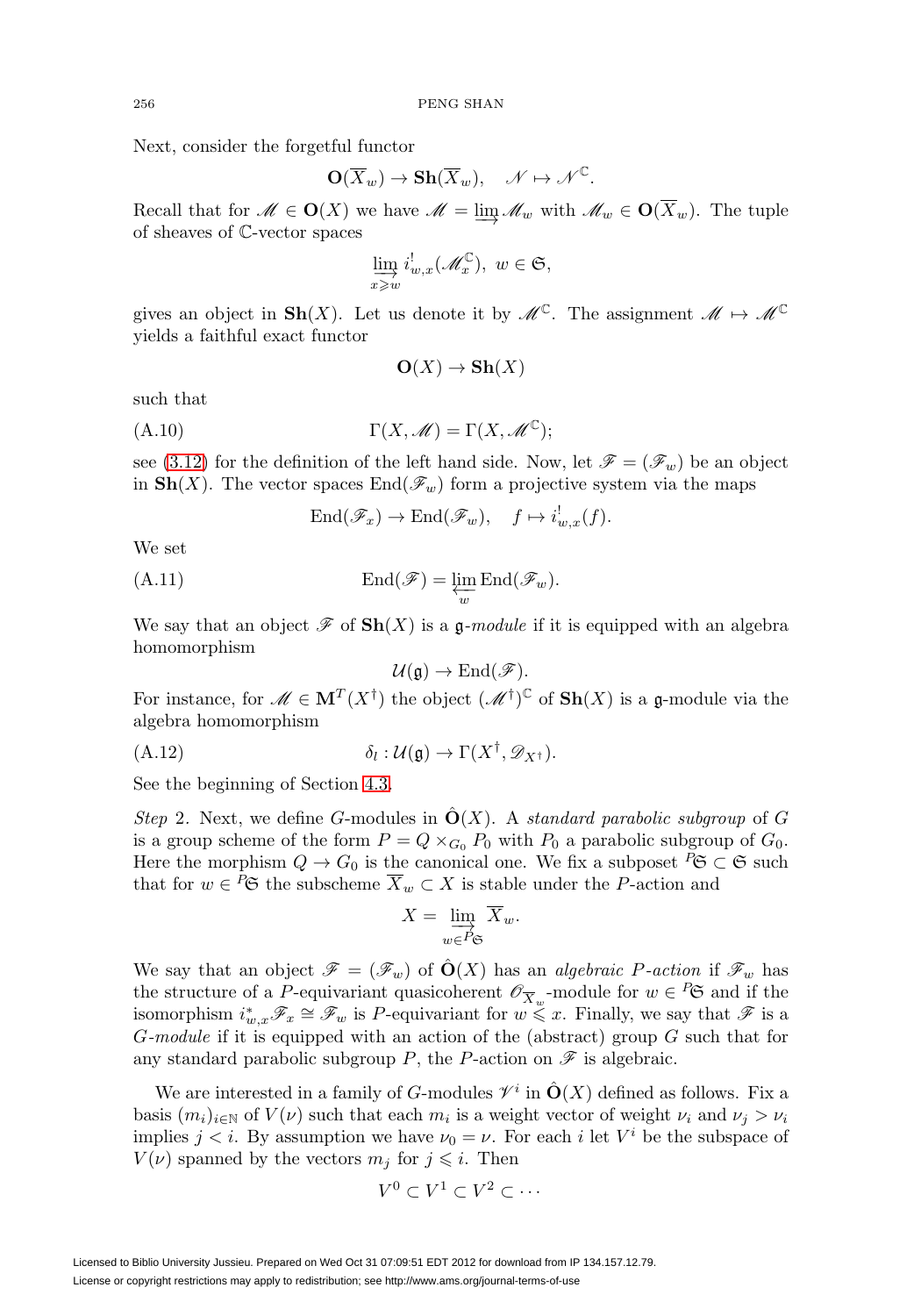Next, consider the forgetful functor

$$\mathbf{O}(\overline{X}_w) \to \mathbf{Sh}(\overline{X}_w), \quad \mathscr{N} \mapsto \mathscr{N}^{\mathbb{C}}.$$

Recall that for $\mathscr{M} \in \mathbf{O}(X)$ we have $\mathscr{M} = \varinjlim \mathscr{M}_w$ with $\mathscr{M}_w \in \mathbf{O}(\overline{X}_w)$. The tuple of sheaves of $\mathbb{C}$-vector spaces

$$\varinjlim_{x \geqslant w} i^!_{w,x}(\mathscr{M}_x^{\mathbb{C}}), \ w \in \mathfrak{S},$$

gives an object in $\mathbf{Sh}(X)$. Let us denote it by $\mathscr{M}^{\mathbb{C}}$. The assignment $\mathscr{M} \mapsto \mathscr{M}^{\mathbb{C}}$ yields a faithful exact functor

$$\mathbf{O}(X) \to \mathbf{Sh}(X)$$

such that

$$\Gamma(X, \mathscr{M}) = \Gamma(X, \mathscr{M}^{\mathbb{C}}); \tag{A.10}$$

see (3.12) for the definition of the left hand side. Now, let $\mathscr{F} = (\mathscr{F}_w)$ be an object in $\mathbf{Sh}(X)$. The vector spaces $\mathrm{End}(\mathscr{F}_w)$ form a projective system via the maps

$$\mathrm{End}(\mathscr{F}_x) \to \mathrm{End}(\mathscr{F}_w), \quad f \mapsto i^!_{w,x}(f).$$

We set

$$\mathrm{End}(\mathscr{F}) = \varprojlim_w \mathrm{End}(\mathscr{F}_w). \tag{A.11}$$

We say that an object $\mathscr{F}$ of $\mathbf{Sh}(X)$ is a $\mathfrak{g}$*-module* if it is equipped with an algebra homomorphism

$$\mathcal{U}(\mathfrak{g}) \to \mathrm{End}(\mathscr{F}).$$

For instance, for $\mathscr{M} \in \mathbf{M}^T(X^\dagger)$ the object $(\mathscr{M}^\dagger)^{\mathbb{C}}$ of $\mathbf{Sh}(X)$ is a $\mathfrak{g}$-module via the algebra homomorphism

$$\delta_l : \mathcal{U}(\mathfrak{g}) \to \Gamma(X^\dagger, \mathscr{D}_{X^\dagger}). \tag{A.12}$$

See the beginning of Section 4.3.

*Step* 2. Next, we define $G$-modules in $\hat{\mathbf{O}}(X)$. A *standard parabolic subgroup* of $G$ is a group scheme of the form $P = Q \times_{G_0} P_0$ with $P_0$ a parabolic subgroup of $G_0$. Here the morphism $Q \to G_0$ is the canonical one. We fix a subposet ${}^P\mathfrak{S} \subset \mathfrak{S}$ such that for $w \in {}^P\mathfrak{S}$ the subscheme $\overline{X}_w \subset X$ is stable under the $P$-action and

$$X = \varinjlim_{w \in {}^P\mathfrak{S}} \overline{X}_w.$$

We say that an object $\mathscr{F} = (\mathscr{F}_w)$ of $\hat{\mathbf{O}}(X)$ has an *algebraic $P$-action* if $\mathscr{F}_w$ has the structure of a $P$-equivariant quasicoherent $\mathscr{O}_{\overline{X}_w}$-module for $w \in {}^P\mathfrak{S}$ and if the isomorphism $i^*_{w,x}\mathscr{F}_x \cong \mathscr{F}_w$ is $P$-equivariant for $w \leqslant x$. Finally, we say that $\mathscr{F}$ is a *$G$-module* if it is equipped with an action of the (abstract) group $G$ such that for any standard parabolic subgroup $P$, the $P$-action on $\mathscr{F}$ is algebraic.

We are interested in a family of $G$-modules $\mathscr{V}^i$ in $\hat{\mathbf{O}}(X)$ defined as follows. Fix a basis $(m_i)_{i \in \mathbb{N}}$ of $V(\nu)$ such that each $m_i$ is a weight vector of weight $\nu_i$ and $\nu_j > \nu_i$ implies $j < i$. By assumption we have $\nu_0 = \nu$. For each $i$ let $V^i$ be the subspace of $V(\nu)$ spanned by the vectors $m_j$ for $j \leqslant i$. Then

$$V^0 \subset V^1 \subset V^2 \subset \cdots$$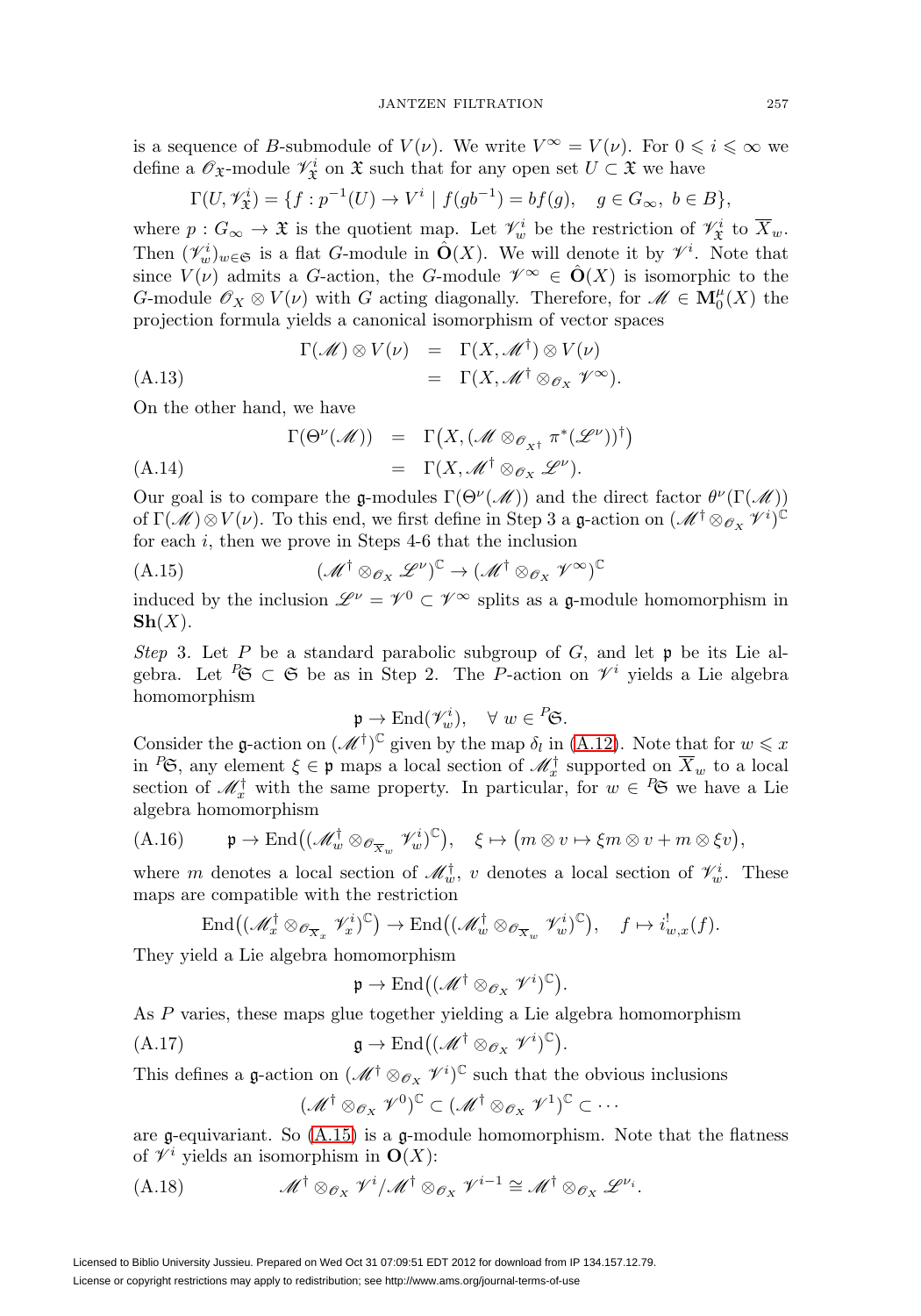is a sequence of $B$-submodule of $V(\nu)$. We write $V^\infty = V(\nu)$. For $0 \leqslant i \leqslant \infty$ we define a $\mathscr{O}_{\mathfrak{X}}$-module $\mathscr{V}^i_{\mathfrak{X}}$ on $\mathfrak{X}$ such that for any open set $U \subset \mathfrak{X}$ we have

$$\Gamma(U, \mathscr{V}^i_{\mathfrak{X}}) = \{f : p^{-1}(U) \to V^i \mid f(gb^{-1}) = bf(g), \quad g \in G_\infty,\ b \in B\},$$

where $p : G_\infty \to \mathfrak{X}$ is the quotient map. Let $\mathscr{V}^i_w$ be the restriction of $\mathscr{V}^i_{\mathfrak{X}}$ to $\overline{X}_w$. Then $(\mathscr{V}^i_w)_{w\in\mathfrak{S}}$ is a flat $G$-module in $\hat{\mathbf{O}}(X)$. We will denote it by $\mathscr{V}^i$. Note that since $V(\nu)$ admits a $G$-action, the $G$-module $\mathscr{V}^\infty \in \hat{\mathbf{O}}(X)$ is isomorphic to the $G$-module $\mathscr{O}_X \otimes V(\nu)$ with $G$ acting diagonally. Therefore, for $\mathscr{M} \in \mathbf{M}^\mu_0(X)$ the projection formula yields a canonical isomorphism of vector spaces

$$\begin{aligned}
\Gamma(\mathscr{M}) \otimes V(\nu) &= \Gamma(X, \mathscr{M}^\dagger) \otimes V(\nu) \\
&= \Gamma(X, \mathscr{M}^\dagger \otimes_{\mathscr{O}_X} \mathscr{V}^\infty).
\end{aligned} \tag{A.13}$$

On the other hand, we have

$$\begin{aligned}
\Gamma(\Theta^\nu(\mathscr{M})) &= \Gamma\big(X, (\mathscr{M} \otimes_{\mathscr{O}_{X^\dagger}} \pi^*(\mathscr{L}^\nu))^\dagger\big) \\
&= \Gamma(X, \mathscr{M}^\dagger \otimes_{\mathscr{O}_X} \mathscr{L}^\nu).
\end{aligned} \tag{A.14}$$

Our goal is to compare the $\mathfrak{g}$-modules $\Gamma(\Theta^\nu(\mathscr{M}))$ and the direct factor $\theta^\nu(\Gamma(\mathscr{M}))$ of $\Gamma(\mathscr{M}) \otimes V(\nu)$. To this end, we first define in Step 3 a $\mathfrak{g}$-action on $(\mathscr{M}^\dagger \otimes_{\mathscr{O}_X} \mathscr{V}^i)^{\mathbb{C}}$ for each $i$, then we prove in Steps 4-6 that the inclusion

$$(\mathscr{M}^\dagger \otimes_{\mathscr{O}_X} \mathscr{L}^\nu)^{\mathbb{C}} \to (\mathscr{M}^\dagger \otimes_{\mathscr{O}_X} \mathscr{V}^\infty)^{\mathbb{C}} \tag{A.15}$$

induced by the inclusion $\mathscr{L}^\nu = \mathscr{V}^0 \subset \mathscr{V}^\infty$ splits as a $\mathfrak{g}$-module homomorphism in $\mathbf{Sh}(X)$.

*Step* 3. Let $P$ be a standard parabolic subgroup of $G$, and let $\mathfrak{p}$ be its Lie algebra. Let ${}^P\mathfrak{S} \subset \mathfrak{S}$ be as in Step 2. The $P$-action on $\mathscr{V}^i$ yields a Lie algebra homomorphism

$$\mathfrak{p} \to \mathrm{End}(\mathscr{V}^i_w), \quad \forall\ w \in {}^P\mathfrak{S}.$$

Consider the $\mathfrak{g}$-action on $(\mathscr{M}^\dagger)^{\mathbb{C}}$ given by the map $\delta_l$ in (A.12). Note that for $w \leqslant x$ in ${}^P\mathfrak{S}$, any element $\xi \in \mathfrak{p}$ maps a local section of $\mathscr{M}^\dagger_x$ supported on $\overline{X}_w$ to a local section of $\mathscr{M}^\dagger_x$ with the same property. In particular, for $w \in {}^P\mathfrak{S}$ we have a Lie algebra homomorphism

$$\mathfrak{p} \to \mathrm{End}\big((\mathscr{M}^\dagger_w \otimes_{\mathscr{O}_{\overline{X}_w}} \mathscr{V}^i_w)^{\mathbb{C}}\big), \quad \xi \mapsto \big(m \otimes v \mapsto \xi m \otimes v + m \otimes \xi v\big), \tag{A.16}$$

where $m$ denotes a local section of $\mathscr{M}^\dagger_w$, $v$ denotes a local section of $\mathscr{V}^i_w$. These maps are compatible with the restriction

$$\mathrm{End}\big((\mathscr{M}^\dagger_x \otimes_{\mathscr{O}_{\overline{X}_x}} \mathscr{V}^i_x)^{\mathbb{C}}\big) \to \mathrm{End}\big((\mathscr{M}^\dagger_w \otimes_{\mathscr{O}_{\overline{X}_w}} \mathscr{V}^i_w)^{\mathbb{C}}\big), \quad f \mapsto i^!_{w,x}(f).$$

They yield a Lie algebra homomorphism

$$\mathfrak{p} \to \mathrm{End}\big((\mathscr{M}^\dagger \otimes_{\mathscr{O}_X} \mathscr{V}^i)^{\mathbb{C}}\big).$$

As $P$ varies, these maps glue together yielding a Lie algebra homomorphism

$$\mathfrak{g} \to \mathrm{End}\big((\mathscr{M}^\dagger \otimes_{\mathscr{O}_X} \mathscr{V}^i)^{\mathbb{C}}\big). \tag{A.17}$$

This defines a $\mathfrak{g}$-action on $(\mathscr{M}^\dagger \otimes_{\mathscr{O}_X} \mathscr{V}^i)^{\mathbb{C}}$ such that the obvious inclusions

$$(\mathscr{M}^\dagger \otimes_{\mathscr{O}_X} \mathscr{V}^0)^{\mathbb{C}} \subset (\mathscr{M}^\dagger \otimes_{\mathscr{O}_X} \mathscr{V}^1)^{\mathbb{C}} \subset \cdots$$

are $\mathfrak{g}$-equivariant. So (A.15) is a $\mathfrak{g}$-module homomorphism. Note that the flatness of $\mathscr{V}^i$ yields an isomorphism in $\mathbf{O}(X)$:

$$\mathscr{M}^\dagger \otimes_{\mathscr{O}_X} \mathscr{V}^i / \mathscr{M}^\dagger \otimes_{\mathscr{O}_X} \mathscr{V}^{i-1} \cong \mathscr{M}^\dagger \otimes_{\mathscr{O}_X} \mathscr{L}^{\nu_i}. \tag{A.18}$$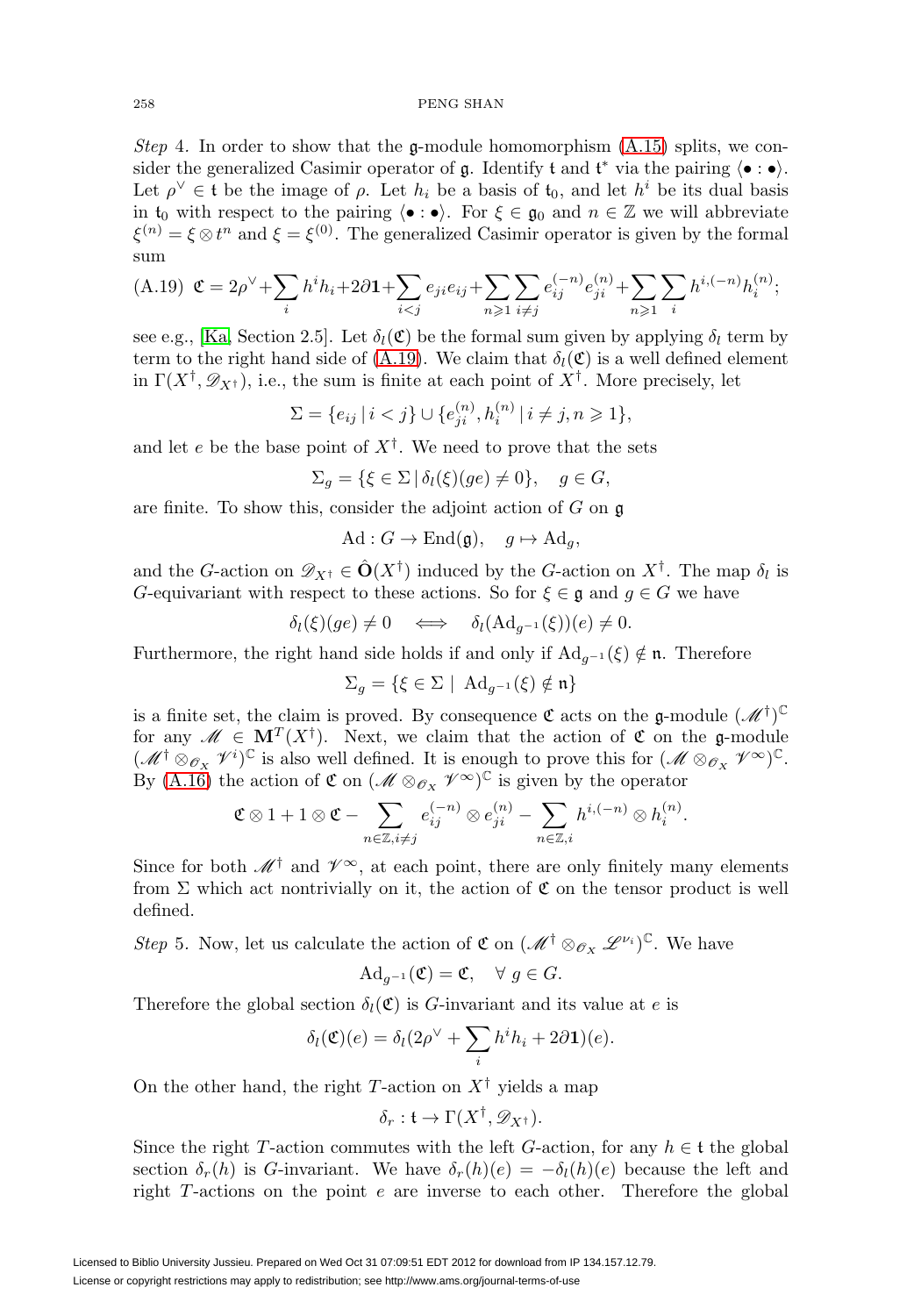*Step* 4. In order to show that the $\mathfrak{g}$-module homomorphism (A.15) splits, we consider the generalized Casimir operator of $\mathfrak{g}$. Identify $\mathfrak{t}$ and $\mathfrak{t}^*$ via the pairing $\langle \bullet : \bullet \rangle$. Let $\rho^\vee \in \mathfrak{t}$ be the image of $\rho$. Let $h_i$ be a basis of $\mathfrak{t}_0$, and let $h^i$ be its dual basis in $\mathfrak{t}_0$ with respect to the pairing $\langle \bullet : \bullet \rangle$. For $\xi \in \mathfrak{g}_0$ and $n \in \mathbb{Z}$ we will abbreviate $\xi^{(n)} = \xi \otimes t^n$ and $\xi = \xi^{(0)}$. The generalized Casimir operator is given by the formal sum

$$\text{(A.19)} \quad \mathfrak{C} = 2\rho^\vee + \sum_i h^i h_i + 2\partial \mathbf{1} + \sum_{i<j} e_{ji} e_{ij} + \sum_{n \geqslant 1} \sum_{i \neq j} e_{ij}^{(-n)} e_{ji}^{(n)} + \sum_{n \geqslant 1} \sum_i h^{i,(-n)} h_i^{(n)};$$

see e.g., [Ka, Section 2.5]. Let $\delta_l(\mathfrak{C})$ be the formal sum given by applying $\delta_l$ term by term to the right hand side of (A.19). We claim that $\delta_l(\mathfrak{C})$ is a well defined element in $\Gamma(X^\dagger, \mathscr{D}_{X^\dagger})$, i.e., the sum is finite at each point of $X^\dagger$. More precisely, let

$$\Sigma = \{e_{ij} \mid i < j\} \cup \{e_{ji}^{(n)}, h_i^{(n)} \mid i \neq j, n \geqslant 1\},$$

and let $e$ be the base point of $X^\dagger$. We need to prove that the sets

$$\Sigma_g = \{\xi \in \Sigma \mid \delta_l(\xi)(ge) \neq 0\}, \quad g \in G,$$

are finite. To show this, consider the adjoint action of $G$ on $\mathfrak{g}$

$$\mathrm{Ad} : G \to \mathrm{End}(\mathfrak{g}), \quad g \mapsto \mathrm{Ad}_g,$$

and the $G$-action on $\mathscr{D}_{X^\dagger} \in \hat{\mathbf{O}}(X^\dagger)$ induced by the $G$-action on $X^\dagger$. The map $\delta_l$ is $G$-equivariant with respect to these actions. So for $\xi \in \mathfrak{g}$ and $g \in G$ we have

$$\delta_l(\xi)(ge) \neq 0 \iff \delta_l(\mathrm{Ad}_{g^{-1}}(\xi))(e) \neq 0.$$

Furthermore, the right hand side holds if and only if $\mathrm{Ad}_{g^{-1}}(\xi) \notin \mathfrak{n}$. Therefore

$$\Sigma_g = \{\xi \in \Sigma \mid \mathrm{Ad}_{g^{-1}}(\xi) \notin \mathfrak{n}\}$$

is a finite set, the claim is proved. By consequence $\mathfrak{C}$ acts on the $\mathfrak{g}$-module $(\mathscr{M}^\dagger)^{\mathbb{C}}$ for any $\mathscr{M} \in \mathbf{M}^T(X^\dagger)$. Next, we claim that the action of $\mathfrak{C}$ on the $\mathfrak{g}$-module $(\mathscr{M}^\dagger \otimes_{\mathscr{O}_X} \mathscr{V}^i)^{\mathbb{C}}$ is also well defined. It is enough to prove this for $(\mathscr{M} \otimes_{\mathscr{O}_X} \mathscr{V}^\infty)^{\mathbb{C}}$. By (A.16) the action of $\mathfrak{C}$ on $(\mathscr{M} \otimes_{\mathscr{O}_X} \mathscr{V}^\infty)^{\mathbb{C}}$ is given by the operator

$$\mathfrak{C} \otimes 1 + 1 \otimes \mathfrak{C} - \sum_{n \in \mathbb{Z}, i \neq j} e_{ij}^{(-n)} \otimes e_{ji}^{(n)} - \sum_{n \in \mathbb{Z}, i} h^{i,(-n)} \otimes h_i^{(n)}.$$

Since for both $\mathscr{M}^\dagger$ and $\mathscr{V}^\infty$, at each point, there are only finitely many elements from $\Sigma$ which act nontrivially on it, the action of $\mathfrak{C}$ on the tensor product is well defined.

*Step* 5. Now, let us calculate the action of $\mathfrak{C}$ on $(\mathscr{M}^\dagger \otimes_{\mathscr{O}_X} \mathscr{L}^{\nu_i})^{\mathbb{C}}$. We have

$$\mathrm{Ad}_{g^{-1}}(\mathfrak{C}) = \mathfrak{C}, \quad \forall\, g \in G.$$

Therefore the global section $\delta_l(\mathfrak{C})$ is $G$-invariant and its value at $e$ is

$$\delta_l(\mathfrak{C})(e) = \delta_l(2\rho^\vee + \sum_i h^i h_i + 2\partial \mathbf{1})(e).$$

On the other hand, the right $T$-action on $X^\dagger$ yields a map

$$\delta_r : \mathfrak{t} \to \Gamma(X^\dagger, \mathscr{D}_{X^\dagger}).$$

Since the right $T$-action commutes with the left $G$-action, for any $h \in \mathfrak{t}$ the global section $\delta_r(h)$ is $G$-invariant. We have $\delta_r(h)(e) = -\delta_l(h)(e)$ because the left and right $T$-actions on the point $e$ are inverse to each other. Therefore the global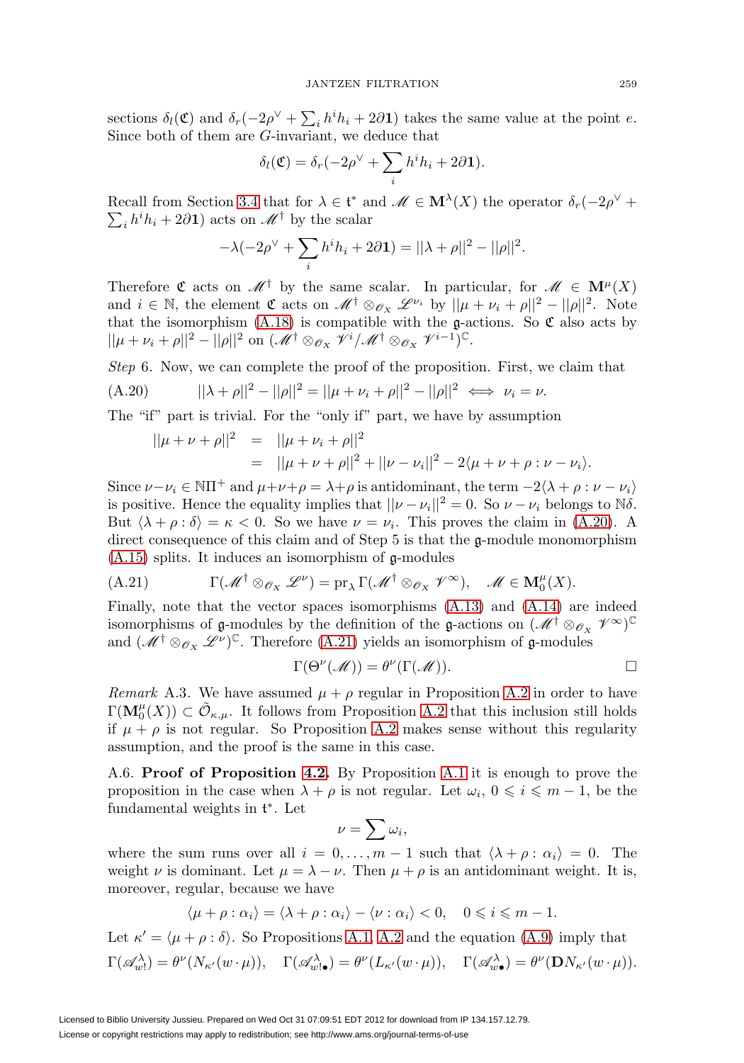sections $\delta_l(\mathfrak{C})$ and $\delta_r(-2\rho^\vee + \sum_i h^i h_i + 2\partial\mathbf{1})$ takes the same value at the point $e$. Since both of them are $G$-invariant, we deduce that

$$\delta_l(\mathfrak{C}) = \delta_r(-2\rho^\vee + \sum_i h^i h_i + 2\partial\mathbf{1}).$$

Recall from Section 3.4 that for $\lambda \in \mathfrak{t}^*$ and $\mathscr{M} \in \mathbf{M}^\lambda(X)$ the operator $\delta_r(-2\rho^\vee + \sum_i h^i h_i + 2\partial\mathbf{1})$ acts on $\mathscr{M}^\dagger$ by the scalar

$$-\lambda(-2\rho^\vee + \sum_i h^i h_i + 2\partial\mathbf{1}) = ||\lambda+\rho||^2 - ||\rho||^2.$$

Therefore $\mathfrak{C}$ acts on $\mathscr{M}^\dagger$ by the same scalar. In particular, for $\mathscr{M} \in \mathbf{M}^\mu(X)$ and $i \in \mathbb{N}$, the element $\mathfrak{C}$ acts on $\mathscr{M}^\dagger \otimes_{\mathscr{O}_X} \mathscr{L}^{\nu_i}$ by $||\mu+\nu_i+\rho||^2 - ||\rho||^2$. Note that the isomorphism (A.18) is compatible with the $\mathfrak{g}$-actions. So $\mathfrak{C}$ also acts by $||\mu+\nu_i+\rho||^2 - ||\rho||^2$ on $(\mathscr{M}^\dagger \otimes_{\mathscr{O}_X} \mathscr{V}^i / \mathscr{M}^\dagger \otimes_{\mathscr{O}_X} \mathscr{V}^{i-1})^{\mathbb{C}}$.

*Step* 6. Now, we can complete the proof of the proposition. First, we claim that

$$\text{(A.20)} \qquad ||\lambda+\rho||^2 - ||\rho||^2 = ||\mu+\nu_i+\rho||^2 - ||\rho||^2 \iff \nu_i = \nu.$$

The "if" part is trivial. For the "only if" part, we have by assumption

$$\begin{aligned} ||\mu+\nu+\rho||^2 &= ||\mu+\nu_i+\rho||^2 \\ &= ||\mu+\nu+\rho||^2 + ||\nu-\nu_i||^2 - 2\langle \mu+\nu+\rho : \nu-\nu_i\rangle. \end{aligned}$$

Since $\nu - \nu_i \in \mathbb{N}\Pi^+$ and $\mu+\nu+\rho = \lambda+\rho$ is antidominant, the term $-2\langle \lambda+\rho : \nu-\nu_i\rangle$ is positive. Hence the equality implies that $||\nu-\nu_i||^2 = 0$. So $\nu-\nu_i$ belongs to $\mathbb{N}\delta$. But $\langle \lambda+\rho : \delta\rangle = \kappa < 0$. So we have $\nu = \nu_i$. This proves the claim in (A.20). A direct consequence of this claim and of Step 5 is that the $\mathfrak{g}$-module monomorphism (A.15) splits. It induces an isomorphism of $\mathfrak{g}$-modules

$$\text{(A.21)} \qquad \Gamma(\mathscr{M}^\dagger \otimes_{\mathscr{O}_X} \mathscr{L}^\nu) = \mathrm{pr}_\lambda\, \Gamma(\mathscr{M}^\dagger \otimes_{\mathscr{O}_X} \mathscr{V}^\infty), \quad \mathscr{M} \in \mathbf{M}_0^\mu(X).$$

Finally, note that the vector spaces isomorphisms (A.13) and (A.14) are indeed isomorphisms of $\mathfrak{g}$-modules by the definition of the $\mathfrak{g}$-actions on $(\mathscr{M}^\dagger \otimes_{\mathscr{O}_X} \mathscr{V}^\infty)^{\mathbb{C}}$ and $(\mathscr{M}^\dagger \otimes_{\mathscr{O}_X} \mathscr{L}^\nu)^{\mathbb{C}}$. Therefore (A.21) yields an isomorphism of $\mathfrak{g}$-modules

$$\Gamma(\Theta^\nu(\mathscr{M})) = \theta^\nu(\Gamma(\mathscr{M})). \qquad \square$$

*Remark* A.3. We have assumed $\mu+\rho$ regular in Proposition A.2 in order to have $\Gamma(\mathbf{M}_0^\mu(X)) \subset \tilde{\mathcal{O}}_{\kappa,\mu}$. It follows from Proposition A.2 that this inclusion still holds if $\mu+\rho$ is not regular. So Proposition A.2 makes sense without this regularity assumption, and the proof is the same in this case.

A.6. **Proof of Proposition 4.2.** By Proposition A.1 it is enough to prove the proposition in the case when $\lambda+\rho$ is not regular. Let $\omega_i$, $0 \leqslant i \leqslant m-1$, be the fundamental weights in $\mathfrak{t}^*$. Let

$$\nu = \sum \omega_i,$$

where the sum runs over all $i = 0, \ldots, m-1$ such that $\langle \lambda+\rho : \alpha_i\rangle = 0$. The weight $\nu$ is dominant. Let $\mu = \lambda - \nu$. Then $\mu+\rho$ is an antidominant weight. It is, moreover, regular, because we have

$$\langle \mu+\rho : \alpha_i\rangle = \langle \lambda+\rho : \alpha_i\rangle - \langle \nu : \alpha_i\rangle < 0, \quad 0 \leqslant i \leqslant m-1.$$

Let $\kappa' = \langle \mu+\rho : \delta\rangle$. So Propositions A.1, A.2 and the equation (A.9) imply that

$$\Gamma(\mathscr{A}^\lambda_{w!}) = \theta^\nu(N_{\kappa'}(w\cdot\mu)), \quad \Gamma(\mathscr{A}^\lambda_{w!\bullet}) = \theta^\nu(L_{\kappa'}(w\cdot\mu)), \quad \Gamma(\mathscr{A}^\lambda_{w\bullet}) = \theta^\nu(\mathbf{D}N_{\kappa'}(w\cdot\mu)).$$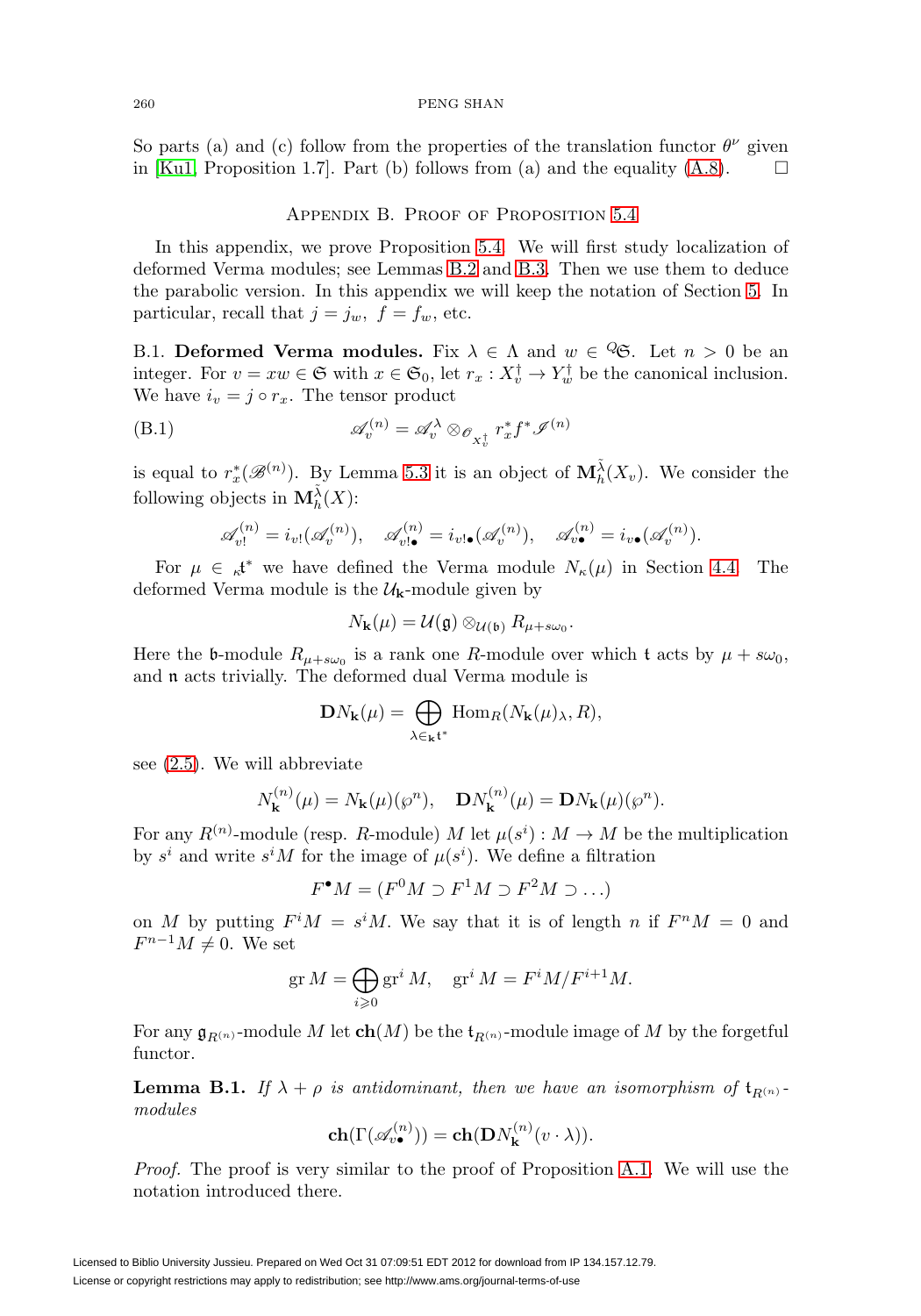So parts (a) and (c) follow from the properties of the translation functor $\theta^\nu$ given in [Ku1, Proposition 1.7]. Part (b) follows from (a) and the equality (A.8). $\square$

## Appendix B. Proof of Proposition 5.4

In this appendix, we prove Proposition 5.4. We will first study localization of deformed Verma modules; see Lemmas B.2 and B.3. Then we use them to deduce the parabolic version. In this appendix we will keep the notation of Section 5. In particular, recall that $j = j_w$, $f = f_w$, etc.

B.1. **Deformed Verma modules.** Fix $\lambda \in \Lambda$ and $w \in {}^Q\mathfrak{S}$. Let $n > 0$ be an integer. For $v = xw \in \mathfrak{S}$ with $x \in \mathfrak{S}_0$, let $r_x : X_v^\dagger \to Y_w^\dagger$ be the canonical inclusion. We have $i_v = j \circ r_x$. The tensor product

$$\mathscr{A}_v^{(n)} = \mathscr{A}_v^\lambda \otimes_{\mathscr{O}_{X_v^\dagger}} r_x^* f^* \mathscr{I}^{(n)} \tag{B.1}$$

is equal to $r_x^*(\mathscr{B}^{(n)})$. By Lemma 5.3 it is an object of $\mathbf{M}_h^{\tilde{\lambda}}(X_v)$. We consider the following objects in $\mathbf{M}_h^{\tilde{\lambda}}(X)$:

$$\mathscr{A}_{v!}^{(n)} = i_{v!}(\mathscr{A}_v^{(n)}), \quad \mathscr{A}_{v!\bullet}^{(n)} = i_{v!\bullet}(\mathscr{A}_v^{(n)}), \quad \mathscr{A}_{v\bullet}^{(n)} = i_{v\bullet}(\mathscr{A}_v^{(n)}).$$

For $\mu \in {}_\kappa\mathfrak{t}^*$ we have defined the Verma module $N_\kappa(\mu)$ in Section 4.4. The deformed Verma module is the $\mathcal{U}_{\mathbf{k}}$-module given by

$$N_{\mathbf{k}}(\mu) = \mathcal{U}(\mathfrak{g}) \otimes_{\mathcal{U}(\mathfrak{b})} R_{\mu + s\omega_0}.$$

Here the $\mathfrak{b}$-module $R_{\mu+s\omega_0}$ is a rank one $R$-module over which $\mathfrak{t}$ acts by $\mu + s\omega_0$, and $\mathfrak{n}$ acts trivially. The deformed dual Verma module is

$$\mathbf{D}N_{\mathbf{k}}(\mu) = \bigoplus_{\lambda \in {}_{\mathbf{k}}\mathfrak{t}^*} \mathrm{Hom}_R(N_{\mathbf{k}}(\mu)_\lambda, R),$$

see (2.5). We will abbreviate

$$N_{\mathbf{k}}^{(n)}(\mu) = N_{\mathbf{k}}(\mu)(\wp^n), \quad \mathbf{D}N_{\mathbf{k}}^{(n)}(\mu) = \mathbf{D}N_{\mathbf{k}}(\mu)(\wp^n).$$

For any $R^{(n)}$-module (resp. $R$-module) $M$ let $\mu(s^i) : M \to M$ be the multiplication by $s^i$ and write $s^i M$ for the image of $\mu(s^i)$. We define a filtration

$$F^\bullet M = (F^0 M \supset F^1 M \supset F^2 M \supset \ldots)$$

on $M$ by putting $F^i M = s^i M$. We say that it is of length $n$ if $F^n M = 0$ and $F^{n-1} M \neq 0$. We set

$$\mathrm{gr}\, M = \bigoplus_{i \geqslant 0} \mathrm{gr}^i M, \quad \mathrm{gr}^i M = F^i M / F^{i+1} M.$$

For any $\mathfrak{g}_{R^{(n)}}$-module $M$ let $\mathbf{ch}(M)$ be the $\mathfrak{t}_{R^{(n)}}$-module image of $M$ by the forgetful functor.

**Lemma B.1.** *If $\lambda + \rho$ is antidominant, then we have an isomorphism of $\mathfrak{t}_{R^{(n)}}$-modules*

$$\mathbf{ch}(\Gamma(\mathscr{A}_{v\bullet}^{(n)})) = \mathbf{ch}(\mathbf{D}N_{\mathbf{k}}^{(n)}(v \cdot \lambda)).$$

*Proof.* The proof is very similar to the proof of Proposition A.1. We will use the notation introduced there.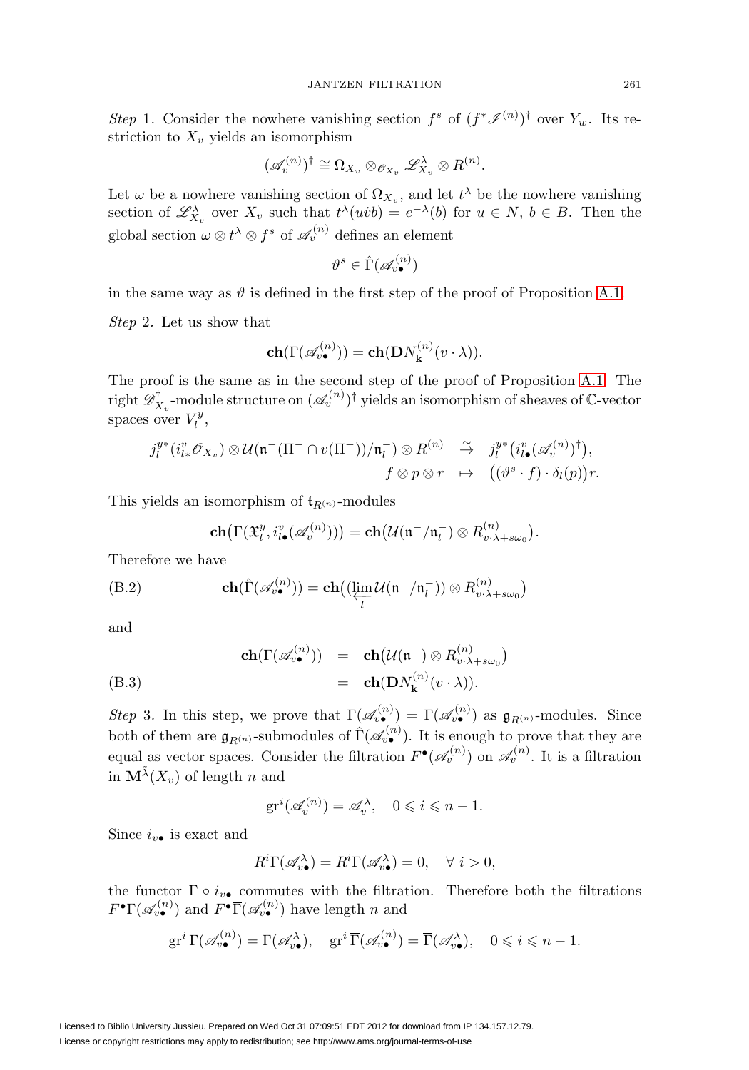*Step* 1. Consider the nowhere vanishing section $f^s$ of $(f^*\mathscr{I}^{(n)})^\dagger$ over $Y_w$. Its restriction to $X_v$ yields an isomorphism

$$(\mathscr{A}_v^{(n)})^\dagger \cong \Omega_{X_v} \otimes_{\mathscr{O}_{X_v}} \mathscr{L}_{X_v}^\lambda \otimes R^{(n)}.$$

Let $\omega$ be a nowhere vanishing section of $\Omega_{X_v}$, and let $t^\lambda$ be the nowhere vanishing section of $\mathscr{L}_{X_v}^\lambda$ over $X_v$ such that $t^\lambda(u\dot{v}b) = e^{-\lambda}(b)$ for $u \in N$, $b \in B$. Then the global section $\omega \otimes t^\lambda \otimes f^s$ of $\mathscr{A}_v^{(n)}$ defines an element

$$\vartheta^s \in \hat{\Gamma}(\mathscr{A}_{v\bullet}^{(n)})$$

in the same way as $\vartheta$ is defined in the first step of the proof of Proposition A.1.

*Step* 2. Let us show that

$$\mathbf{ch}(\overline{\Gamma}(\mathscr{A}_{v\bullet}^{(n)})) = \mathbf{ch}(\mathbf{D}N_{\mathbf{k}}^{(n)}(v \cdot \lambda)).$$

The proof is the same as in the second step of the proof of Proposition A.1. The right $\mathscr{D}_{X_v}^\dagger$-module structure on $(\mathscr{A}_v^{(n)})^\dagger$ yields an isomorphism of sheaves of $\mathbb{C}$-vector spaces over $V_l^y$,

$$\begin{array}{rcl} j_l^{y*}(i_{l*}^v \mathscr{O}_{X_v}) \otimes \mathcal{U}(\mathfrak{n}^-(\Pi^- \cap v(\Pi^-))/\mathfrak{n}_l^-) \otimes R^{(n)} & \overset{\sim}{\to} & j_l^{y*}\big(i_{l\bullet}^v(\mathscr{A}_v^{(n)})^\dagger\big), \\ f \otimes p \otimes r & \mapsto & \big((\vartheta^s \cdot f) \cdot \delta_l(p)\big) r. \end{array}$$

This yields an isomorphism of $\mathfrak{t}_{R^{(n)}}$-modules

$$\mathbf{ch}\big(\Gamma(\mathfrak{X}_l^y, i_{l\bullet}^v(\mathscr{A}_v^{(n)}))\big) = \mathbf{ch}\big(\mathcal{U}(\mathfrak{n}^-/\mathfrak{n}_l^-) \otimes R^{(n)}_{v\cdot\lambda+s\omega_0}\big).$$

Therefore we have

$$\mathbf{ch}(\hat{\Gamma}(\mathscr{A}_{v\bullet}^{(n)})) = \mathbf{ch}\big((\varprojlim_l \mathcal{U}(\mathfrak{n}^-/\mathfrak{n}_l^-)) \otimes R^{(n)}_{v\cdot\lambda+s\omega_0}\big) \tag{B.2}$$

and

$$\begin{aligned} \mathbf{ch}(\overline{\Gamma}(\mathscr{A}_{v\bullet}^{(n)})) &= \mathbf{ch}\big(\mathcal{U}(\mathfrak{n}^-) \otimes R^{(n)}_{v\cdot\lambda+s\omega_0}\big) \\ &= \mathbf{ch}(\mathbf{D}N_{\mathbf{k}}^{(n)}(v \cdot \lambda)). \end{aligned} \tag{B.3}$$

*Step* 3. In this step, we prove that $\Gamma(\mathscr{A}_{v\bullet}^{(n)}) = \overline{\Gamma}(\mathscr{A}_{v\bullet}^{(n)})$ as $\mathfrak{g}_{R^{(n)}}$-modules. Since both of them are $\mathfrak{g}_{R^{(n)}}$-submodules of $\hat{\Gamma}(\mathscr{A}_{v\bullet}^{(n)})$. It is enough to prove that they are equal as vector spaces. Consider the filtration $F^\bullet(\mathscr{A}_v^{(n)})$ on $\mathscr{A}_v^{(n)}$. It is a filtration in $\mathbf{M}^{\tilde{\lambda}}(X_v)$ of length $n$ and

$$\mathrm{gr}^i(\mathscr{A}_v^{(n)}) = \mathscr{A}_v^\lambda, \quad 0 \leqslant i \leqslant n-1.$$

Since $i_{v\bullet}$ is exact and

$$R^i\Gamma(\mathscr{A}_{v\bullet}^\lambda) = R^i\overline{\Gamma}(\mathscr{A}_{v\bullet}^\lambda) = 0, \quad \forall\ i > 0,$$

the functor $\Gamma \circ i_{v\bullet}$ commutes with the filtration. Therefore both the filtrations $F^\bullet\Gamma(\mathscr{A}_{v\bullet}^{(n)})$ and $F^\bullet\overline{\Gamma}(\mathscr{A}_{v\bullet}^{(n)})$ have length $n$ and

$$\mathrm{gr}^i\,\Gamma(\mathscr{A}_{v\bullet}^{(n)}) = \Gamma(\mathscr{A}_{v\bullet}^\lambda), \quad \mathrm{gr}^i\,\overline{\Gamma}(\mathscr{A}_{v\bullet}^{(n)}) = \overline{\Gamma}(\mathscr{A}_{v\bullet}^\lambda), \quad 0 \leqslant i \leqslant n-1.$$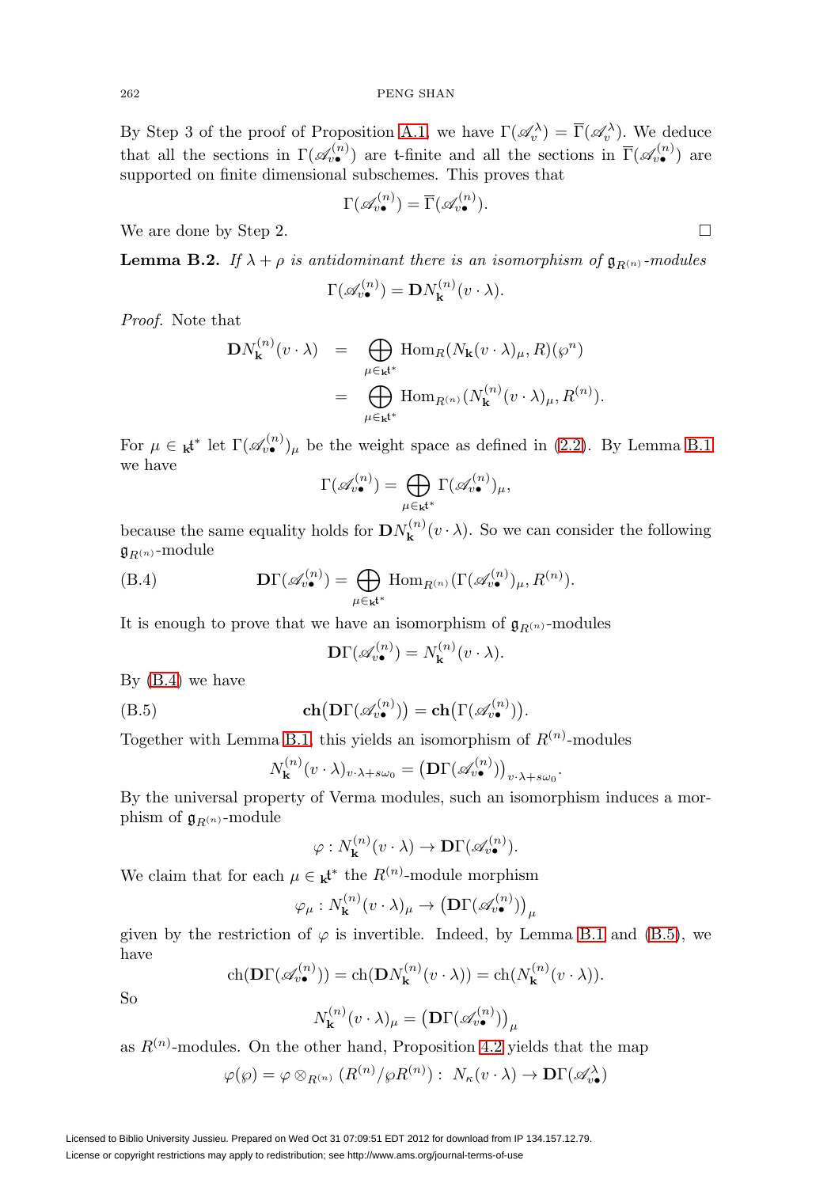By Step 3 of the proof of Proposition A.1, we have $\Gamma(\mathscr{A}_v^\lambda) = \overline{\Gamma}(\mathscr{A}_v^\lambda)$. We deduce that all the sections in $\Gamma(\mathscr{A}_{v\bullet}^{(n)})$ are $\mathfrak{t}$-finite and all the sections in $\overline{\Gamma}(\mathscr{A}_{v\bullet}^{(n)})$ are supported on finite dimensional subschemes. This proves that

$$\Gamma(\mathscr{A}_{v\bullet}^{(n)}) = \overline{\Gamma}(\mathscr{A}_{v\bullet}^{(n)}).$$

We are done by Step 2. $\square$

**Lemma B.2.** *If $\lambda + \rho$ is antidominant there is an isomorphism of $\mathfrak{g}_{R^{(n)}}$-modules*

$$\Gamma(\mathscr{A}_{v\bullet}^{(n)}) = \mathbf{D}N_{\mathbf{k}}^{(n)}(v \cdot \lambda).$$

*Proof.* Note that

$$\begin{aligned}
\mathbf{D}N_{\mathbf{k}}^{(n)}(v \cdot \lambda) &= \bigoplus_{\mu \in {}_{\mathbf{k}}\mathfrak{t}^*} \operatorname{Hom}_R(N_{\mathbf{k}}(v\cdot\lambda)_\mu, R)(\wp^n) \\
&= \bigoplus_{\mu \in {}_{\mathbf{k}}\mathfrak{t}^*} \operatorname{Hom}_{R^{(n)}}(N_{\mathbf{k}}^{(n)}(v\cdot\lambda)_\mu, R^{(n)}).
\end{aligned}$$

For $\mu \in {}_{\mathbf{k}}\mathfrak{t}^*$ let $\Gamma(\mathscr{A}_{v\bullet}^{(n)})_\mu$ be the weight space as defined in (2.2). By Lemma B.1 we have

$$\Gamma(\mathscr{A}_{v\bullet}^{(n)}) = \bigoplus_{\mu \in {}_{\mathbf{k}}\mathfrak{t}^*} \Gamma(\mathscr{A}_{v\bullet}^{(n)})_\mu,$$

because the same equality holds for $\mathbf{D}N_{\mathbf{k}}^{(n)}(v\cdot\lambda)$. So we can consider the following $\mathfrak{g}_{R^{(n)}}$-module

$$\mathbf{D}\Gamma(\mathscr{A}_{v\bullet}^{(n)}) = \bigoplus_{\mu \in {}_{\mathbf{k}}\mathfrak{t}^*} \operatorname{Hom}_{R^{(n)}}(\Gamma(\mathscr{A}_{v\bullet}^{(n)})_\mu, R^{(n)}). \tag{B.4}$$

It is enough to prove that we have an isomorphism of $\mathfrak{g}_{R^{(n)}}$-modules

$$\mathbf{D}\Gamma(\mathscr{A}_{v\bullet}^{(n)}) = N_{\mathbf{k}}^{(n)}(v\cdot\lambda).$$

By (B.4) we have

$$\mathbf{ch}\big(\mathbf{D}\Gamma(\mathscr{A}_{v\bullet}^{(n)})\big) = \mathbf{ch}\big(\Gamma(\mathscr{A}_{v\bullet}^{(n)})\big). \tag{B.5}$$

Together with Lemma B.1, this yields an isomorphism of $R^{(n)}$-modules

$$N_{\mathbf{k}}^{(n)}(v\cdot\lambda)_{v\cdot\lambda + s\omega_0} = \big(\mathbf{D}\Gamma(\mathscr{A}_{v\bullet}^{(n)})\big)_{v\cdot\lambda+s\omega_0}.$$

By the universal property of Verma modules, such an isomorphism induces a morphism of $\mathfrak{g}_{R^{(n)}}$-module

$$\varphi : N_{\mathbf{k}}^{(n)}(v\cdot\lambda) \to \mathbf{D}\Gamma(\mathscr{A}_{v\bullet}^{(n)}).$$

We claim that for each $\mu \in {}_{\mathbf{k}}\mathfrak{t}^*$ the $R^{(n)}$-module morphism

$$\varphi_\mu : N_{\mathbf{k}}^{(n)}(v\cdot\lambda)_\mu \to \big(\mathbf{D}\Gamma(\mathscr{A}_{v\bullet}^{(n)})\big)_\mu$$

given by the restriction of $\varphi$ is invertible. Indeed, by Lemma B.1 and (B.5), we have

$$\operatorname{ch}(\mathbf{D}\Gamma(\mathscr{A}_{v\bullet}^{(n)})) = \operatorname{ch}(\mathbf{D}N_{\mathbf{k}}^{(n)}(v\cdot\lambda)) = \operatorname{ch}(N_{\mathbf{k}}^{(n)}(v\cdot\lambda)).$$

So

$$N_{\mathbf{k}}^{(n)}(v\cdot\lambda)_\mu = \big(\mathbf{D}\Gamma(\mathscr{A}_{v\bullet}^{(n)})\big)_\mu$$

as $R^{(n)}$-modules. On the other hand, Proposition 4.2 yields that the map

$$\varphi(\wp) = \varphi \otimes_{R^{(n)}} (R^{(n)}/\wp R^{(n)}) : \; N_\kappa(v\cdot\lambda) \to \mathbf{D}\Gamma(\mathscr{A}_{v\bullet}^\lambda)$$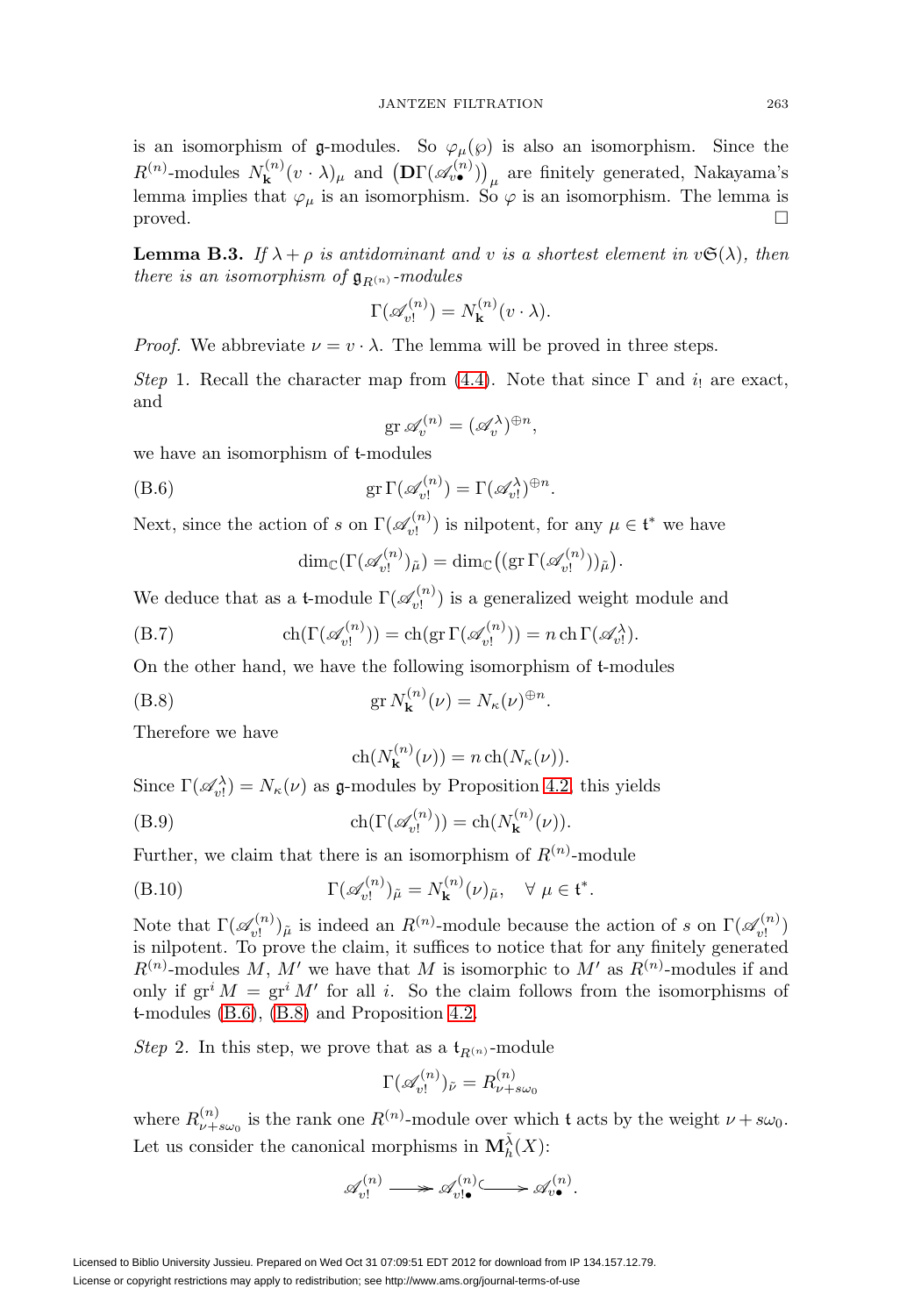is an isomorphism of $\mathfrak{g}$-modules. So $\varphi_\mu(\wp)$ is also an isomorphism. Since the $R^{(n)}$-modules $N^{(n)}_{\mathbf{k}}(v\cdot\lambda)_\mu$ and $\big(\mathbf{D}\Gamma(\mathscr{A}^{(n)}_{v\bullet})\big)_\mu$ are finitely generated, Nakayama's lemma implies that $\varphi_\mu$ is an isomorphism. So $\varphi$ is an isomorphism. The lemma is proved. $\square$

**Lemma B.3.** *If $\lambda+\rho$ is antidominant and $v$ is a shortest element in $v\mathfrak{S}(\lambda)$, then there is an isomorphism of $\mathfrak{g}_{R^{(n)}}$-modules*

$$\Gamma(\mathscr{A}^{(n)}_{v!}) = N^{(n)}_{\mathbf{k}}(v\cdot\lambda).$$

*Proof.* We abbreviate $\nu = v\cdot\lambda$. The lemma will be proved in three steps.

*Step* 1. Recall the character map from (4.4). Note that since $\Gamma$ and $i_!$ are exact, and

$$\operatorname{gr}\mathscr{A}^{(n)}_v = (\mathscr{A}^\lambda_v)^{\oplus n},$$

we have an isomorphism of $\mathfrak{t}$-modules

$$\operatorname{gr}\Gamma(\mathscr{A}^{(n)}_{v!}) = \Gamma(\mathscr{A}^\lambda_{v!})^{\oplus n}. \tag{B.6}$$

Next, since the action of $s$ on $\Gamma(\mathscr{A}^{(n)}_{v!})$ is nilpotent, for any $\mu\in\mathfrak{t}^*$ we have

$$\dim_{\mathbb{C}}(\Gamma(\mathscr{A}^{(n)}_{v!})_{\tilde\mu}) = \dim_{\mathbb{C}}\big((\operatorname{gr}\Gamma(\mathscr{A}^{(n)}_{v!}))_{\tilde\mu}\big).$$

We deduce that as a $\mathfrak{t}$-module $\Gamma(\mathscr{A}^{(n)}_{v!})$ is a generalized weight module and

$$\operatorname{ch}(\Gamma(\mathscr{A}^{(n)}_{v!})) = \operatorname{ch}(\operatorname{gr}\Gamma(\mathscr{A}^{(n)}_{v!})) = n\operatorname{ch}\Gamma(\mathscr{A}^\lambda_{v!}). \tag{B.7}$$

On the other hand, we have the following isomorphism of $\mathfrak{t}$-modules

$$\operatorname{gr}N^{(n)}_{\mathbf{k}}(\nu) = N_\kappa(\nu)^{\oplus n}. \tag{B.8}$$

Therefore we have

$$\operatorname{ch}(N^{(n)}_{\mathbf{k}}(\nu)) = n\operatorname{ch}(N_\kappa(\nu)).$$

Since $\Gamma(\mathscr{A}^\lambda_{v!}) = N_\kappa(\nu)$ as $\mathfrak{g}$-modules by Proposition 4.2, this yields

$$\operatorname{ch}(\Gamma(\mathscr{A}^{(n)}_{v!})) = \operatorname{ch}(N^{(n)}_{\mathbf{k}}(\nu)). \tag{B.9}$$

Further, we claim that there is an isomorphism of $R^{(n)}$-module

$$\Gamma(\mathscr{A}^{(n)}_{v!})_{\tilde\mu} = N^{(n)}_{\mathbf{k}}(\nu)_{\tilde\mu}, \quad \forall\ \mu\in\mathfrak{t}^*. \tag{B.10}$$

Note that $\Gamma(\mathscr{A}^{(n)}_{v!})_{\tilde\mu}$ is indeed an $R^{(n)}$-module because the action of $s$ on $\Gamma(\mathscr{A}^{(n)}_{v!})$ is nilpotent. To prove the claim, it suffices to notice that for any finitely generated $R^{(n)}$-modules $M$, $M'$ we have that $M$ is isomorphic to $M'$ as $R^{(n)}$-modules if and only if $\operatorname{gr}^i M = \operatorname{gr}^i M'$ for all $i$. So the claim follows from the isomorphisms of $\mathfrak{t}$-modules (B.6), (B.8) and Proposition 4.2.

*Step* 2. In this step, we prove that as a $\mathfrak{t}_{R^{(n)}}$-module

$$\Gamma(\mathscr{A}^{(n)}_{v!})_{\tilde\nu} = R^{(n)}_{\nu+s\omega_0}$$

where $R^{(n)}_{\nu+s\omega_0}$ is the rank one $R^{(n)}$-module over which $\mathfrak{t}$ acts by the weight $\nu+s\omega_0$. Let us consider the canonical morphisms in $\mathbf{M}^{\tilde\lambda}_h(X)$:

$$\mathscr{A}^{(n)}_{v!} \twoheadrightarrow \mathscr{A}^{(n)}_{v!\bullet} \hookrightarrow \mathscr{A}^{(n)}_{v\bullet}.$$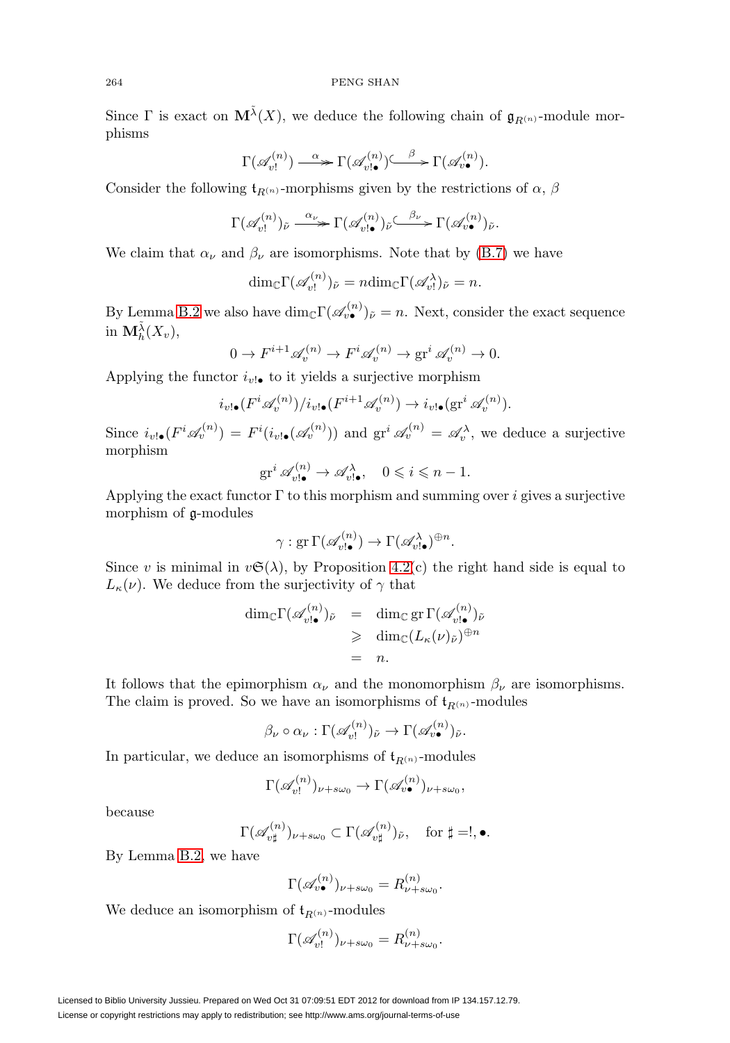Since $\Gamma$ is exact on $\mathbf{M}^{\tilde\lambda}(X)$, we deduce the following chain of $\mathfrak{g}_{R^{(n)}}$-module morphisms

$$\Gamma(\mathscr{A}^{(n)}_{v!}) \xrightarrow{\ \alpha\ } \Gamma(\mathscr{A}^{(n)}_{v!\bullet}) \xhookrightarrow{\ \beta\ } \Gamma(\mathscr{A}^{(n)}_{v\bullet}).$$

Consider the following $\mathfrak{t}_{R^{(n)}}$-morphisms given by the restrictions of $\alpha$, $\beta$

$$\Gamma(\mathscr{A}^{(n)}_{v!})_{\tilde\nu} \xrightarrow{\ \alpha_\nu\ } \Gamma(\mathscr{A}^{(n)}_{v!\bullet})_{\tilde\nu} \xhookrightarrow{\ \beta_\nu\ } \Gamma(\mathscr{A}^{(n)}_{v\bullet})_{\tilde\nu}.$$

We claim that $\alpha_\nu$ and $\beta_\nu$ are isomorphisms. Note that by (B.7) we have

$$\dim_{\mathbb{C}}\Gamma(\mathscr{A}^{(n)}_{v!})_{\tilde\nu} = n\dim_{\mathbb{C}}\Gamma(\mathscr{A}^{\lambda}_{v!})_{\tilde\nu} = n.$$

By Lemma B.2 we also have $\dim_{\mathbb{C}}\Gamma(\mathscr{A}^{(n)}_{v\bullet})_{\tilde\nu} = n$. Next, consider the exact sequence in $\mathbf{M}^{\tilde\lambda}_h(X_v)$,

$$0 \to F^{i+1}\mathscr{A}^{(n)}_v \to F^i\mathscr{A}^{(n)}_v \to \operatorname{gr}^i\mathscr{A}^{(n)}_v \to 0.$$

Applying the functor $i_{v!\bullet}$ to it yields a surjective morphism

$$i_{v!\bullet}(F^i\mathscr{A}^{(n)}_v)/i_{v!\bullet}(F^{i+1}\mathscr{A}^{(n)}_v) \to i_{v!\bullet}(\operatorname{gr}^i\mathscr{A}^{(n)}_v).$$

Since $i_{v!\bullet}(F^i\mathscr{A}^{(n)}_v) = F^i(i_{v!\bullet}(\mathscr{A}^{(n)}_v))$ and $\operatorname{gr}^i\mathscr{A}^{(n)}_v = \mathscr{A}^{\lambda}_v$, we deduce a surjective morphism

$$\operatorname{gr}^i\mathscr{A}^{(n)}_{v!\bullet} \to \mathscr{A}^{\lambda}_{v!\bullet}, \quad 0 \leqslant i \leqslant n-1.$$

Applying the exact functor $\Gamma$ to this morphism and summing over $i$ gives a surjective morphism of $\mathfrak{g}$-modules

$$\gamma : \operatorname{gr}\Gamma(\mathscr{A}^{(n)}_{v!\bullet}) \to \Gamma(\mathscr{A}^{\lambda}_{v!\bullet})^{\oplus n}.$$

Since $v$ is minimal in $v\mathfrak{S}(\lambda)$, by Proposition 4.2(c) the right hand side is equal to $L_\kappa(\nu)$. We deduce from the surjectivity of $\gamma$ that

$$\begin{aligned}
\dim_{\mathbb{C}}\Gamma(\mathscr{A}^{(n)}_{v!\bullet})_{\tilde\nu} &= \dim_{\mathbb{C}}\operatorname{gr}\Gamma(\mathscr{A}^{(n)}_{v!\bullet})_{\tilde\nu} \\
&\geqslant \dim_{\mathbb{C}}(L_\kappa(\nu)_{\tilde\nu})^{\oplus n} \\
&= n.
\end{aligned}$$

It follows that the epimorphism $\alpha_\nu$ and the monomorphism $\beta_\nu$ are isomorphisms. The claim is proved. So we have an isomorphisms of $\mathfrak{t}_{R^{(n)}}$-modules

$$\beta_\nu \circ \alpha_\nu : \Gamma(\mathscr{A}^{(n)}_{v!})_{\tilde\nu} \to \Gamma(\mathscr{A}^{(n)}_{v\bullet})_{\tilde\nu}.$$

In particular, we deduce an isomorphisms of $\mathfrak{t}_{R^{(n)}}$-modules

$$\Gamma(\mathscr{A}^{(n)}_{v!})_{\nu+s\omega_0} \to \Gamma(\mathscr{A}^{(n)}_{v\bullet})_{\nu+s\omega_0},$$

because

$$\Gamma(\mathscr{A}^{(n)}_{v\sharp})_{\nu+s\omega_0} \subset \Gamma(\mathscr{A}^{(n)}_{v\sharp})_{\tilde\nu}, \quad \text{for } \sharp = !, \bullet.$$

By Lemma B.2, we have

$$\Gamma(\mathscr{A}^{(n)}_{v\bullet})_{\nu+s\omega_0} = R^{(n)}_{\nu+s\omega_0}.$$

We deduce an isomorphism of $\mathfrak{t}_{R^{(n)}}$-modules

$$\Gamma(\mathscr{A}^{(n)}_{v!})_{\nu+s\omega_0} = R^{(n)}_{\nu+s\omega_0}.$$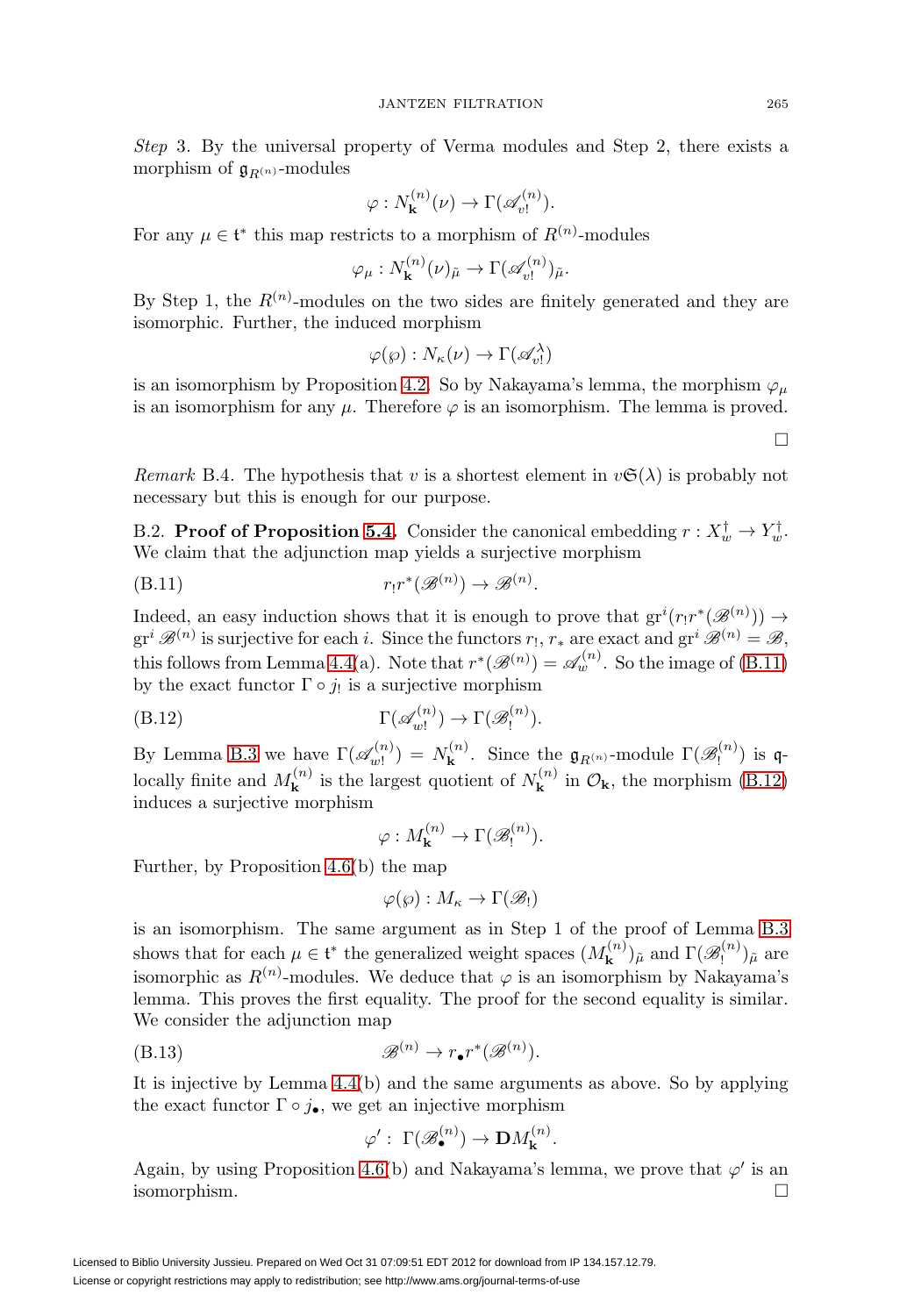*Step* 3. By the universal property of Verma modules and Step 2, there exists a morphism of $\mathfrak{g}_{R^{(n)}}$-modules

$$\varphi : N_{\mathbf{k}}^{(n)}(\nu) \to \Gamma(\mathscr{A}_{v!}^{(n)}).$$

For any $\mu \in \mathfrak{t}^*$ this map restricts to a morphism of $R^{(n)}$-modules

$$\varphi_\mu : N_{\mathbf{k}}^{(n)}(\nu)_{\tilde{\mu}} \to \Gamma(\mathscr{A}_{v!}^{(n)})_{\tilde{\mu}}.$$

By Step 1, the $R^{(n)}$-modules on the two sides are finitely generated and they are isomorphic. Further, the induced morphism

$$\varphi(\wp) : N_\kappa(\nu) \to \Gamma(\mathscr{A}_{v!}^{\lambda})$$

is an isomorphism by Proposition 4.2. So by Nakayama's lemma, the morphism $\varphi_\mu$ is an isomorphism for any $\mu$. Therefore $\varphi$ is an isomorphism. The lemma is proved.

□

*Remark* B.4. The hypothesis that $v$ is a shortest element in $v\mathfrak{S}(\lambda)$ is probably not necessary but this is enough for our purpose.

B.2. **Proof of Proposition 5.4.** Consider the canonical embedding $r : X_w^\dagger \to Y_w^\dagger$. We claim that the adjunction map yields a surjective morphism

$$r_! r^*(\mathscr{B}^{(n)}) \to \mathscr{B}^{(n)}. \tag{B.11}$$

Indeed, an easy induction shows that it is enough to prove that $\mathrm{gr}^i(r_! r^*(\mathscr{B}^{(n)})) \to \mathrm{gr}^i \mathscr{B}^{(n)}$ is surjective for each $i$. Since the functors $r_!$, $r_*$ are exact and $\mathrm{gr}^i \mathscr{B}^{(n)} = \mathscr{B}$, this follows from Lemma 4.4(a). Note that $r^*(\mathscr{B}^{(n)}) = \mathscr{A}_w^{(n)}$. So the image of (B.11) by the exact functor $\Gamma \circ j_!$ is a surjective morphism

$$\Gamma(\mathscr{A}_{w!}^{(n)}) \to \Gamma(\mathscr{B}_!^{(n)}). \tag{B.12}$$

By Lemma B.3 we have $\Gamma(\mathscr{A}_{w!}^{(n)}) = N_{\mathbf{k}}^{(n)}$. Since the $\mathfrak{g}_{R^{(n)}}$-module $\Gamma(\mathscr{B}_!^{(n)})$ is $\mathfrak{q}$-locally finite and $M_{\mathbf{k}}^{(n)}$ is the largest quotient of $N_{\mathbf{k}}^{(n)}$ in $\mathcal{O}_{\mathbf{k}}$, the morphism (B.12) induces a surjective morphism

$$\varphi : M_{\mathbf{k}}^{(n)} \to \Gamma(\mathscr{B}_!^{(n)}).$$

Further, by Proposition 4.6(b) the map

$$\varphi(\wp) : M_\kappa \to \Gamma(\mathscr{B}_!)$$

is an isomorphism. The same argument as in Step 1 of the proof of Lemma B.3 shows that for each $\mu \in \mathfrak{t}^*$ the generalized weight spaces $(M_{\mathbf{k}}^{(n)})_{\tilde{\mu}}$ and $\Gamma(\mathscr{B}_!^{(n)})_{\tilde{\mu}}$ are isomorphic as $R^{(n)}$-modules. We deduce that $\varphi$ is an isomorphism by Nakayama's lemma. This proves the first equality. The proof for the second equality is similar. We consider the adjunction map

$$\mathscr{B}^{(n)} \to r_\bullet r^*(\mathscr{B}^{(n)}). \tag{B.13}$$

It is injective by Lemma 4.4(b) and the same arguments as above. So by applying the exact functor $\Gamma \circ j_\bullet$, we get an injective morphism

$$\varphi' : \Gamma(\mathscr{B}_\bullet^{(n)}) \to \mathbf{D} M_{\mathbf{k}}^{(n)}.$$

Again, by using Proposition 4.6(b) and Nakayama's lemma, we prove that $\varphi'$ is an isomorphism. □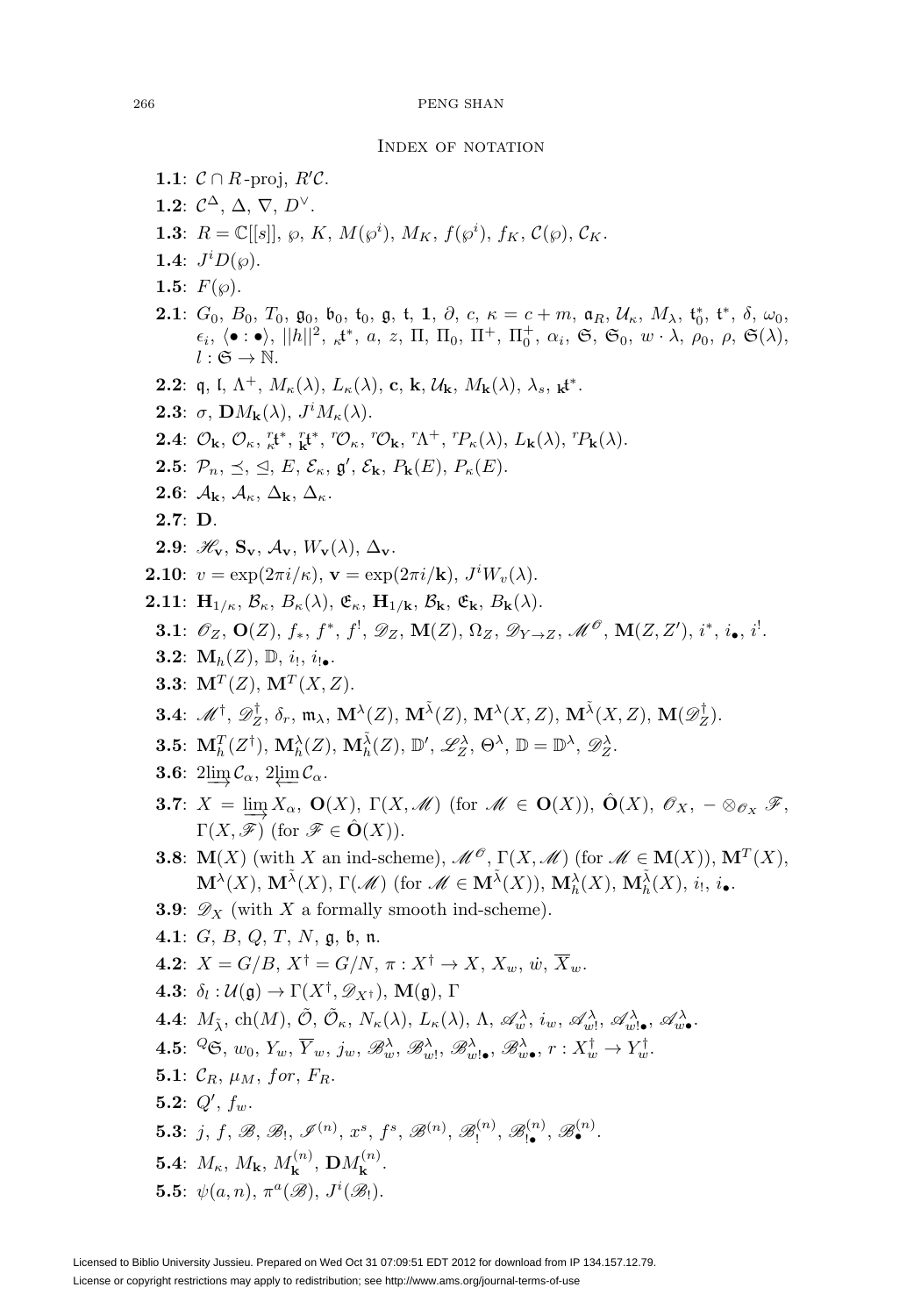## Index of notation

**1.1**: $\mathcal{C} \cap R$-proj, $R'\mathcal{C}$.

**1.2**: $\mathcal{C}^\Delta$, $\Delta$, $\nabla$, $D^\vee$.

**1.3**: $R = \mathbb{C}[[s]]$, $\wp$, $K$, $M(\wp^i)$, $M_K$, $f(\wp^i)$, $f_K$, $\mathcal{C}(\wp)$, $\mathcal{C}_K$.

**1.4**: $J^i D(\wp)$.

**1.5**: $F(\wp)$.

**2.1**: $G_0$, $B_0$, $T_0$, $\mathfrak{g}_0$, $\mathfrak{b}_0$, $\mathfrak{t}_0$, $\mathfrak{g}$, $\mathfrak{t}$, $\mathbf{1}$, $\partial$, $c$, $\kappa = c + m$, $\mathfrak{a}_R$, $\mathcal{U}_\kappa$, $M_\lambda$, $\mathfrak{t}_0^*$, $\mathfrak{t}^*$, $\delta$, $\omega_0$, $\epsilon_i$, $\langle \bullet : \bullet \rangle$, $||h||^2$, ${}_\kappa\mathfrak{t}^*$, $a$, $z$, $\Pi$, $\Pi_0$, $\Pi^+$, $\Pi_0^+$, $\alpha_i$, $\mathfrak{S}$, $\mathfrak{S}_0$, $w \cdot \lambda$, $\rho_0$, $\rho$, $\mathfrak{S}(\lambda)$, $l : \mathfrak{S} \to \mathbb{N}$.

**2.2**: $\mathfrak{q}$, $\mathfrak{l}$, $\Lambda^+$, $M_\kappa(\lambda)$, $L_\kappa(\lambda)$, $\mathbf{c}$, $\mathbf{k}$, $\mathcal{U}_\mathbf{k}$, $M_\mathbf{k}(\lambda)$, $\lambda_s$, ${}_\mathbf{k}\mathfrak{t}^*$.

**2.3**: $\sigma$, $\mathbf{D}M_\mathbf{k}(\lambda)$, $J^i M_\kappa(\lambda)$.

**2.4**: $\mathcal{O}_\mathbf{k}$, $\mathcal{O}_\kappa$, ${}^r_\kappa\mathfrak{t}^*$, ${}^r_\mathbf{k}\mathfrak{t}^*$, ${}^r\mathcal{O}_\kappa$, ${}^r\mathcal{O}_\mathbf{k}$, ${}^r\Lambda^+$, ${}^rP_\kappa(\lambda)$, $L_\mathbf{k}(\lambda)$, ${}^rP_\mathbf{k}(\lambda)$.

**2.5**: $\mathcal{P}_n$, $\preceq$, $\trianglelefteq$, $E$, $\mathcal{E}_\kappa$, $\mathfrak{g}'$, $\mathcal{E}_\mathbf{k}$, $P_\mathbf{k}(E)$, $P_\kappa(E)$.

**2.6**: $\mathcal{A}_\mathbf{k}$, $\mathcal{A}_\kappa$, $\Delta_\mathbf{k}$, $\Delta_\kappa$.

**2.7**: $\mathbf{D}$.

**2.9**: $\mathscr{H}_\mathbf{v}$, $\mathbf{S}_\mathbf{v}$, $\mathcal{A}_\mathbf{v}$, $W_\mathbf{v}(\lambda)$, $\Delta_\mathbf{v}$.

**2.10**: $v = \exp(2\pi i/\kappa)$, $\mathbf{v} = \exp(2\pi i/\mathbf{k})$, $J^i W_v(\lambda)$.

**2.11**: $\mathbf{H}_{1/\kappa}$, $\mathcal{B}_\kappa$, $B_\kappa(\lambda)$, $\mathfrak{E}_\kappa$, $\mathbf{H}_{1/\mathbf{k}}$, $\mathcal{B}_\mathbf{k}$, $\mathfrak{E}_\mathbf{k}$, $B_\mathbf{k}(\lambda)$.

**3.1**: $\mathscr{O}_Z$, $\mathbf{O}(Z)$, $f_*$, $f^*$, $f^!$, $\mathscr{D}_Z$, $\mathbf{M}(Z)$, $\Omega_Z$, $\mathscr{D}_{Y\to Z}$, $\mathscr{M}^{\mathscr{O}}$, $\mathbf{M}(Z, Z')$, $i^*$, $i_\bullet$, $i^!$.

**3.2**: $\mathbf{M}_h(Z)$, $\mathbb{D}$, $i_!$, $i_{!\bullet}$.

**3.3**: $\mathbf{M}^T(Z)$, $\mathbf{M}^T(X, Z)$.

**3.4**: $\mathscr{M}^\dagger$, $\mathscr{D}_Z^\dagger$, $\delta_r$, $\mathfrak{m}_\lambda$, $\mathbf{M}^\lambda(Z)$, $\mathbf{M}^{\tilde{\lambda}}(Z)$, $\mathbf{M}^\lambda(X, Z)$, $\mathbf{M}^{\tilde{\lambda}}(X, Z)$, $\mathbf{M}(\mathscr{D}_Z^\dagger)$.

**3.5**: $\mathbf{M}_h^T(Z^\dagger)$, $\mathbf{M}_h^\lambda(Z)$, $\mathbf{M}_h^{\tilde{\lambda}}(Z)$, $\mathbb{D}'$, $\mathscr{L}_Z^\lambda$, $\Theta^\lambda$, $\mathbb{D} = \mathbb{D}^\lambda$, $\mathscr{D}_Z^\lambda$.

**3.6**: $2\varinjlim \mathcal{C}_\alpha$, $2\varprojlim \mathcal{C}_\alpha$.

**3.7**: $X = \varinjlim X_\alpha$, $\mathbf{O}(X)$, $\Gamma(X, \mathscr{M})$ (for $\mathscr{M} \in \mathbf{O}(X)$), $\hat{\mathbf{O}}(X)$, $\mathscr{O}_X$, $- \otimes_{\mathscr{O}_X} \mathscr{F}$, $\Gamma(X, \mathscr{F})$ (for $\mathscr{F} \in \hat{\mathbf{O}}(X)$).

**3.8**: $\mathbf{M}(X)$ (with $X$ an ind-scheme), $\mathscr{M}^{\mathscr{O}}$, $\Gamma(X, \mathscr{M})$ (for $\mathscr{M} \in \mathbf{M}(X)$), $\mathbf{M}^T(X)$, $\mathbf{M}^\lambda(X)$, $\mathbf{M}^{\tilde{\lambda}}(X)$, $\Gamma(\mathscr{M})$ (for $\mathscr{M} \in \mathbf{M}^{\tilde{\lambda}}(X)$), $\mathbf{M}_h^\lambda(X)$, $\mathbf{M}_h^{\tilde{\lambda}}(X)$, $i_!$, $i_\bullet$.

**3.9**: $\mathscr{D}_X$ (with $X$ a formally smooth ind-scheme).

**4.1**: $G$, $B$, $Q$, $T$, $N$, $\mathfrak{g}$, $\mathfrak{b}$, $\mathfrak{n}$.

**4.2**: $X = G/B$, $X^\dagger = G/N$, $\pi : X^\dagger \to X$, $X_w$, $\dot{w}$, $\overline{X}_w$.

**4.3**: $\delta_l : \mathcal{U}(\mathfrak{g}) \to \Gamma(X^\dagger, \mathscr{D}_{X^\dagger})$, $\mathbf{M}(\mathfrak{g})$, $\Gamma$

**4.4**: $M_{\tilde{\lambda}}$, $\mathrm{ch}(M)$, $\tilde{\mathcal{O}}$, $\tilde{\mathcal{O}}_\kappa$, $N_\kappa(\lambda)$, $L_\kappa(\lambda)$, $\Lambda$, $\mathscr{A}_w^\lambda$, $i_w$, $\mathscr{A}_{w!}^\lambda$, $\mathscr{A}_{w!\bullet}^\lambda$, $\mathscr{A}_{w\bullet}^\lambda$.

**4.5**: ${}^Q\mathfrak{S}$, $w_0$, $Y_w$, $\overline{Y}_w$, $j_w$, $\mathscr{B}_w^\lambda$, $\mathscr{B}_{w!}^\lambda$, $\mathscr{B}_{w!\bullet}^\lambda$, $\mathscr{B}_{w\bullet}^\lambda$, $r : X_w^\dagger \to Y_w^\dagger$.

**5.1**: $\mathcal{C}_R$, $\mu_M$, $for$, $F_R$.

**5.2**: $Q'$, $f_w$.

**5.3**: $j$, $f$, $\mathscr{B}$, $\mathscr{B}_!$, $\mathscr{I}^{(n)}$, $x^s$, $f^s$, $\mathscr{B}^{(n)}$, $\mathscr{B}_!^{(n)}$, $\mathscr{B}_{!\bullet}^{(n)}$, $\mathscr{B}_\bullet^{(n)}$.

**5.4**: $M_\kappa$, $M_\mathbf{k}$, $M_\mathbf{k}^{(n)}$, $\mathbf{D}M_\mathbf{k}^{(n)}$.

**5.5**: $\psi(a, n)$, $\pi^a(\mathscr{B})$, $J^i(\mathscr{B}_!)$.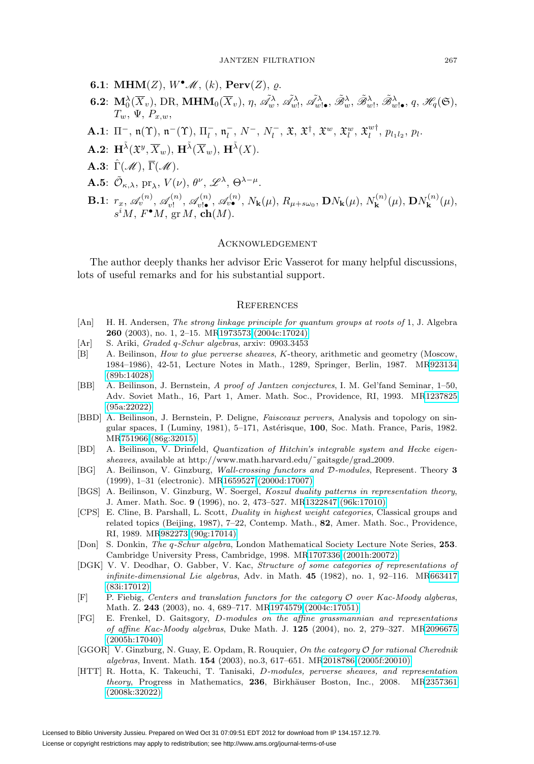**6.1**: $\mathbf{MHM}(Z)$, $W^\bullet\mathscr{M}$, $(k)$, $\mathbf{Perv}(Z)$, $\varrho$.

**6.2**: $\mathbf{M}_0^\lambda(\overline{X}_v)$, DR, $\mathbf{MHM}_0(\overline{X}_v)$, $\eta$, $\tilde{\mathscr{A}}_w^\lambda$, $\tilde{\mathscr{A}}_{w!}^\lambda$, $\tilde{\mathscr{A}}_{w!\bullet}^\lambda$, $\tilde{\mathscr{B}}_w^\lambda$, $\tilde{\mathscr{B}}_{w!}^\lambda$, $\tilde{\mathscr{B}}_{w!\bullet}^\lambda$, $q$, $\mathscr{H}_q(\mathfrak{S})$, $T_w$, $\Psi$, $P_{x,w}$,

**A.1**: $\Pi^-$, $\mathfrak{n}(\Upsilon)$, $\mathfrak{n}^-(\Upsilon)$, $\Pi_l^-$, $\mathfrak{n}_l^-$, $N^-$, $N_l^-$, $\mathfrak{X}$, $\mathfrak{X}^\dagger$, $\mathfrak{X}^w$, $\mathfrak{X}_l^w$, $\mathfrak{X}_l^{w\dagger}$, $p_{l_1 l_2}$, $p_l$.

**A.2**: $\mathbf{H}^{\tilde{\lambda}}(\mathfrak{X}^y, \overline{X}_w)$, $\mathbf{H}^{\tilde{\lambda}}(\overline{X}_w)$, $\mathbf{H}^{\tilde{\lambda}}(X)$.

**A.3**: $\hat{\Gamma}(\mathscr{M})$, $\overline{\Gamma}(\mathscr{M})$.

**A.5**: $\tilde{\mathcal{O}}_{\kappa,\lambda}$, $\mathrm{pr}_\lambda$, $V(\nu)$, $\theta^\nu$, $\mathscr{L}^\lambda$, $\Theta^{\lambda-\mu}$.

**B.1**: $r_x$, $\mathscr{A}_v^{(n)}$, $\mathscr{A}_{v!}^{(n)}$, $\mathscr{A}_{v!\bullet}^{(n)}$, $\mathscr{A}_{v\bullet}^{(n)}$, $N_{\mathbf{k}}(\mu)$, $R_{\mu+s\omega_0}$, $\mathbf{D}N_{\mathbf{k}}(\mu)$, $N_{\mathbf{k}}^{(n)}(\mu)$, $\mathbf{D}N_{\mathbf{k}}^{(n)}(\mu)$, $s^iM$, $F^\bullet M$, $\mathrm{gr}\, M$, $\mathbf{ch}(M)$.

## Acknowledgement

The author deeply thanks her advisor Eric Vasserot for many helpful discussions, lots of useful remarks and for his substantial support.

## References

[An] H. H. Andersen, *The strong linkage principle for quantum groups at roots of* 1, J. Algebra **260** (2003), no. 1, 2–15. MR1973573 (2004c:17024)

[Ar] S. Ariki, *Graded q-Schur algebras*, arxiv: 0903.3453

[B] A. Beilinson, *How to glue perverse sheaves*, *K*-theory, arithmetic and geometry (Moscow, 1984–1986), 42-51, Lecture Notes in Math., 1289, Springer, Berlin, 1987. MR923134 (89b:14028)

[BB] A. Beilinson, J. Bernstein, *A proof of Jantzen conjectures*, I. M. Gel'fand Seminar, 1–50, Adv. Soviet Math., 16, Part 1, Amer. Math. Soc., Providence, RI, 1993. MR1237825 (95a:22022)

[BBD] A. Beilinson, J. Bernstein, P. Deligne, *Faisceaux pervers*, Analysis and topology on singular spaces, I (Luminy, 1981), 5–171, Astérisque, **100**, Soc. Math. France, Paris, 1982. MR751966 (86g:32015)

[BD] A. Beilinson, V. Drinfeld, *Quantization of Hitchin's integrable system and Hecke eigensheaves*, available at http://www.math.harvard.edu/~gaitsgde/grad_2009.

[BG] A. Beilinson, V. Ginzburg, *Wall-crossing functors and D-modules*, Represent. Theory **3** (1999), 1–31 (electronic). MR1659527 (2000d:17007)

[BGS] A. Beilinson, V. Ginzburg, W. Soergel, *Koszul duality patterns in representation theory*, J. Amer. Math. Soc. **9** (1996), no. 2, 473–527. MR1322847 (96k:17010)

[CPS] E. Cline, B. Parshall, L. Scott, *Duality in highest weight categories*, Classical groups and related topics (Beijing, 1987), 7–22, Contemp. Math., **82**, Amer. Math. Soc., Providence, RI, 1989. MR982273 (90g:17014)

[Don] S. Donkin, *The q-Schur algebra*, London Mathematical Society Lecture Note Series, **253**. Cambridge University Press, Cambridge, 1998. MR1707336 (2001h:20072)

[DGK] V. V. Deodhar, O. Gabber, V. Kac, *Structure of some categories of representations of infinite-dimensional Lie algebras*, Adv. in Math. **45** (1982), no. 1, 92–116. MR663417 (83i:17012)

[F] P. Fiebig, *Centers and translation functors for the category $\mathcal{O}$ over Kac-Moody algberas*, Math. Z. **243** (2003), no. 4, 689–717. MR1974579 (2004c:17051)

[FG] E. Frenkel, D. Gaitsgory, *D-modules on the affine grassmannian and representations of affine Kac-Moody algebras*, Duke Math. J. **125** (2004), no. 2, 279–327. MR2096675 (2005h:17040)

[GGOR] V. Ginzburg, N. Guay, E. Opdam, R. Rouquier, *On the category $\mathcal{O}$ for rational Cherednik algebras*, Invent. Math. **154** (2003), no.3, 617–651. MR2018786 (2005f:20010)

[HTT] R. Hotta, K. Takeuchi, T. Tanisaki, *D-modules, perverse sheaves, and representation theory*, Progress in Mathematics, **236**, Birkhäuser Boston, Inc., 2008. MR2357361 (2008k:32022)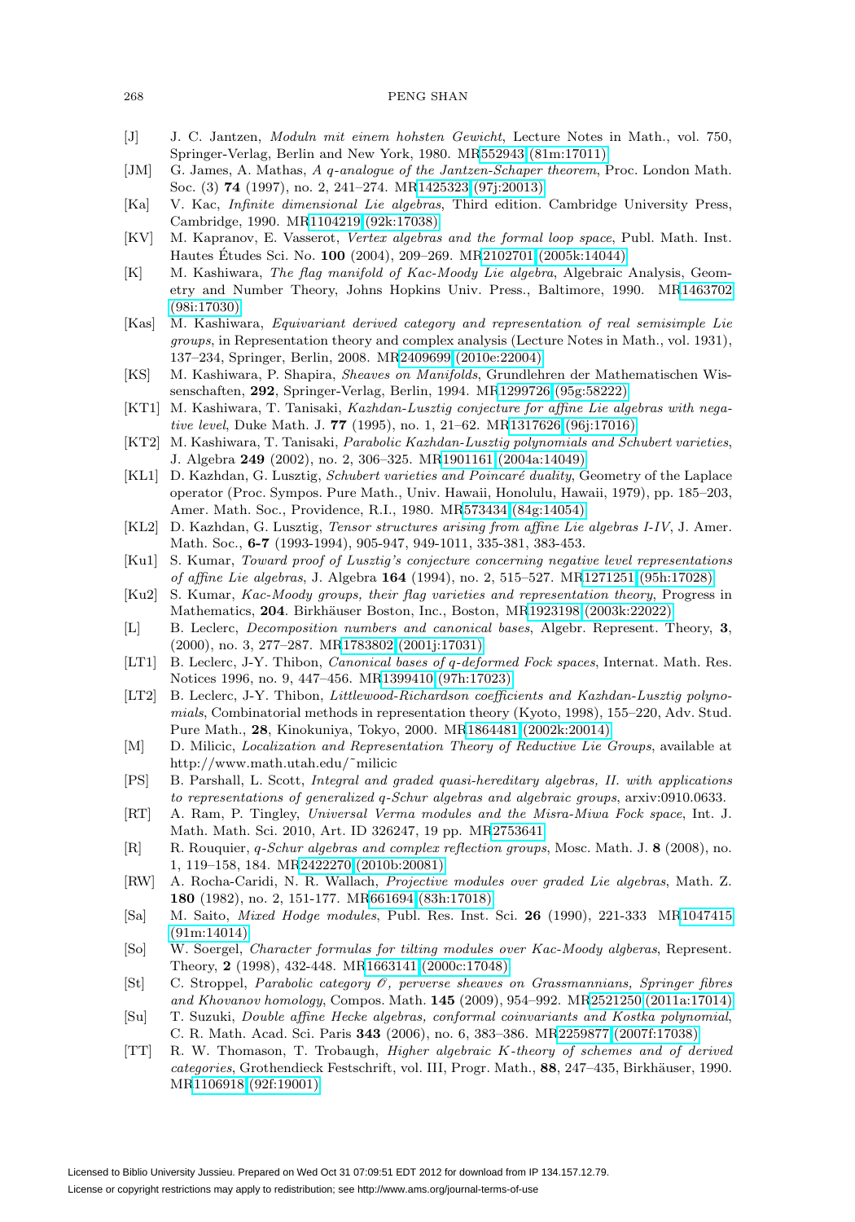[J] J. C. Jantzen, *Moduln mit einem hohsten Gewicht*, Lecture Notes in Math., vol. 750, Springer-Verlag, Berlin and New York, 1980. MR552943 (81m:17011)

[JM] G. James, A. Mathas, *A q-analogue of the Jantzen-Schaper theorem*, Proc. London Math. Soc. (3) **74** (1997), no. 2, 241–274. MR1425323 (97j:20013)

[Ka] V. Kac, *Infinite dimensional Lie algebras*, Third edition. Cambridge University Press, Cambridge, 1990. MR1104219 (92k:17038)

[KV] M. Kapranov, E. Vasserot, *Vertex algebras and the formal loop space*, Publ. Math. Inst. Hautes Études Sci. No. **100** (2004), 209–269. MR2102701 (2005k:14044)

[K] M. Kashiwara, *The flag manifold of Kac-Moody Lie algebra*, Algebraic Analysis, Geometry and Number Theory, Johns Hopkins Univ. Press., Baltimore, 1990. MR1463702 (98i:17030)

[Kas] M. Kashiwara, *Equivariant derived category and representation of real semisimple Lie groups*, in Representation theory and complex analysis (Lecture Notes in Math., vol. 1931), 137–234, Springer, Berlin, 2008. MR2409699 (2010e:22004)

[KS] M. Kashiwara, P. Shapira, *Sheaves on Manifolds*, Grundlehren der Mathematischen Wissenschaften, **292**, Springer-Verlag, Berlin, 1994. MR1299726 (95g:58222)

[KT1] M. Kashiwara, T. Tanisaki, *Kazhdan-Lusztig conjecture for affine Lie algebras with negative level*, Duke Math. J. **77** (1995), no. 1, 21–62. MR1317626 (96j:17016)

[KT2] M. Kashiwara, T. Tanisaki, *Parabolic Kazhdan-Lusztig polynomials and Schubert varieties*, J. Algebra **249** (2002), no. 2, 306–325. MR1901161 (2004a:14049)

[KL1] D. Kazhdan, G. Lusztig, *Schubert varieties and Poincaré duality*, Geometry of the Laplace operator (Proc. Sympos. Pure Math., Univ. Hawaii, Honolulu, Hawaii, 1979), pp. 185–203, Amer. Math. Soc., Providence, R.I., 1980. MR573434 (84g:14054)

[KL2] D. Kazhdan, G. Lusztig, *Tensor structures arising from affine Lie algebras I-IV*, J. Amer. Math. Soc., **6-7** (1993-1994), 905-947, 949-1011, 335-381, 383-453.

[Ku1] S. Kumar, *Toward proof of Lusztig's conjecture concerning negative level representations of affine Lie algebras*, J. Algebra **164** (1994), no. 2, 515–527. MR1271251 (95h:17028)

[Ku2] S. Kumar, *Kac-Moody groups, their flag varieties and representation theory*, Progress in Mathematics, **204**. Birkhäuser Boston, Inc., Boston, MR1923198 (2003k:22022)

[L] B. Leclerc, *Decomposition numbers and canonical bases*, Algebr. Represent. Theory, **3**, (2000), no. 3, 277–287. MR1783802 (2001j:17031)

[LT1] B. Leclerc, J-Y. Thibon, *Canonical bases of q-deformed Fock spaces*, Internat. Math. Res. Notices 1996, no. 9, 447–456. MR1399410 (97h:17023)

[LT2] B. Leclerc, J-Y. Thibon, *Littlewood-Richardson coefficients and Kazhdan-Lusztig polynomials*, Combinatorial methods in representation theory (Kyoto, 1998), 155–220, Adv. Stud. Pure Math., **28**, Kinokuniya, Tokyo, 2000. MR1864481 (2002k:20014)

[M] D. Milicic, *Localization and Representation Theory of Reductive Lie Groups*, available at http://www.math.utah.edu/~milicic

[PS] B. Parshall, L. Scott, *Integral and graded quasi-hereditary algebras, II. with applications to representations of generalized q-Schur algebras and algebraic groups*, arxiv:0910.0633.

[RT] A. Ram, P. Tingley, *Universal Verma modules and the Misra-Miwa Fock space*, Int. J. Math. Math. Sci. 2010, Art. ID 326247, 19 pp. MR2753641

[R] R. Rouquier, *q-Schur algebras and complex reflection groups*, Mosc. Math. J. **8** (2008), no. 1, 119–158, 184. MR2422270 (2010b:20081)

[RW] A. Rocha-Caridi, N. R. Wallach, *Projective modules over graded Lie algebras*, Math. Z. **180** (1982), no. 2, 151-177. MR661694 (83h:17018)

[Sa] M. Saito, *Mixed Hodge modules*, Publ. Res. Inst. Sci. **26** (1990), 221-333 MR1047415 (91m:14014)

[So] W. Soergel, *Character formulas for tilting modules over Kac-Moody algeberas*, Represent. Theory, **2** (1998), 432-448. MR1663141 (2000c:17048)

[St] C. Stroppel, *Parabolic category $\mathcal{O}$, perverse sheaves on Grassmannians, Springer fibres and Khovanov homology*, Compos. Math. **145** (2009), 954–992. MR2521250 (2011a:17014)

[Su] T. Suzuki, *Double affine Hecke algebras, conformal coinvariants and Kostka polynomial*, C. R. Math. Acad. Sci. Paris **343** (2006), no. 6, 383–386. MR2259877 (2007f:17038)

[TT] R. W. Thomason, T. Trobaugh, *Higher algebraic K-theory of schemes and of derived categories*, Grothendieck Festschrift, vol. III, Progr. Math., **88**, 247–435, Birkhäuser, 1990. MR1106918 (92f:19001)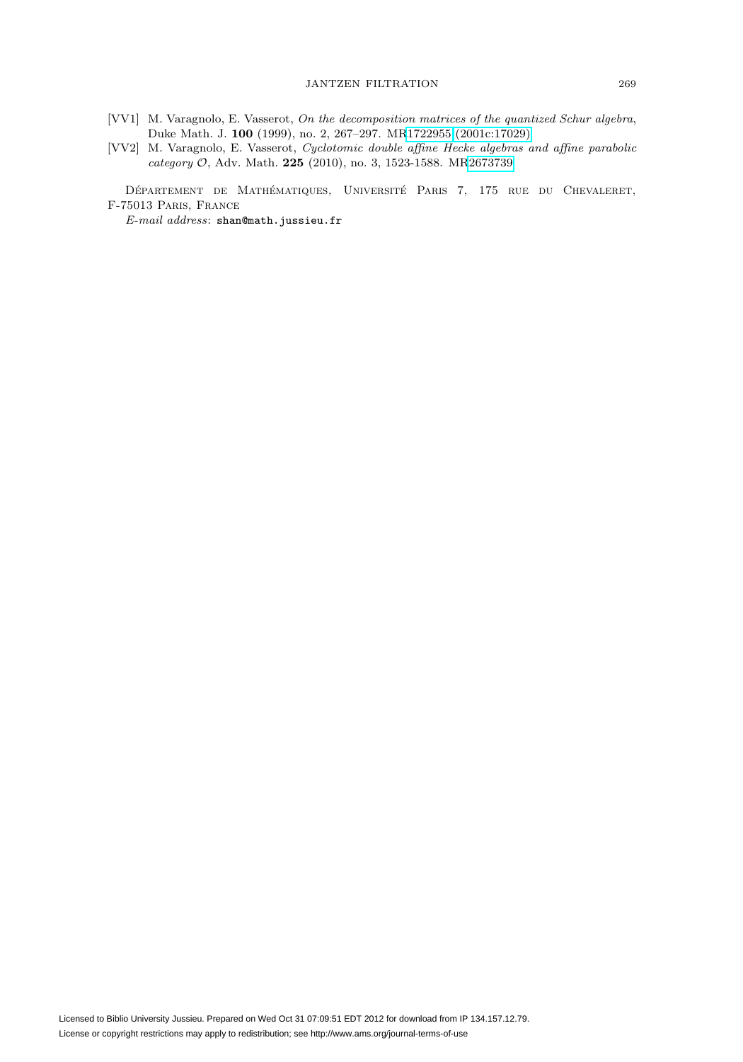[VV1] M. Varagnolo, E. Vasserot, *On the decomposition matrices of the quantized Schur algebra*, Duke Math. J. **100** (1999), no. 2, 267–297. MR1722955 (2001c:17029)

[VV2] M. Varagnolo, E. Vasserot, *Cyclotomic double affine Hecke algebras and affine parabolic category $\mathcal{O}$*, Adv. Math. **225** (2010), no. 3, 1523-1588. MR2673739

Département de Mathématiques, Université Paris 7, 175 rue du Chevaleret, F-75013 Paris, France

*E-mail address*: shan@math.jussieu.fr